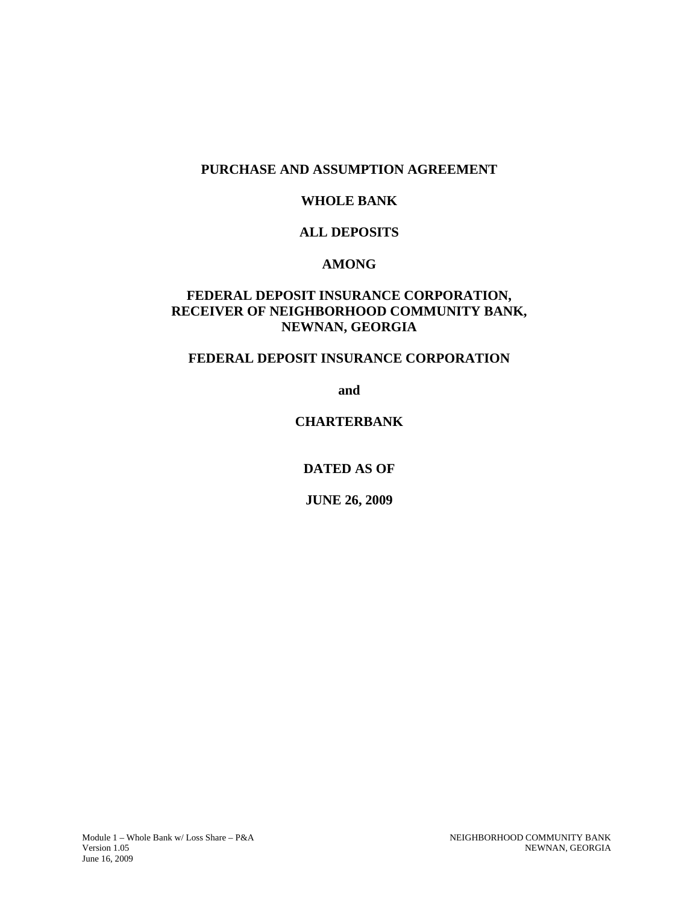**PURCHASE AND ASSUMPTION AGREEMENT**

**WHOLE BANK**

**ALL DEPOSITS**

**AMONG**

**FEDERAL DEPOSIT INSURANCE CORPORATION, RECEIVER OF NEIGHBORHOOD COMMUNITY BANK, NEWNAN, GEORGIA**

**FEDERAL DEPOSIT INSURANCE CORPORATION**

**and**

**CHARTERBANK**

**DATED AS OF**

**JUNE 26, 2009**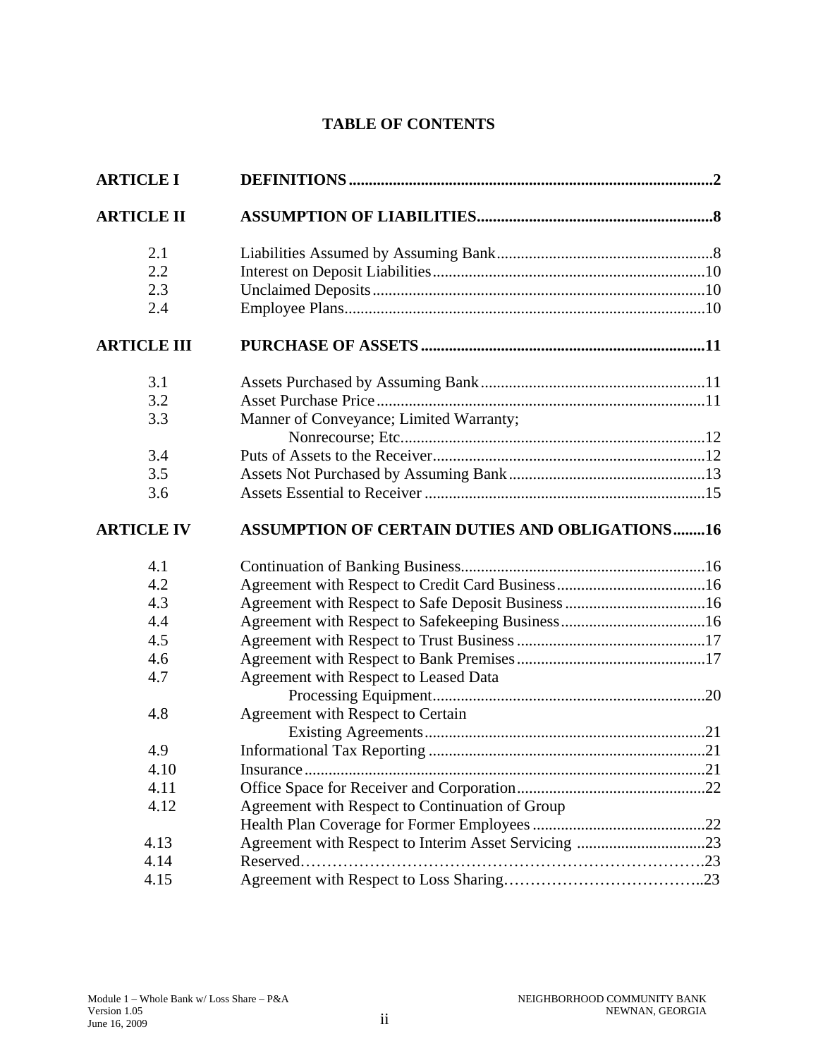# TABLE OF CONTENTS

| | | |
|---|---|---|
| **ARTICLE I** | **DEFINITIONS** | **2** |
| **ARTICLE II** | **ASSUMPTION OF LIABILITIES** | **8** |
| 2.1 | Liabilities Assumed by Assuming Bank | 8 |
| 2.2 | Interest on Deposit Liabilities | 10 |
| 2.3 | Unclaimed Deposits | 10 |
| 2.4 | Employee Plans | 10 |
| **ARTICLE III** | **PURCHASE OF ASSETS** | **11** |
| 3.1 | Assets Purchased by Assuming Bank | 11 |
| 3.2 | Asset Purchase Price | 11 |
| 3.3 | Manner of Conveyance; Limited Warranty; Nonrecourse; Etc. | 12 |
| 3.4 | Puts of Assets to the Receiver | 12 |
| 3.5 | Assets Not Purchased by Assuming Bank | 13 |
| 3.6 | Assets Essential to Receiver | 15 |
| **ARTICLE IV** | **ASSUMPTION OF CERTAIN DUTIES AND OBLIGATIONS** | **16** |
| 4.1 | Continuation of Banking Business | 16 |
| 4.2 | Agreement with Respect to Credit Card Business | 16 |
| 4.3 | Agreement with Respect to Safe Deposit Business | 16 |
| 4.4 | Agreement with Respect to Safekeeping Business | 16 |
| 4.5 | Agreement with Respect to Trust Business | 17 |
| 4.6 | Agreement with Respect to Bank Premises | 17 |
| 4.7 | Agreement with Respect to Leased Data Processing Equipment | 20 |
| 4.8 | Agreement with Respect to Certain Existing Agreements | 21 |
| 4.9 | Informational Tax Reporting | 21 |
| 4.10 | Insurance | 21 |
| 4.11 | Office Space for Receiver and Corporation | 22 |
| 4.12 | Agreement with Respect to Continuation of Group Health Plan Coverage for Former Employees | 22 |
| 4.13 | Agreement with Respect to Interim Asset Servicing | 23 |
| 4.14 | Reserved | 23 |
| 4.15 | Agreement with Respect to Loss Sharing | 23 |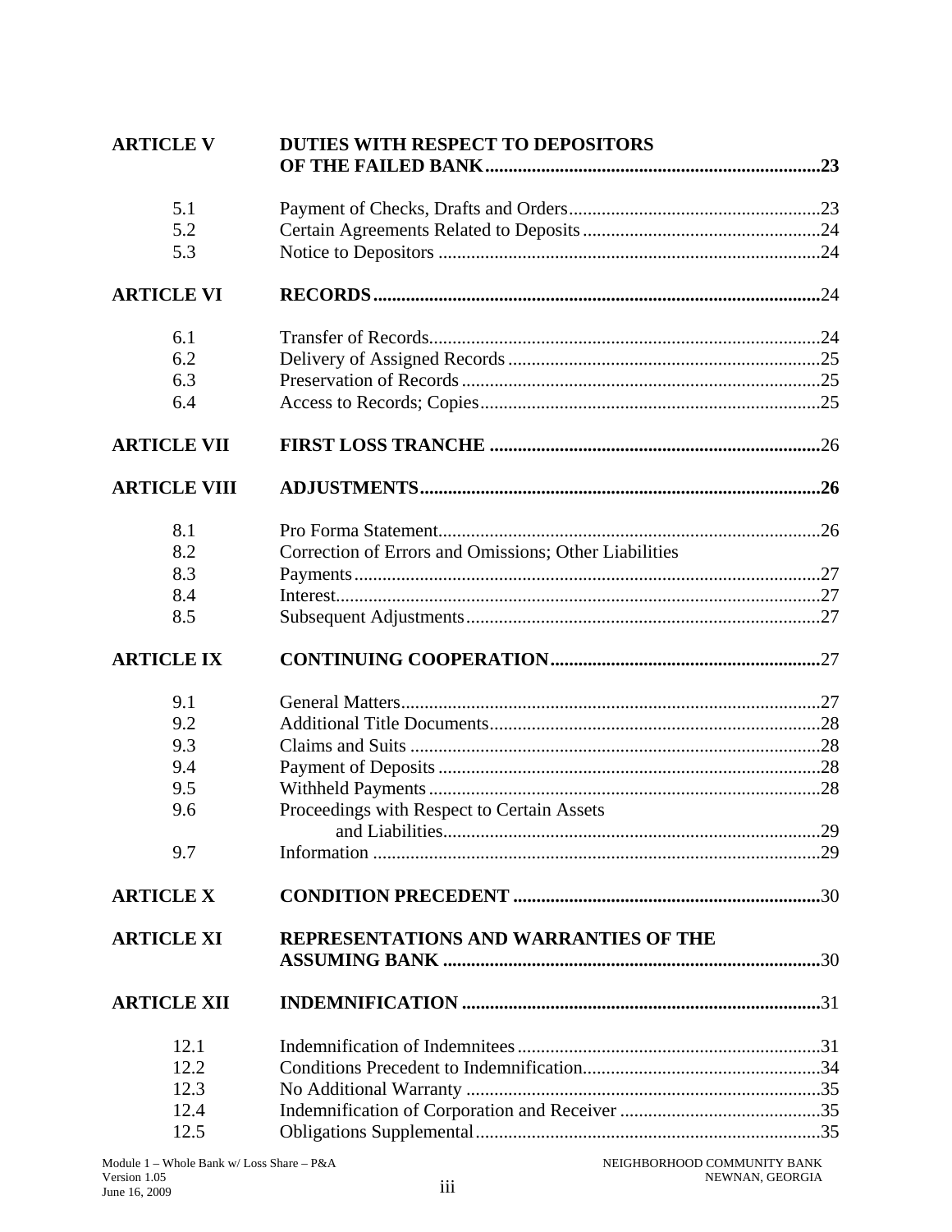| | | |
|---|---|---|
| **ARTICLE V** | **DUTIES WITH RESPECT TO DEPOSITORS OF THE FAILED BANK** | **23** |
| 5.1 | Payment of Checks, Drafts and Orders | 23 |
| 5.2 | Certain Agreements Related to Deposits | 24 |
| 5.3 | Notice to Depositors | 24 |
| **ARTICLE VI** | **RECORDS** | 24 |
| 6.1 | Transfer of Records | 24 |
| 6.2 | Delivery of Assigned Records | 25 |
| 6.3 | Preservation of Records | 25 |
| 6.4 | Access to Records; Copies | 25 |
| **ARTICLE VII** | **FIRST LOSS TRANCHE** | 26 |
| **ARTICLE VIII** | **ADJUSTMENTS** | **26** |
| 8.1 | Pro Forma Statement | 26 |
| 8.2 | Correction of Errors and Omissions; Other Liabilities | |
| 8.3 | Payments | 27 |
| 8.4 | Interest | 27 |
| 8.5 | Subsequent Adjustments | 27 |
| **ARTICLE IX** | **CONTINUING COOPERATION** | 27 |
| 9.1 | General Matters | 27 |
| 9.2 | Additional Title Documents | 28 |
| 9.3 | Claims and Suits | 28 |
| 9.4 | Payment of Deposits | 28 |
| 9.5 | Withheld Payments | 28 |
| 9.6 | Proceedings with Respect to Certain Assets and Liabilities | 29 |
| 9.7 | Information | 29 |
| **ARTICLE X** | **CONDITION PRECEDENT** | 30 |
| **ARTICLE XI** | **REPRESENTATIONS AND WARRANTIES OF THE ASSUMING BANK** | 30 |
| **ARTICLE XII** | **INDEMNIFICATION** | 31 |
| 12.1 | Indemnification of Indemnitees | 31 |
| 12.2 | Conditions Precedent to Indemnification | 34 |
| 12.3 | No Additional Warranty | 35 |
| 12.4 | Indemnification of Corporation and Receiver | 35 |
| 12.5 | Obligations Supplemental | 35 |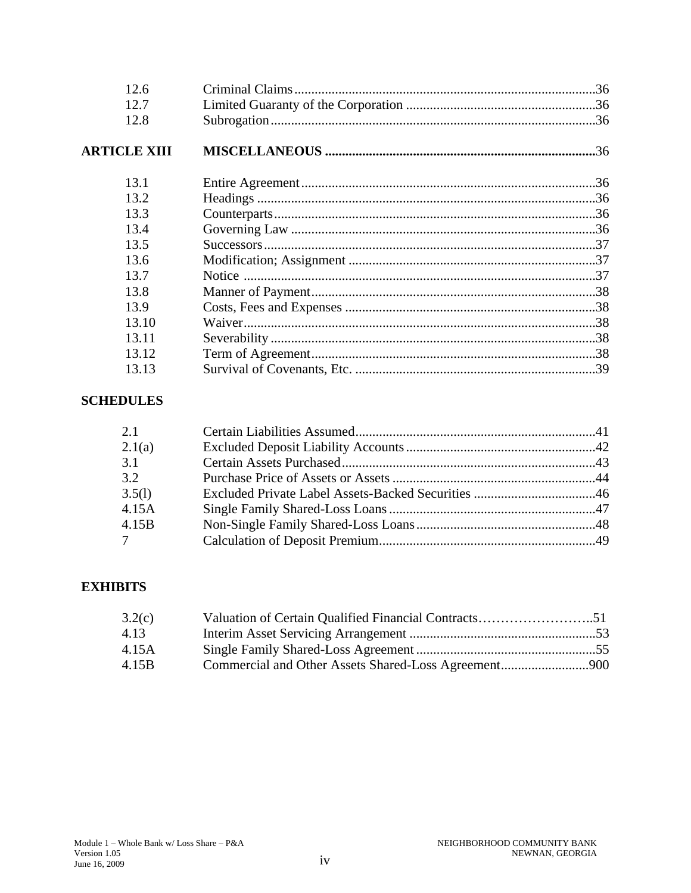| | | |
|---|---|---|
| 12.6 | Criminal Claims | 36 |
| 12.7 | Limited Guaranty of the Corporation | 36 |
| 12.8 | Subrogation | 36 |
| **ARTICLE XIII** | **MISCELLANEOUS** | 36 |
| 13.1 | Entire Agreement | 36 |
| 13.2 | Headings | 36 |
| 13.3 | Counterparts | 36 |
| 13.4 | Governing Law | 36 |
| 13.5 | Successors | 37 |
| 13.6 | Modification; Assignment | 37 |
| 13.7 | Notice | 37 |
| 13.8 | Manner of Payment | 38 |
| 13.9 | Costs, Fees and Expenses | 38 |
| 13.10 | Waiver | 38 |
| 13.11 | Severability | 38 |
| 13.12 | Term of Agreement | 38 |
| 13.13 | Survival of Covenants, Etc. | 39 |

**SCHEDULES**

| | | |
|---|---|---|
| 2.1 | Certain Liabilities Assumed | 41 |
| 2.1(a) | Excluded Deposit Liability Accounts | 42 |
| 3.1 | Certain Assets Purchased | 43 |
| 3.2 | Purchase Price of Assets or Assets | 44 |
| 3.5(l) | Excluded Private Label Assets-Backed Securities | 46 |
| 4.15A | Single Family Shared-Loss Loans | 47 |
| 4.15B | Non-Single Family Shared-Loss Loans | 48 |
| 7 | Calculation of Deposit Premium | 49 |

**EXHIBITS**

| | | |
|---|---|---|
| 3.2(c) | Valuation of Certain Qualified Financial Contracts | 51 |
| 4.13 | Interim Asset Servicing Arrangement | 53 |
| 4.15A | Single Family Shared-Loss Agreement | 55 |
| 4.15B | Commercial and Other Assets Shared-Loss Agreement | 900 |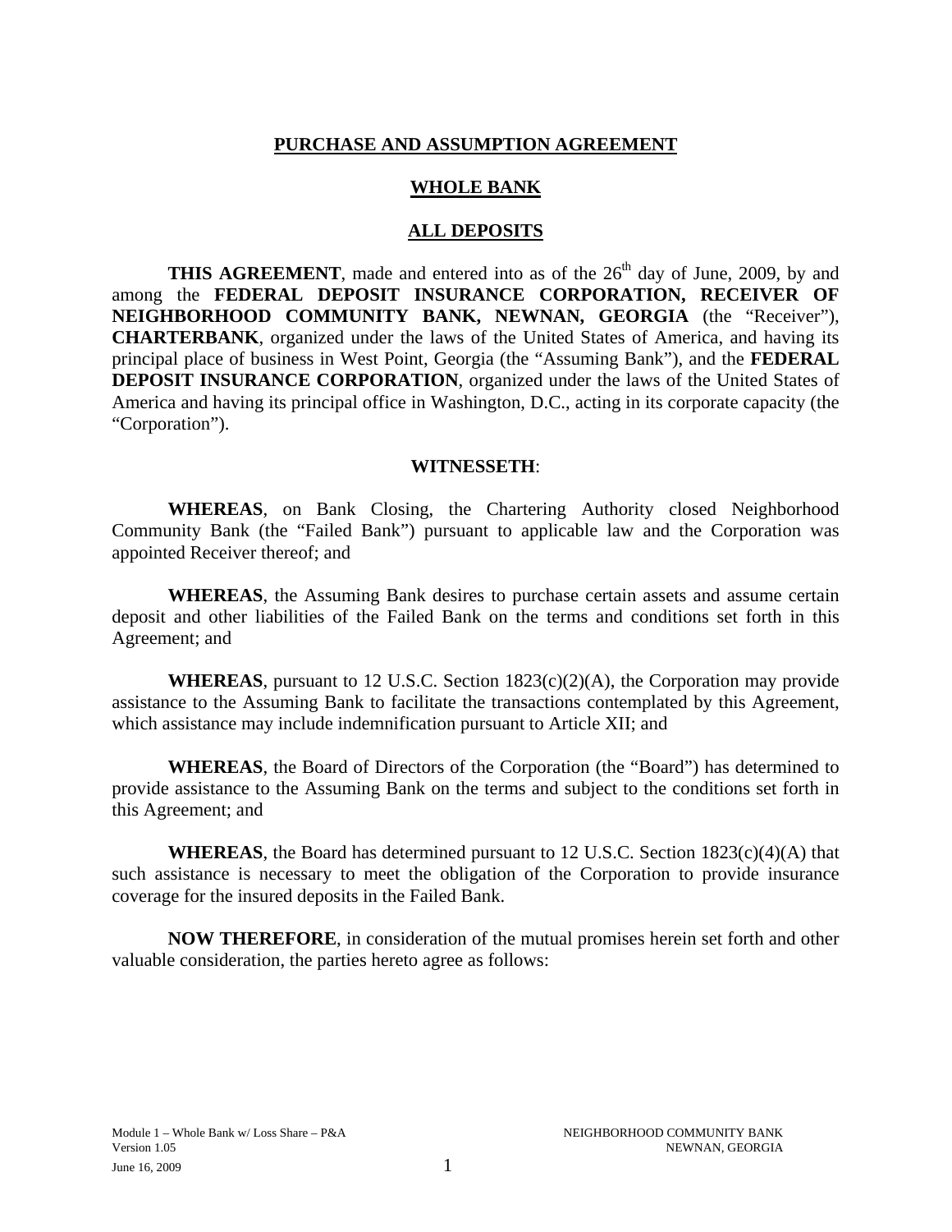**PURCHASE AND ASSUMPTION AGREEMENT**

**WHOLE BANK**

**ALL DEPOSITS**

**THIS AGREEMENT**, made and entered into as of the 26th day of June, 2009, by and among the **FEDERAL DEPOSIT INSURANCE CORPORATION, RECEIVER OF NEIGHBORHOOD COMMUNITY BANK, NEWNAN, GEORGIA** (the "Receiver"), **CHARTERBANK**, organized under the laws of the United States of America, and having its principal place of business in West Point, Georgia (the "Assuming Bank"), and the **FEDERAL DEPOSIT INSURANCE CORPORATION**, organized under the laws of the United States of America and having its principal office in Washington, D.C., acting in its corporate capacity (the "Corporation").

**WITNESSETH**:

**WHEREAS**, on Bank Closing, the Chartering Authority closed Neighborhood Community Bank (the "Failed Bank") pursuant to applicable law and the Corporation was appointed Receiver thereof; and

**WHEREAS**, the Assuming Bank desires to purchase certain assets and assume certain deposit and other liabilities of the Failed Bank on the terms and conditions set forth in this Agreement; and

**WHEREAS**, pursuant to 12 U.S.C. Section 1823(c)(2)(A), the Corporation may provide assistance to the Assuming Bank to facilitate the transactions contemplated by this Agreement, which assistance may include indemnification pursuant to Article XII; and

**WHEREAS**, the Board of Directors of the Corporation (the "Board") has determined to provide assistance to the Assuming Bank on the terms and subject to the conditions set forth in this Agreement; and

**WHEREAS**, the Board has determined pursuant to 12 U.S.C. Section 1823(c)(4)(A) that such assistance is necessary to meet the obligation of the Corporation to provide insurance coverage for the insured deposits in the Failed Bank.

**NOW THEREFORE**, in consideration of the mutual promises herein set forth and other valuable consideration, the parties hereto agree as follows: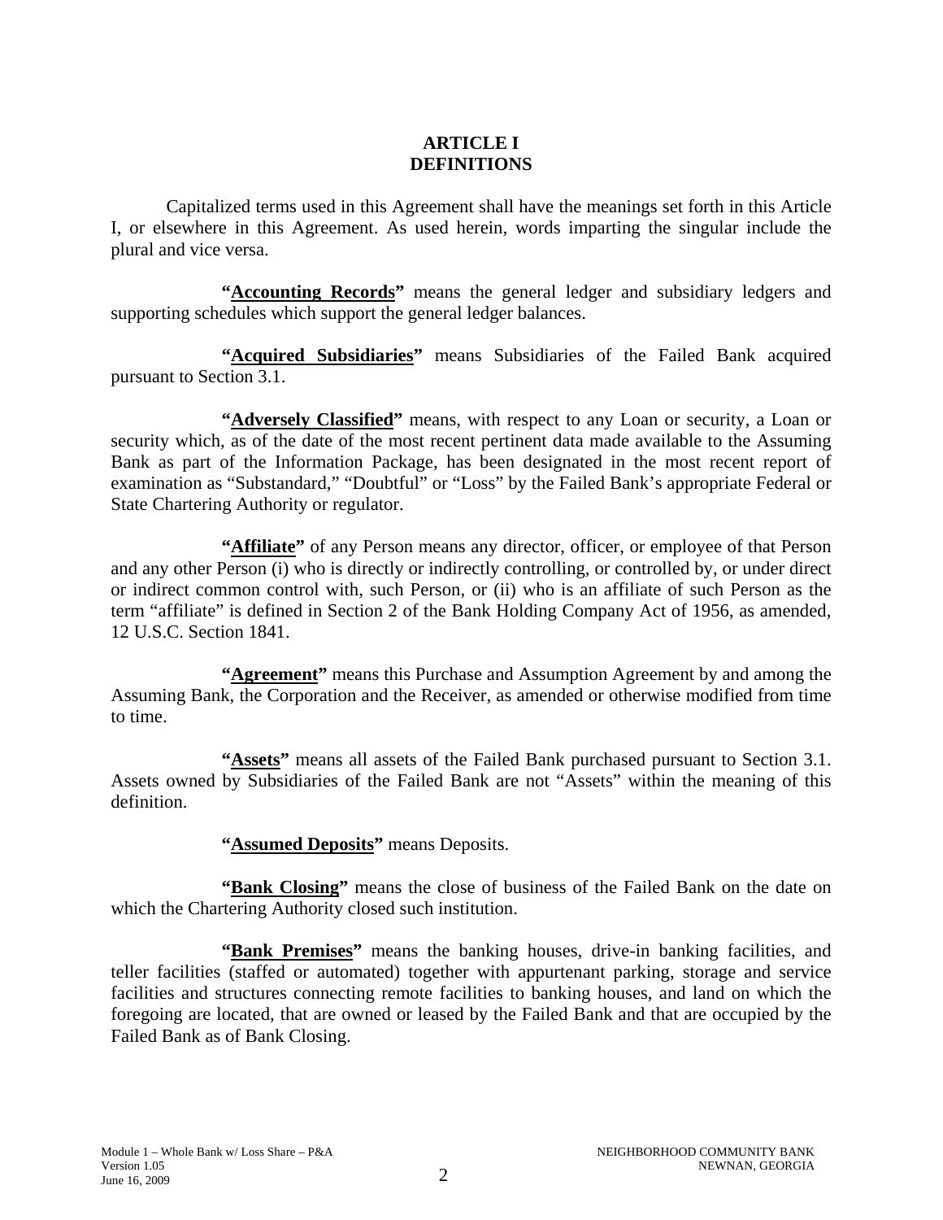# ARTICLE I
# DEFINITIONS

Capitalized terms used in this Agreement shall have the meanings set forth in this Article I, or elsewhere in this Agreement. As used herein, words imparting the singular include the plural and vice versa.

**"Accounting Records"** means the general ledger and subsidiary ledgers and supporting schedules which support the general ledger balances.

**"Acquired Subsidiaries"** means Subsidiaries of the Failed Bank acquired pursuant to Section 3.1.

**"Adversely Classified"** means, with respect to any Loan or security, a Loan or security which, as of the date of the most recent pertinent data made available to the Assuming Bank as part of the Information Package, has been designated in the most recent report of examination as "Substandard," "Doubtful" or "Loss" by the Failed Bank's appropriate Federal or State Chartering Authority or regulator.

**"Affiliate"** of any Person means any director, officer, or employee of that Person and any other Person (i) who is directly or indirectly controlling, or controlled by, or under direct or indirect common control with, such Person, or (ii) who is an affiliate of such Person as the term "affiliate" is defined in Section 2 of the Bank Holding Company Act of 1956, as amended, 12 U.S.C. Section 1841.

**"Agreement"** means this Purchase and Assumption Agreement by and among the Assuming Bank, the Corporation and the Receiver, as amended or otherwise modified from time to time.

**"Assets"** means all assets of the Failed Bank purchased pursuant to Section 3.1. Assets owned by Subsidiaries of the Failed Bank are not "Assets" within the meaning of this definition.

**"Assumed Deposits"** means Deposits.

**"Bank Closing"** means the close of business of the Failed Bank on the date on which the Chartering Authority closed such institution.

**"Bank Premises"** means the banking houses, drive-in banking facilities, and teller facilities (staffed or automated) together with appurtenant parking, storage and service facilities and structures connecting remote facilities to banking houses, and land on which the foregoing are located, that are owned or leased by the Failed Bank and that are occupied by the Failed Bank as of Bank Closing.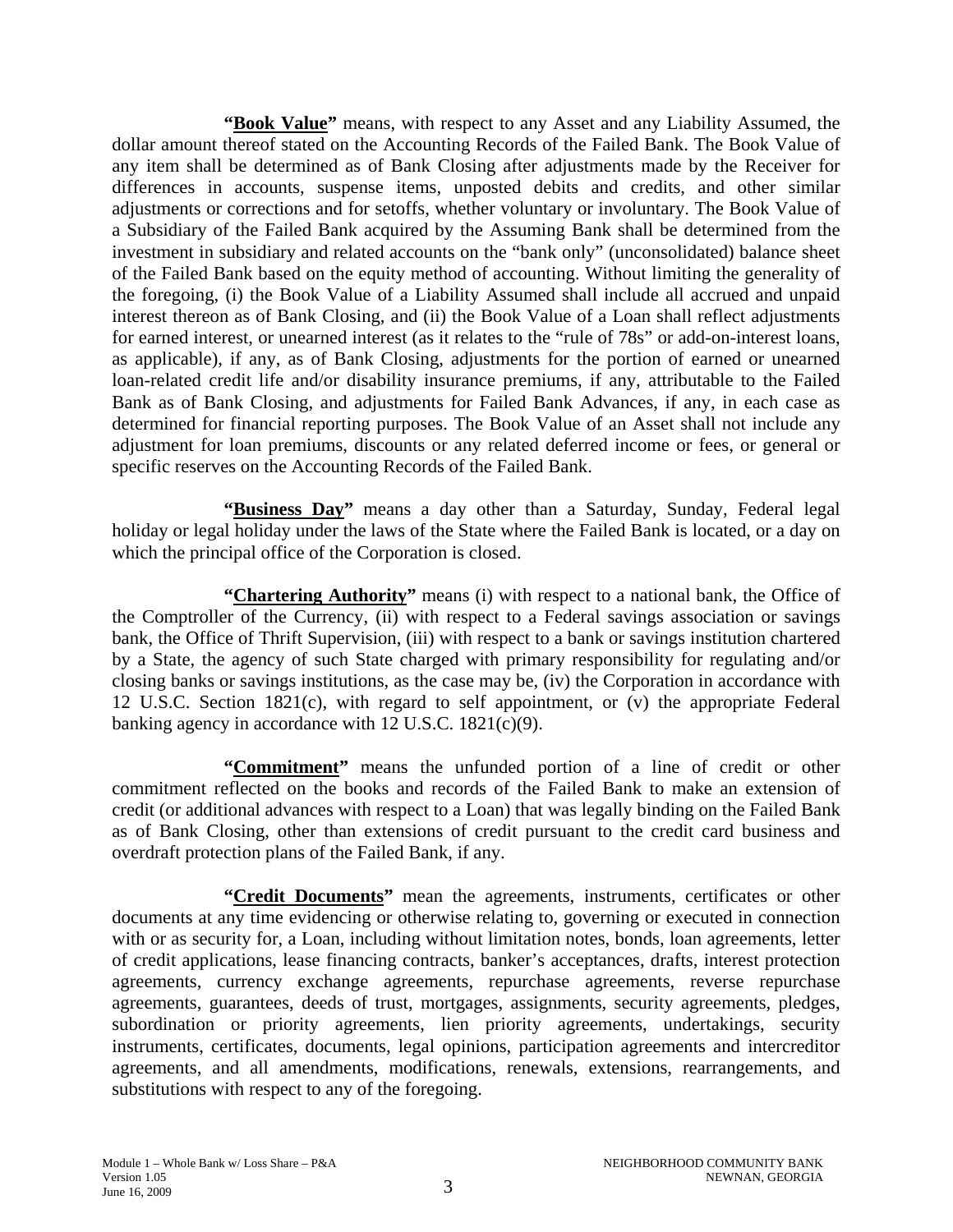**"Book Value"** means, with respect to any Asset and any Liability Assumed, the dollar amount thereof stated on the Accounting Records of the Failed Bank. The Book Value of any item shall be determined as of Bank Closing after adjustments made by the Receiver for differences in accounts, suspense items, unposted debits and credits, and other similar adjustments or corrections and for setoffs, whether voluntary or involuntary. The Book Value of a Subsidiary of the Failed Bank acquired by the Assuming Bank shall be determined from the investment in subsidiary and related accounts on the "bank only" (unconsolidated) balance sheet of the Failed Bank based on the equity method of accounting. Without limiting the generality of the foregoing, (i) the Book Value of a Liability Assumed shall include all accrued and unpaid interest thereon as of Bank Closing, and (ii) the Book Value of a Loan shall reflect adjustments for earned interest, or unearned interest (as it relates to the "rule of 78s" or add-on-interest loans, as applicable), if any, as of Bank Closing, adjustments for the portion of earned or unearned loan-related credit life and/or disability insurance premiums, if any, attributable to the Failed Bank as of Bank Closing, and adjustments for Failed Bank Advances, if any, in each case as determined for financial reporting purposes. The Book Value of an Asset shall not include any adjustment for loan premiums, discounts or any related deferred income or fees, or general or specific reserves on the Accounting Records of the Failed Bank.

**"Business Day"** means a day other than a Saturday, Sunday, Federal legal holiday or legal holiday under the laws of the State where the Failed Bank is located, or a day on which the principal office of the Corporation is closed.

**"Chartering Authority"** means (i) with respect to a national bank, the Office of the Comptroller of the Currency, (ii) with respect to a Federal savings association or savings bank, the Office of Thrift Supervision, (iii) with respect to a bank or savings institution chartered by a State, the agency of such State charged with primary responsibility for regulating and/or closing banks or savings institutions, as the case may be, (iv) the Corporation in accordance with 12 U.S.C. Section 1821(c), with regard to self appointment, or (v) the appropriate Federal banking agency in accordance with 12 U.S.C. 1821(c)(9).

**"Commitment"** means the unfunded portion of a line of credit or other commitment reflected on the books and records of the Failed Bank to make an extension of credit (or additional advances with respect to a Loan) that was legally binding on the Failed Bank as of Bank Closing, other than extensions of credit pursuant to the credit card business and overdraft protection plans of the Failed Bank, if any.

**"Credit Documents"** mean the agreements, instruments, certificates or other documents at any time evidencing or otherwise relating to, governing or executed in connection with or as security for, a Loan, including without limitation notes, bonds, loan agreements, letter of credit applications, lease financing contracts, banker's acceptances, drafts, interest protection agreements, currency exchange agreements, repurchase agreements, reverse repurchase agreements, guarantees, deeds of trust, mortgages, assignments, security agreements, pledges, subordination or priority agreements, lien priority agreements, undertakings, security instruments, certificates, documents, legal opinions, participation agreements and intercreditor agreements, and all amendments, modifications, renewals, extensions, rearrangements, and substitutions with respect to any of the foregoing.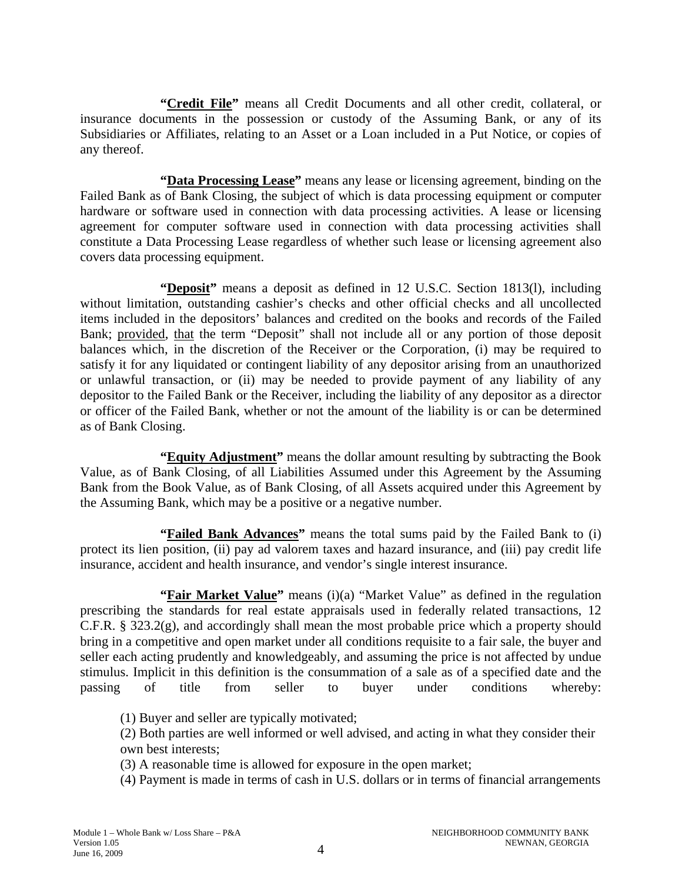**"Credit File"** means all Credit Documents and all other credit, collateral, or insurance documents in the possession or custody of the Assuming Bank, or any of its Subsidiaries or Affiliates, relating to an Asset or a Loan included in a Put Notice, or copies of any thereof.

**"Data Processing Lease"** means any lease or licensing agreement, binding on the Failed Bank as of Bank Closing, the subject of which is data processing equipment or computer hardware or software used in connection with data processing activities. A lease or licensing agreement for computer software used in connection with data processing activities shall constitute a Data Processing Lease regardless of whether such lease or licensing agreement also covers data processing equipment.

**"Deposit"** means a deposit as defined in 12 U.S.C. Section 1813(l), including without limitation, outstanding cashier's checks and other official checks and all uncollected items included in the depositors' balances and credited on the books and records of the Failed Bank; provided, that the term "Deposit" shall not include all or any portion of those deposit balances which, in the discretion of the Receiver or the Corporation, (i) may be required to satisfy it for any liquidated or contingent liability of any depositor arising from an unauthorized or unlawful transaction, or (ii) may be needed to provide payment of any liability of any depositor to the Failed Bank or the Receiver, including the liability of any depositor as a director or officer of the Failed Bank, whether or not the amount of the liability is or can be determined as of Bank Closing.

**"Equity Adjustment"** means the dollar amount resulting by subtracting the Book Value, as of Bank Closing, of all Liabilities Assumed under this Agreement by the Assuming Bank from the Book Value, as of Bank Closing, of all Assets acquired under this Agreement by the Assuming Bank, which may be a positive or a negative number.

**"Failed Bank Advances"** means the total sums paid by the Failed Bank to (i) protect its lien position, (ii) pay ad valorem taxes and hazard insurance, and (iii) pay credit life insurance, accident and health insurance, and vendor's single interest insurance.

**"Fair Market Value"** means (i)(a) "Market Value" as defined in the regulation prescribing the standards for real estate appraisals used in federally related transactions, 12 C.F.R. § 323.2(g), and accordingly shall mean the most probable price which a property should bring in a competitive and open market under all conditions requisite to a fair sale, the buyer and seller each acting prudently and knowledgeably, and assuming the price is not affected by undue stimulus. Implicit in this definition is the consummation of a sale as of a specified date and the passing of title from seller to buyer under conditions whereby:

(1) Buyer and seller are typically motivated;
(2) Both parties are well informed or well advised, and acting in what they consider their own best interests;
(3) A reasonable time is allowed for exposure in the open market;
(4) Payment is made in terms of cash in U.S. dollars or in terms of financial arrangements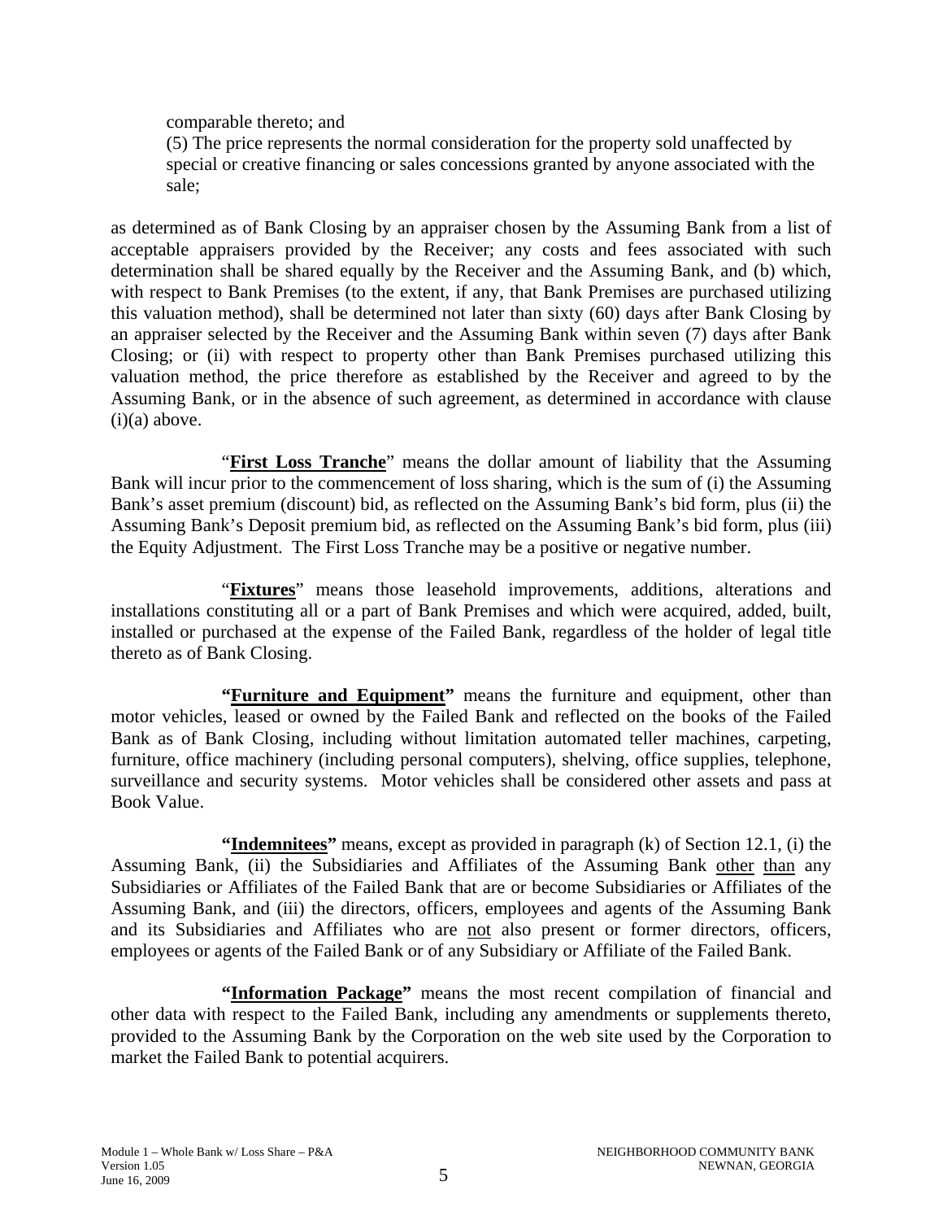comparable thereto; and

(5) The price represents the normal consideration for the property sold unaffected by special or creative financing or sales concessions granted by anyone associated with the sale;

as determined as of Bank Closing by an appraiser chosen by the Assuming Bank from a list of acceptable appraisers provided by the Receiver; any costs and fees associated with such determination shall be shared equally by the Receiver and the Assuming Bank, and (b) which, with respect to Bank Premises (to the extent, if any, that Bank Premises are purchased utilizing this valuation method), shall be determined not later than sixty (60) days after Bank Closing by an appraiser selected by the Receiver and the Assuming Bank within seven (7) days after Bank Closing; or (ii) with respect to property other than Bank Premises purchased utilizing this valuation method, the price therefore as established by the Receiver and agreed to by the Assuming Bank, or in the absence of such agreement, as determined in accordance with clause (i)(a) above.

"**First Loss Tranche**" means the dollar amount of liability that the Assuming Bank will incur prior to the commencement of loss sharing, which is the sum of (i) the Assuming Bank's asset premium (discount) bid, as reflected on the Assuming Bank's bid form, plus (ii) the Assuming Bank's Deposit premium bid, as reflected on the Assuming Bank's bid form, plus (iii) the Equity Adjustment. The First Loss Tranche may be a positive or negative number.

"**Fixtures**" means those leasehold improvements, additions, alterations and installations constituting all or a part of Bank Premises and which were acquired, added, built, installed or purchased at the expense of the Failed Bank, regardless of the holder of legal title thereto as of Bank Closing.

**"Furniture and Equipment"** means the furniture and equipment, other than motor vehicles, leased or owned by the Failed Bank and reflected on the books of the Failed Bank as of Bank Closing, including without limitation automated teller machines, carpeting, furniture, office machinery (including personal computers), shelving, office supplies, telephone, surveillance and security systems. Motor vehicles shall be considered other assets and pass at Book Value.

**"Indemnitees"** means, except as provided in paragraph (k) of Section 12.1, (i) the Assuming Bank, (ii) the Subsidiaries and Affiliates of the Assuming Bank other than any Subsidiaries or Affiliates of the Failed Bank that are or become Subsidiaries or Affiliates of the Assuming Bank, and (iii) the directors, officers, employees and agents of the Assuming Bank and its Subsidiaries and Affiliates who are not also present or former directors, officers, employees or agents of the Failed Bank or of any Subsidiary or Affiliate of the Failed Bank.

**"Information Package"** means the most recent compilation of financial and other data with respect to the Failed Bank, including any amendments or supplements thereto, provided to the Assuming Bank by the Corporation on the web site used by the Corporation to market the Failed Bank to potential acquirers.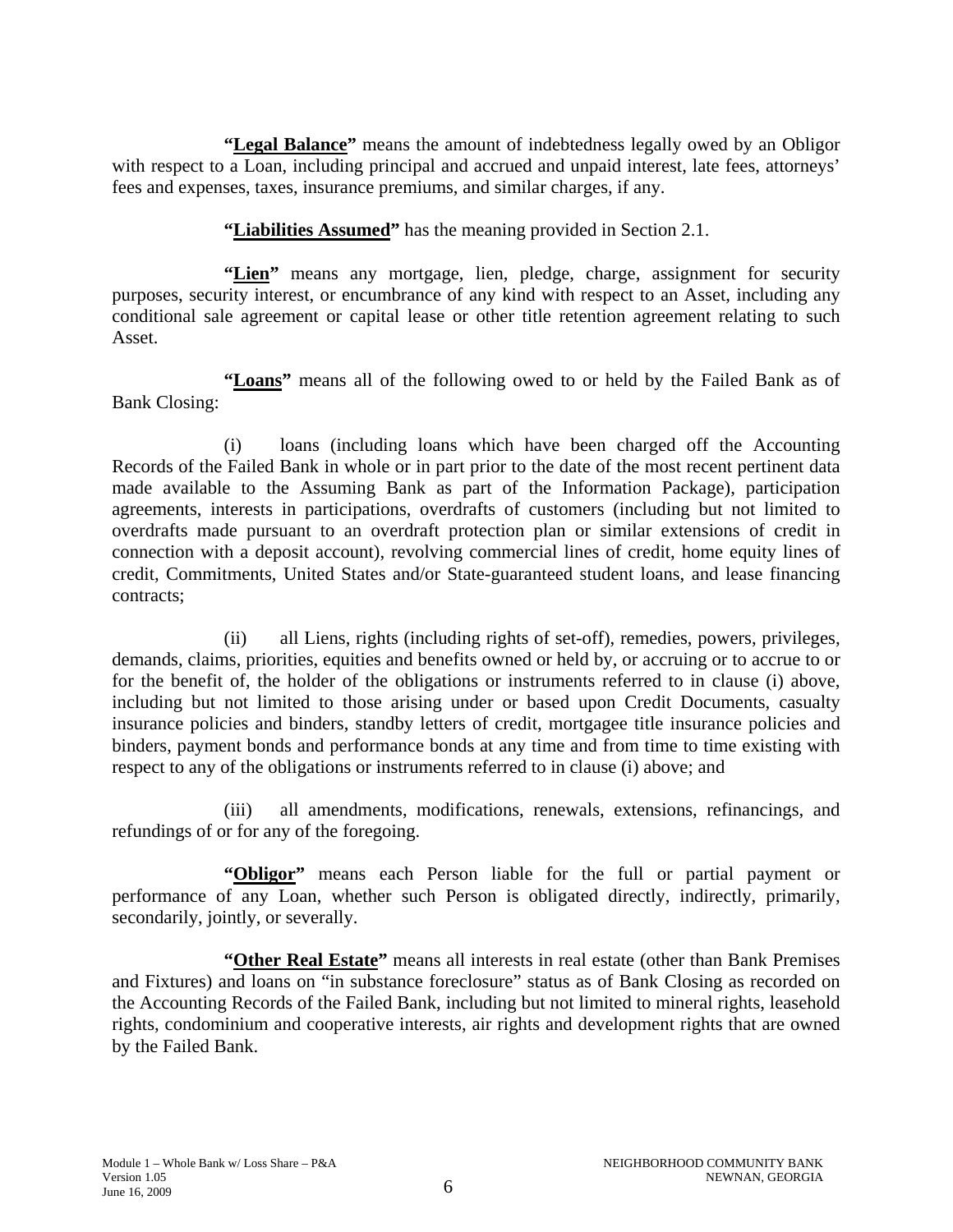**"<u>Legal Balance</u>"** means the amount of indebtedness legally owed by an Obligor with respect to a Loan, including principal and accrued and unpaid interest, late fees, attorneys' fees and expenses, taxes, insurance premiums, and similar charges, if any.

**"<u>Liabilities Assumed</u>"** has the meaning provided in Section 2.1.

**"<u>Lien</u>"** means any mortgage, lien, pledge, charge, assignment for security purposes, security interest, or encumbrance of any kind with respect to an Asset, including any conditional sale agreement or capital lease or other title retention agreement relating to such Asset.

**"<u>Loans</u>"** means all of the following owed to or held by the Failed Bank as of Bank Closing:

(i) loans (including loans which have been charged off the Accounting Records of the Failed Bank in whole or in part prior to the date of the most recent pertinent data made available to the Assuming Bank as part of the Information Package), participation agreements, interests in participations, overdrafts of customers (including but not limited to overdrafts made pursuant to an overdraft protection plan or similar extensions of credit in connection with a deposit account), revolving commercial lines of credit, home equity lines of credit, Commitments, United States and/or State-guaranteed student loans, and lease financing contracts;

(ii) all Liens, rights (including rights of set-off), remedies, powers, privileges, demands, claims, priorities, equities and benefits owned or held by, or accruing or to accrue to or for the benefit of, the holder of the obligations or instruments referred to in clause (i) above, including but not limited to those arising under or based upon Credit Documents, casualty insurance policies and binders, standby letters of credit, mortgagee title insurance policies and binders, payment bonds and performance bonds at any time and from time to time existing with respect to any of the obligations or instruments referred to in clause (i) above; and

(iii) all amendments, modifications, renewals, extensions, refinancings, and refundings of or for any of the foregoing.

**"<u>Obligor</u>"** means each Person liable for the full or partial payment or performance of any Loan, whether such Person is obligated directly, indirectly, primarily, secondarily, jointly, or severally.

**"<u>Other Real Estate</u>"** means all interests in real estate (other than Bank Premises and Fixtures) and loans on "in substance foreclosure" status as of Bank Closing as recorded on the Accounting Records of the Failed Bank, including but not limited to mineral rights, leasehold rights, condominium and cooperative interests, air rights and development rights that are owned by the Failed Bank.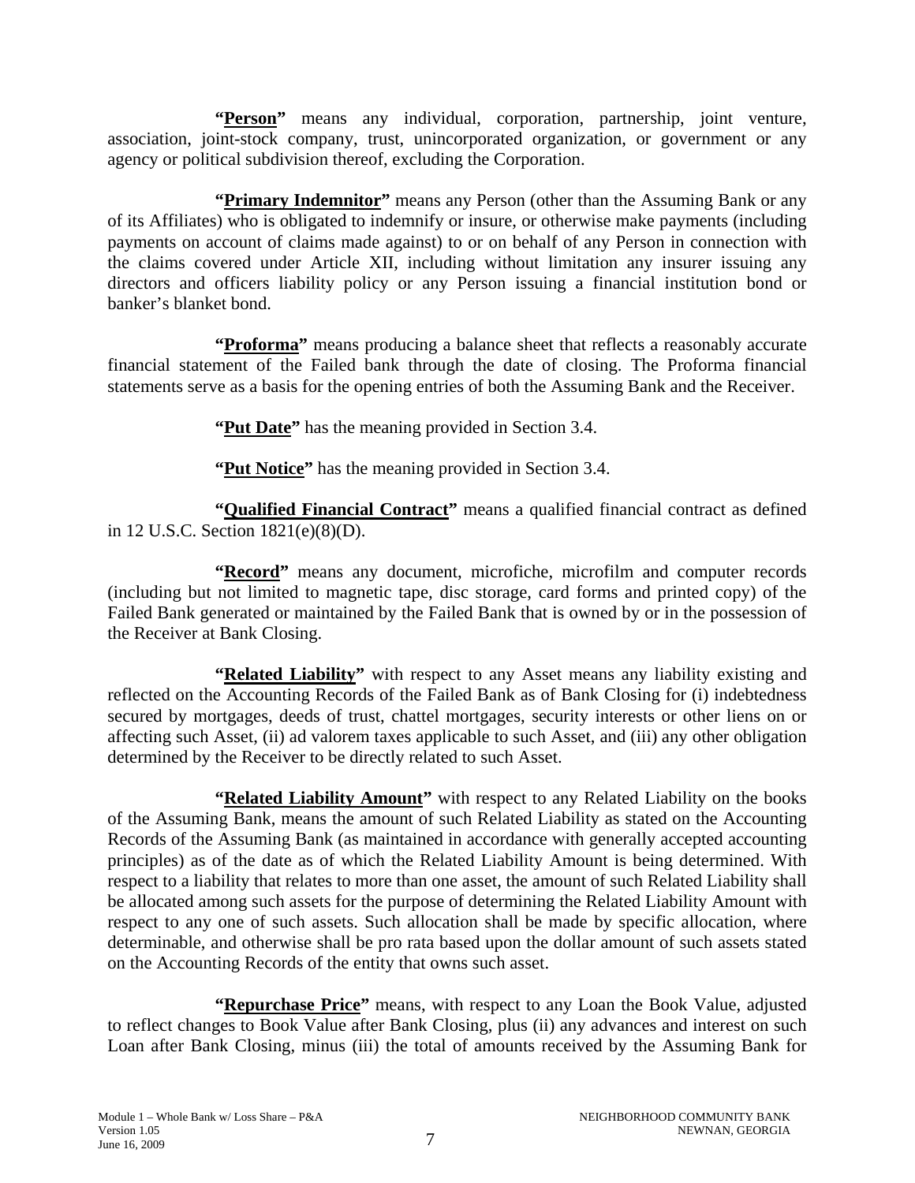**"Person"** means any individual, corporation, partnership, joint venture, association, joint-stock company, trust, unincorporated organization, or government or any agency or political subdivision thereof, excluding the Corporation.

**"Primary Indemnitor"** means any Person (other than the Assuming Bank or any of its Affiliates) who is obligated to indemnify or insure, or otherwise make payments (including payments on account of claims made against) to or on behalf of any Person in connection with the claims covered under Article XII, including without limitation any insurer issuing any directors and officers liability policy or any Person issuing a financial institution bond or banker's blanket bond.

**"Proforma"** means producing a balance sheet that reflects a reasonably accurate financial statement of the Failed bank through the date of closing. The Proforma financial statements serve as a basis for the opening entries of both the Assuming Bank and the Receiver.

**"Put Date"** has the meaning provided in Section 3.4.

**"Put Notice"** has the meaning provided in Section 3.4.

**"Qualified Financial Contract"** means a qualified financial contract as defined in 12 U.S.C. Section 1821(e)(8)(D).

**"Record"** means any document, microfiche, microfilm and computer records (including but not limited to magnetic tape, disc storage, card forms and printed copy) of the Failed Bank generated or maintained by the Failed Bank that is owned by or in the possession of the Receiver at Bank Closing.

**"Related Liability"** with respect to any Asset means any liability existing and reflected on the Accounting Records of the Failed Bank as of Bank Closing for (i) indebtedness secured by mortgages, deeds of trust, chattel mortgages, security interests or other liens on or affecting such Asset, (ii) ad valorem taxes applicable to such Asset, and (iii) any other obligation determined by the Receiver to be directly related to such Asset.

**"Related Liability Amount"** with respect to any Related Liability on the books of the Assuming Bank, means the amount of such Related Liability as stated on the Accounting Records of the Assuming Bank (as maintained in accordance with generally accepted accounting principles) as of the date as of which the Related Liability Amount is being determined. With respect to a liability that relates to more than one asset, the amount of such Related Liability shall be allocated among such assets for the purpose of determining the Related Liability Amount with respect to any one of such assets. Such allocation shall be made by specific allocation, where determinable, and otherwise shall be pro rata based upon the dollar amount of such assets stated on the Accounting Records of the entity that owns such asset.

**"Repurchase Price"** means, with respect to any Loan the Book Value, adjusted to reflect changes to Book Value after Bank Closing, plus (ii) any advances and interest on such Loan after Bank Closing, minus (iii) the total of amounts received by the Assuming Bank for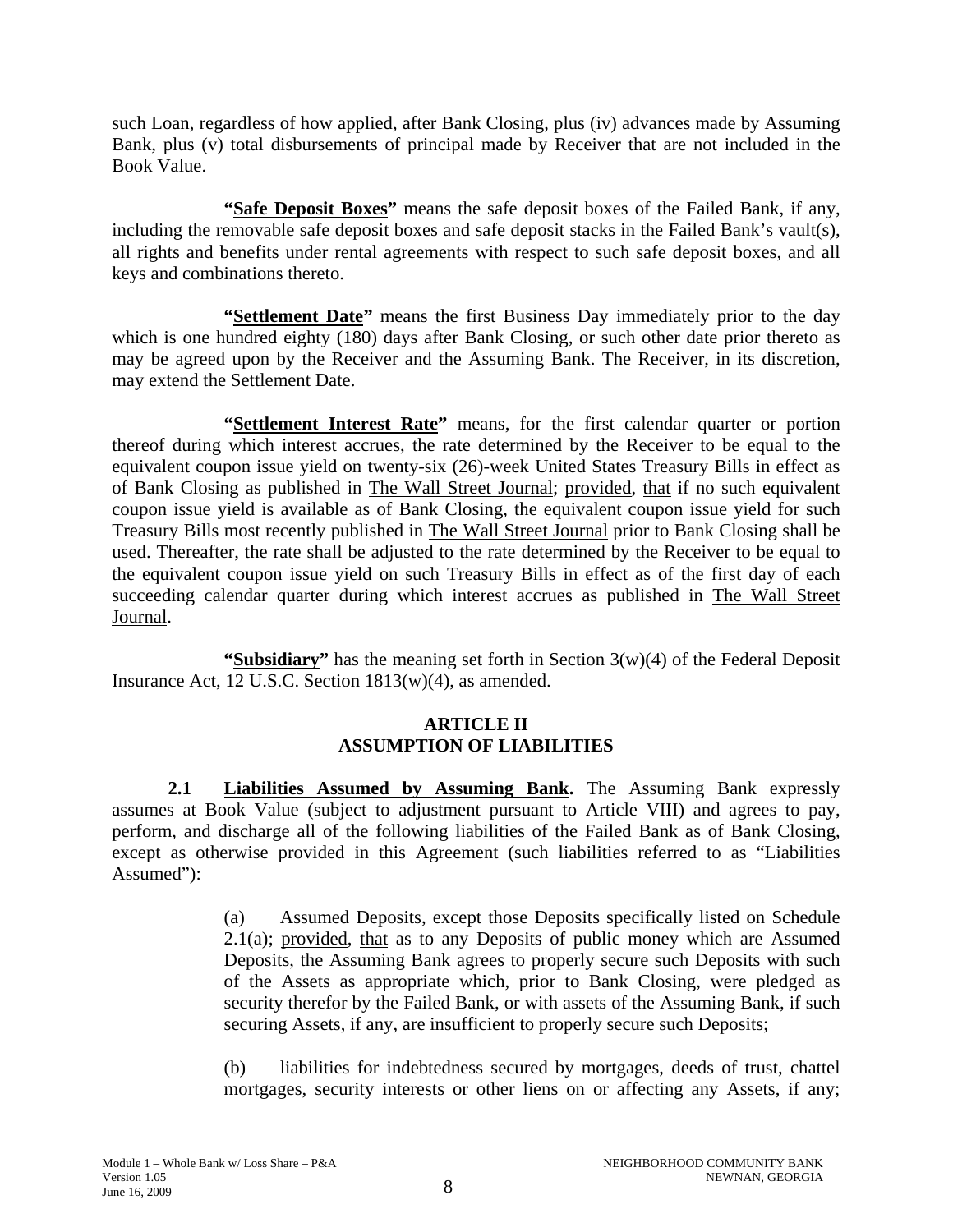such Loan, regardless of how applied, after Bank Closing, plus (iv) advances made by Assuming Bank, plus (v) total disbursements of principal made by Receiver that are not included in the Book Value.

**"Safe Deposit Boxes"** means the safe deposit boxes of the Failed Bank, if any, including the removable safe deposit boxes and safe deposit stacks in the Failed Bank's vault(s), all rights and benefits under rental agreements with respect to such safe deposit boxes, and all keys and combinations thereto.

**"Settlement Date"** means the first Business Day immediately prior to the day which is one hundred eighty (180) days after Bank Closing, or such other date prior thereto as may be agreed upon by the Receiver and the Assuming Bank. The Receiver, in its discretion, may extend the Settlement Date.

**"Settlement Interest Rate"** means, for the first calendar quarter or portion thereof during which interest accrues, the rate determined by the Receiver to be equal to the equivalent coupon issue yield on twenty-six (26)-week United States Treasury Bills in effect as of Bank Closing as published in The Wall Street Journal; provided, that if no such equivalent coupon issue yield is available as of Bank Closing, the equivalent coupon issue yield for such Treasury Bills most recently published in The Wall Street Journal prior to Bank Closing shall be used. Thereafter, the rate shall be adjusted to the rate determined by the Receiver to be equal to the equivalent coupon issue yield on such Treasury Bills in effect as of the first day of each succeeding calendar quarter during which interest accrues as published in The Wall Street Journal.

**"Subsidiary"** has the meaning set forth in Section 3(w)(4) of the Federal Deposit Insurance Act, 12 U.S.C. Section 1813(w)(4), as amended.

## ARTICLE II
## ASSUMPTION OF LIABILITIES

**2.1 Liabilities Assumed by Assuming Bank.** The Assuming Bank expressly assumes at Book Value (subject to adjustment pursuant to Article VIII) and agrees to pay, perform, and discharge all of the following liabilities of the Failed Bank as of Bank Closing, except as otherwise provided in this Agreement (such liabilities referred to as "Liabilities Assumed"):

(a) Assumed Deposits, except those Deposits specifically listed on Schedule 2.1(a); provided, that as to any Deposits of public money which are Assumed Deposits, the Assuming Bank agrees to properly secure such Deposits with such of the Assets as appropriate which, prior to Bank Closing, were pledged as security therefor by the Failed Bank, or with assets of the Assuming Bank, if such securing Assets, if any, are insufficient to properly secure such Deposits;

(b) liabilities for indebtedness secured by mortgages, deeds of trust, chattel mortgages, security interests or other liens on or affecting any Assets, if any;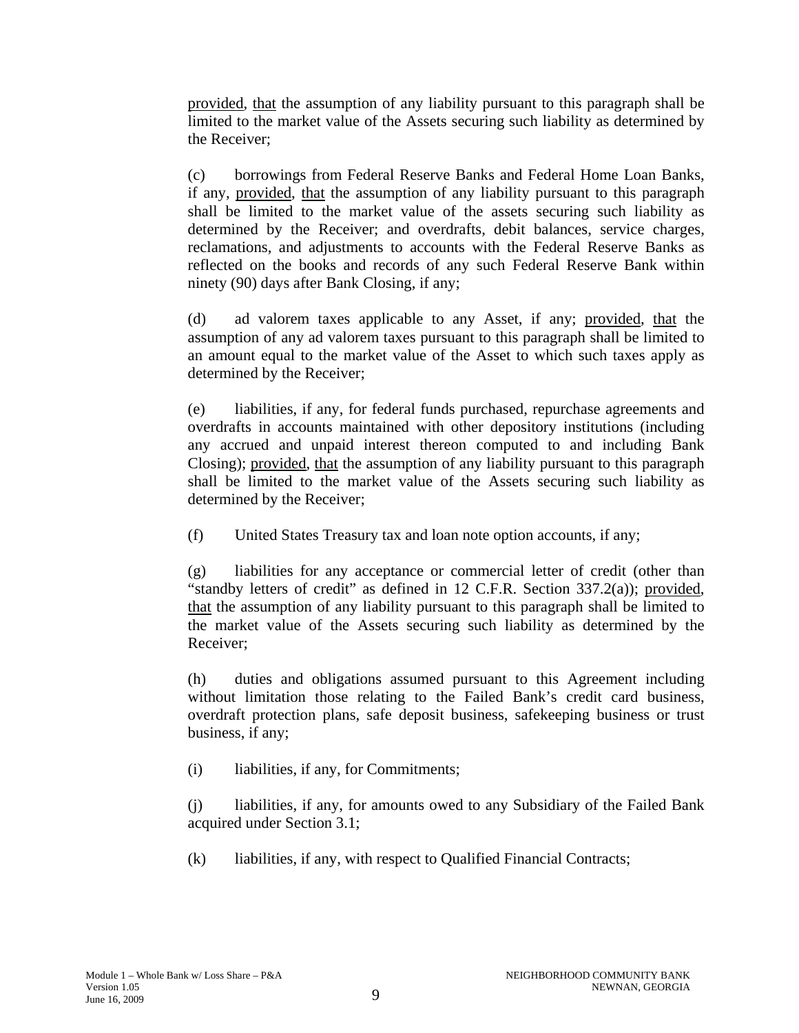provided, that the assumption of any liability pursuant to this paragraph shall be limited to the market value of the Assets securing such liability as determined by the Receiver;

(c) borrowings from Federal Reserve Banks and Federal Home Loan Banks, if any, provided, that the assumption of any liability pursuant to this paragraph shall be limited to the market value of the assets securing such liability as determined by the Receiver; and overdrafts, debit balances, service charges, reclamations, and adjustments to accounts with the Federal Reserve Banks as reflected on the books and records of any such Federal Reserve Bank within ninety (90) days after Bank Closing, if any;

(d) ad valorem taxes applicable to any Asset, if any; provided, that the assumption of any ad valorem taxes pursuant to this paragraph shall be limited to an amount equal to the market value of the Asset to which such taxes apply as determined by the Receiver;

(e) liabilities, if any, for federal funds purchased, repurchase agreements and overdrafts in accounts maintained with other depository institutions (including any accrued and unpaid interest thereon computed to and including Bank Closing); provided, that the assumption of any liability pursuant to this paragraph shall be limited to the market value of the Assets securing such liability as determined by the Receiver;

(f) United States Treasury tax and loan note option accounts, if any;

(g) liabilities for any acceptance or commercial letter of credit (other than "standby letters of credit" as defined in 12 C.F.R. Section 337.2(a)); provided, that the assumption of any liability pursuant to this paragraph shall be limited to the market value of the Assets securing such liability as determined by the Receiver;

(h) duties and obligations assumed pursuant to this Agreement including without limitation those relating to the Failed Bank's credit card business, overdraft protection plans, safe deposit business, safekeeping business or trust business, if any;

(i) liabilities, if any, for Commitments;

(j) liabilities, if any, for amounts owed to any Subsidiary of the Failed Bank acquired under Section 3.1;

(k) liabilities, if any, with respect to Qualified Financial Contracts;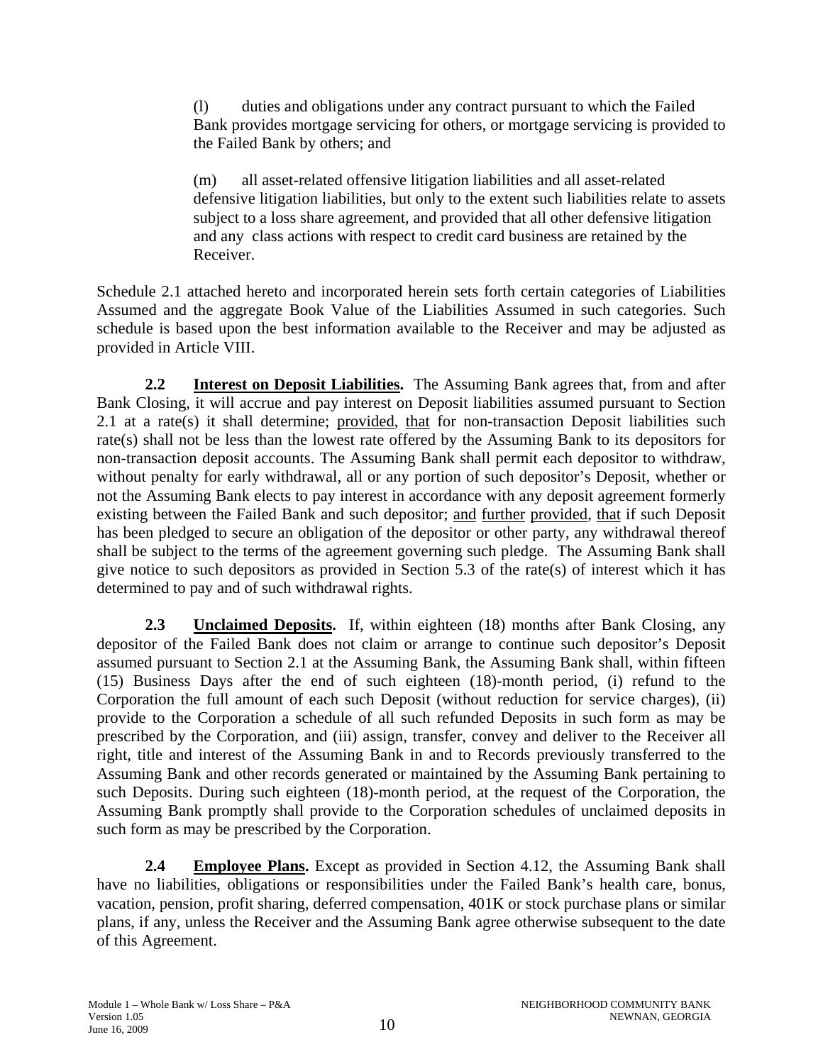(l) duties and obligations under any contract pursuant to which the Failed Bank provides mortgage servicing for others, or mortgage servicing is provided to the Failed Bank by others; and

(m) all asset-related offensive litigation liabilities and all asset-related defensive litigation liabilities, but only to the extent such liabilities relate to assets subject to a loss share agreement, and provided that all other defensive litigation and any class actions with respect to credit card business are retained by the Receiver.

Schedule 2.1 attached hereto and incorporated herein sets forth certain categories of Liabilities Assumed and the aggregate Book Value of the Liabilities Assumed in such categories. Such schedule is based upon the best information available to the Receiver and may be adjusted as provided in Article VIII.

**2.2 Interest on Deposit Liabilities.** The Assuming Bank agrees that, from and after Bank Closing, it will accrue and pay interest on Deposit liabilities assumed pursuant to Section 2.1 at a rate(s) it shall determine; provided, that for non-transaction Deposit liabilities such rate(s) shall not be less than the lowest rate offered by the Assuming Bank to its depositors for non-transaction deposit accounts. The Assuming Bank shall permit each depositor to withdraw, without penalty for early withdrawal, all or any portion of such depositor's Deposit, whether or not the Assuming Bank elects to pay interest in accordance with any deposit agreement formerly existing between the Failed Bank and such depositor; and further provided, that if such Deposit has been pledged to secure an obligation of the depositor or other party, any withdrawal thereof shall be subject to the terms of the agreement governing such pledge. The Assuming Bank shall give notice to such depositors as provided in Section 5.3 of the rate(s) of interest which it has determined to pay and of such withdrawal rights.

**2.3 Unclaimed Deposits.** If, within eighteen (18) months after Bank Closing, any depositor of the Failed Bank does not claim or arrange to continue such depositor's Deposit assumed pursuant to Section 2.1 at the Assuming Bank, the Assuming Bank shall, within fifteen (15) Business Days after the end of such eighteen (18)-month period, (i) refund to the Corporation the full amount of each such Deposit (without reduction for service charges), (ii) provide to the Corporation a schedule of all such refunded Deposits in such form as may be prescribed by the Corporation, and (iii) assign, transfer, convey and deliver to the Receiver all right, title and interest of the Assuming Bank in and to Records previously transferred to the Assuming Bank and other records generated or maintained by the Assuming Bank pertaining to such Deposits. During such eighteen (18)-month period, at the request of the Corporation, the Assuming Bank promptly shall provide to the Corporation schedules of unclaimed deposits in such form as may be prescribed by the Corporation.

**2.4 Employee Plans.** Except as provided in Section 4.12, the Assuming Bank shall have no liabilities, obligations or responsibilities under the Failed Bank's health care, bonus, vacation, pension, profit sharing, deferred compensation, 401K or stock purchase plans or similar plans, if any, unless the Receiver and the Assuming Bank agree otherwise subsequent to the date of this Agreement.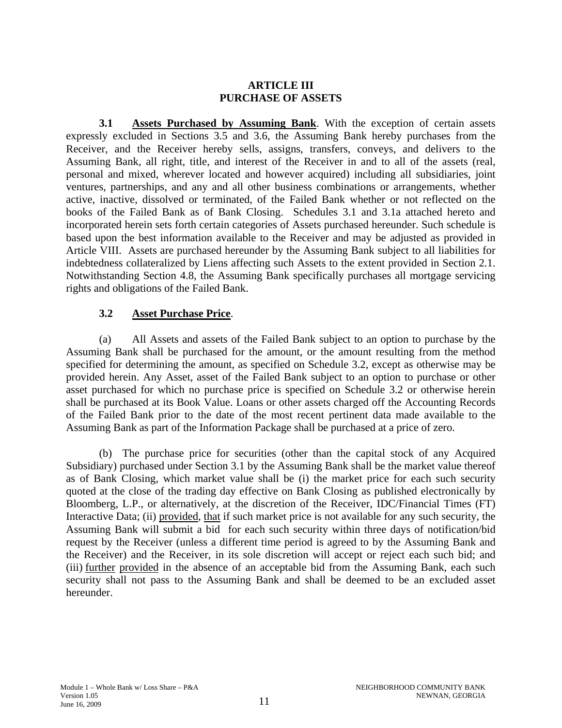# ARTICLE III
# PURCHASE OF ASSETS

**3.1 Assets Purchased by Assuming Bank**. With the exception of certain assets expressly excluded in Sections 3.5 and 3.6, the Assuming Bank hereby purchases from the Receiver, and the Receiver hereby sells, assigns, transfers, conveys, and delivers to the Assuming Bank, all right, title, and interest of the Receiver in and to all of the assets (real, personal and mixed, wherever located and however acquired) including all subsidiaries, joint ventures, partnerships, and any and all other business combinations or arrangements, whether active, inactive, dissolved or terminated, of the Failed Bank whether or not reflected on the books of the Failed Bank as of Bank Closing. Schedules 3.1 and 3.1a attached hereto and incorporated herein sets forth certain categories of Assets purchased hereunder. Such schedule is based upon the best information available to the Receiver and may be adjusted as provided in Article VIII. Assets are purchased hereunder by the Assuming Bank subject to all liabilities for indebtedness collateralized by Liens affecting such Assets to the extent provided in Section 2.1. Notwithstanding Section 4.8, the Assuming Bank specifically purchases all mortgage servicing rights and obligations of the Failed Bank.

**3.2 Asset Purchase Price**.

(a) All Assets and assets of the Failed Bank subject to an option to purchase by the Assuming Bank shall be purchased for the amount, or the amount resulting from the method specified for determining the amount, as specified on Schedule 3.2, except as otherwise may be provided herein. Any Asset, asset of the Failed Bank subject to an option to purchase or other asset purchased for which no purchase price is specified on Schedule 3.2 or otherwise herein shall be purchased at its Book Value. Loans or other assets charged off the Accounting Records of the Failed Bank prior to the date of the most recent pertinent data made available to the Assuming Bank as part of the Information Package shall be purchased at a price of zero.

(b) The purchase price for securities (other than the capital stock of any Acquired Subsidiary) purchased under Section 3.1 by the Assuming Bank shall be the market value thereof as of Bank Closing, which market value shall be (i) the market price for each such security quoted at the close of the trading day effective on Bank Closing as published electronically by Bloomberg, L.P., or alternatively, at the discretion of the Receiver, IDC/Financial Times (FT) Interactive Data; (ii) provided, that if such market price is not available for any such security, the Assuming Bank will submit a bid for each such security within three days of notification/bid request by the Receiver (unless a different time period is agreed to by the Assuming Bank and the Receiver) and the Receiver, in its sole discretion will accept or reject each such bid; and (iii) further provided in the absence of an acceptable bid from the Assuming Bank, each such security shall not pass to the Assuming Bank and shall be deemed to be an excluded asset hereunder.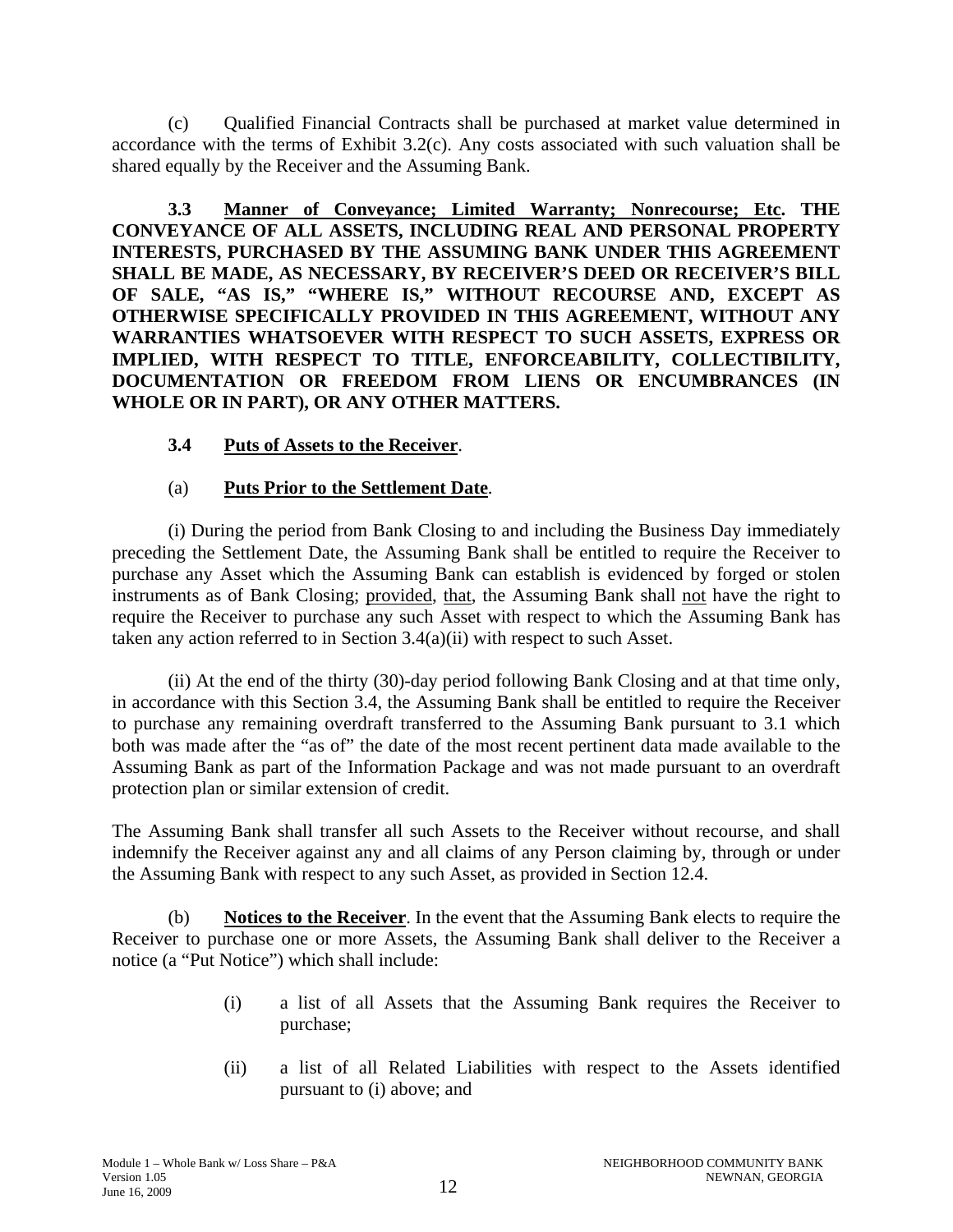(c) Qualified Financial Contracts shall be purchased at market value determined in accordance with the terms of Exhibit 3.2(c). Any costs associated with such valuation shall be shared equally by the Receiver and the Assuming Bank.

**3.3 <u>Manner of Conveyance; Limited Warranty; Nonrecourse; Etc</u>. THE CONVEYANCE OF ALL ASSETS, INCLUDING REAL AND PERSONAL PROPERTY INTERESTS, PURCHASED BY THE ASSUMING BANK UNDER THIS AGREEMENT SHALL BE MADE, AS NECESSARY, BY RECEIVER'S DEED OR RECEIVER'S BILL OF SALE, "AS IS," "WHERE IS," WITHOUT RECOURSE AND, EXCEPT AS OTHERWISE SPECIFICALLY PROVIDED IN THIS AGREEMENT, WITHOUT ANY WARRANTIES WHATSOEVER WITH RESPECT TO SUCH ASSETS, EXPRESS OR IMPLIED, WITH RESPECT TO TITLE, ENFORCEABILITY, COLLECTIBILITY, DOCUMENTATION OR FREEDOM FROM LIENS OR ENCUMBRANCES (IN WHOLE OR IN PART), OR ANY OTHER MATTERS.**

**3.4 <u>Puts of Assets to the Receiver</u>.**

(a) **<u>Puts Prior to the Settlement Date</u>.**

(i) During the period from Bank Closing to and including the Business Day immediately preceding the Settlement Date, the Assuming Bank shall be entitled to require the Receiver to purchase any Asset which the Assuming Bank can establish is evidenced by forged or stolen instruments as of Bank Closing; <u>provided</u>, <u>that</u>, the Assuming Bank shall <u>not</u> have the right to require the Receiver to purchase any such Asset with respect to which the Assuming Bank has taken any action referred to in Section 3.4(a)(ii) with respect to such Asset.

(ii) At the end of the thirty (30)-day period following Bank Closing and at that time only, in accordance with this Section 3.4, the Assuming Bank shall be entitled to require the Receiver to purchase any remaining overdraft transferred to the Assuming Bank pursuant to 3.1 which both was made after the "as of" the date of the most recent pertinent data made available to the Assuming Bank as part of the Information Package and was not made pursuant to an overdraft protection plan or similar extension of credit.

The Assuming Bank shall transfer all such Assets to the Receiver without recourse, and shall indemnify the Receiver against any and all claims of any Person claiming by, through or under the Assuming Bank with respect to any such Asset, as provided in Section 12.4.

(b) **<u>Notices to the Receiver</u>**. In the event that the Assuming Bank elects to require the Receiver to purchase one or more Assets, the Assuming Bank shall deliver to the Receiver a notice (a "Put Notice") which shall include:

(i) a list of all Assets that the Assuming Bank requires the Receiver to purchase;

(ii) a list of all Related Liabilities with respect to the Assets identified pursuant to (i) above; and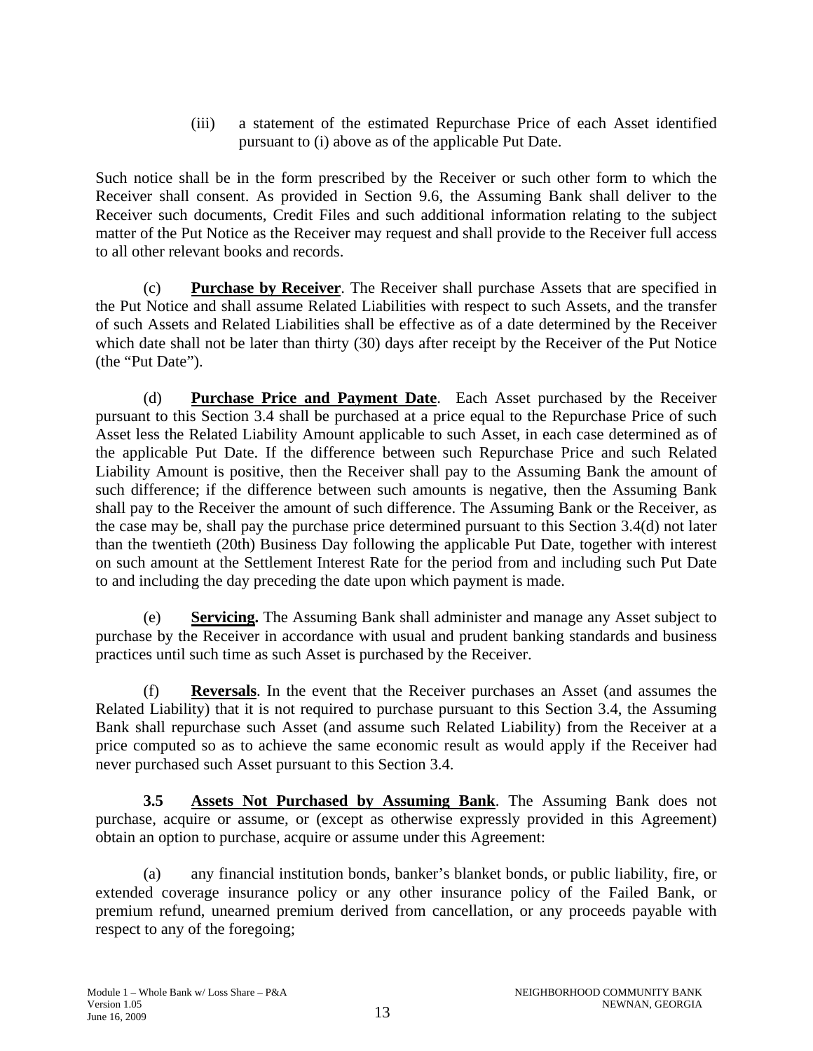(iii) a statement of the estimated Repurchase Price of each Asset identified pursuant to (i) above as of the applicable Put Date.

Such notice shall be in the form prescribed by the Receiver or such other form to which the Receiver shall consent. As provided in Section 9.6, the Assuming Bank shall deliver to the Receiver such documents, Credit Files and such additional information relating to the subject matter of the Put Notice as the Receiver may request and shall provide to the Receiver full access to all other relevant books and records.

(c) **Purchase by Receiver**. The Receiver shall purchase Assets that are specified in the Put Notice and shall assume Related Liabilities with respect to such Assets, and the transfer of such Assets and Related Liabilities shall be effective as of a date determined by the Receiver which date shall not be later than thirty (30) days after receipt by the Receiver of the Put Notice (the "Put Date").

(d) **Purchase Price and Payment Date**. Each Asset purchased by the Receiver pursuant to this Section 3.4 shall be purchased at a price equal to the Repurchase Price of such Asset less the Related Liability Amount applicable to such Asset, in each case determined as of the applicable Put Date. If the difference between such Repurchase Price and such Related Liability Amount is positive, then the Receiver shall pay to the Assuming Bank the amount of such difference; if the difference between such amounts is negative, then the Assuming Bank shall pay to the Receiver the amount of such difference. The Assuming Bank or the Receiver, as the case may be, shall pay the purchase price determined pursuant to this Section 3.4(d) not later than the twentieth (20th) Business Day following the applicable Put Date, together with interest on such amount at the Settlement Interest Rate for the period from and including such Put Date to and including the day preceding the date upon which payment is made.

(e) **Servicing.** The Assuming Bank shall administer and manage any Asset subject to purchase by the Receiver in accordance with usual and prudent banking standards and business practices until such time as such Asset is purchased by the Receiver.

(f) **Reversals**. In the event that the Receiver purchases an Asset (and assumes the Related Liability) that it is not required to purchase pursuant to this Section 3.4, the Assuming Bank shall repurchase such Asset (and assume such Related Liability) from the Receiver at a price computed so as to achieve the same economic result as would apply if the Receiver had never purchased such Asset pursuant to this Section 3.4.

**3.5 Assets Not Purchased by Assuming Bank**. The Assuming Bank does not purchase, acquire or assume, or (except as otherwise expressly provided in this Agreement) obtain an option to purchase, acquire or assume under this Agreement:

(a) any financial institution bonds, banker's blanket bonds, or public liability, fire, or extended coverage insurance policy or any other insurance policy of the Failed Bank, or premium refund, unearned premium derived from cancellation, or any proceeds payable with respect to any of the foregoing;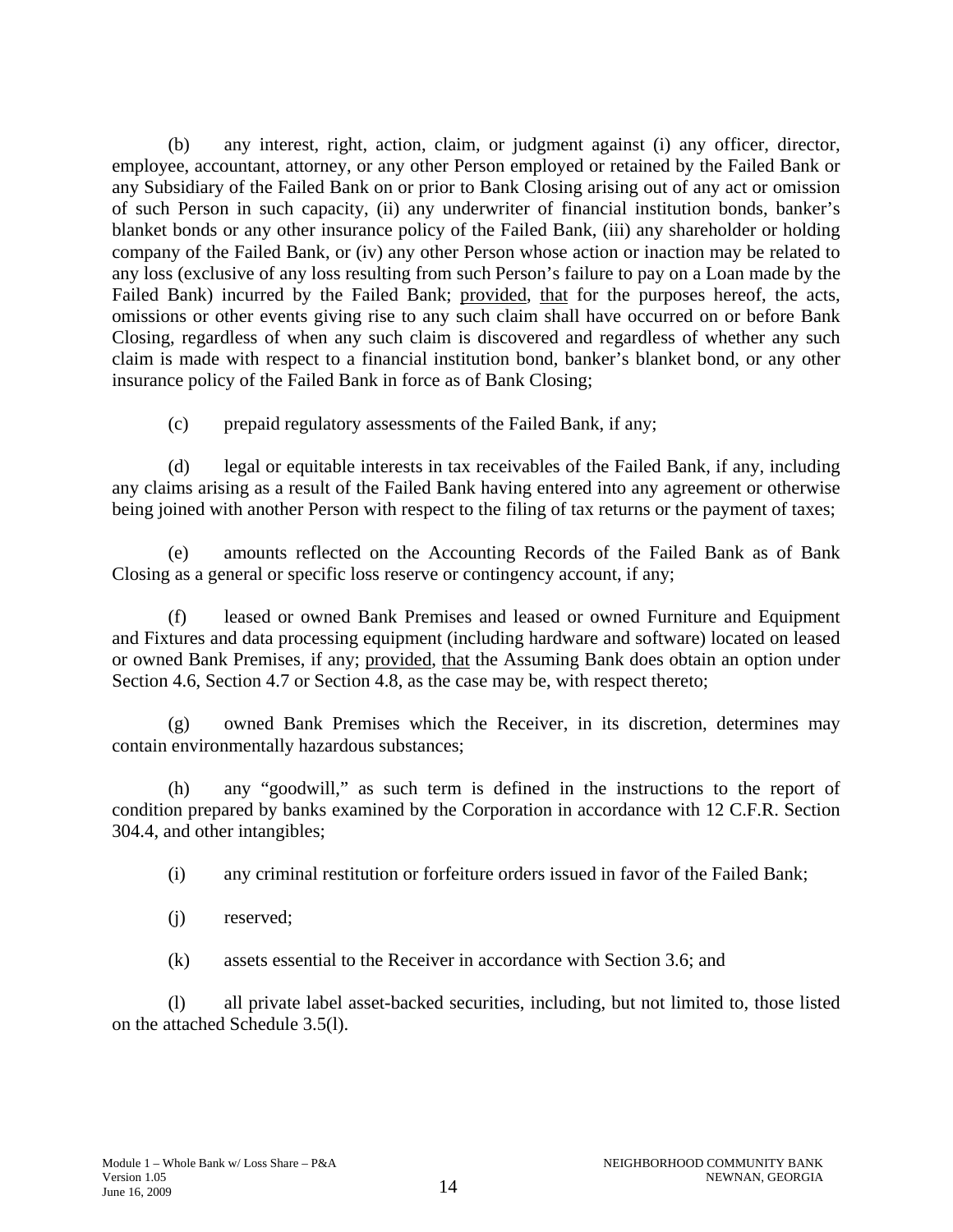(b) any interest, right, action, claim, or judgment against (i) any officer, director, employee, accountant, attorney, or any other Person employed or retained by the Failed Bank or any Subsidiary of the Failed Bank on or prior to Bank Closing arising out of any act or omission of such Person in such capacity, (ii) any underwriter of financial institution bonds, banker's blanket bonds or any other insurance policy of the Failed Bank, (iii) any shareholder or holding company of the Failed Bank, or (iv) any other Person whose action or inaction may be related to any loss (exclusive of any loss resulting from such Person's failure to pay on a Loan made by the Failed Bank) incurred by the Failed Bank; provided, that for the purposes hereof, the acts, omissions or other events giving rise to any such claim shall have occurred on or before Bank Closing, regardless of when any such claim is discovered and regardless of whether any such claim is made with respect to a financial institution bond, banker's blanket bond, or any other insurance policy of the Failed Bank in force as of Bank Closing;

(c) prepaid regulatory assessments of the Failed Bank, if any;

(d) legal or equitable interests in tax receivables of the Failed Bank, if any, including any claims arising as a result of the Failed Bank having entered into any agreement or otherwise being joined with another Person with respect to the filing of tax returns or the payment of taxes;

(e) amounts reflected on the Accounting Records of the Failed Bank as of Bank Closing as a general or specific loss reserve or contingency account, if any;

(f) leased or owned Bank Premises and leased or owned Furniture and Equipment and Fixtures and data processing equipment (including hardware and software) located on leased or owned Bank Premises, if any; provided, that the Assuming Bank does obtain an option under Section 4.6, Section 4.7 or Section 4.8, as the case may be, with respect thereto;

(g) owned Bank Premises which the Receiver, in its discretion, determines may contain environmentally hazardous substances;

(h) any "goodwill," as such term is defined in the instructions to the report of condition prepared by banks examined by the Corporation in accordance with 12 C.F.R. Section 304.4, and other intangibles;

(i) any criminal restitution or forfeiture orders issued in favor of the Failed Bank;

(j) reserved;

(k) assets essential to the Receiver in accordance with Section 3.6; and

(l) all private label asset-backed securities, including, but not limited to, those listed on the attached Schedule 3.5(l).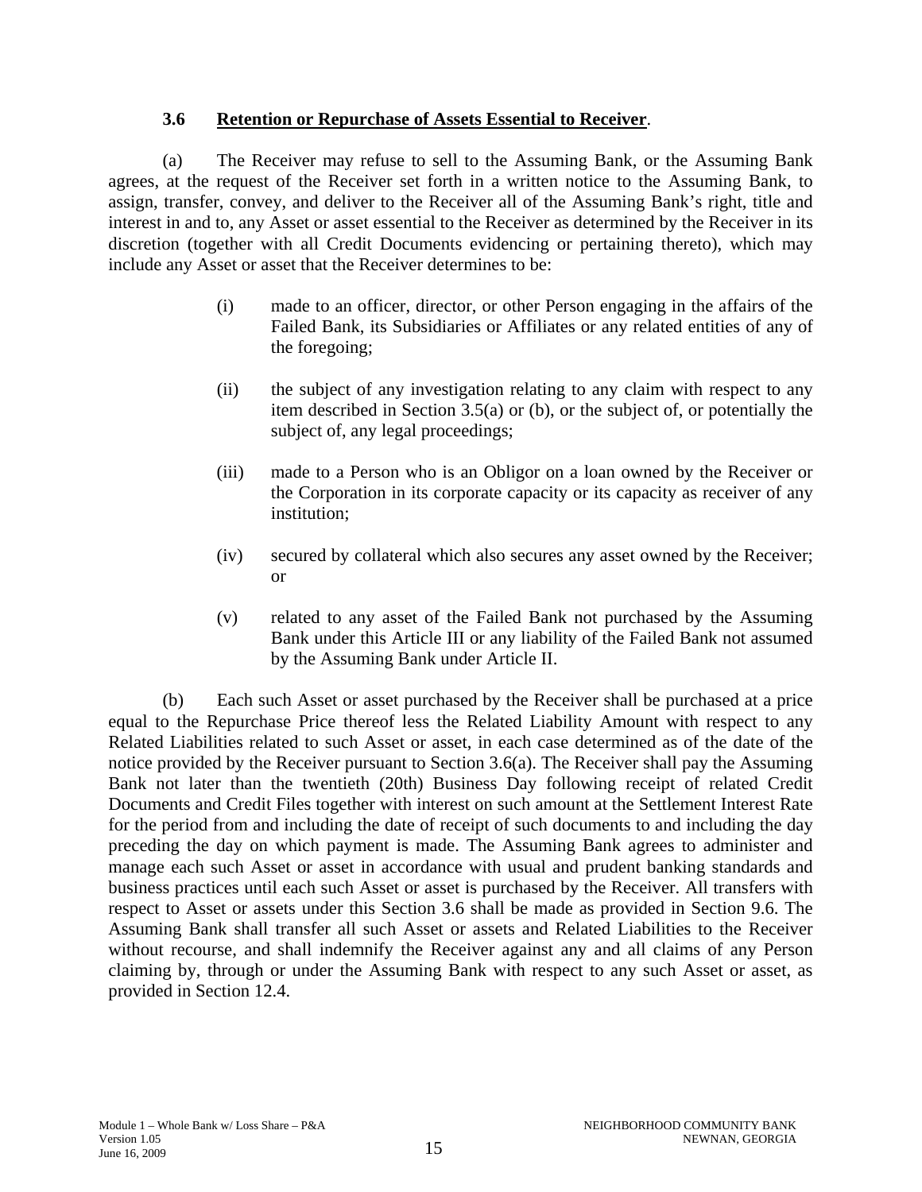### 3.6 Retention or Repurchase of Assets Essential to Receiver.

(a) The Receiver may refuse to sell to the Assuming Bank, or the Assuming Bank agrees, at the request of the Receiver set forth in a written notice to the Assuming Bank, to assign, transfer, convey, and deliver to the Receiver all of the Assuming Bank's right, title and interest in and to, any Asset or asset essential to the Receiver as determined by the Receiver in its discretion (together with all Credit Documents evidencing or pertaining thereto), which may include any Asset or asset that the Receiver determines to be:

(i) made to an officer, director, or other Person engaging in the affairs of the Failed Bank, its Subsidiaries or Affiliates or any related entities of any of the foregoing;

(ii) the subject of any investigation relating to any claim with respect to any item described in Section 3.5(a) or (b), or the subject of, or potentially the subject of, any legal proceedings;

(iii) made to a Person who is an Obligor on a loan owned by the Receiver or the Corporation in its corporate capacity or its capacity as receiver of any institution;

(iv) secured by collateral which also secures any asset owned by the Receiver; or

(v) related to any asset of the Failed Bank not purchased by the Assuming Bank under this Article III or any liability of the Failed Bank not assumed by the Assuming Bank under Article II.

(b) Each such Asset or asset purchased by the Receiver shall be purchased at a price equal to the Repurchase Price thereof less the Related Liability Amount with respect to any Related Liabilities related to such Asset or asset, in each case determined as of the date of the notice provided by the Receiver pursuant to Section 3.6(a). The Receiver shall pay the Assuming Bank not later than the twentieth (20th) Business Day following receipt of related Credit Documents and Credit Files together with interest on such amount at the Settlement Interest Rate for the period from and including the date of receipt of such documents to and including the day preceding the day on which payment is made. The Assuming Bank agrees to administer and manage each such Asset or asset in accordance with usual and prudent banking standards and business practices until each such Asset or asset is purchased by the Receiver. All transfers with respect to Asset or assets under this Section 3.6 shall be made as provided in Section 9.6. The Assuming Bank shall transfer all such Asset or assets and Related Liabilities to the Receiver without recourse, and shall indemnify the Receiver against any and all claims of any Person claiming by, through or under the Assuming Bank with respect to any such Asset or asset, as provided in Section 12.4.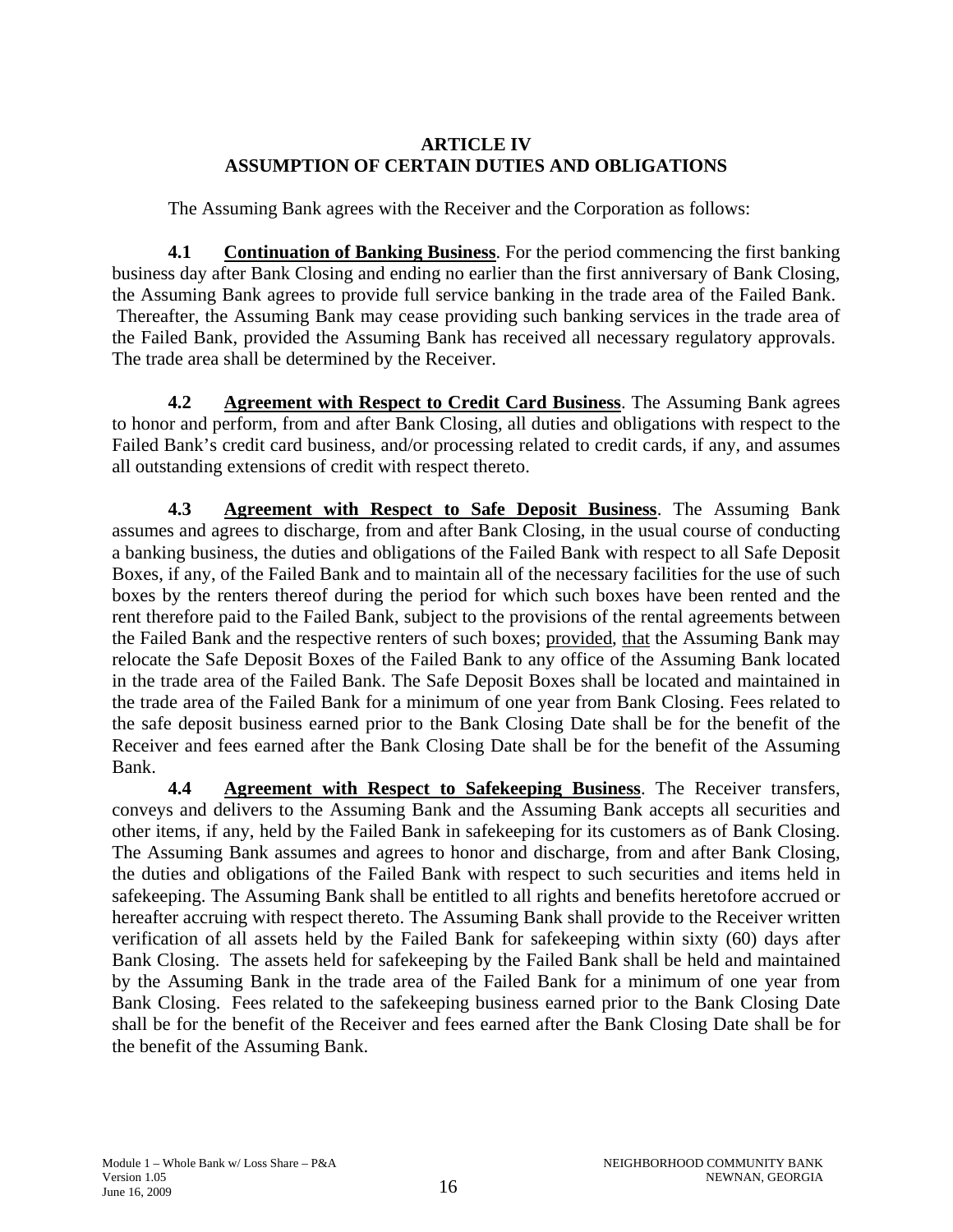**ARTICLE IV**
**ASSUMPTION OF CERTAIN DUTIES AND OBLIGATIONS**

The Assuming Bank agrees with the Receiver and the Corporation as follows:

**4.1 Continuation of Banking Business**. For the period commencing the first banking business day after Bank Closing and ending no earlier than the first anniversary of Bank Closing, the Assuming Bank agrees to provide full service banking in the trade area of the Failed Bank. Thereafter, the Assuming Bank may cease providing such banking services in the trade area of the Failed Bank, provided the Assuming Bank has received all necessary regulatory approvals. The trade area shall be determined by the Receiver.

**4.2 Agreement with Respect to Credit Card Business**. The Assuming Bank agrees to honor and perform, from and after Bank Closing, all duties and obligations with respect to the Failed Bank's credit card business, and/or processing related to credit cards, if any, and assumes all outstanding extensions of credit with respect thereto.

**4.3 Agreement with Respect to Safe Deposit Business**. The Assuming Bank assumes and agrees to discharge, from and after Bank Closing, in the usual course of conducting a banking business, the duties and obligations of the Failed Bank with respect to all Safe Deposit Boxes, if any, of the Failed Bank and to maintain all of the necessary facilities for the use of such boxes by the renters thereof during the period for which such boxes have been rented and the rent therefore paid to the Failed Bank, subject to the provisions of the rental agreements between the Failed Bank and the respective renters of such boxes; provided, that the Assuming Bank may relocate the Safe Deposit Boxes of the Failed Bank to any office of the Assuming Bank located in the trade area of the Failed Bank. The Safe Deposit Boxes shall be located and maintained in the trade area of the Failed Bank for a minimum of one year from Bank Closing. Fees related to the safe deposit business earned prior to the Bank Closing Date shall be for the benefit of the Receiver and fees earned after the Bank Closing Date shall be for the benefit of the Assuming Bank.

**4.4 Agreement with Respect to Safekeeping Business**. The Receiver transfers, conveys and delivers to the Assuming Bank and the Assuming Bank accepts all securities and other items, if any, held by the Failed Bank in safekeeping for its customers as of Bank Closing. The Assuming Bank assumes and agrees to honor and discharge, from and after Bank Closing, the duties and obligations of the Failed Bank with respect to such securities and items held in safekeeping. The Assuming Bank shall be entitled to all rights and benefits heretofore accrued or hereafter accruing with respect thereto. The Assuming Bank shall provide to the Receiver written verification of all assets held by the Failed Bank for safekeeping within sixty (60) days after Bank Closing. The assets held for safekeeping by the Failed Bank shall be held and maintained by the Assuming Bank in the trade area of the Failed Bank for a minimum of one year from Bank Closing. Fees related to the safekeeping business earned prior to the Bank Closing Date shall be for the benefit of the Receiver and fees earned after the Bank Closing Date shall be for the benefit of the Assuming Bank.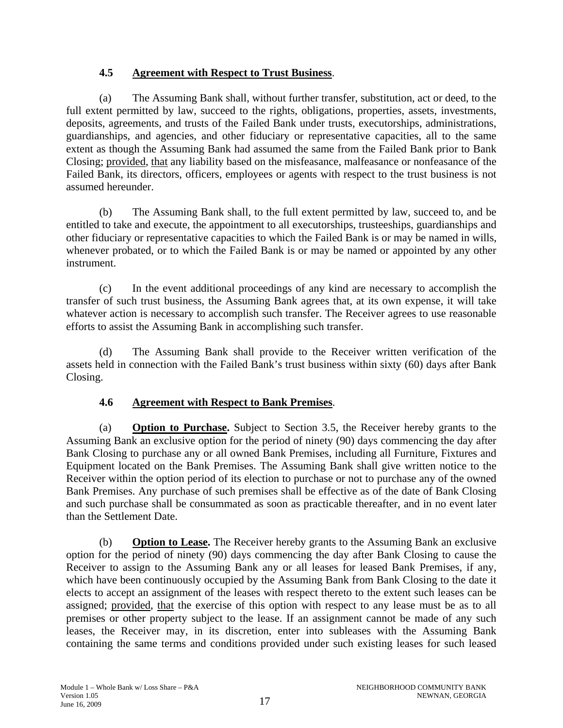### 4.5 Agreement with Respect to Trust Business.

(a) The Assuming Bank shall, without further transfer, substitution, act or deed, to the full extent permitted by law, succeed to the rights, obligations, properties, assets, investments, deposits, agreements, and trusts of the Failed Bank under trusts, executorships, administrations, guardianships, and agencies, and other fiduciary or representative capacities, all to the same extent as though the Assuming Bank had assumed the same from the Failed Bank prior to Bank Closing; provided, that any liability based on the misfeasance, malfeasance or nonfeasance of the Failed Bank, its directors, officers, employees or agents with respect to the trust business is not assumed hereunder.

(b) The Assuming Bank shall, to the full extent permitted by law, succeed to, and be entitled to take and execute, the appointment to all executorships, trusteeships, guardianships and other fiduciary or representative capacities to which the Failed Bank is or may be named in wills, whenever probated, or to which the Failed Bank is or may be named or appointed by any other instrument.

(c) In the event additional proceedings of any kind are necessary to accomplish the transfer of such trust business, the Assuming Bank agrees that, at its own expense, it will take whatever action is necessary to accomplish such transfer. The Receiver agrees to use reasonable efforts to assist the Assuming Bank in accomplishing such transfer.

(d) The Assuming Bank shall provide to the Receiver written verification of the assets held in connection with the Failed Bank's trust business within sixty (60) days after Bank Closing.

### 4.6 Agreement with Respect to Bank Premises.

(a) **Option to Purchase.** Subject to Section 3.5, the Receiver hereby grants to the Assuming Bank an exclusive option for the period of ninety (90) days commencing the day after Bank Closing to purchase any or all owned Bank Premises, including all Furniture, Fixtures and Equipment located on the Bank Premises. The Assuming Bank shall give written notice to the Receiver within the option period of its election to purchase or not to purchase any of the owned Bank Premises. Any purchase of such premises shall be effective as of the date of Bank Closing and such purchase shall be consummated as soon as practicable thereafter, and in no event later than the Settlement Date.

(b) **Option to Lease.** The Receiver hereby grants to the Assuming Bank an exclusive option for the period of ninety (90) days commencing the day after Bank Closing to cause the Receiver to assign to the Assuming Bank any or all leases for leased Bank Premises, if any, which have been continuously occupied by the Assuming Bank from Bank Closing to the date it elects to accept an assignment of the leases with respect thereto to the extent such leases can be assigned; provided, that the exercise of this option with respect to any lease must be as to all premises or other property subject to the lease. If an assignment cannot be made of any such leases, the Receiver may, in its discretion, enter into subleases with the Assuming Bank containing the same terms and conditions provided under such existing leases for such leased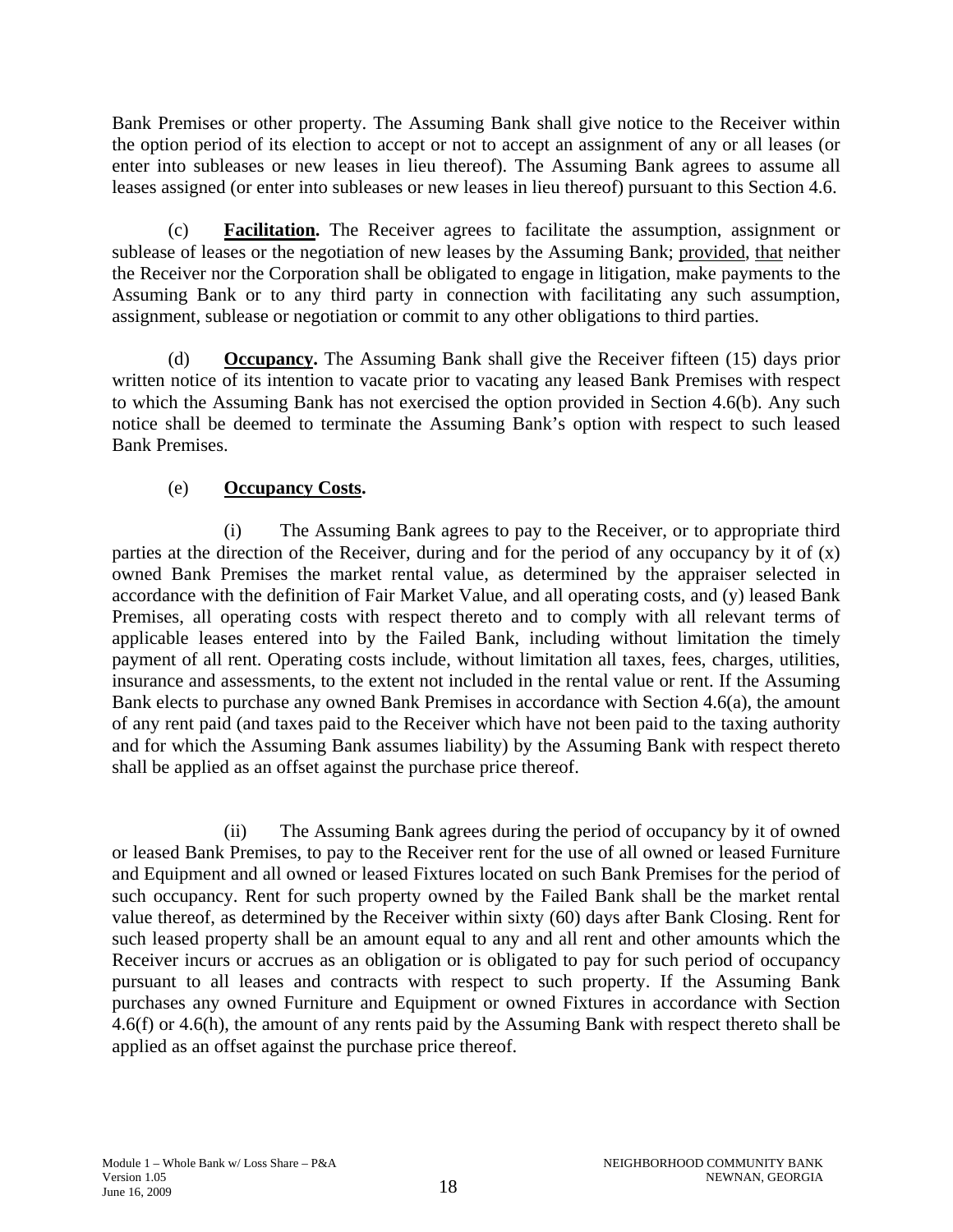Bank Premises or other property. The Assuming Bank shall give notice to the Receiver within the option period of its election to accept or not to accept an assignment of any or all leases (or enter into subleases or new leases in lieu thereof). The Assuming Bank agrees to assume all leases assigned (or enter into subleases or new leases in lieu thereof) pursuant to this Section 4.6.

(c) **Facilitation.** The Receiver agrees to facilitate the assumption, assignment or sublease of leases or the negotiation of new leases by the Assuming Bank; provided, that neither the Receiver nor the Corporation shall be obligated to engage in litigation, make payments to the Assuming Bank or to any third party in connection with facilitating any such assumption, assignment, sublease or negotiation or commit to any other obligations to third parties.

(d) **Occupancy.** The Assuming Bank shall give the Receiver fifteen (15) days prior written notice of its intention to vacate prior to vacating any leased Bank Premises with respect to which the Assuming Bank has not exercised the option provided in Section 4.6(b). Any such notice shall be deemed to terminate the Assuming Bank's option with respect to such leased Bank Premises.

(e) **Occupancy Costs.**

(i) The Assuming Bank agrees to pay to the Receiver, or to appropriate third parties at the direction of the Receiver, during and for the period of any occupancy by it of (x) owned Bank Premises the market rental value, as determined by the appraiser selected in accordance with the definition of Fair Market Value, and all operating costs, and (y) leased Bank Premises, all operating costs with respect thereto and to comply with all relevant terms of applicable leases entered into by the Failed Bank, including without limitation the timely payment of all rent. Operating costs include, without limitation all taxes, fees, charges, utilities, insurance and assessments, to the extent not included in the rental value or rent. If the Assuming Bank elects to purchase any owned Bank Premises in accordance with Section 4.6(a), the amount of any rent paid (and taxes paid to the Receiver which have not been paid to the taxing authority and for which the Assuming Bank assumes liability) by the Assuming Bank with respect thereto shall be applied as an offset against the purchase price thereof.

(ii) The Assuming Bank agrees during the period of occupancy by it of owned or leased Bank Premises, to pay to the Receiver rent for the use of all owned or leased Furniture and Equipment and all owned or leased Fixtures located on such Bank Premises for the period of such occupancy. Rent for such property owned by the Failed Bank shall be the market rental value thereof, as determined by the Receiver within sixty (60) days after Bank Closing. Rent for such leased property shall be an amount equal to any and all rent and other amounts which the Receiver incurs or accrues as an obligation or is obligated to pay for such period of occupancy pursuant to all leases and contracts with respect to such property. If the Assuming Bank purchases any owned Furniture and Equipment or owned Fixtures in accordance with Section 4.6(f) or 4.6(h), the amount of any rents paid by the Assuming Bank with respect thereto shall be applied as an offset against the purchase price thereof.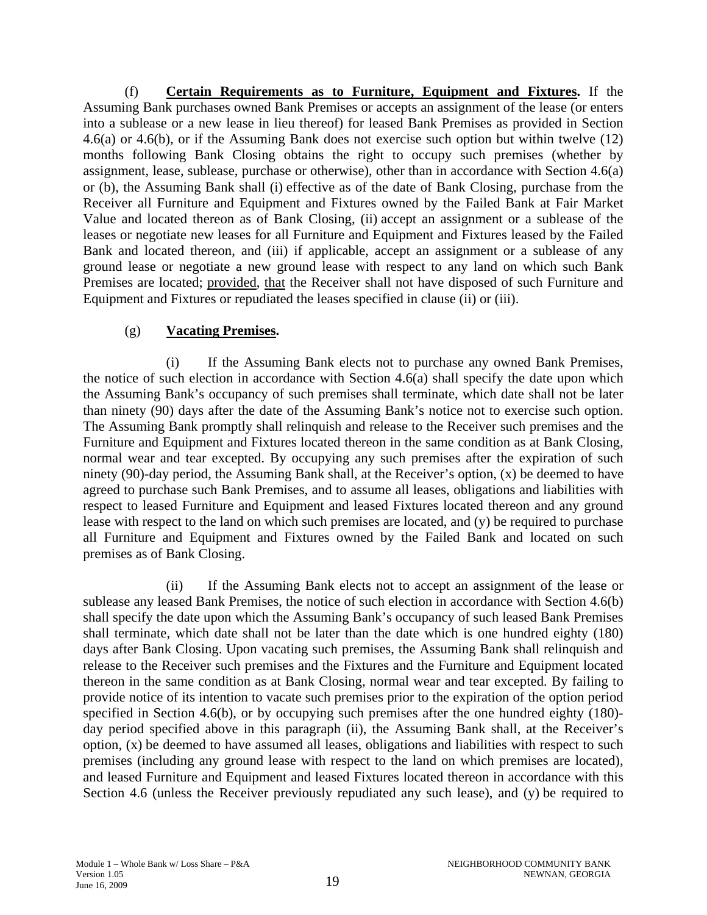(f) **Certain Requirements as to Furniture, Equipment and Fixtures.** If the Assuming Bank purchases owned Bank Premises or accepts an assignment of the lease (or enters into a sublease or a new lease in lieu thereof) for leased Bank Premises as provided in Section 4.6(a) or 4.6(b), or if the Assuming Bank does not exercise such option but within twelve (12) months following Bank Closing obtains the right to occupy such premises (whether by assignment, lease, sublease, purchase or otherwise), other than in accordance with Section 4.6(a) or (b), the Assuming Bank shall (i) effective as of the date of Bank Closing, purchase from the Receiver all Furniture and Equipment and Fixtures owned by the Failed Bank at Fair Market Value and located thereon as of Bank Closing, (ii) accept an assignment or a sublease of the leases or negotiate new leases for all Furniture and Equipment and Fixtures leased by the Failed Bank and located thereon, and (iii) if applicable, accept an assignment or a sublease of any ground lease or negotiate a new ground lease with respect to any land on which such Bank Premises are located; provided, that the Receiver shall not have disposed of such Furniture and Equipment and Fixtures or repudiated the leases specified in clause (ii) or (iii).

(g) **Vacating Premises.**

(i) If the Assuming Bank elects not to purchase any owned Bank Premises, the notice of such election in accordance with Section 4.6(a) shall specify the date upon which the Assuming Bank's occupancy of such premises shall terminate, which date shall not be later than ninety (90) days after the date of the Assuming Bank's notice not to exercise such option. The Assuming Bank promptly shall relinquish and release to the Receiver such premises and the Furniture and Equipment and Fixtures located thereon in the same condition as at Bank Closing, normal wear and tear excepted. By occupying any such premises after the expiration of such ninety (90)-day period, the Assuming Bank shall, at the Receiver's option, (x) be deemed to have agreed to purchase such Bank Premises, and to assume all leases, obligations and liabilities with respect to leased Furniture and Equipment and leased Fixtures located thereon and any ground lease with respect to the land on which such premises are located, and (y) be required to purchase all Furniture and Equipment and Fixtures owned by the Failed Bank and located on such premises as of Bank Closing.

(ii) If the Assuming Bank elects not to accept an assignment of the lease or sublease any leased Bank Premises, the notice of such election in accordance with Section 4.6(b) shall specify the date upon which the Assuming Bank's occupancy of such leased Bank Premises shall terminate, which date shall not be later than the date which is one hundred eighty (180) days after Bank Closing. Upon vacating such premises, the Assuming Bank shall relinquish and release to the Receiver such premises and the Fixtures and the Furniture and Equipment located thereon in the same condition as at Bank Closing, normal wear and tear excepted. By failing to provide notice of its intention to vacate such premises prior to the expiration of the option period specified in Section 4.6(b), or by occupying such premises after the one hundred eighty (180)-day period specified above in this paragraph (ii), the Assuming Bank shall, at the Receiver's option, (x) be deemed to have assumed all leases, obligations and liabilities with respect to such premises (including any ground lease with respect to the land on which premises are located), and leased Furniture and Equipment and leased Fixtures located thereon in accordance with this Section 4.6 (unless the Receiver previously repudiated any such lease), and (y) be required to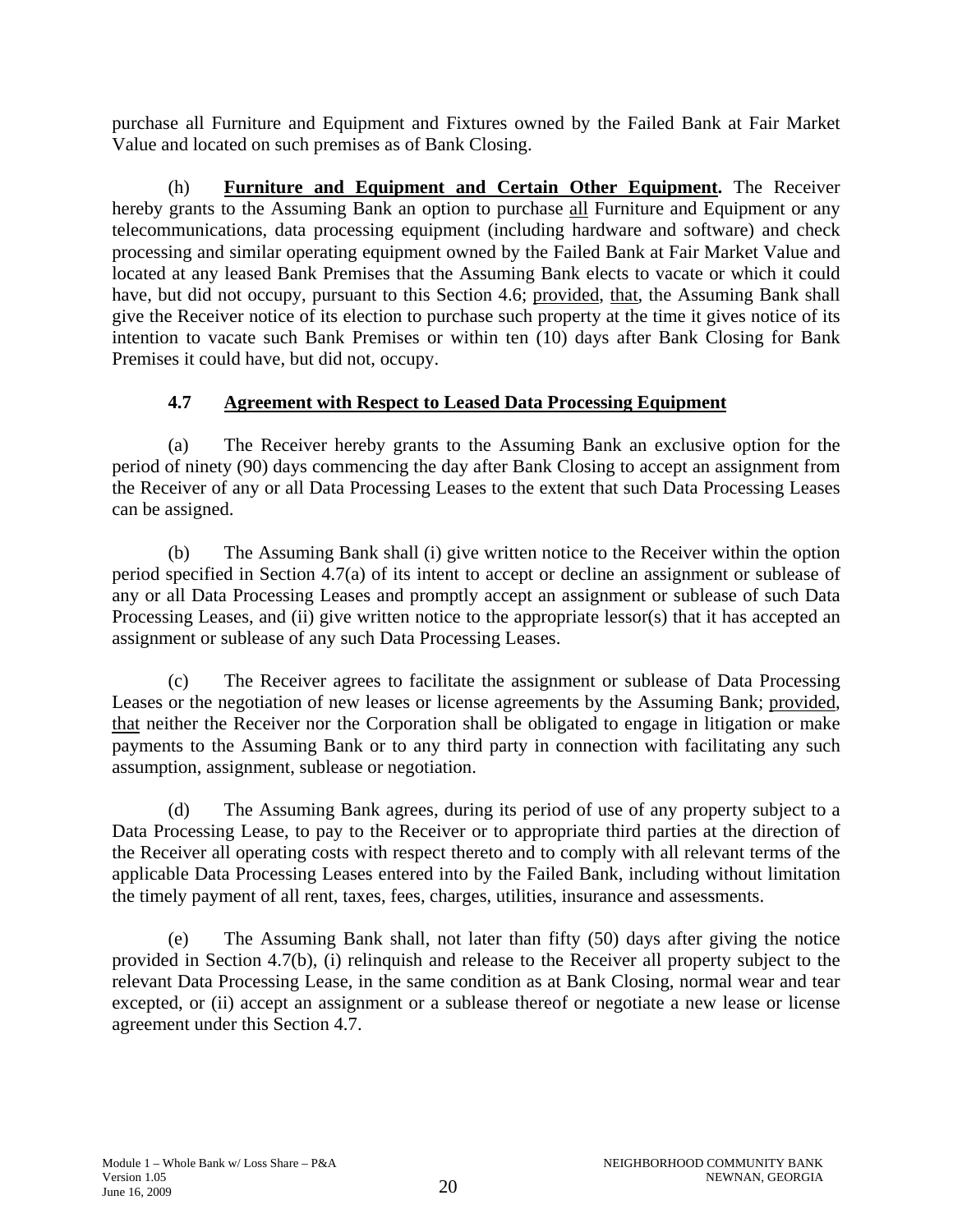purchase all Furniture and Equipment and Fixtures owned by the Failed Bank at Fair Market Value and located on such premises as of Bank Closing.

(h) **Furniture and Equipment and Certain Other Equipment.** The Receiver hereby grants to the Assuming Bank an option to purchase all Furniture and Equipment or any telecommunications, data processing equipment (including hardware and software) and check processing and similar operating equipment owned by the Failed Bank at Fair Market Value and located at any leased Bank Premises that the Assuming Bank elects to vacate or which it could have, but did not occupy, pursuant to this Section 4.6; provided, that, the Assuming Bank shall give the Receiver notice of its election to purchase such property at the time it gives notice of its intention to vacate such Bank Premises or within ten (10) days after Bank Closing for Bank Premises it could have, but did not, occupy.

### 4.7 Agreement with Respect to Leased Data Processing Equipment

(a) The Receiver hereby grants to the Assuming Bank an exclusive option for the period of ninety (90) days commencing the day after Bank Closing to accept an assignment from the Receiver of any or all Data Processing Leases to the extent that such Data Processing Leases can be assigned.

(b) The Assuming Bank shall (i) give written notice to the Receiver within the option period specified in Section 4.7(a) of its intent to accept or decline an assignment or sublease of any or all Data Processing Leases and promptly accept an assignment or sublease of such Data Processing Leases, and (ii) give written notice to the appropriate lessor(s) that it has accepted an assignment or sublease of any such Data Processing Leases.

(c) The Receiver agrees to facilitate the assignment or sublease of Data Processing Leases or the negotiation of new leases or license agreements by the Assuming Bank; provided, that neither the Receiver nor the Corporation shall be obligated to engage in litigation or make payments to the Assuming Bank or to any third party in connection with facilitating any such assumption, assignment, sublease or negotiation.

(d) The Assuming Bank agrees, during its period of use of any property subject to a Data Processing Lease, to pay to the Receiver or to appropriate third parties at the direction of the Receiver all operating costs with respect thereto and to comply with all relevant terms of the applicable Data Processing Leases entered into by the Failed Bank, including without limitation the timely payment of all rent, taxes, fees, charges, utilities, insurance and assessments.

(e) The Assuming Bank shall, not later than fifty (50) days after giving the notice provided in Section 4.7(b), (i) relinquish and release to the Receiver all property subject to the relevant Data Processing Lease, in the same condition as at Bank Closing, normal wear and tear excepted, or (ii) accept an assignment or a sublease thereof or negotiate a new lease or license agreement under this Section 4.7.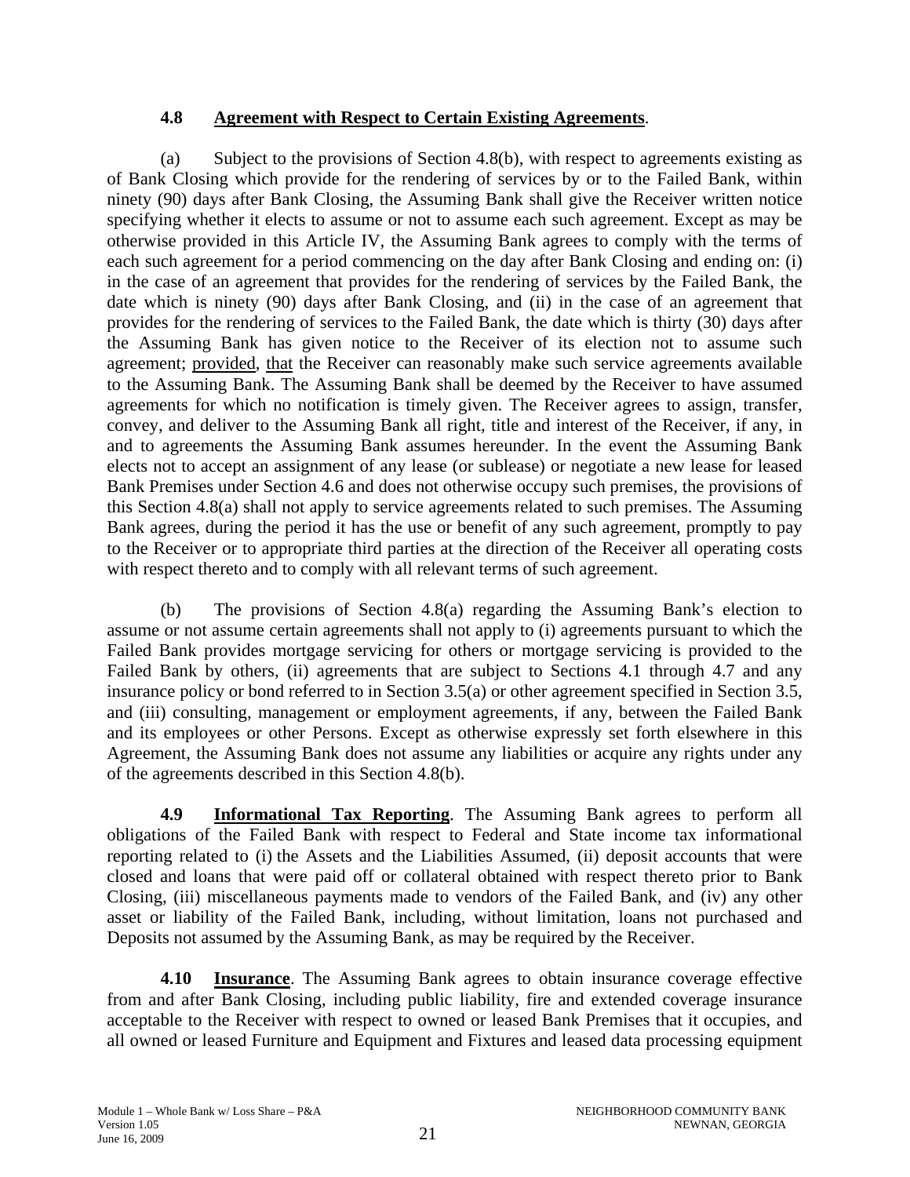### 4.8 Agreement with Respect to Certain Existing Agreements.

(a) Subject to the provisions of Section 4.8(b), with respect to agreements existing as of Bank Closing which provide for the rendering of services by or to the Failed Bank, within ninety (90) days after Bank Closing, the Assuming Bank shall give the Receiver written notice specifying whether it elects to assume or not to assume each such agreement. Except as may be otherwise provided in this Article IV, the Assuming Bank agrees to comply with the terms of each such agreement for a period commencing on the day after Bank Closing and ending on: (i) in the case of an agreement that provides for the rendering of services by the Failed Bank, the date which is ninety (90) days after Bank Closing, and (ii) in the case of an agreement that provides for the rendering of services to the Failed Bank, the date which is thirty (30) days after the Assuming Bank has given notice to the Receiver of its election not to assume such agreement; provided, that the Receiver can reasonably make such service agreements available to the Assuming Bank. The Assuming Bank shall be deemed by the Receiver to have assumed agreements for which no notification is timely given. The Receiver agrees to assign, transfer, convey, and deliver to the Assuming Bank all right, title and interest of the Receiver, if any, in and to agreements the Assuming Bank assumes hereunder. In the event the Assuming Bank elects not to accept an assignment of any lease (or sublease) or negotiate a new lease for leased Bank Premises under Section 4.6 and does not otherwise occupy such premises, the provisions of this Section 4.8(a) shall not apply to service agreements related to such premises. The Assuming Bank agrees, during the period it has the use or benefit of any such agreement, promptly to pay to the Receiver or to appropriate third parties at the direction of the Receiver all operating costs with respect thereto and to comply with all relevant terms of such agreement.

(b) The provisions of Section 4.8(a) regarding the Assuming Bank's election to assume or not assume certain agreements shall not apply to (i) agreements pursuant to which the Failed Bank provides mortgage servicing for others or mortgage servicing is provided to the Failed Bank by others, (ii) agreements that are subject to Sections 4.1 through 4.7 and any insurance policy or bond referred to in Section 3.5(a) or other agreement specified in Section 3.5, and (iii) consulting, management or employment agreements, if any, between the Failed Bank and its employees or other Persons. Except as otherwise expressly set forth elsewhere in this Agreement, the Assuming Bank does not assume any liabilities or acquire any rights under any of the agreements described in this Section 4.8(b).

**4.9 Informational Tax Reporting**. The Assuming Bank agrees to perform all obligations of the Failed Bank with respect to Federal and State income tax informational reporting related to (i) the Assets and the Liabilities Assumed, (ii) deposit accounts that were closed and loans that were paid off or collateral obtained with respect thereto prior to Bank Closing, (iii) miscellaneous payments made to vendors of the Failed Bank, and (iv) any other asset or liability of the Failed Bank, including, without limitation, loans not purchased and Deposits not assumed by the Assuming Bank, as may be required by the Receiver.

**4.10 Insurance**. The Assuming Bank agrees to obtain insurance coverage effective from and after Bank Closing, including public liability, fire and extended coverage insurance acceptable to the Receiver with respect to owned or leased Bank Premises that it occupies, and all owned or leased Furniture and Equipment and Fixtures and leased data processing equipment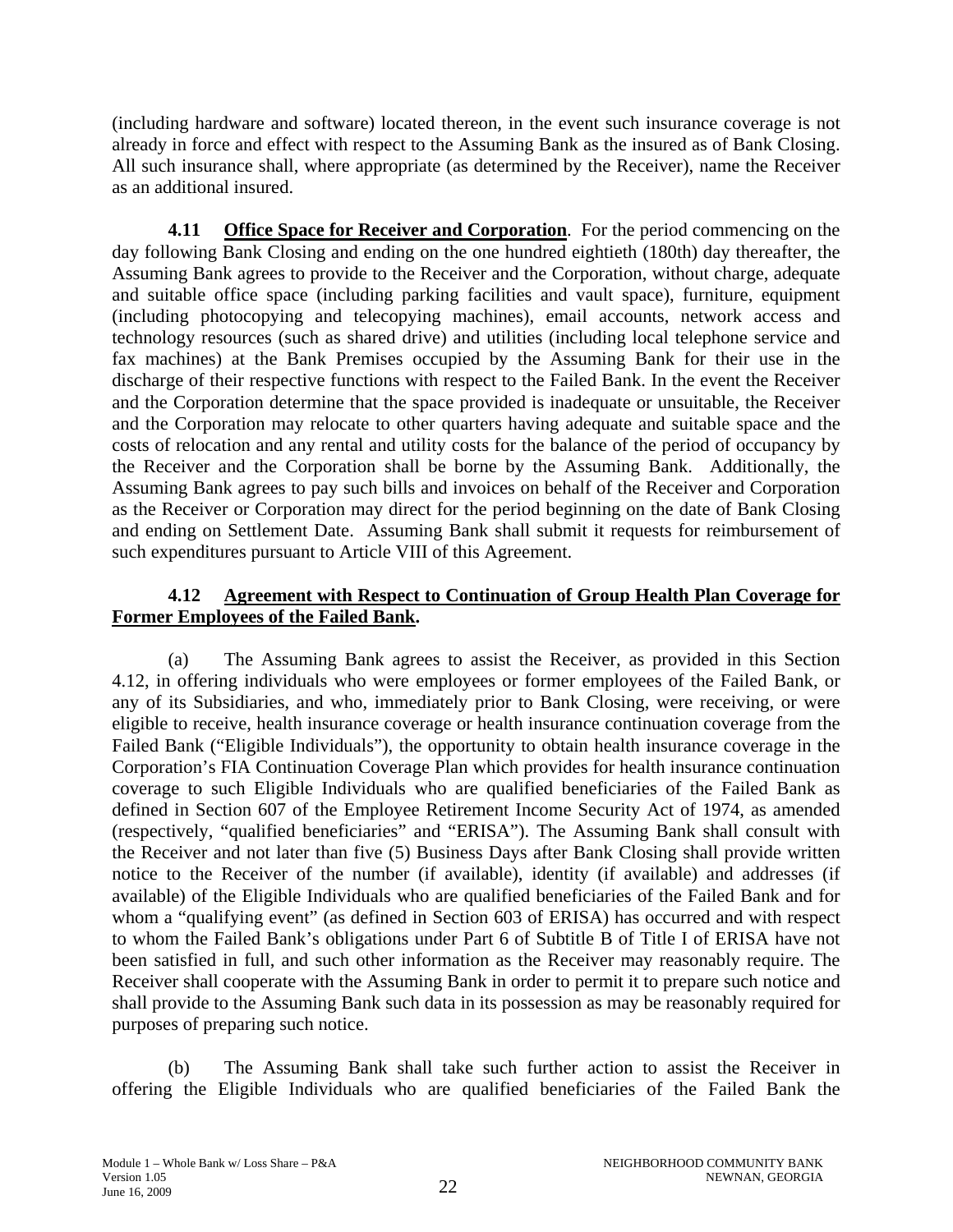(including hardware and software) located thereon, in the event such insurance coverage is not already in force and effect with respect to the Assuming Bank as the insured as of Bank Closing. All such insurance shall, where appropriate (as determined by the Receiver), name the Receiver as an additional insured.

**4.11 Office Space for Receiver and Corporation**. For the period commencing on the day following Bank Closing and ending on the one hundred eightieth (180th) day thereafter, the Assuming Bank agrees to provide to the Receiver and the Corporation, without charge, adequate and suitable office space (including parking facilities and vault space), furniture, equipment (including photocopying and telecopying machines), email accounts, network access and technology resources (such as shared drive) and utilities (including local telephone service and fax machines) at the Bank Premises occupied by the Assuming Bank for their use in the discharge of their respective functions with respect to the Failed Bank. In the event the Receiver and the Corporation determine that the space provided is inadequate or unsuitable, the Receiver and the Corporation may relocate to other quarters having adequate and suitable space and the costs of relocation and any rental and utility costs for the balance of the period of occupancy by the Receiver and the Corporation shall be borne by the Assuming Bank. Additionally, the Assuming Bank agrees to pay such bills and invoices on behalf of the Receiver and Corporation as the Receiver or Corporation may direct for the period beginning on the date of Bank Closing and ending on Settlement Date. Assuming Bank shall submit it requests for reimbursement of such expenditures pursuant to Article VIII of this Agreement.

**4.12 Agreement with Respect to Continuation of Group Health Plan Coverage for Former Employees of the Failed Bank.**

(a) The Assuming Bank agrees to assist the Receiver, as provided in this Section 4.12, in offering individuals who were employees or former employees of the Failed Bank, or any of its Subsidiaries, and who, immediately prior to Bank Closing, were receiving, or were eligible to receive, health insurance coverage or health insurance continuation coverage from the Failed Bank ("Eligible Individuals"), the opportunity to obtain health insurance coverage in the Corporation's FIA Continuation Coverage Plan which provides for health insurance continuation coverage to such Eligible Individuals who are qualified beneficiaries of the Failed Bank as defined in Section 607 of the Employee Retirement Income Security Act of 1974, as amended (respectively, "qualified beneficiaries" and "ERISA"). The Assuming Bank shall consult with the Receiver and not later than five (5) Business Days after Bank Closing shall provide written notice to the Receiver of the number (if available), identity (if available) and addresses (if available) of the Eligible Individuals who are qualified beneficiaries of the Failed Bank and for whom a "qualifying event" (as defined in Section 603 of ERISA) has occurred and with respect to whom the Failed Bank's obligations under Part 6 of Subtitle B of Title I of ERISA have not been satisfied in full, and such other information as the Receiver may reasonably require. The Receiver shall cooperate with the Assuming Bank in order to permit it to prepare such notice and shall provide to the Assuming Bank such data in its possession as may be reasonably required for purposes of preparing such notice.

(b) The Assuming Bank shall take such further action to assist the Receiver in offering the Eligible Individuals who are qualified beneficiaries of the Failed Bank the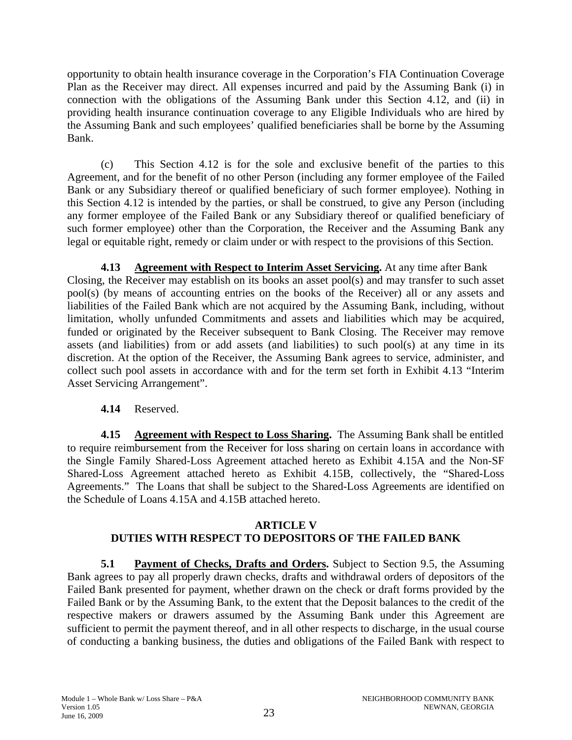opportunity to obtain health insurance coverage in the Corporation's FIA Continuation Coverage Plan as the Receiver may direct. All expenses incurred and paid by the Assuming Bank (i) in connection with the obligations of the Assuming Bank under this Section 4.12, and (ii) in providing health insurance continuation coverage to any Eligible Individuals who are hired by the Assuming Bank and such employees' qualified beneficiaries shall be borne by the Assuming Bank.

(c) This Section 4.12 is for the sole and exclusive benefit of the parties to this Agreement, and for the benefit of no other Person (including any former employee of the Failed Bank or any Subsidiary thereof or qualified beneficiary of such former employee). Nothing in this Section 4.12 is intended by the parties, or shall be construed, to give any Person (including any former employee of the Failed Bank or any Subsidiary thereof or qualified beneficiary of such former employee) other than the Corporation, the Receiver and the Assuming Bank any legal or equitable right, remedy or claim under or with respect to the provisions of this Section.

**4.13 Agreement with Respect to Interim Asset Servicing.** At any time after Bank Closing, the Receiver may establish on its books an asset pool(s) and may transfer to such asset pool(s) (by means of accounting entries on the books of the Receiver) all or any assets and liabilities of the Failed Bank which are not acquired by the Assuming Bank, including, without limitation, wholly unfunded Commitments and assets and liabilities which may be acquired, funded or originated by the Receiver subsequent to Bank Closing. The Receiver may remove assets (and liabilities) from or add assets (and liabilities) to such pool(s) at any time in its discretion. At the option of the Receiver, the Assuming Bank agrees to service, administer, and collect such pool assets in accordance with and for the term set forth in Exhibit 4.13 "Interim Asset Servicing Arrangement".

**4.14** Reserved.

**4.15 Agreement with Respect to Loss Sharing.** The Assuming Bank shall be entitled to require reimbursement from the Receiver for loss sharing on certain loans in accordance with the Single Family Shared-Loss Agreement attached hereto as Exhibit 4.15A and the Non-SF Shared-Loss Agreement attached hereto as Exhibit 4.15B, collectively, the "Shared-Loss Agreements." The Loans that shall be subject to the Shared-Loss Agreements are identified on the Schedule of Loans 4.15A and 4.15B attached hereto.

## ARTICLE V
## DUTIES WITH RESPECT TO DEPOSITORS OF THE FAILED BANK

**5.1 Payment of Checks, Drafts and Orders.** Subject to Section 9.5, the Assuming Bank agrees to pay all properly drawn checks, drafts and withdrawal orders of depositors of the Failed Bank presented for payment, whether drawn on the check or draft forms provided by the Failed Bank or by the Assuming Bank, to the extent that the Deposit balances to the credit of the respective makers or drawers assumed by the Assuming Bank under this Agreement are sufficient to permit the payment thereof, and in all other respects to discharge, in the usual course of conducting a banking business, the duties and obligations of the Failed Bank with respect to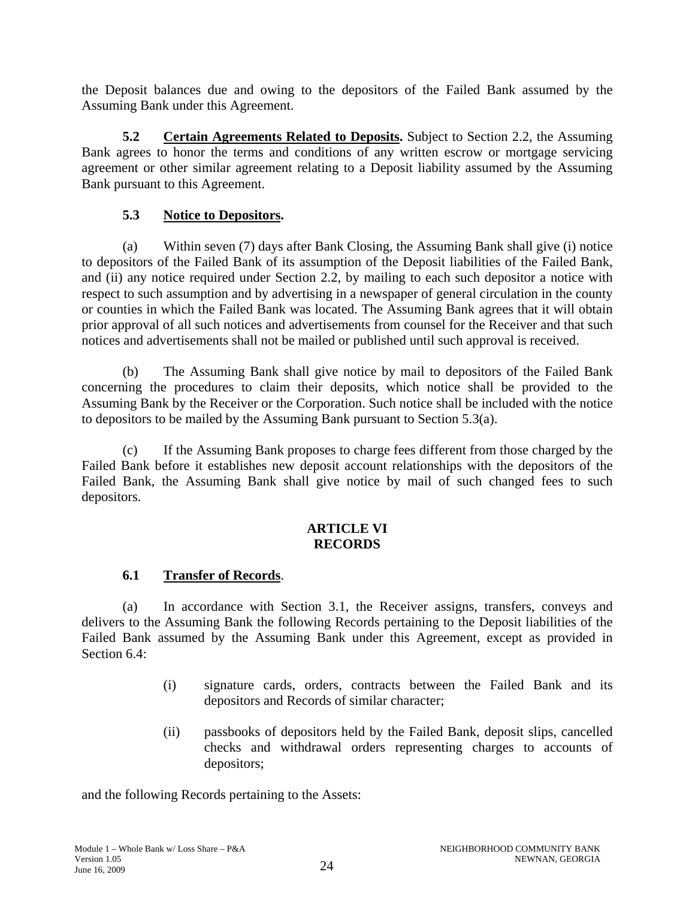the Deposit balances due and owing to the depositors of the Failed Bank assumed by the Assuming Bank under this Agreement.

**5.2 Certain Agreements Related to Deposits.** Subject to Section 2.2, the Assuming Bank agrees to honor the terms and conditions of any written escrow or mortgage servicing agreement or other similar agreement relating to a Deposit liability assumed by the Assuming Bank pursuant to this Agreement.

**5.3 Notice to Depositors.**

(a) Within seven (7) days after Bank Closing, the Assuming Bank shall give (i) notice to depositors of the Failed Bank of its assumption of the Deposit liabilities of the Failed Bank, and (ii) any notice required under Section 2.2, by mailing to each such depositor a notice with respect to such assumption and by advertising in a newspaper of general circulation in the county or counties in which the Failed Bank was located. The Assuming Bank agrees that it will obtain prior approval of all such notices and advertisements from counsel for the Receiver and that such notices and advertisements shall not be mailed or published until such approval is received.

(b) The Assuming Bank shall give notice by mail to depositors of the Failed Bank concerning the procedures to claim their deposits, which notice shall be provided to the Assuming Bank by the Receiver or the Corporation. Such notice shall be included with the notice to depositors to be mailed by the Assuming Bank pursuant to Section 5.3(a).

(c) If the Assuming Bank proposes to charge fees different from those charged by the Failed Bank before it establishes new deposit account relationships with the depositors of the Failed Bank, the Assuming Bank shall give notice by mail of such changed fees to such depositors.

## ARTICLE VI
## RECORDS

**6.1 Transfer of Records.**

(a) In accordance with Section 3.1, the Receiver assigns, transfers, conveys and delivers to the Assuming Bank the following Records pertaining to the Deposit liabilities of the Failed Bank assumed by the Assuming Bank under this Agreement, except as provided in Section 6.4:

(i) signature cards, orders, contracts between the Failed Bank and its depositors and Records of similar character;

(ii) passbooks of depositors held by the Failed Bank, deposit slips, cancelled checks and withdrawal orders representing charges to accounts of depositors;

and the following Records pertaining to the Assets: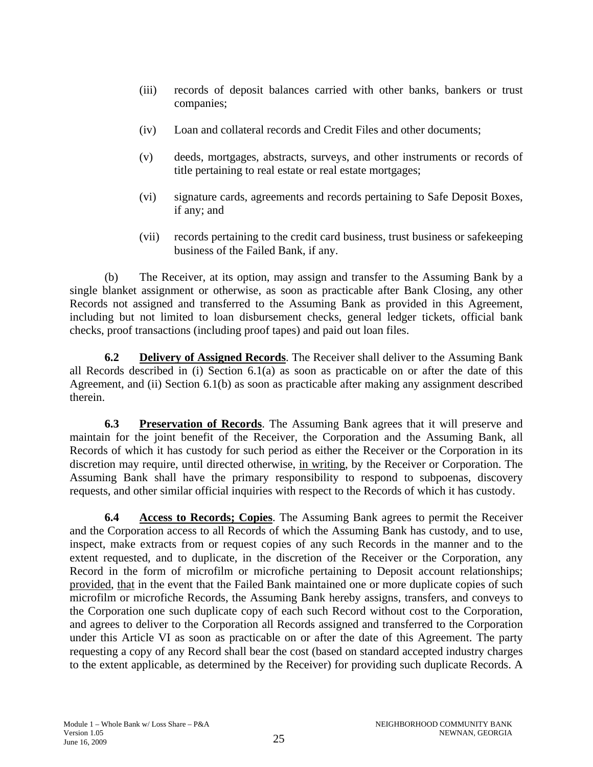(iii) records of deposit balances carried with other banks, bankers or trust companies;

(iv) Loan and collateral records and Credit Files and other documents;

(v) deeds, mortgages, abstracts, surveys, and other instruments or records of title pertaining to real estate or real estate mortgages;

(vi) signature cards, agreements and records pertaining to Safe Deposit Boxes, if any; and

(vii) records pertaining to the credit card business, trust business or safekeeping business of the Failed Bank, if any.

(b) The Receiver, at its option, may assign and transfer to the Assuming Bank by a single blanket assignment or otherwise, as soon as practicable after Bank Closing, any other Records not assigned and transferred to the Assuming Bank as provided in this Agreement, including but not limited to loan disbursement checks, general ledger tickets, official bank checks, proof transactions (including proof tapes) and paid out loan files.

**6.2 Delivery of Assigned Records**. The Receiver shall deliver to the Assuming Bank all Records described in (i) Section 6.1(a) as soon as practicable on or after the date of this Agreement, and (ii) Section 6.1(b) as soon as practicable after making any assignment described therein.

**6.3 Preservation of Records**. The Assuming Bank agrees that it will preserve and maintain for the joint benefit of the Receiver, the Corporation and the Assuming Bank, all Records of which it has custody for such period as either the Receiver or the Corporation in its discretion may require, until directed otherwise, in writing, by the Receiver or Corporation. The Assuming Bank shall have the primary responsibility to respond to subpoenas, discovery requests, and other similar official inquiries with respect to the Records of which it has custody.

**6.4 Access to Records; Copies**. The Assuming Bank agrees to permit the Receiver and the Corporation access to all Records of which the Assuming Bank has custody, and to use, inspect, make extracts from or request copies of any such Records in the manner and to the extent requested, and to duplicate, in the discretion of the Receiver or the Corporation, any Record in the form of microfilm or microfiche pertaining to Deposit account relationships; provided, that in the event that the Failed Bank maintained one or more duplicate copies of such microfilm or microfiche Records, the Assuming Bank hereby assigns, transfers, and conveys to the Corporation one such duplicate copy of each such Record without cost to the Corporation, and agrees to deliver to the Corporation all Records assigned and transferred to the Corporation under this Article VI as soon as practicable on or after the date of this Agreement. The party requesting a copy of any Record shall bear the cost (based on standard accepted industry charges to the extent applicable, as determined by the Receiver) for providing such duplicate Records. A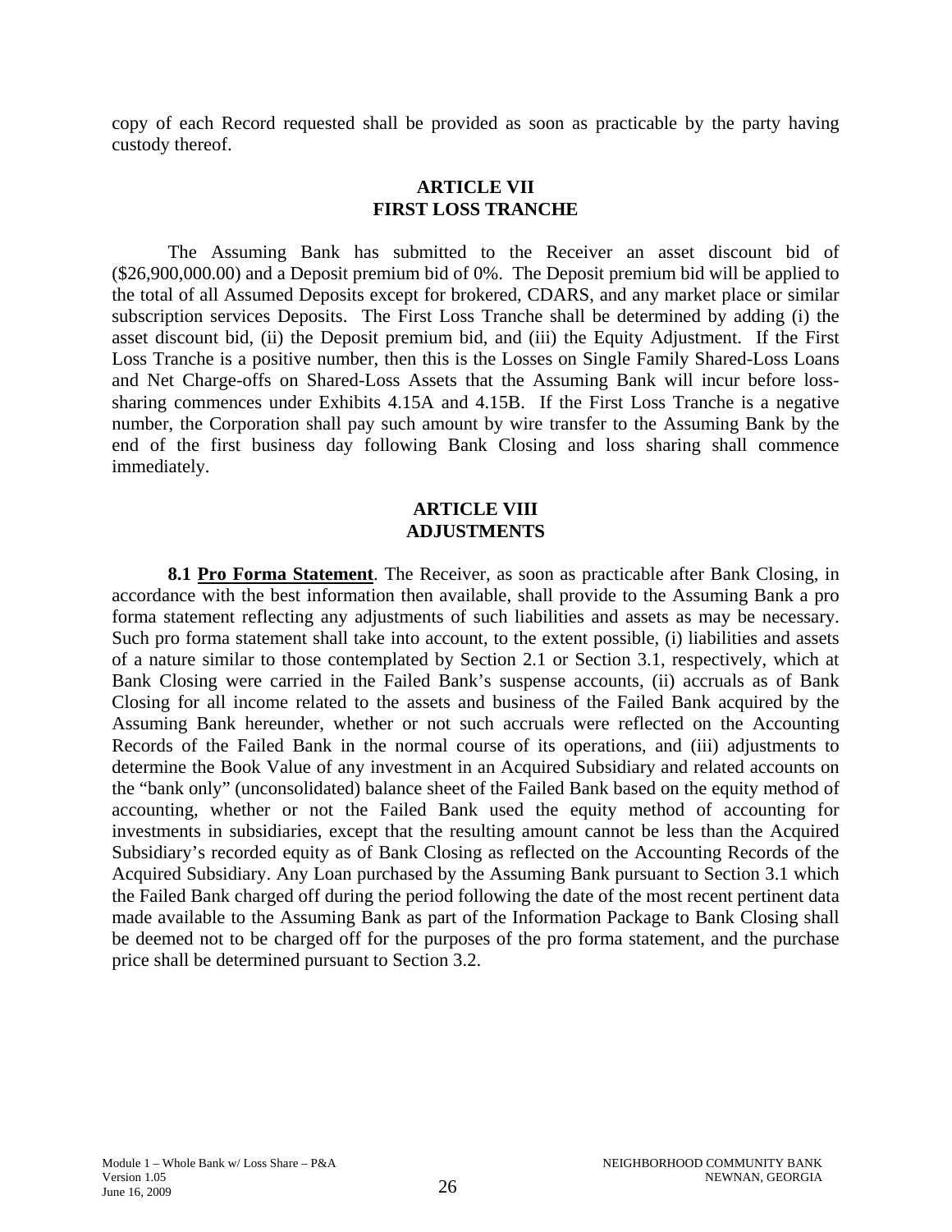copy of each Record requested shall be provided as soon as practicable by the party having custody thereof.

## ARTICLE VII
## FIRST LOSS TRANCHE

The Assuming Bank has submitted to the Receiver an asset discount bid of ($26,900,000.00) and a Deposit premium bid of 0%. The Deposit premium bid will be applied to the total of all Assumed Deposits except for brokered, CDARS, and any market place or similar subscription services Deposits. The First Loss Tranche shall be determined by adding (i) the asset discount bid, (ii) the Deposit premium bid, and (iii) the Equity Adjustment. If the First Loss Tranche is a positive number, then this is the Losses on Single Family Shared-Loss Loans and Net Charge-offs on Shared-Loss Assets that the Assuming Bank will incur before loss-sharing commences under Exhibits 4.15A and 4.15B. If the First Loss Tranche is a negative number, the Corporation shall pay such amount by wire transfer to the Assuming Bank by the end of the first business day following Bank Closing and loss sharing shall commence immediately.

## ARTICLE VIII
## ADJUSTMENTS

**8.1 Pro Forma Statement**. The Receiver, as soon as practicable after Bank Closing, in accordance with the best information then available, shall provide to the Assuming Bank a pro forma statement reflecting any adjustments of such liabilities and assets as may be necessary. Such pro forma statement shall take into account, to the extent possible, (i) liabilities and assets of a nature similar to those contemplated by Section 2.1 or Section 3.1, respectively, which at Bank Closing were carried in the Failed Bank's suspense accounts, (ii) accruals as of Bank Closing for all income related to the assets and business of the Failed Bank acquired by the Assuming Bank hereunder, whether or not such accruals were reflected on the Accounting Records of the Failed Bank in the normal course of its operations, and (iii) adjustments to determine the Book Value of any investment in an Acquired Subsidiary and related accounts on the "bank only" (unconsolidated) balance sheet of the Failed Bank based on the equity method of accounting, whether or not the Failed Bank used the equity method of accounting for investments in subsidiaries, except that the resulting amount cannot be less than the Acquired Subsidiary's recorded equity as of Bank Closing as reflected on the Accounting Records of the Acquired Subsidiary. Any Loan purchased by the Assuming Bank pursuant to Section 3.1 which the Failed Bank charged off during the period following the date of the most recent pertinent data made available to the Assuming Bank as part of the Information Package to Bank Closing shall be deemed not to be charged off for the purposes of the pro forma statement, and the purchase price shall be determined pursuant to Section 3.2.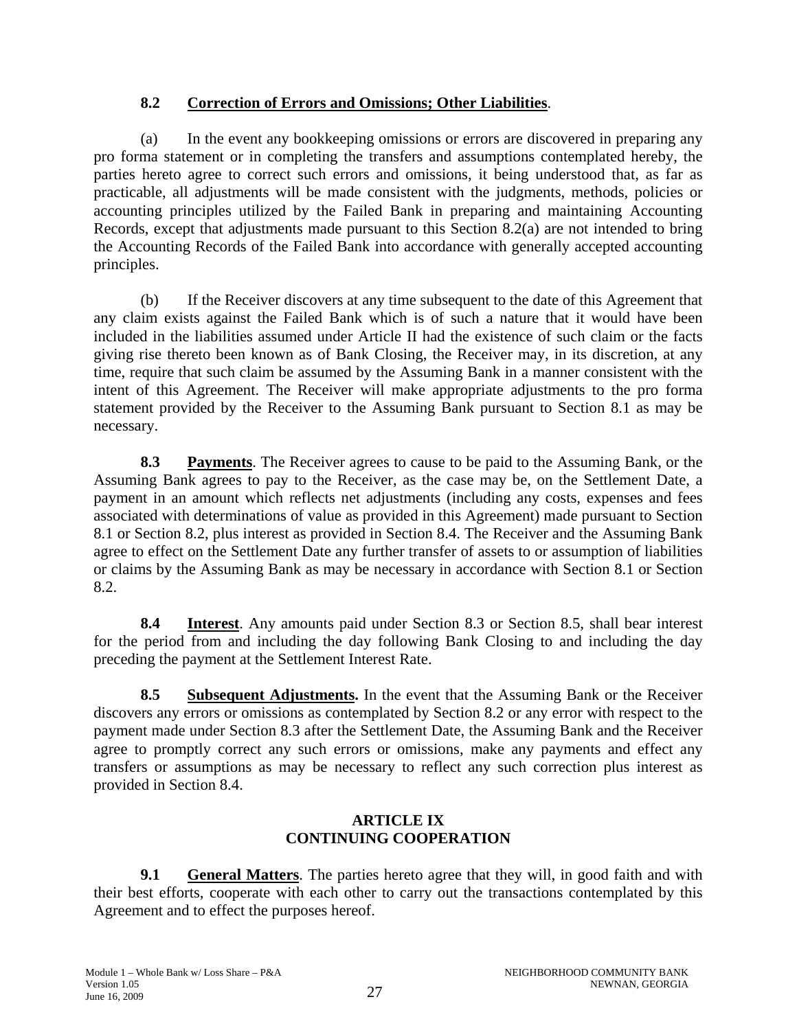**8.2 Correction of Errors and Omissions; Other Liabilities**.

(a) In the event any bookkeeping omissions or errors are discovered in preparing any pro forma statement or in completing the transfers and assumptions contemplated hereby, the parties hereto agree to correct such errors and omissions, it being understood that, as far as practicable, all adjustments will be made consistent with the judgments, methods, policies or accounting principles utilized by the Failed Bank in preparing and maintaining Accounting Records, except that adjustments made pursuant to this Section 8.2(a) are not intended to bring the Accounting Records of the Failed Bank into accordance with generally accepted accounting principles.

(b) If the Receiver discovers at any time subsequent to the date of this Agreement that any claim exists against the Failed Bank which is of such a nature that it would have been included in the liabilities assumed under Article II had the existence of such claim or the facts giving rise thereto been known as of Bank Closing, the Receiver may, in its discretion, at any time, require that such claim be assumed by the Assuming Bank in a manner consistent with the intent of this Agreement. The Receiver will make appropriate adjustments to the pro forma statement provided by the Receiver to the Assuming Bank pursuant to Section 8.1 as may be necessary.

**8.3 Payments**. The Receiver agrees to cause to be paid to the Assuming Bank, or the Assuming Bank agrees to pay to the Receiver, as the case may be, on the Settlement Date, a payment in an amount which reflects net adjustments (including any costs, expenses and fees associated with determinations of value as provided in this Agreement) made pursuant to Section 8.1 or Section 8.2, plus interest as provided in Section 8.4. The Receiver and the Assuming Bank agree to effect on the Settlement Date any further transfer of assets to or assumption of liabilities or claims by the Assuming Bank as may be necessary in accordance with Section 8.1 or Section 8.2.

**8.4 Interest**. Any amounts paid under Section 8.3 or Section 8.5, shall bear interest for the period from and including the day following Bank Closing to and including the day preceding the payment at the Settlement Interest Rate.

**8.5 Subsequent Adjustments.** In the event that the Assuming Bank or the Receiver discovers any errors or omissions as contemplated by Section 8.2 or any error with respect to the payment made under Section 8.3 after the Settlement Date, the Assuming Bank and the Receiver agree to promptly correct any such errors or omissions, make any payments and effect any transfers or assumptions as may be necessary to reflect any such correction plus interest as provided in Section 8.4.

## ARTICLE IX
## CONTINUING COOPERATION

**9.1 General Matters**. The parties hereto agree that they will, in good faith and with their best efforts, cooperate with each other to carry out the transactions contemplated by this Agreement and to effect the purposes hereof.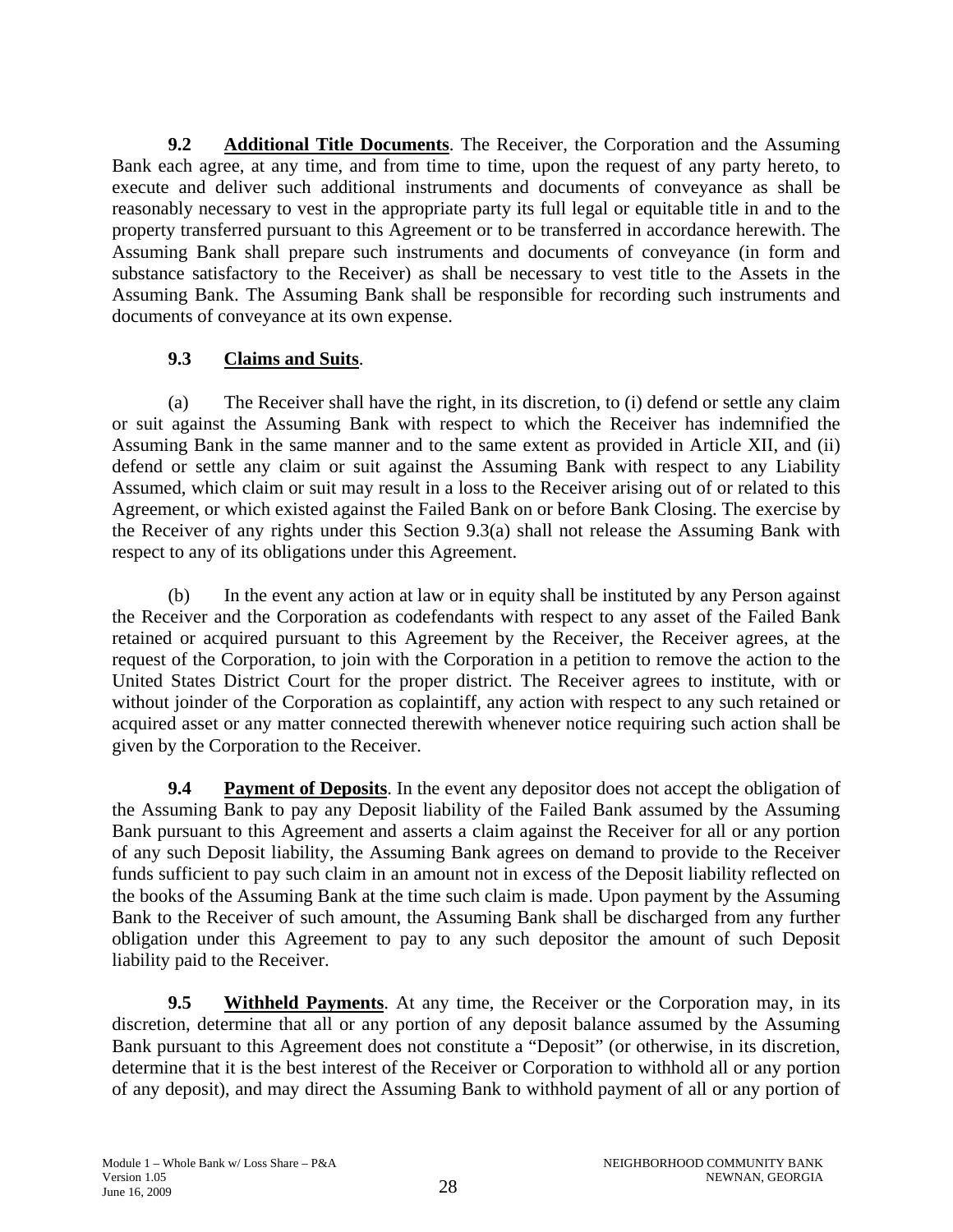**9.2 Additional Title Documents**. The Receiver, the Corporation and the Assuming Bank each agree, at any time, and from time to time, upon the request of any party hereto, to execute and deliver such additional instruments and documents of conveyance as shall be reasonably necessary to vest in the appropriate party its full legal or equitable title in and to the property transferred pursuant to this Agreement or to be transferred in accordance herewith. The Assuming Bank shall prepare such instruments and documents of conveyance (in form and substance satisfactory to the Receiver) as shall be necessary to vest title to the Assets in the Assuming Bank. The Assuming Bank shall be responsible for recording such instruments and documents of conveyance at its own expense.

**9.3 Claims and Suits**.

(a) The Receiver shall have the right, in its discretion, to (i) defend or settle any claim or suit against the Assuming Bank with respect to which the Receiver has indemnified the Assuming Bank in the same manner and to the same extent as provided in Article XII, and (ii) defend or settle any claim or suit against the Assuming Bank with respect to any Liability Assumed, which claim or suit may result in a loss to the Receiver arising out of or related to this Agreement, or which existed against the Failed Bank on or before Bank Closing. The exercise by the Receiver of any rights under this Section 9.3(a) shall not release the Assuming Bank with respect to any of its obligations under this Agreement.

(b) In the event any action at law or in equity shall be instituted by any Person against the Receiver and the Corporation as codefendants with respect to any asset of the Failed Bank retained or acquired pursuant to this Agreement by the Receiver, the Receiver agrees, at the request of the Corporation, to join with the Corporation in a petition to remove the action to the United States District Court for the proper district. The Receiver agrees to institute, with or without joinder of the Corporation as coplaintiff, any action with respect to any such retained or acquired asset or any matter connected therewith whenever notice requiring such action shall be given by the Corporation to the Receiver.

**9.4 Payment of Deposits**. In the event any depositor does not accept the obligation of the Assuming Bank to pay any Deposit liability of the Failed Bank assumed by the Assuming Bank pursuant to this Agreement and asserts a claim against the Receiver for all or any portion of any such Deposit liability, the Assuming Bank agrees on demand to provide to the Receiver funds sufficient to pay such claim in an amount not in excess of the Deposit liability reflected on the books of the Assuming Bank at the time such claim is made. Upon payment by the Assuming Bank to the Receiver of such amount, the Assuming Bank shall be discharged from any further obligation under this Agreement to pay to any such depositor the amount of such Deposit liability paid to the Receiver.

**9.5 Withheld Payments**. At any time, the Receiver or the Corporation may, in its discretion, determine that all or any portion of any deposit balance assumed by the Assuming Bank pursuant to this Agreement does not constitute a "Deposit" (or otherwise, in its discretion, determine that it is the best interest of the Receiver or Corporation to withhold all or any portion of any deposit), and may direct the Assuming Bank to withhold payment of all or any portion of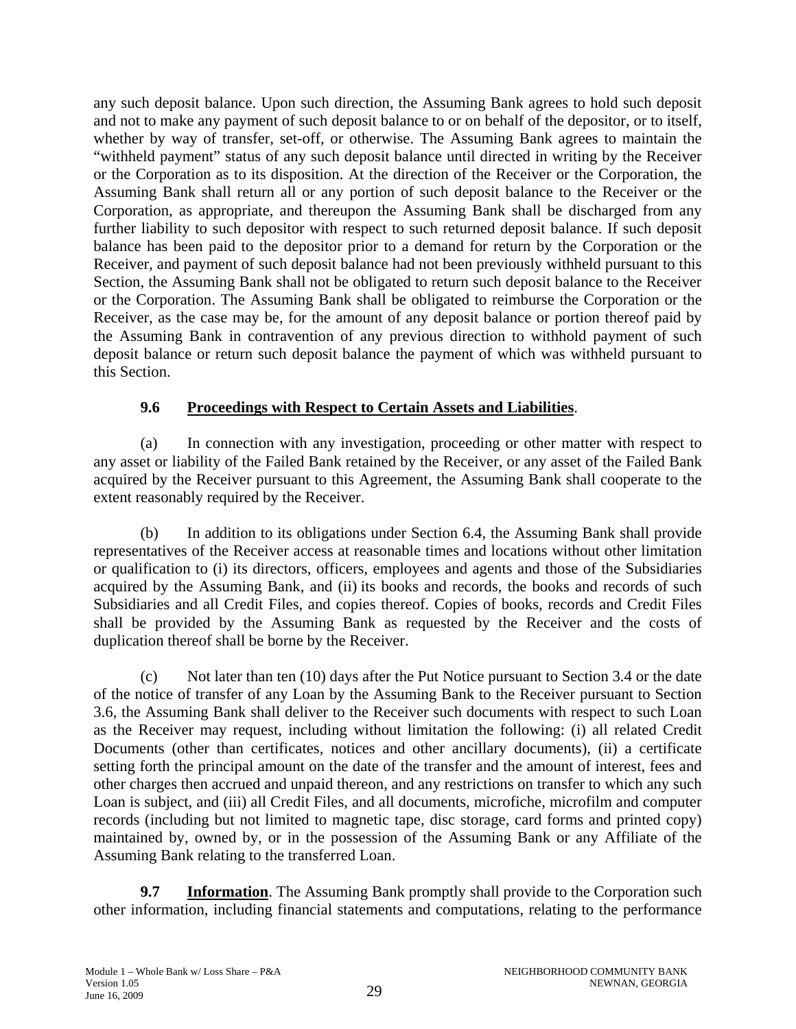any such deposit balance. Upon such direction, the Assuming Bank agrees to hold such deposit and not to make any payment of such deposit balance to or on behalf of the depositor, or to itself, whether by way of transfer, set-off, or otherwise. The Assuming Bank agrees to maintain the "withheld payment" status of any such deposit balance until directed in writing by the Receiver or the Corporation as to its disposition. At the direction of the Receiver or the Corporation, the Assuming Bank shall return all or any portion of such deposit balance to the Receiver or the Corporation, as appropriate, and thereupon the Assuming Bank shall be discharged from any further liability to such depositor with respect to such returned deposit balance. If such deposit balance has been paid to the depositor prior to a demand for return by the Corporation or the Receiver, and payment of such deposit balance had not been previously withheld pursuant to this Section, the Assuming Bank shall not be obligated to return such deposit balance to the Receiver or the Corporation. The Assuming Bank shall be obligated to reimburse the Corporation or the Receiver, as the case may be, for the amount of any deposit balance or portion thereof paid by the Assuming Bank in contravention of any previous direction to withhold payment of such deposit balance or return such deposit balance the payment of which was withheld pursuant to this Section.

**9.6 Proceedings with Respect to Certain Assets and Liabilities**.

(a) In connection with any investigation, proceeding or other matter with respect to any asset or liability of the Failed Bank retained by the Receiver, or any asset of the Failed Bank acquired by the Receiver pursuant to this Agreement, the Assuming Bank shall cooperate to the extent reasonably required by the Receiver.

(b) In addition to its obligations under Section 6.4, the Assuming Bank shall provide representatives of the Receiver access at reasonable times and locations without other limitation or qualification to (i) its directors, officers, employees and agents and those of the Subsidiaries acquired by the Assuming Bank, and (ii) its books and records, the books and records of such Subsidiaries and all Credit Files, and copies thereof. Copies of books, records and Credit Files shall be provided by the Assuming Bank as requested by the Receiver and the costs of duplication thereof shall be borne by the Receiver.

(c) Not later than ten (10) days after the Put Notice pursuant to Section 3.4 or the date of the notice of transfer of any Loan by the Assuming Bank to the Receiver pursuant to Section 3.6, the Assuming Bank shall deliver to the Receiver such documents with respect to such Loan as the Receiver may request, including without limitation the following: (i) all related Credit Documents (other than certificates, notices and other ancillary documents), (ii) a certificate setting forth the principal amount on the date of the transfer and the amount of interest, fees and other charges then accrued and unpaid thereon, and any restrictions on transfer to which any such Loan is subject, and (iii) all Credit Files, and all documents, microfiche, microfilm and computer records (including but not limited to magnetic tape, disc storage, card forms and printed copy) maintained by, owned by, or in the possession of the Assuming Bank or any Affiliate of the Assuming Bank relating to the transferred Loan.

**9.7 Information**. The Assuming Bank promptly shall provide to the Corporation such other information, including financial statements and computations, relating to the performance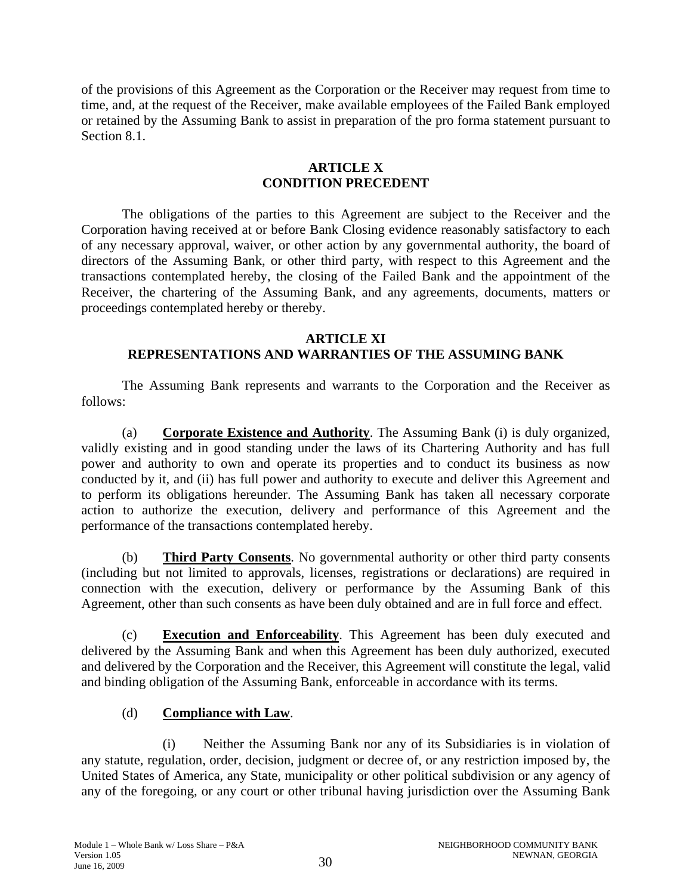of the provisions of this Agreement as the Corporation or the Receiver may request from time to time, and, at the request of the Receiver, make available employees of the Failed Bank employed or retained by the Assuming Bank to assist in preparation of the pro forma statement pursuant to Section 8.1.

## ARTICLE X
## CONDITION PRECEDENT

The obligations of the parties to this Agreement are subject to the Receiver and the Corporation having received at or before Bank Closing evidence reasonably satisfactory to each of any necessary approval, waiver, or other action by any governmental authority, the board of directors of the Assuming Bank, or other third party, with respect to this Agreement and the transactions contemplated hereby, the closing of the Failed Bank and the appointment of the Receiver, the chartering of the Assuming Bank, and any agreements, documents, matters or proceedings contemplated hereby or thereby.

## ARTICLE XI
## REPRESENTATIONS AND WARRANTIES OF THE ASSUMING BANK

The Assuming Bank represents and warrants to the Corporation and the Receiver as follows:

(a) **Corporate Existence and Authority**. The Assuming Bank (i) is duly organized, validly existing and in good standing under the laws of its Chartering Authority and has full power and authority to own and operate its properties and to conduct its business as now conducted by it, and (ii) has full power and authority to execute and deliver this Agreement and to perform its obligations hereunder. The Assuming Bank has taken all necessary corporate action to authorize the execution, delivery and performance of this Agreement and the performance of the transactions contemplated hereby.

(b) **Third Party Consents**. No governmental authority or other third party consents (including but not limited to approvals, licenses, registrations or declarations) are required in connection with the execution, delivery or performance by the Assuming Bank of this Agreement, other than such consents as have been duly obtained and are in full force and effect.

(c) **Execution and Enforceability**. This Agreement has been duly executed and delivered by the Assuming Bank and when this Agreement has been duly authorized, executed and delivered by the Corporation and the Receiver, this Agreement will constitute the legal, valid and binding obligation of the Assuming Bank, enforceable in accordance with its terms.

(d) **Compliance with Law**.

(i) Neither the Assuming Bank nor any of its Subsidiaries is in violation of any statute, regulation, order, decision, judgment or decree of, or any restriction imposed by, the United States of America, any State, municipality or other political subdivision or any agency of any of the foregoing, or any court or other tribunal having jurisdiction over the Assuming Bank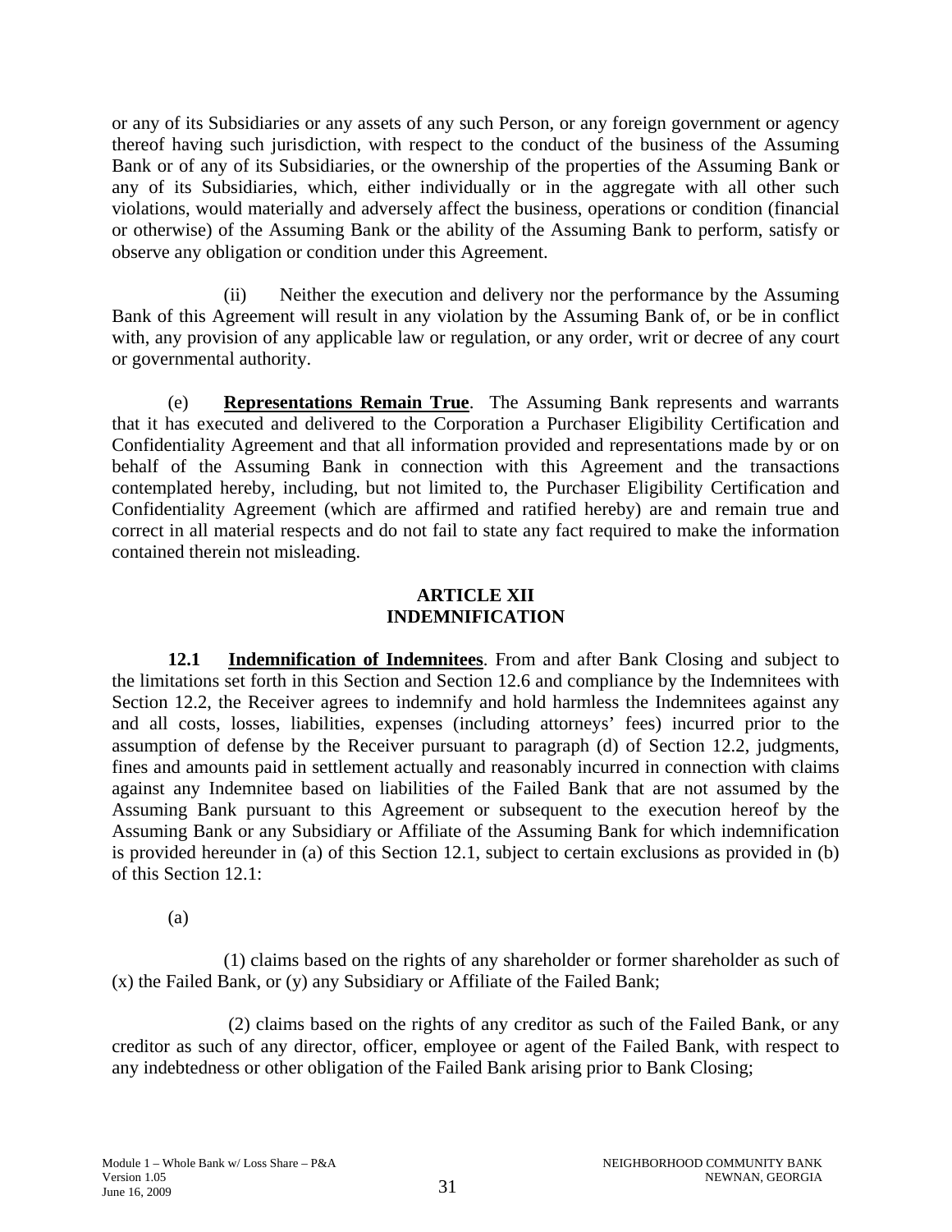or any of its Subsidiaries or any assets of any such Person, or any foreign government or agency thereof having such jurisdiction, with respect to the conduct of the business of the Assuming Bank or of any of its Subsidiaries, or the ownership of the properties of the Assuming Bank or any of its Subsidiaries, which, either individually or in the aggregate with all other such violations, would materially and adversely affect the business, operations or condition (financial or otherwise) of the Assuming Bank or the ability of the Assuming Bank to perform, satisfy or observe any obligation or condition under this Agreement.

(ii) Neither the execution and delivery nor the performance by the Assuming Bank of this Agreement will result in any violation by the Assuming Bank of, or be in conflict with, any provision of any applicable law or regulation, or any order, writ or decree of any court or governmental authority.

(e) **Representations Remain True**. The Assuming Bank represents and warrants that it has executed and delivered to the Corporation a Purchaser Eligibility Certification and Confidentiality Agreement and that all information provided and representations made by or on behalf of the Assuming Bank in connection with this Agreement and the transactions contemplated hereby, including, but not limited to, the Purchaser Eligibility Certification and Confidentiality Agreement (which are affirmed and ratified hereby) are and remain true and correct in all material respects and do not fail to state any fact required to make the information contained therein not misleading.

## ARTICLE XII
## INDEMNIFICATION

**12.1 Indemnification of Indemnitees**. From and after Bank Closing and subject to the limitations set forth in this Section and Section 12.6 and compliance by the Indemnitees with Section 12.2, the Receiver agrees to indemnify and hold harmless the Indemnitees against any and all costs, losses, liabilities, expenses (including attorneys' fees) incurred prior to the assumption of defense by the Receiver pursuant to paragraph (d) of Section 12.2, judgments, fines and amounts paid in settlement actually and reasonably incurred in connection with claims against any Indemnitee based on liabilities of the Failed Bank that are not assumed by the Assuming Bank pursuant to this Agreement or subsequent to the execution hereof by the Assuming Bank or any Subsidiary or Affiliate of the Assuming Bank for which indemnification is provided hereunder in (a) of this Section 12.1, subject to certain exclusions as provided in (b) of this Section 12.1:

(a)

(1) claims based on the rights of any shareholder or former shareholder as such of (x) the Failed Bank, or (y) any Subsidiary or Affiliate of the Failed Bank;

(2) claims based on the rights of any creditor as such of the Failed Bank, or any creditor as such of any director, officer, employee or agent of the Failed Bank, with respect to any indebtedness or other obligation of the Failed Bank arising prior to Bank Closing;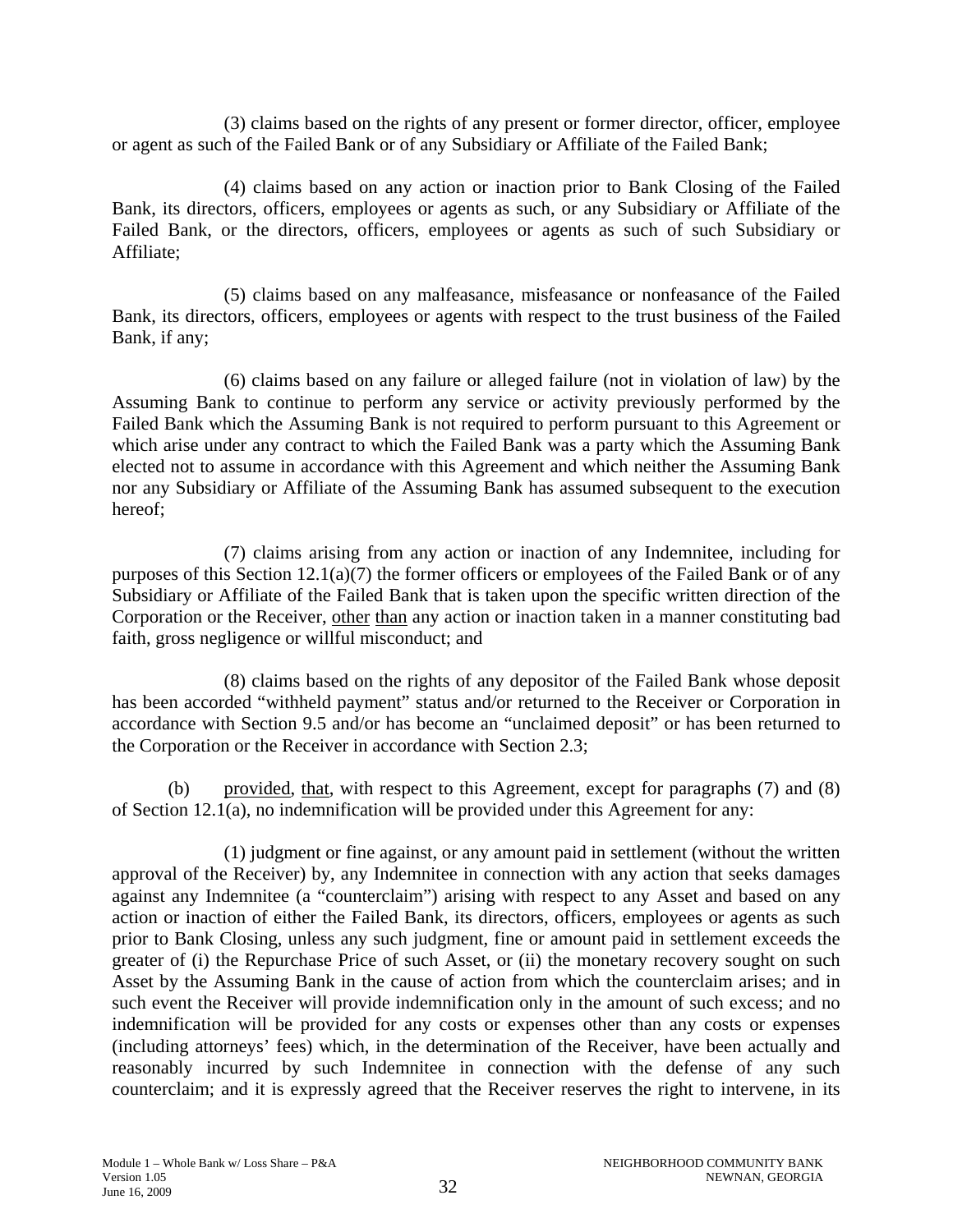(3) claims based on the rights of any present or former director, officer, employee or agent as such of the Failed Bank or of any Subsidiary or Affiliate of the Failed Bank;

(4) claims based on any action or inaction prior to Bank Closing of the Failed Bank, its directors, officers, employees or agents as such, or any Subsidiary or Affiliate of the Failed Bank, or the directors, officers, employees or agents as such of such Subsidiary or Affiliate;

(5) claims based on any malfeasance, misfeasance or nonfeasance of the Failed Bank, its directors, officers, employees or agents with respect to the trust business of the Failed Bank, if any;

(6) claims based on any failure or alleged failure (not in violation of law) by the Assuming Bank to continue to perform any service or activity previously performed by the Failed Bank which the Assuming Bank is not required to perform pursuant to this Agreement or which arise under any contract to which the Failed Bank was a party which the Assuming Bank elected not to assume in accordance with this Agreement and which neither the Assuming Bank nor any Subsidiary or Affiliate of the Assuming Bank has assumed subsequent to the execution hereof;

(7) claims arising from any action or inaction of any Indemnitee, including for purposes of this Section 12.1(a)(7) the former officers or employees of the Failed Bank or of any Subsidiary or Affiliate of the Failed Bank that is taken upon the specific written direction of the Corporation or the Receiver, other than any action or inaction taken in a manner constituting bad faith, gross negligence or willful misconduct; and

(8) claims based on the rights of any depositor of the Failed Bank whose deposit has been accorded "withheld payment" status and/or returned to the Receiver or Corporation in accordance with Section 9.5 and/or has become an "unclaimed deposit" or has been returned to the Corporation or the Receiver in accordance with Section 2.3;

(b) provided, that, with respect to this Agreement, except for paragraphs (7) and (8) of Section 12.1(a), no indemnification will be provided under this Agreement for any:

(1) judgment or fine against, or any amount paid in settlement (without the written approval of the Receiver) by, any Indemnitee in connection with any action that seeks damages against any Indemnitee (a "counterclaim") arising with respect to any Asset and based on any action or inaction of either the Failed Bank, its directors, officers, employees or agents as such prior to Bank Closing, unless any such judgment, fine or amount paid in settlement exceeds the greater of (i) the Repurchase Price of such Asset, or (ii) the monetary recovery sought on such Asset by the Assuming Bank in the cause of action from which the counterclaim arises; and in such event the Receiver will provide indemnification only in the amount of such excess; and no indemnification will be provided for any costs or expenses other than any costs or expenses (including attorneys' fees) which, in the determination of the Receiver, have been actually and reasonably incurred by such Indemnitee in connection with the defense of any such counterclaim; and it is expressly agreed that the Receiver reserves the right to intervene, in its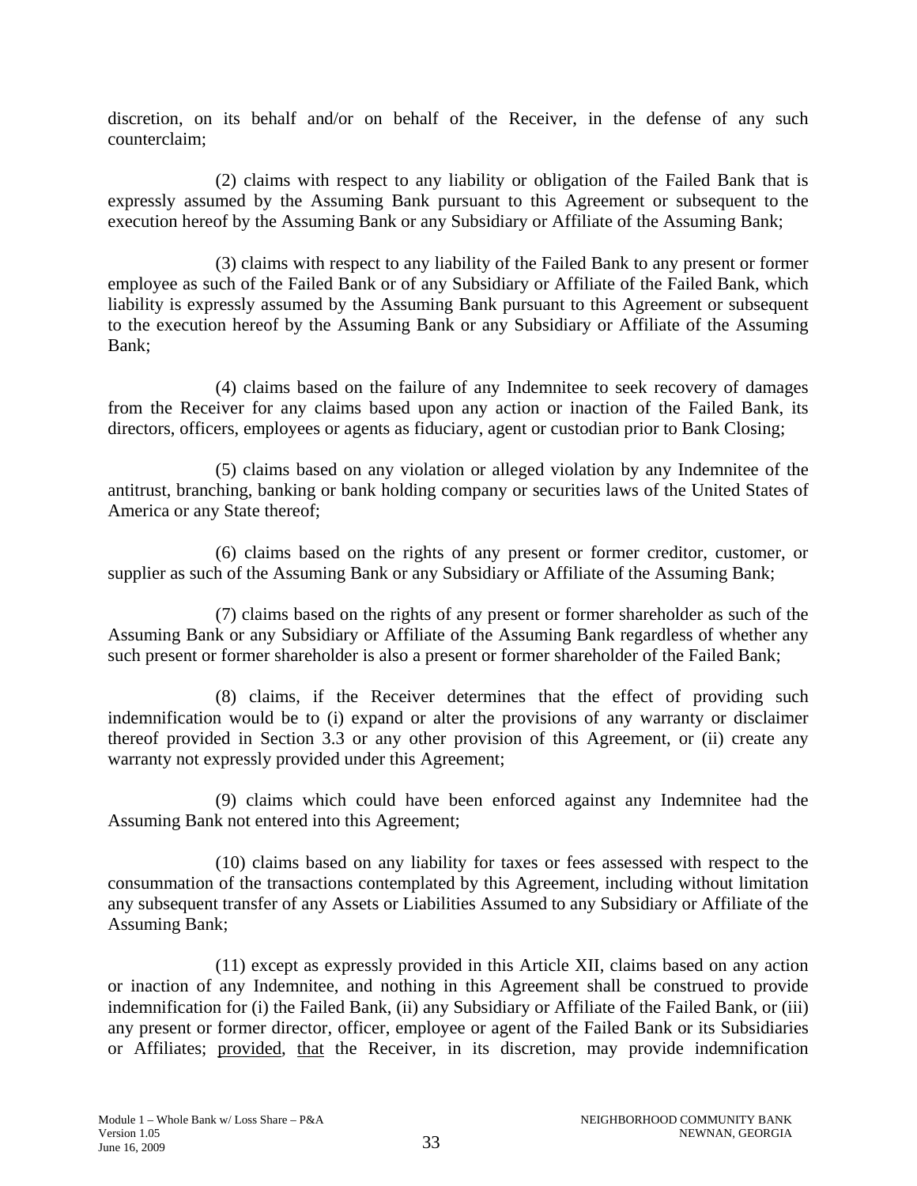discretion, on its behalf and/or on behalf of the Receiver, in the defense of any such counterclaim;

(2) claims with respect to any liability or obligation of the Failed Bank that is expressly assumed by the Assuming Bank pursuant to this Agreement or subsequent to the execution hereof by the Assuming Bank or any Subsidiary or Affiliate of the Assuming Bank;

(3) claims with respect to any liability of the Failed Bank to any present or former employee as such of the Failed Bank or of any Subsidiary or Affiliate of the Failed Bank, which liability is expressly assumed by the Assuming Bank pursuant to this Agreement or subsequent to the execution hereof by the Assuming Bank or any Subsidiary or Affiliate of the Assuming Bank;

(4) claims based on the failure of any Indemnitee to seek recovery of damages from the Receiver for any claims based upon any action or inaction of the Failed Bank, its directors, officers, employees or agents as fiduciary, agent or custodian prior to Bank Closing;

(5) claims based on any violation or alleged violation by any Indemnitee of the antitrust, branching, banking or bank holding company or securities laws of the United States of America or any State thereof;

(6) claims based on the rights of any present or former creditor, customer, or supplier as such of the Assuming Bank or any Subsidiary or Affiliate of the Assuming Bank;

(7) claims based on the rights of any present or former shareholder as such of the Assuming Bank or any Subsidiary or Affiliate of the Assuming Bank regardless of whether any such present or former shareholder is also a present or former shareholder of the Failed Bank;

(8) claims, if the Receiver determines that the effect of providing such indemnification would be to (i) expand or alter the provisions of any warranty or disclaimer thereof provided in Section 3.3 or any other provision of this Agreement, or (ii) create any warranty not expressly provided under this Agreement;

(9) claims which could have been enforced against any Indemnitee had the Assuming Bank not entered into this Agreement;

(10) claims based on any liability for taxes or fees assessed with respect to the consummation of the transactions contemplated by this Agreement, including without limitation any subsequent transfer of any Assets or Liabilities Assumed to any Subsidiary or Affiliate of the Assuming Bank;

(11) except as expressly provided in this Article XII, claims based on any action or inaction of any Indemnitee, and nothing in this Agreement shall be construed to provide indemnification for (i) the Failed Bank, (ii) any Subsidiary or Affiliate of the Failed Bank, or (iii) any present or former director, officer, employee or agent of the Failed Bank or its Subsidiaries or Affiliates; provided, that the Receiver, in its discretion, may provide indemnification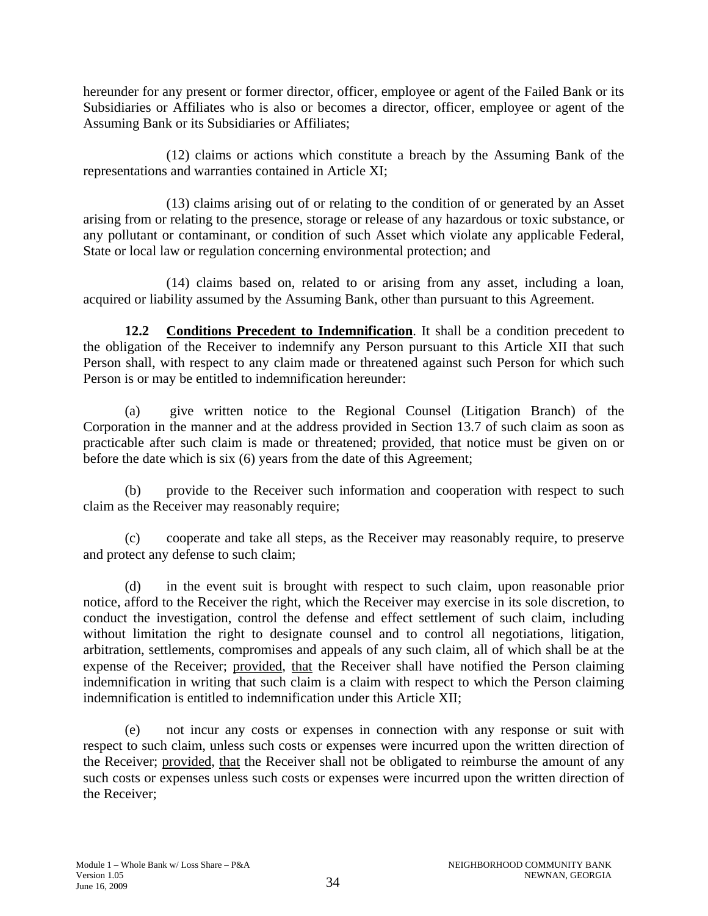hereunder for any present or former director, officer, employee or agent of the Failed Bank or its Subsidiaries or Affiliates who is also or becomes a director, officer, employee or agent of the Assuming Bank or its Subsidiaries or Affiliates;

(12) claims or actions which constitute a breach by the Assuming Bank of the representations and warranties contained in Article XI;

(13) claims arising out of or relating to the condition of or generated by an Asset arising from or relating to the presence, storage or release of any hazardous or toxic substance, or any pollutant or contaminant, or condition of such Asset which violate any applicable Federal, State or local law or regulation concerning environmental protection; and

(14) claims based on, related to or arising from any asset, including a loan, acquired or liability assumed by the Assuming Bank, other than pursuant to this Agreement.

**12.2 Conditions Precedent to Indemnification**. It shall be a condition precedent to the obligation of the Receiver to indemnify any Person pursuant to this Article XII that such Person shall, with respect to any claim made or threatened against such Person for which such Person is or may be entitled to indemnification hereunder:

(a) give written notice to the Regional Counsel (Litigation Branch) of the Corporation in the manner and at the address provided in Section 13.7 of such claim as soon as practicable after such claim is made or threatened; provided, that notice must be given on or before the date which is six (6) years from the date of this Agreement;

(b) provide to the Receiver such information and cooperation with respect to such claim as the Receiver may reasonably require;

(c) cooperate and take all steps, as the Receiver may reasonably require, to preserve and protect any defense to such claim;

(d) in the event suit is brought with respect to such claim, upon reasonable prior notice, afford to the Receiver the right, which the Receiver may exercise in its sole discretion, to conduct the investigation, control the defense and effect settlement of such claim, including without limitation the right to designate counsel and to control all negotiations, litigation, arbitration, settlements, compromises and appeals of any such claim, all of which shall be at the expense of the Receiver; provided, that the Receiver shall have notified the Person claiming indemnification in writing that such claim is a claim with respect to which the Person claiming indemnification is entitled to indemnification under this Article XII;

(e) not incur any costs or expenses in connection with any response or suit with respect to such claim, unless such costs or expenses were incurred upon the written direction of the Receiver; provided, that the Receiver shall not be obligated to reimburse the amount of any such costs or expenses unless such costs or expenses were incurred upon the written direction of the Receiver;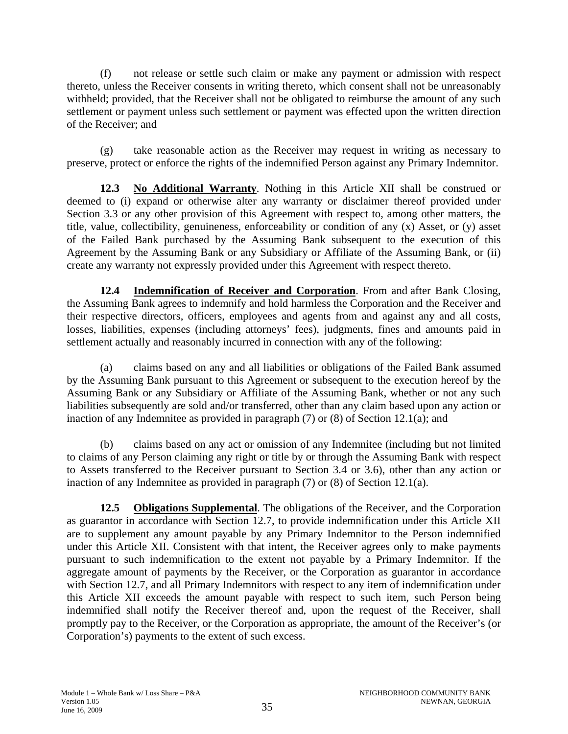(f) not release or settle such claim or make any payment or admission with respect thereto, unless the Receiver consents in writing thereto, which consent shall not be unreasonably withheld; provided, that the Receiver shall not be obligated to reimburse the amount of any such settlement or payment unless such settlement or payment was effected upon the written direction of the Receiver; and

(g) take reasonable action as the Receiver may request in writing as necessary to preserve, protect or enforce the rights of the indemnified Person against any Primary Indemnitor.

**12.3 No Additional Warranty**. Nothing in this Article XII shall be construed or deemed to (i) expand or otherwise alter any warranty or disclaimer thereof provided under Section 3.3 or any other provision of this Agreement with respect to, among other matters, the title, value, collectibility, genuineness, enforceability or condition of any (x) Asset, or (y) asset of the Failed Bank purchased by the Assuming Bank subsequent to the execution of this Agreement by the Assuming Bank or any Subsidiary or Affiliate of the Assuming Bank, or (ii) create any warranty not expressly provided under this Agreement with respect thereto.

**12.4 Indemnification of Receiver and Corporation**. From and after Bank Closing, the Assuming Bank agrees to indemnify and hold harmless the Corporation and the Receiver and their respective directors, officers, employees and agents from and against any and all costs, losses, liabilities, expenses (including attorneys' fees), judgments, fines and amounts paid in settlement actually and reasonably incurred in connection with any of the following:

(a) claims based on any and all liabilities or obligations of the Failed Bank assumed by the Assuming Bank pursuant to this Agreement or subsequent to the execution hereof by the Assuming Bank or any Subsidiary or Affiliate of the Assuming Bank, whether or not any such liabilities subsequently are sold and/or transferred, other than any claim based upon any action or inaction of any Indemnitee as provided in paragraph (7) or (8) of Section 12.1(a); and

(b) claims based on any act or omission of any Indemnitee (including but not limited to claims of any Person claiming any right or title by or through the Assuming Bank with respect to Assets transferred to the Receiver pursuant to Section 3.4 or 3.6), other than any action or inaction of any Indemnitee as provided in paragraph (7) or (8) of Section 12.1(a).

**12.5 Obligations Supplemental**. The obligations of the Receiver, and the Corporation as guarantor in accordance with Section 12.7, to provide indemnification under this Article XII are to supplement any amount payable by any Primary Indemnitor to the Person indemnified under this Article XII. Consistent with that intent, the Receiver agrees only to make payments pursuant to such indemnification to the extent not payable by a Primary Indemnitor. If the aggregate amount of payments by the Receiver, or the Corporation as guarantor in accordance with Section 12.7, and all Primary Indemnitors with respect to any item of indemnification under this Article XII exceeds the amount payable with respect to such item, such Person being indemnified shall notify the Receiver thereof and, upon the request of the Receiver, shall promptly pay to the Receiver, or the Corporation as appropriate, the amount of the Receiver's (or Corporation's) payments to the extent of such excess.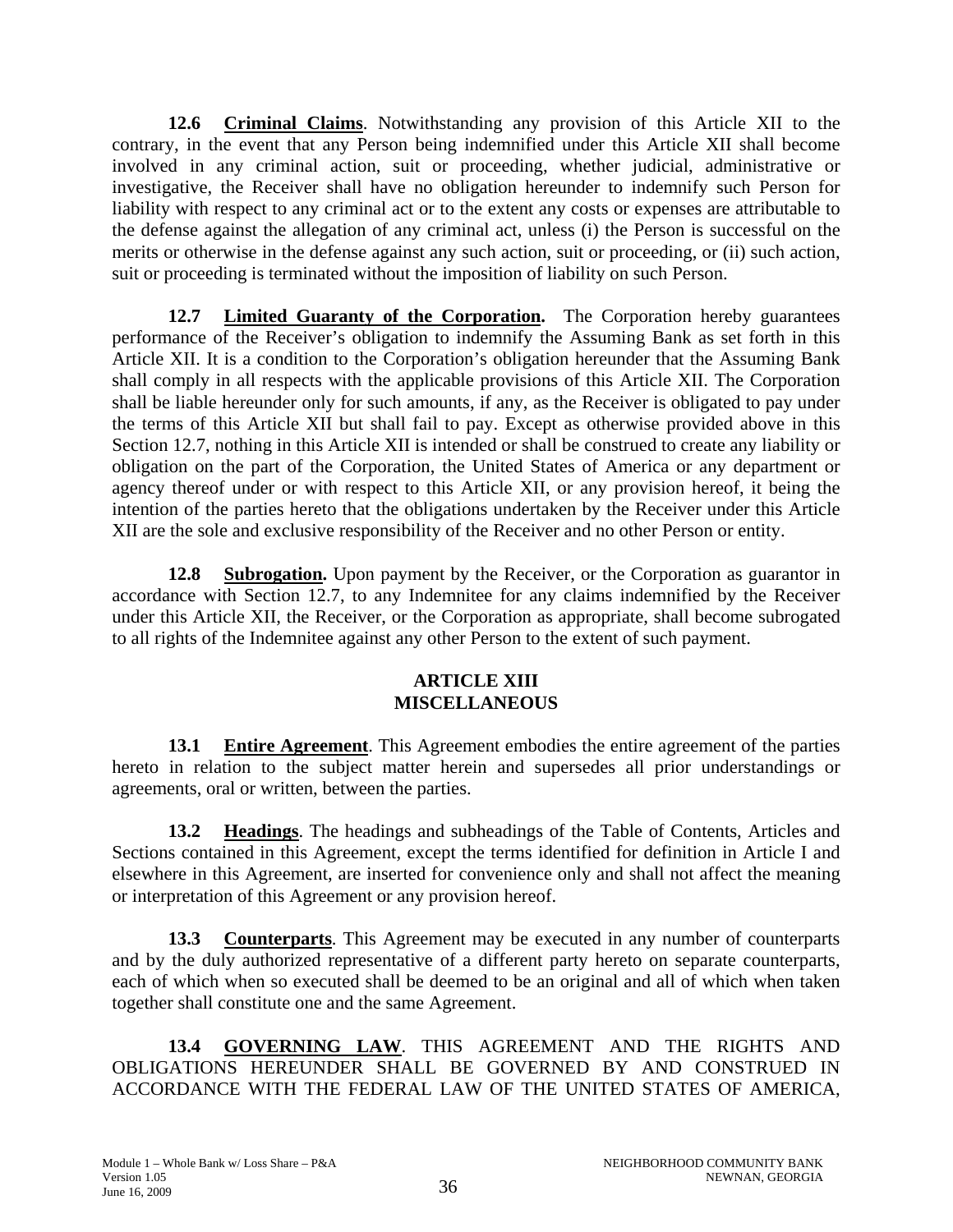**12.6 Criminal Claims**. Notwithstanding any provision of this Article XII to the contrary, in the event that any Person being indemnified under this Article XII shall become involved in any criminal action, suit or proceeding, whether judicial, administrative or investigative, the Receiver shall have no obligation hereunder to indemnify such Person for liability with respect to any criminal act or to the extent any costs or expenses are attributable to the defense against the allegation of any criminal act, unless (i) the Person is successful on the merits or otherwise in the defense against any such action, suit or proceeding, or (ii) such action, suit or proceeding is terminated without the imposition of liability on such Person.

**12.7 Limited Guaranty of the Corporation.** The Corporation hereby guarantees performance of the Receiver's obligation to indemnify the Assuming Bank as set forth in this Article XII. It is a condition to the Corporation's obligation hereunder that the Assuming Bank shall comply in all respects with the applicable provisions of this Article XII. The Corporation shall be liable hereunder only for such amounts, if any, as the Receiver is obligated to pay under the terms of this Article XII but shall fail to pay. Except as otherwise provided above in this Section 12.7, nothing in this Article XII is intended or shall be construed to create any liability or obligation on the part of the Corporation, the United States of America or any department or agency thereof under or with respect to this Article XII, or any provision hereof, it being the intention of the parties hereto that the obligations undertaken by the Receiver under this Article XII are the sole and exclusive responsibility of the Receiver and no other Person or entity.

**12.8 Subrogation.** Upon payment by the Receiver, or the Corporation as guarantor in accordance with Section 12.7, to any Indemnitee for any claims indemnified by the Receiver under this Article XII, the Receiver, or the Corporation as appropriate, shall become subrogated to all rights of the Indemnitee against any other Person to the extent of such payment.

## ARTICLE XIII
## MISCELLANEOUS

**13.1 Entire Agreement**. This Agreement embodies the entire agreement of the parties hereto in relation to the subject matter herein and supersedes all prior understandings or agreements, oral or written, between the parties.

**13.2 Headings**. The headings and subheadings of the Table of Contents, Articles and Sections contained in this Agreement, except the terms identified for definition in Article I and elsewhere in this Agreement, are inserted for convenience only and shall not affect the meaning or interpretation of this Agreement or any provision hereof.

**13.3 Counterparts**. This Agreement may be executed in any number of counterparts and by the duly authorized representative of a different party hereto on separate counterparts, each of which when so executed shall be deemed to be an original and all of which when taken together shall constitute one and the same Agreement.

**13.4 GOVERNING LAW**. THIS AGREEMENT AND THE RIGHTS AND OBLIGATIONS HEREUNDER SHALL BE GOVERNED BY AND CONSTRUED IN ACCORDANCE WITH THE FEDERAL LAW OF THE UNITED STATES OF AMERICA,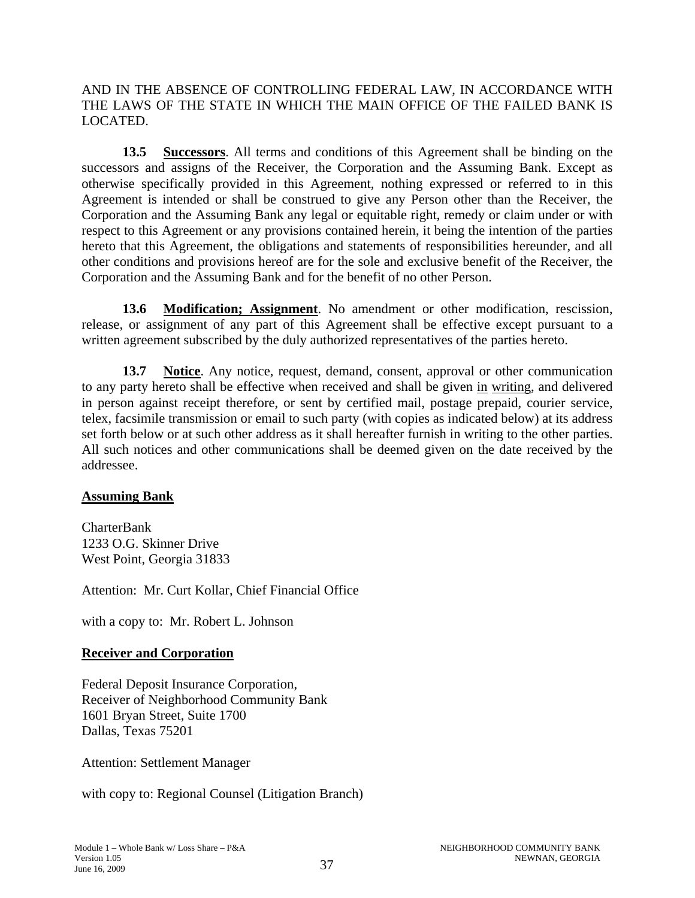AND IN THE ABSENCE OF CONTROLLING FEDERAL LAW, IN ACCORDANCE WITH THE LAWS OF THE STATE IN WHICH THE MAIN OFFICE OF THE FAILED BANK IS LOCATED.

**13.5 Successors**. All terms and conditions of this Agreement shall be binding on the successors and assigns of the Receiver, the Corporation and the Assuming Bank. Except as otherwise specifically provided in this Agreement, nothing expressed or referred to in this Agreement is intended or shall be construed to give any Person other than the Receiver, the Corporation and the Assuming Bank any legal or equitable right, remedy or claim under or with respect to this Agreement or any provisions contained herein, it being the intention of the parties hereto that this Agreement, the obligations and statements of responsibilities hereunder, and all other conditions and provisions hereof are for the sole and exclusive benefit of the Receiver, the Corporation and the Assuming Bank and for the benefit of no other Person.

**13.6 Modification; Assignment**. No amendment or other modification, rescission, release, or assignment of any part of this Agreement shall be effective except pursuant to a written agreement subscribed by the duly authorized representatives of the parties hereto.

**13.7 Notice**. Any notice, request, demand, consent, approval or other communication to any party hereto shall be effective when received and shall be given in writing, and delivered in person against receipt therefore, or sent by certified mail, postage prepaid, courier service, telex, facsimile transmission or email to such party (with copies as indicated below) at its address set forth below or at such other address as it shall hereafter furnish in writing to the other parties. All such notices and other communications shall be deemed given on the date received by the addressee.

**Assuming Bank**

CharterBank
1233 O.G. Skinner Drive
West Point, Georgia 31833

Attention: Mr. Curt Kollar, Chief Financial Office

with a copy to: Mr. Robert L. Johnson

**Receiver and Corporation**

Federal Deposit Insurance Corporation,
Receiver of Neighborhood Community Bank
1601 Bryan Street, Suite 1700
Dallas, Texas 75201

Attention: Settlement Manager

with copy to: Regional Counsel (Litigation Branch)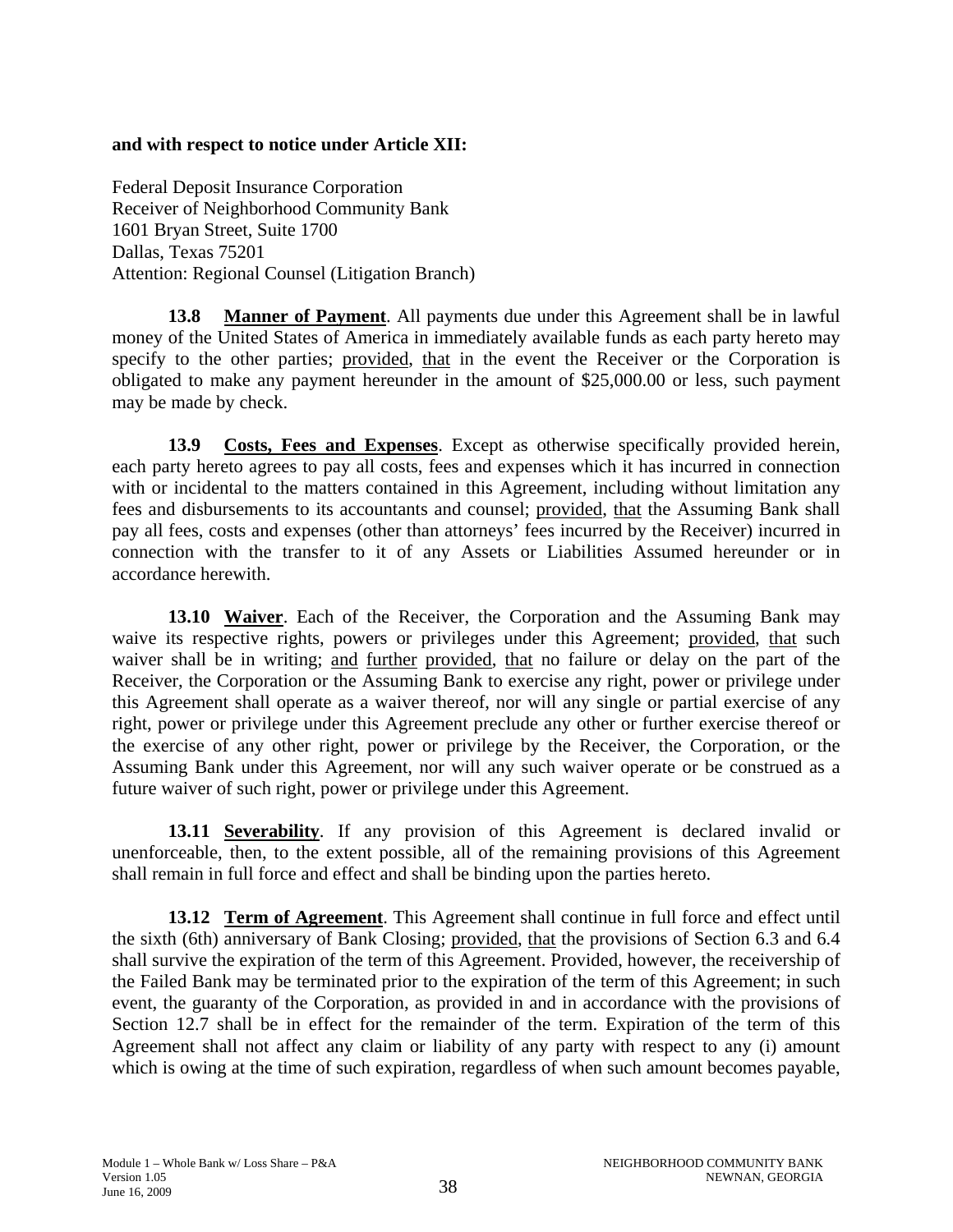**and with respect to notice under Article XII:**

Federal Deposit Insurance Corporation
Receiver of Neighborhood Community Bank
1601 Bryan Street, Suite 1700
Dallas, Texas 75201
Attention: Regional Counsel (Litigation Branch)

**13.8 Manner of Payment**. All payments due under this Agreement shall be in lawful money of the United States of America in immediately available funds as each party hereto may specify to the other parties; provided, that in the event the Receiver or the Corporation is obligated to make any payment hereunder in the amount of $25,000.00 or less, such payment may be made by check.

**13.9 Costs, Fees and Expenses**. Except as otherwise specifically provided herein, each party hereto agrees to pay all costs, fees and expenses which it has incurred in connection with or incidental to the matters contained in this Agreement, including without limitation any fees and disbursements to its accountants and counsel; provided, that the Assuming Bank shall pay all fees, costs and expenses (other than attorneys' fees incurred by the Receiver) incurred in connection with the transfer to it of any Assets or Liabilities Assumed hereunder or in accordance herewith.

**13.10 Waiver**. Each of the Receiver, the Corporation and the Assuming Bank may waive its respective rights, powers or privileges under this Agreement; provided, that such waiver shall be in writing; and further provided, that no failure or delay on the part of the Receiver, the Corporation or the Assuming Bank to exercise any right, power or privilege under this Agreement shall operate as a waiver thereof, nor will any single or partial exercise of any right, power or privilege under this Agreement preclude any other or further exercise thereof or the exercise of any other right, power or privilege by the Receiver, the Corporation, or the Assuming Bank under this Agreement, nor will any such waiver operate or be construed as a future waiver of such right, power or privilege under this Agreement.

**13.11 Severability**. If any provision of this Agreement is declared invalid or unenforceable, then, to the extent possible, all of the remaining provisions of this Agreement shall remain in full force and effect and shall be binding upon the parties hereto.

**13.12 Term of Agreement**. This Agreement shall continue in full force and effect until the sixth (6th) anniversary of Bank Closing; provided, that the provisions of Section 6.3 and 6.4 shall survive the expiration of the term of this Agreement. Provided, however, the receivership of the Failed Bank may be terminated prior to the expiration of the term of this Agreement; in such event, the guaranty of the Corporation, as provided in and in accordance with the provisions of Section 12.7 shall be in effect for the remainder of the term. Expiration of the term of this Agreement shall not affect any claim or liability of any party with respect to any (i) amount which is owing at the time of such expiration, regardless of when such amount becomes payable,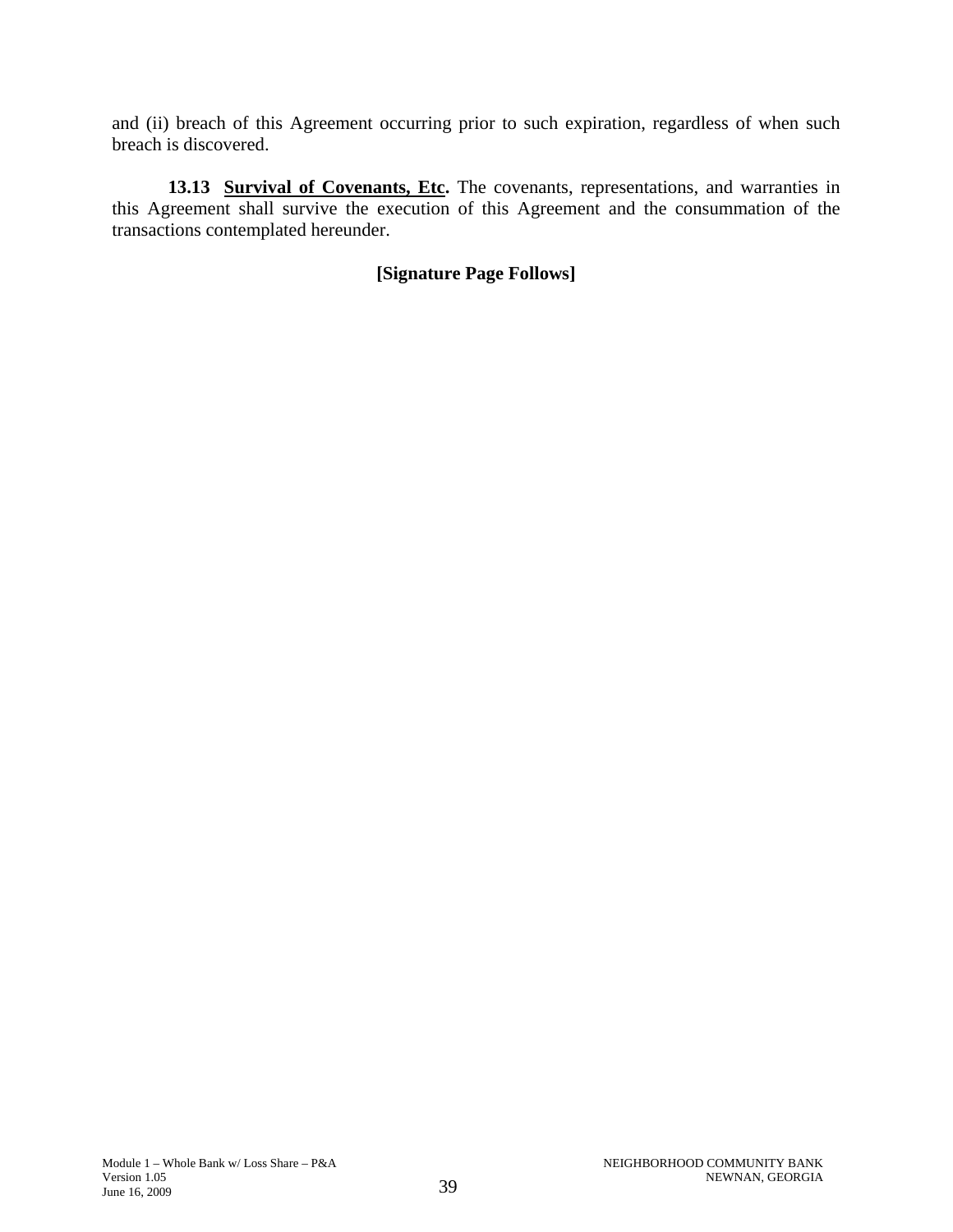and (ii) breach of this Agreement occurring prior to such expiration, regardless of when such breach is discovered.

**13.13 Survival of Covenants, Etc.** The covenants, representations, and warranties in this Agreement shall survive the execution of this Agreement and the consummation of the transactions contemplated hereunder.

**[Signature Page Follows]**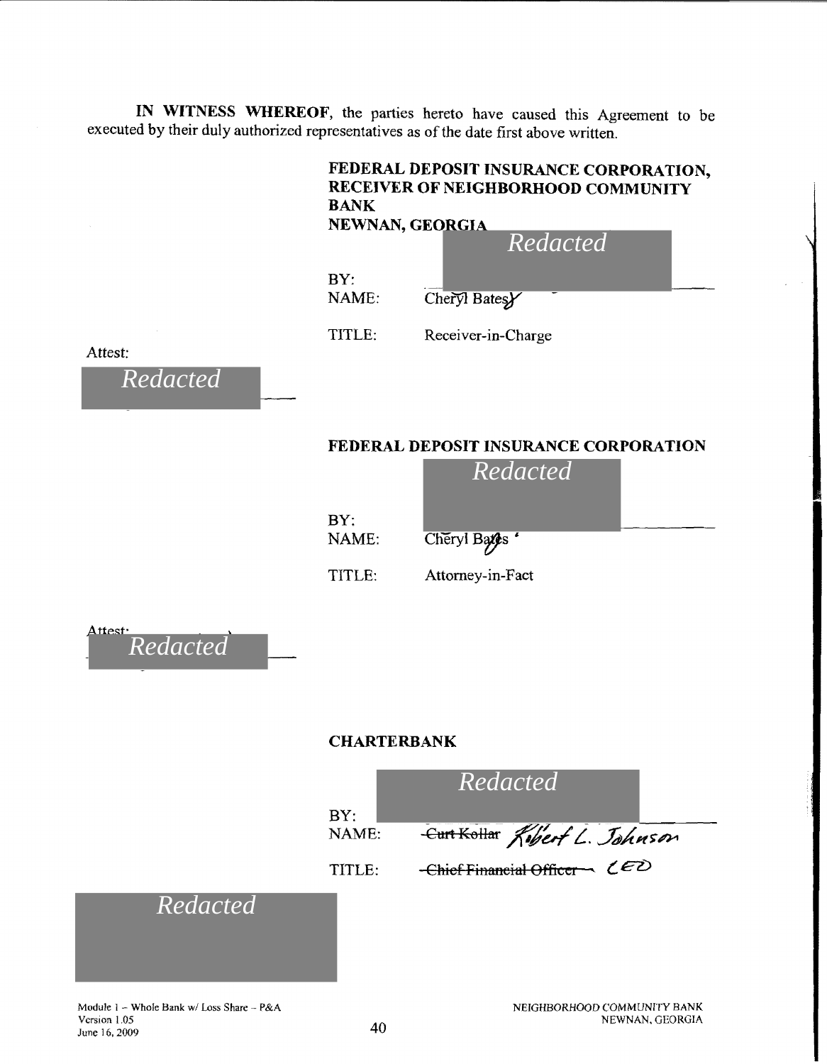**IN WITNESS WHEREOF**, the parties hereto have caused this Agreement to be executed by their duly authorized representatives as of the date first above written.

**FEDERAL DEPOSIT INSURANCE CORPORATION, RECEIVER OF NEIGHBORHOOD COMMUNITY BANK**
**NEWNAN, GEORGIA**

*Redacted*

BY:
NAME: Cheryl Bates
TITLE: Receiver-in-Charge

Attest:

*Redacted*

**FEDERAL DEPOSIT INSURANCE CORPORATION**

*Redacted*

BY:
NAME: Cheryl Bates
TITLE: Attorney-in-Fact

Attest:

*Redacted*

**CHARTERBANK**

*Redacted*

BY:
NAME: ~~Curt Kollar~~ Robert L. Johnson
TITLE: ~~Chief Financial Officer~~ CEO

*Redacted*

Module 1 – Whole Bank w/ Loss Share – P&A
Version 1.05
June 16, 2009

NEIGHBORHOOD COMMUNITY BANK
NEWNAN, GEORGIA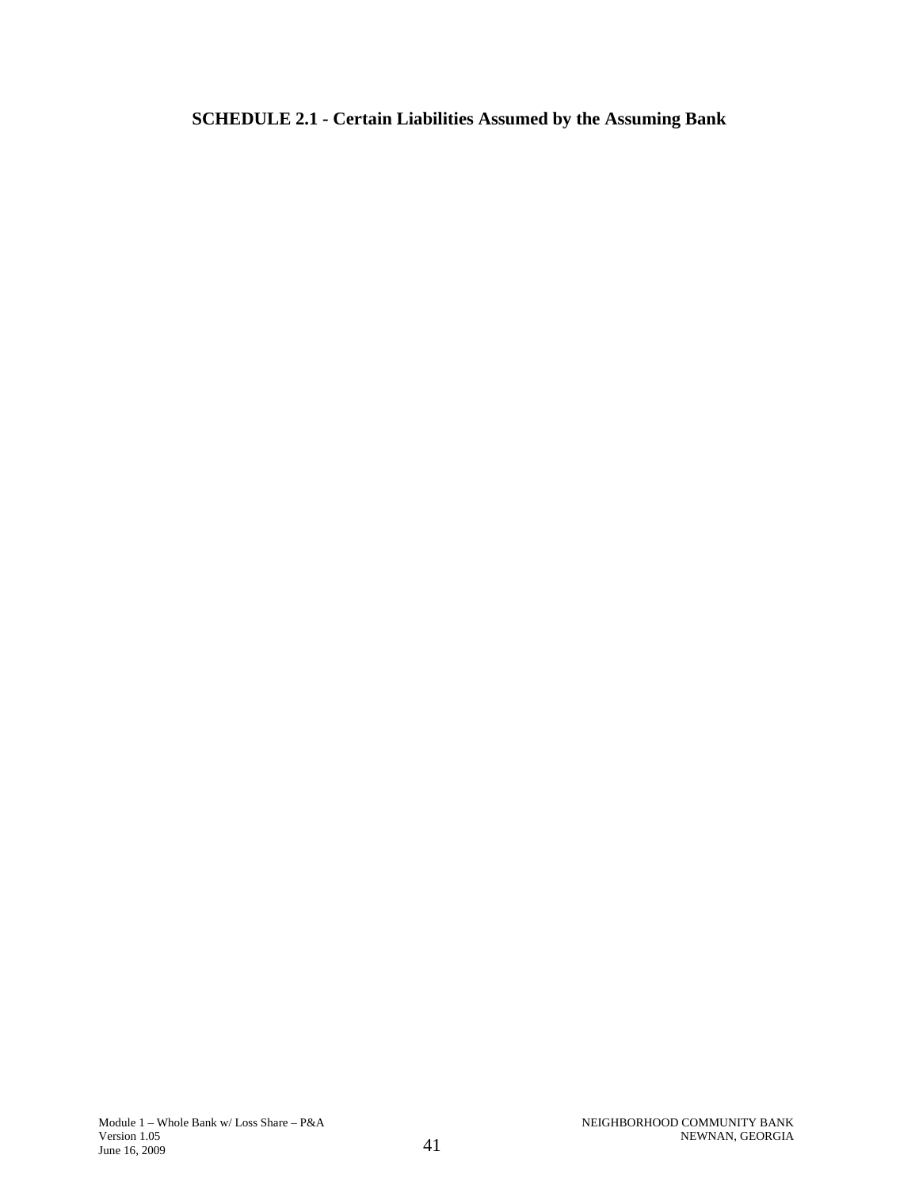## SCHEDULE 2.1 - Certain Liabilities Assumed by the Assuming Bank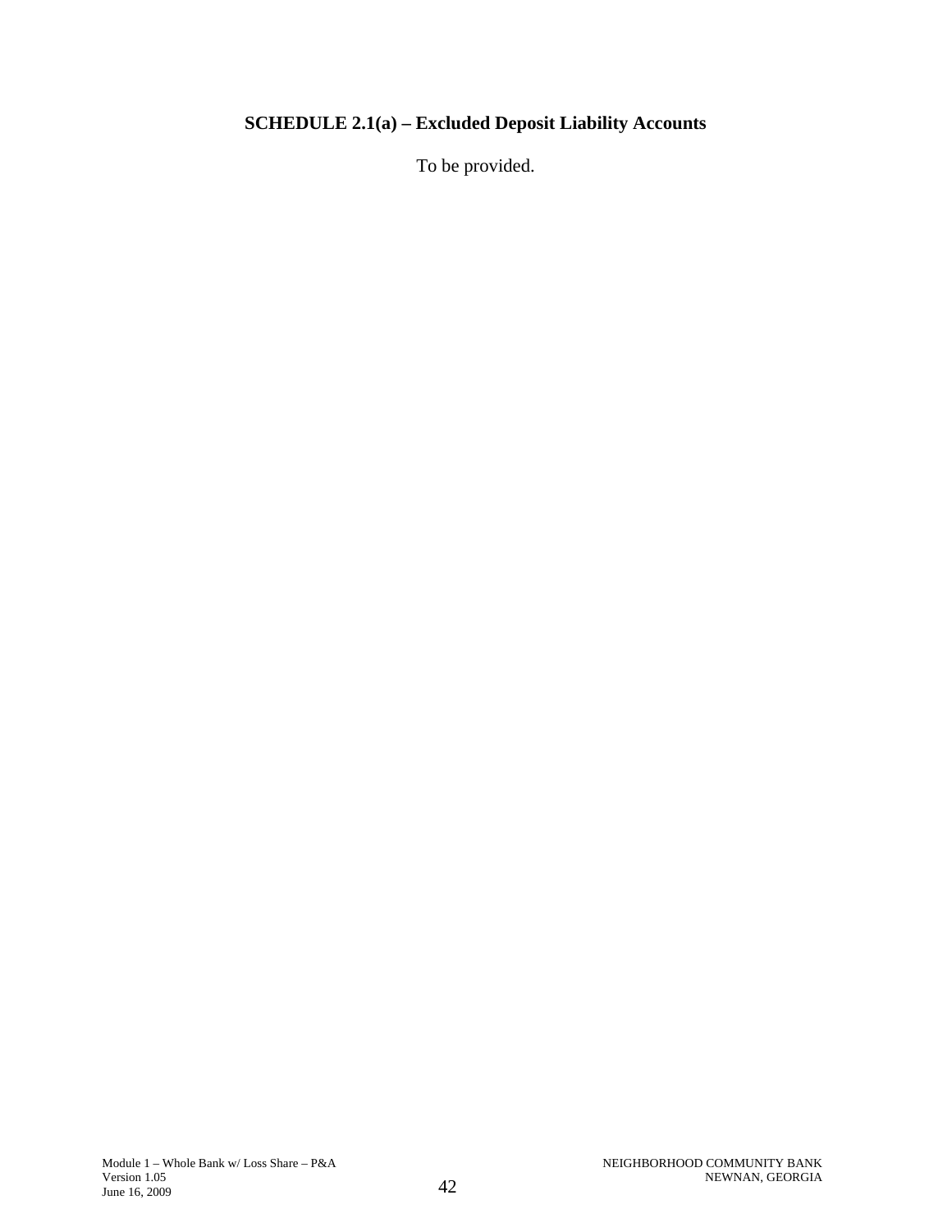**SCHEDULE 2.1(a) – Excluded Deposit Liability Accounts**

To be provided.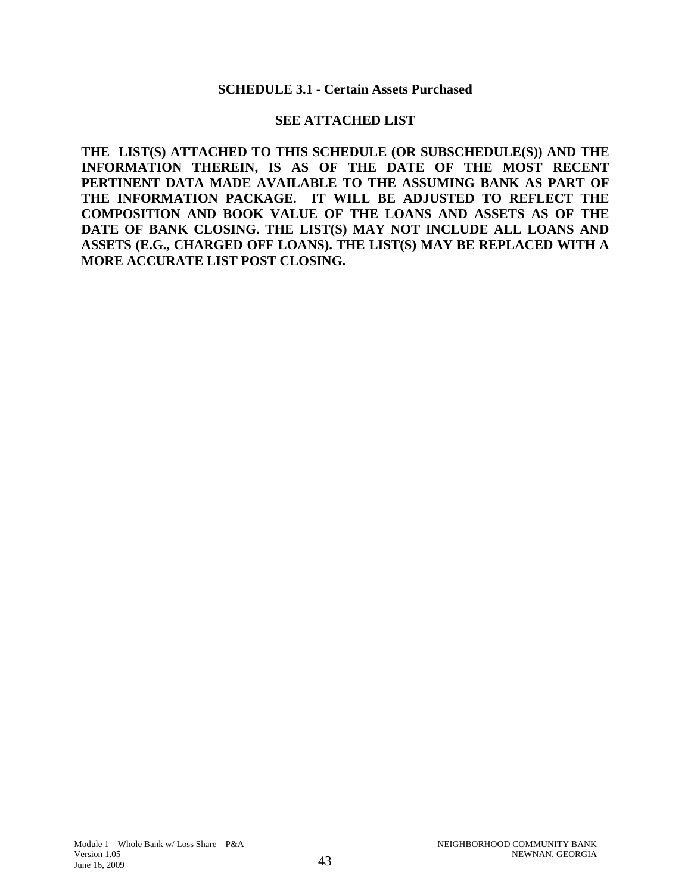## SCHEDULE 3.1 - Certain Assets Purchased

**SEE ATTACHED LIST**

**THE LIST(S) ATTACHED TO THIS SCHEDULE (OR SUBSCHEDULE(S)) AND THE INFORMATION THEREIN, IS AS OF THE DATE OF THE MOST RECENT PERTINENT DATA MADE AVAILABLE TO THE ASSUMING BANK AS PART OF THE INFORMATION PACKAGE. IT WILL BE ADJUSTED TO REFLECT THE COMPOSITION AND BOOK VALUE OF THE LOANS AND ASSETS AS OF THE DATE OF BANK CLOSING. THE LIST(S) MAY NOT INCLUDE ALL LOANS AND ASSETS (E.G., CHARGED OFF LOANS). THE LIST(S) MAY BE REPLACED WITH A MORE ACCURATE LIST POST CLOSING.**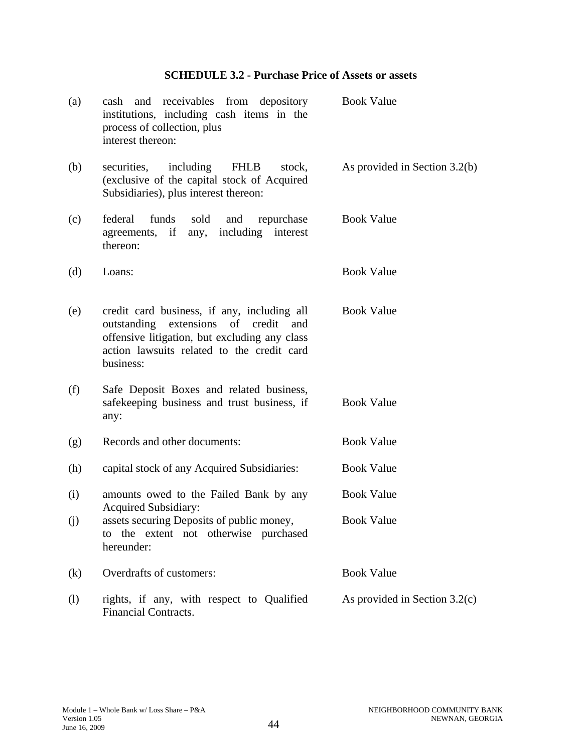## SCHEDULE 3.2 - Purchase Price of Assets or assets

| | | |
|---|---|---|
| (a) | cash and receivables from depository institutions, including cash items in the process of collection, plus interest thereon: | Book Value |
| (b) | securities, including FHLB stock, (exclusive of the capital stock of Acquired Subsidiaries), plus interest thereon: | As provided in Section 3.2(b) |
| (c) | federal funds sold and repurchase agreements, if any, including interest thereon: | Book Value |
| (d) | Loans: | Book Value |
| (e) | credit card business, if any, including all outstanding extensions of credit and offensive litigation, but excluding any class action lawsuits related to the credit card business: | Book Value |
| (f) | Safe Deposit Boxes and related business, safekeeping business and trust business, if any: | Book Value |
| (g) | Records and other documents: | Book Value |
| (h) | capital stock of any Acquired Subsidiaries: | Book Value |
| (i) | amounts owed to the Failed Bank by any Acquired Subsidiary: | Book Value |
| (j) | assets securing Deposits of public money, to the extent not otherwise purchased hereunder: | Book Value |
| (k) | Overdrafts of customers: | Book Value |
| (l) | rights, if any, with respect to Qualified Financial Contracts. | As provided in Section 3.2(c) |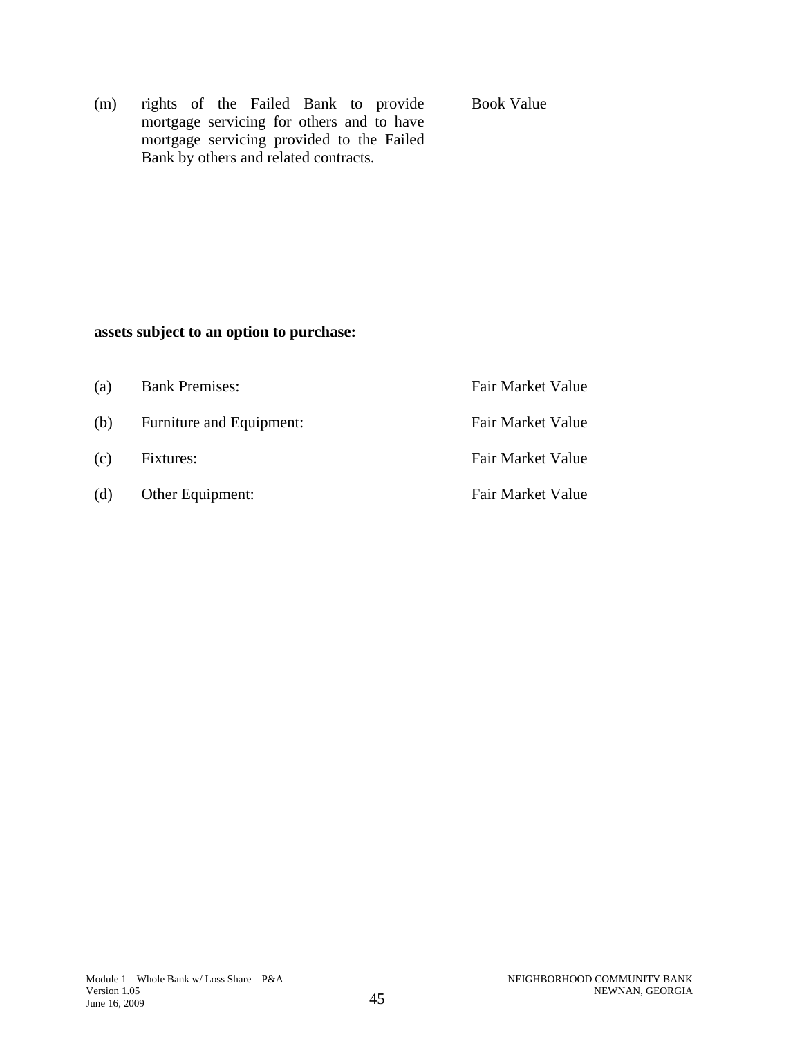| | | |
|---|---|---|
| (m) | rights of the Failed Bank to provide mortgage servicing for others and to have mortgage servicing provided to the Failed Bank by others and related contracts. | Book Value |

**assets subject to an option to purchase:**

| | | |
|---|---|---|
| (a) | Bank Premises: | Fair Market Value |
| (b) | Furniture and Equipment: | Fair Market Value |
| (c) | Fixtures: | Fair Market Value |
| (d) | Other Equipment: | Fair Market Value |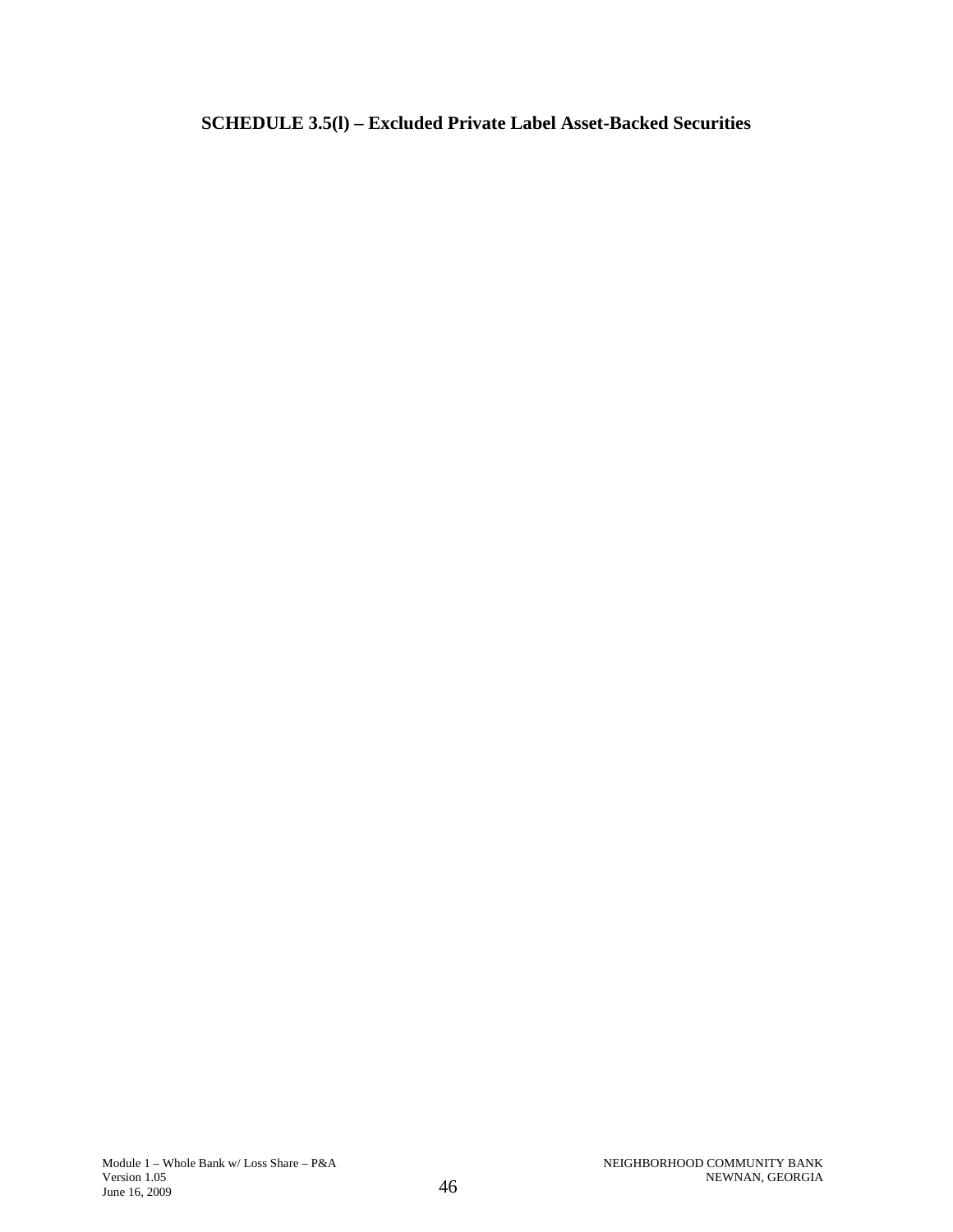## SCHEDULE 3.5(l) – Excluded Private Label Asset-Backed Securities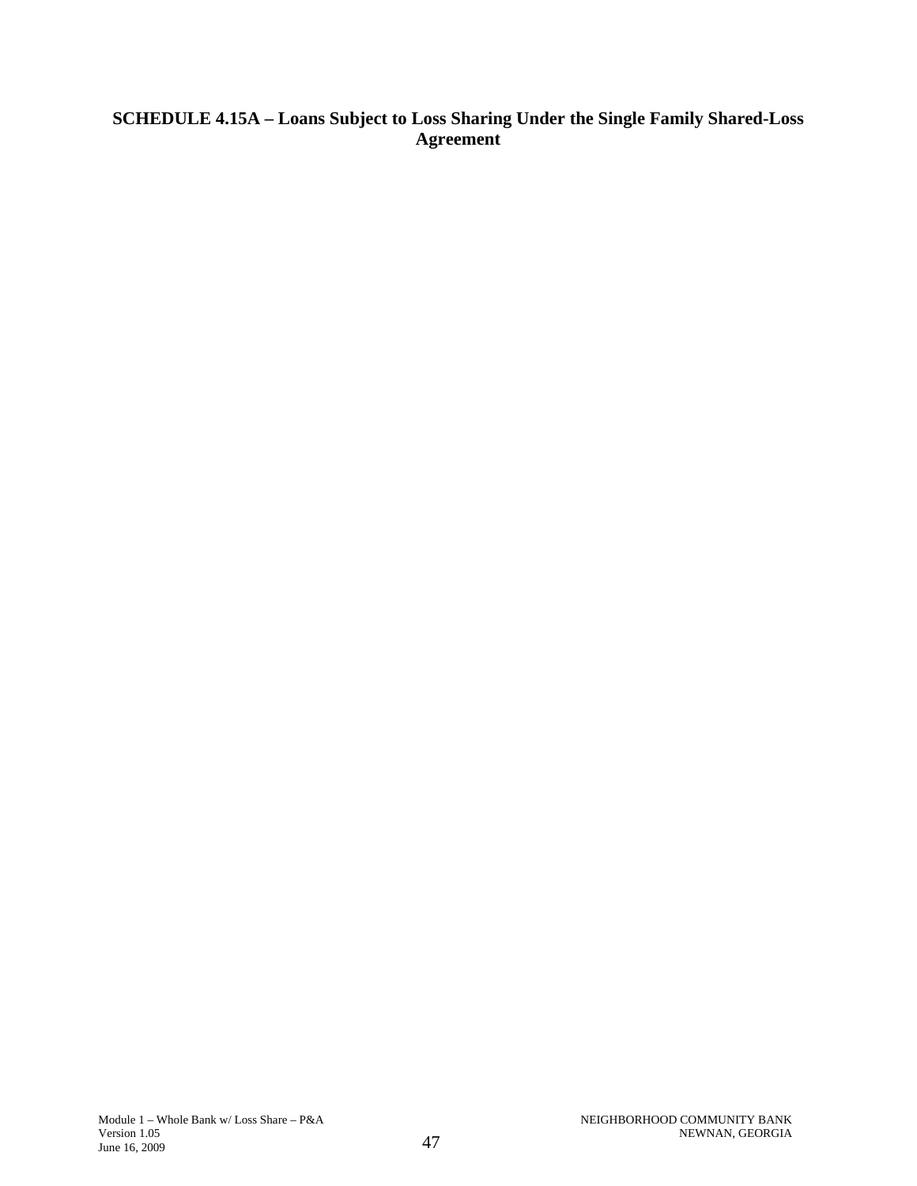### SCHEDULE 4.15A – Loans Subject to Loss Sharing Under the Single Family Shared-Loss Agreement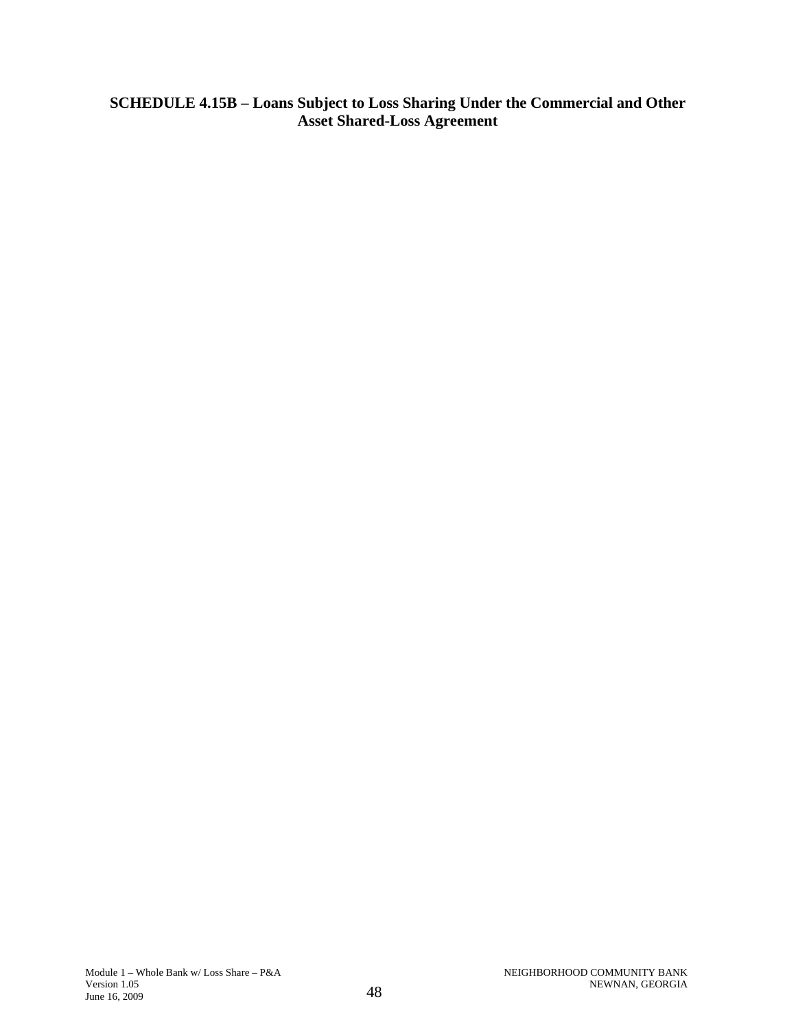# SCHEDULE 4.15B – Loans Subject to Loss Sharing Under the Commercial and Other Asset Shared-Loss Agreement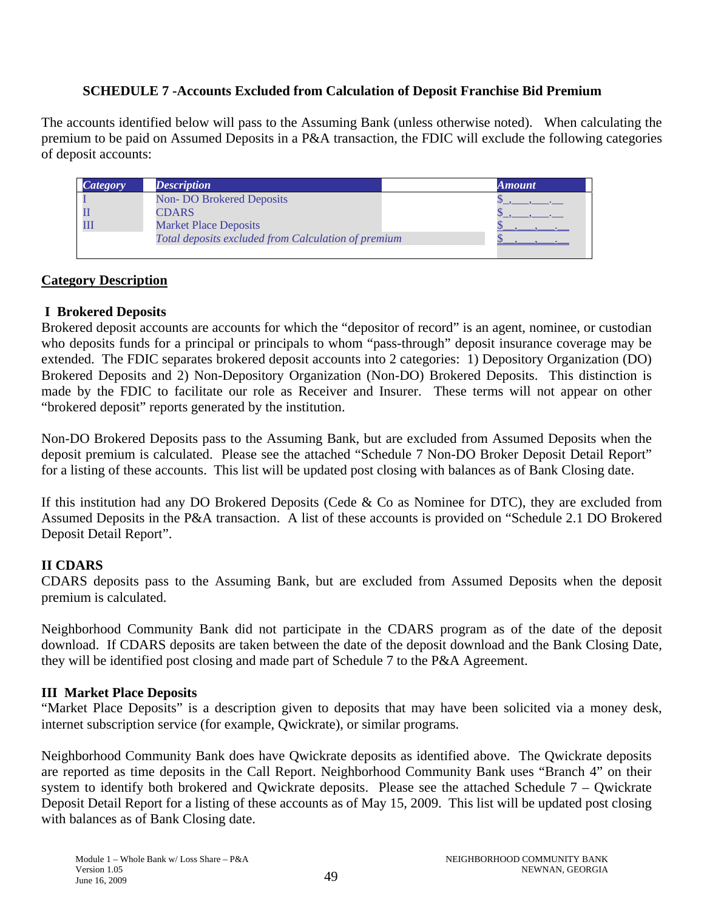## SCHEDULE 7 -Accounts Excluded from Calculation of Deposit Franchise Bid Premium

The accounts identified below will pass to the Assuming Bank (unless otherwise noted). When calculating the premium to be paid on Assumed Deposits in a P&A transaction, the FDIC will exclude the following categories of deposit accounts:

| *Category* | *Description* | *Amount* |
|---|---|---|
| I | Non- DO Brokered Deposits | $_,___,___.__ |
| II | CDARS | $_,___,___.__ |
| III | Market Place Deposits | $__,___,___.__ |
| | *Total deposits excluded from Calculation of premium* | $__,___,___.__ |

**Category Description**

### I Brokered Deposits

Brokered deposit accounts are accounts for which the "depositor of record" is an agent, nominee, or custodian who deposits funds for a principal or principals to whom "pass-through" deposit insurance coverage may be extended. The FDIC separates brokered deposit accounts into 2 categories: 1) Depository Organization (DO) Brokered Deposits and 2) Non-Depository Organization (Non-DO) Brokered Deposits. This distinction is made by the FDIC to facilitate our role as Receiver and Insurer. These terms will not appear on other "brokered deposit" reports generated by the institution.

Non-DO Brokered Deposits pass to the Assuming Bank, but are excluded from Assumed Deposits when the deposit premium is calculated. Please see the attached "Schedule 7 Non-DO Broker Deposit Detail Report" for a listing of these accounts. This list will be updated post closing with balances as of Bank Closing date.

If this institution had any DO Brokered Deposits (Cede & Co as Nominee for DTC), they are excluded from Assumed Deposits in the P&A transaction. A list of these accounts is provided on "Schedule 2.1 DO Brokered Deposit Detail Report".

### II CDARS

CDARS deposits pass to the Assuming Bank, but are excluded from Assumed Deposits when the deposit premium is calculated.

Neighborhood Community Bank did not participate in the CDARS program as of the date of the deposit download. If CDARS deposits are taken between the date of the deposit download and the Bank Closing Date, they will be identified post closing and made part of Schedule 7 to the P&A Agreement.

### III Market Place Deposits

"Market Place Deposits" is a description given to deposits that may have been solicited via a money desk, internet subscription service (for example, Qwickrate), or similar programs.

Neighborhood Community Bank does have Qwickrate deposits as identified above. The Qwickrate deposits are reported as time deposits in the Call Report. Neighborhood Community Bank uses "Branch 4" on their system to identify both brokered and Qwickrate deposits. Please see the attached Schedule 7 – Qwickrate Deposit Detail Report for a listing of these accounts as of May 15, 2009. This list will be updated post closing with balances as of Bank Closing date.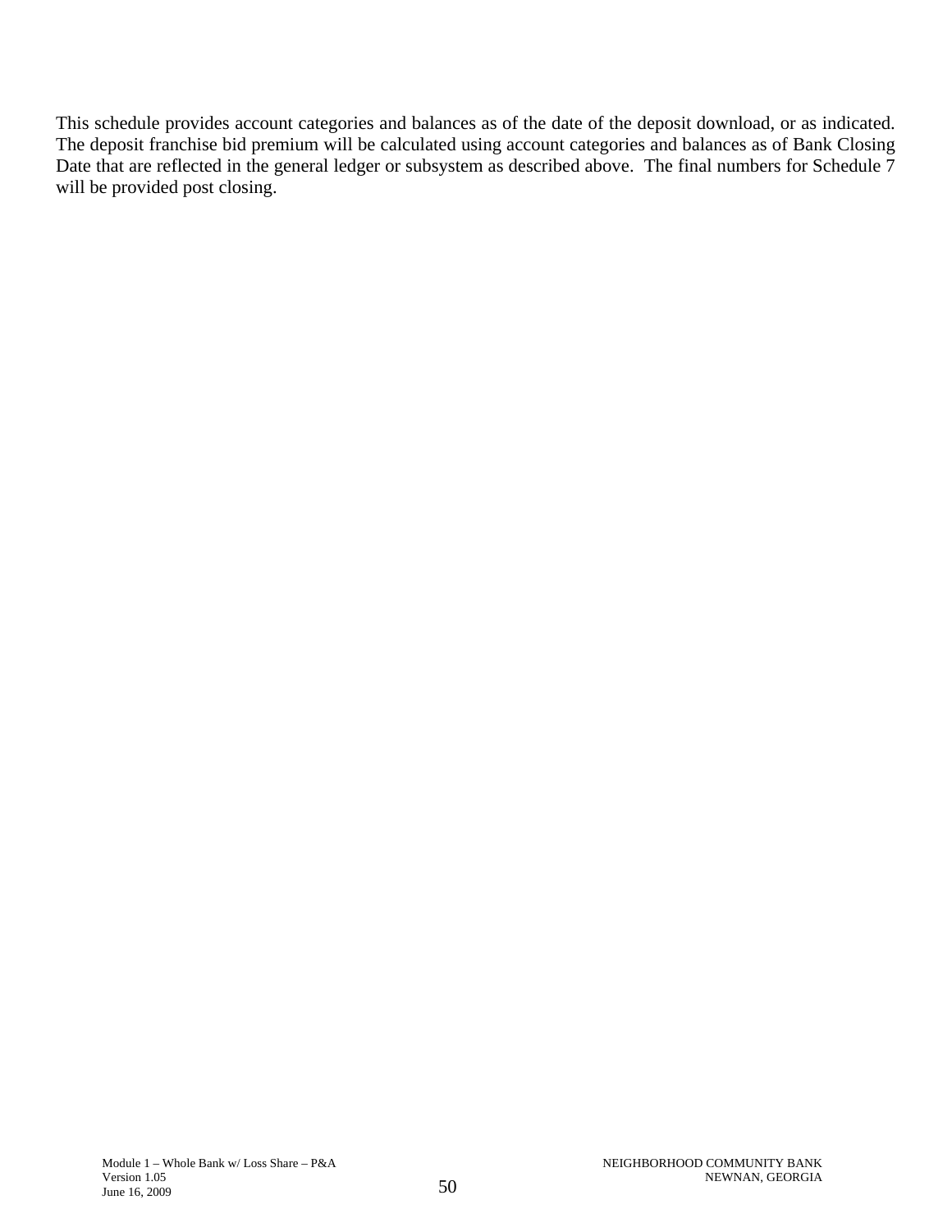This schedule provides account categories and balances as of the date of the deposit download, or as indicated. The deposit franchise bid premium will be calculated using account categories and balances as of Bank Closing Date that are reflected in the general ledger or subsystem as described above. The final numbers for Schedule 7 will be provided post closing.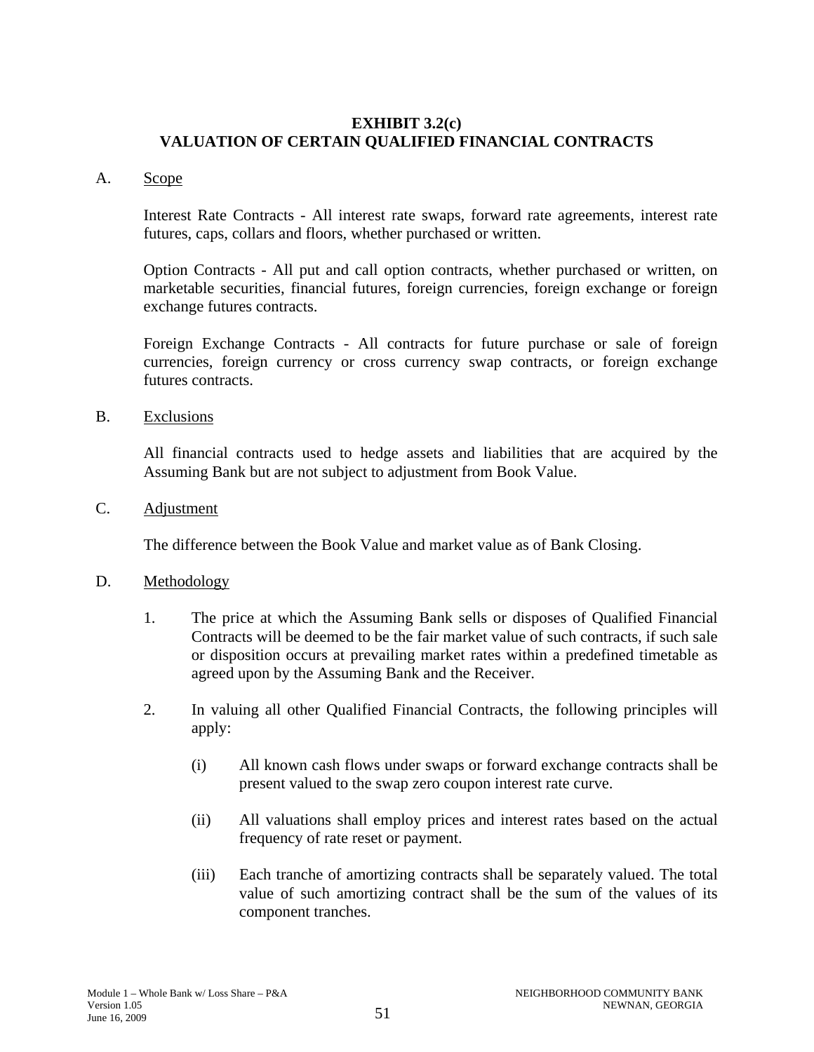# EXHIBIT 3.2(c)
# VALUATION OF CERTAIN QUALIFIED FINANCIAL CONTRACTS

A. Scope

Interest Rate Contracts - All interest rate swaps, forward rate agreements, interest rate futures, caps, collars and floors, whether purchased or written.

Option Contracts - All put and call option contracts, whether purchased or written, on marketable securities, financial futures, foreign currencies, foreign exchange or foreign exchange futures contracts.

Foreign Exchange Contracts - All contracts for future purchase or sale of foreign currencies, foreign currency or cross currency swap contracts, or foreign exchange futures contracts.

B. Exclusions

All financial contracts used to hedge assets and liabilities that are acquired by the Assuming Bank but are not subject to adjustment from Book Value.

C. Adjustment

The difference between the Book Value and market value as of Bank Closing.

D. Methodology

1. The price at which the Assuming Bank sells or disposes of Qualified Financial Contracts will be deemed to be the fair market value of such contracts, if such sale or disposition occurs at prevailing market rates within a predefined timetable as agreed upon by the Assuming Bank and the Receiver.

2. In valuing all other Qualified Financial Contracts, the following principles will apply:

   (i) All known cash flows under swaps or forward exchange contracts shall be present valued to the swap zero coupon interest rate curve.

   (ii) All valuations shall employ prices and interest rates based on the actual frequency of rate reset or payment.

   (iii) Each tranche of amortizing contracts shall be separately valued. The total value of such amortizing contract shall be the sum of the values of its component tranches.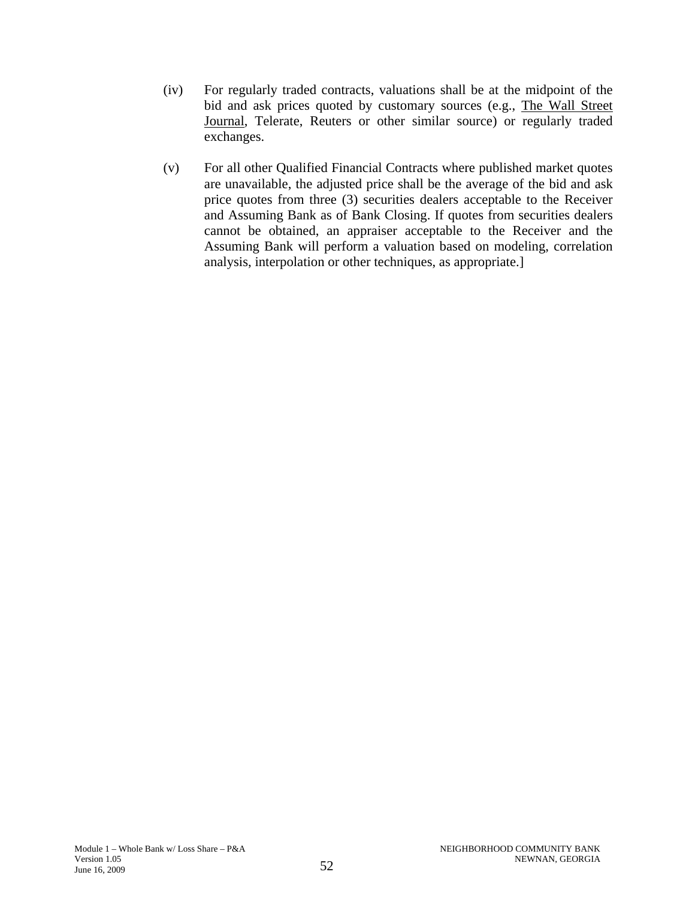(iv) For regularly traded contracts, valuations shall be at the midpoint of the bid and ask prices quoted by customary sources (e.g., The Wall Street Journal, Telerate, Reuters or other similar source) or regularly traded exchanges.

(v) For all other Qualified Financial Contracts where published market quotes are unavailable, the adjusted price shall be the average of the bid and ask price quotes from three (3) securities dealers acceptable to the Receiver and Assuming Bank as of Bank Closing. If quotes from securities dealers cannot be obtained, an appraiser acceptable to the Receiver and the Assuming Bank will perform a valuation based on modeling, correlation analysis, interpolation or other techniques, as appropriate.]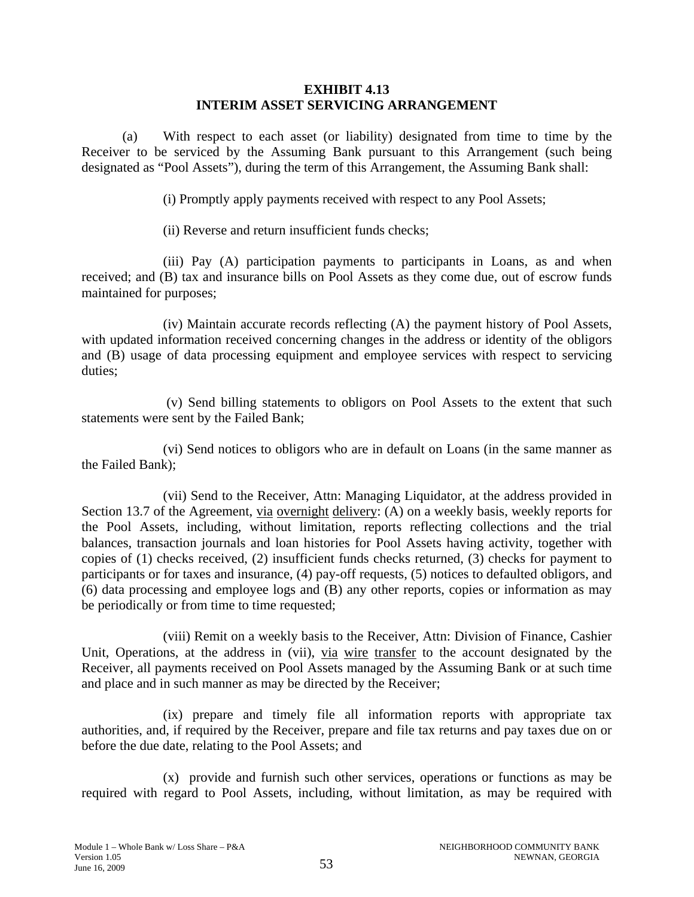**EXHIBIT 4.13**
**INTERIM ASSET SERVICING ARRANGEMENT**

(a) With respect to each asset (or liability) designated from time to time by the Receiver to be serviced by the Assuming Bank pursuant to this Arrangement (such being designated as "Pool Assets"), during the term of this Arrangement, the Assuming Bank shall:

(i) Promptly apply payments received with respect to any Pool Assets;

(ii) Reverse and return insufficient funds checks;

(iii) Pay (A) participation payments to participants in Loans, as and when received; and (B) tax and insurance bills on Pool Assets as they come due, out of escrow funds maintained for purposes;

(iv) Maintain accurate records reflecting (A) the payment history of Pool Assets, with updated information received concerning changes in the address or identity of the obligors and (B) usage of data processing equipment and employee services with respect to servicing duties;

(v) Send billing statements to obligors on Pool Assets to the extent that such statements were sent by the Failed Bank;

(vi) Send notices to obligors who are in default on Loans (in the same manner as the Failed Bank);

(vii) Send to the Receiver, Attn: Managing Liquidator, at the address provided in Section 13.7 of the Agreement, via overnight delivery: (A) on a weekly basis, weekly reports for the Pool Assets, including, without limitation, reports reflecting collections and the trial balances, transaction journals and loan histories for Pool Assets having activity, together with copies of (1) checks received, (2) insufficient funds checks returned, (3) checks for payment to participants or for taxes and insurance, (4) pay-off requests, (5) notices to defaulted obligors, and (6) data processing and employee logs and (B) any other reports, copies or information as may be periodically or from time to time requested;

(viii) Remit on a weekly basis to the Receiver, Attn: Division of Finance, Cashier Unit, Operations, at the address in (vii), via wire transfer to the account designated by the Receiver, all payments received on Pool Assets managed by the Assuming Bank or at such time and place and in such manner as may be directed by the Receiver;

(ix) prepare and timely file all information reports with appropriate tax authorities, and, if required by the Receiver, prepare and file tax returns and pay taxes due on or before the due date, relating to the Pool Assets; and

(x) provide and furnish such other services, operations or functions as may be required with regard to Pool Assets, including, without limitation, as may be required with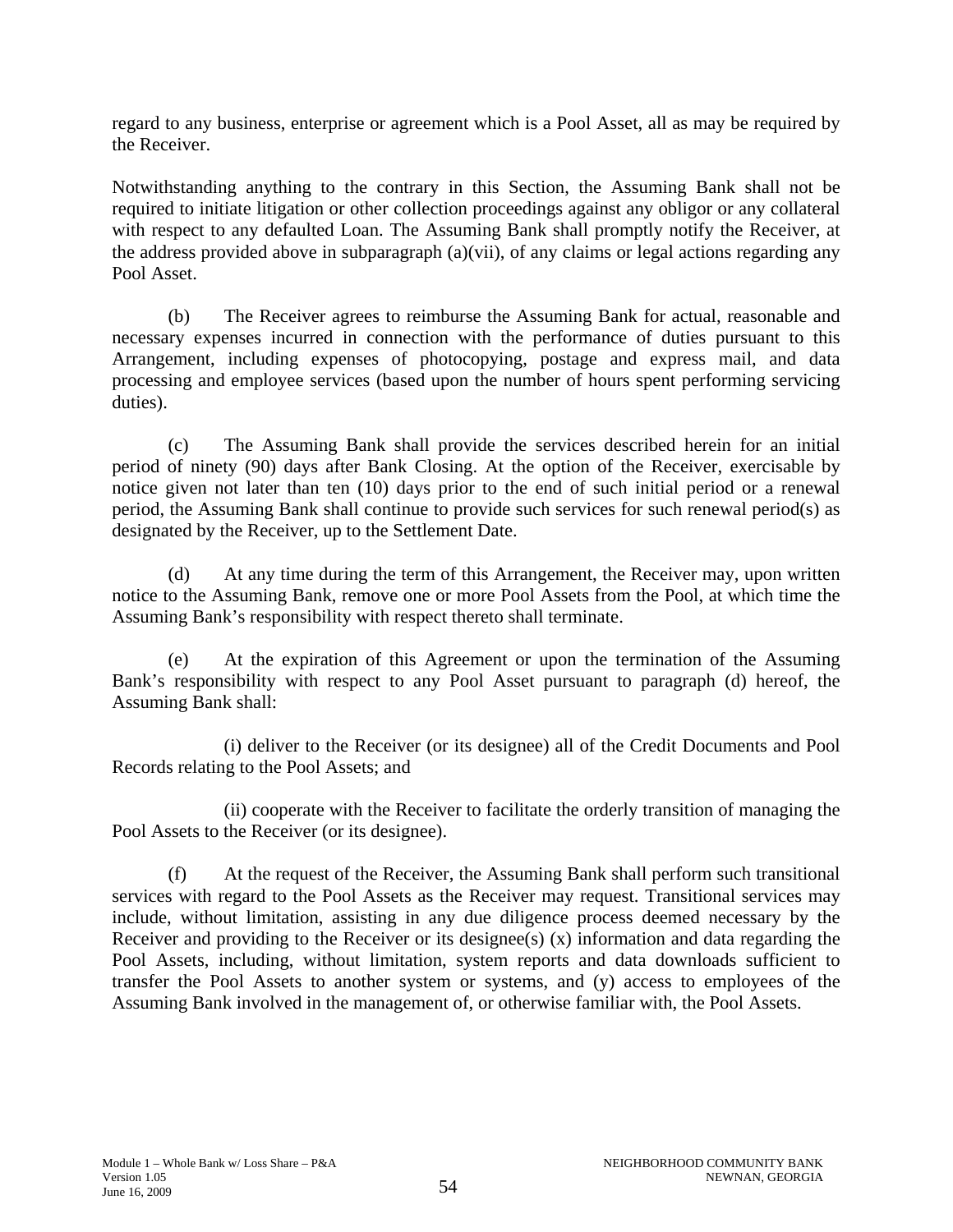regard to any business, enterprise or agreement which is a Pool Asset, all as may be required by the Receiver.

Notwithstanding anything to the contrary in this Section, the Assuming Bank shall not be required to initiate litigation or other collection proceedings against any obligor or any collateral with respect to any defaulted Loan. The Assuming Bank shall promptly notify the Receiver, at the address provided above in subparagraph (a)(vii), of any claims or legal actions regarding any Pool Asset.

(b) The Receiver agrees to reimburse the Assuming Bank for actual, reasonable and necessary expenses incurred in connection with the performance of duties pursuant to this Arrangement, including expenses of photocopying, postage and express mail, and data processing and employee services (based upon the number of hours spent performing servicing duties).

(c) The Assuming Bank shall provide the services described herein for an initial period of ninety (90) days after Bank Closing. At the option of the Receiver, exercisable by notice given not later than ten (10) days prior to the end of such initial period or a renewal period, the Assuming Bank shall continue to provide such services for such renewal period(s) as designated by the Receiver, up to the Settlement Date.

(d) At any time during the term of this Arrangement, the Receiver may, upon written notice to the Assuming Bank, remove one or more Pool Assets from the Pool, at which time the Assuming Bank's responsibility with respect thereto shall terminate.

(e) At the expiration of this Agreement or upon the termination of the Assuming Bank's responsibility with respect to any Pool Asset pursuant to paragraph (d) hereof, the Assuming Bank shall:

(i) deliver to the Receiver (or its designee) all of the Credit Documents and Pool Records relating to the Pool Assets; and

(ii) cooperate with the Receiver to facilitate the orderly transition of managing the Pool Assets to the Receiver (or its designee).

(f) At the request of the Receiver, the Assuming Bank shall perform such transitional services with regard to the Pool Assets as the Receiver may request. Transitional services may include, without limitation, assisting in any due diligence process deemed necessary by the Receiver and providing to the Receiver or its designee(s) (x) information and data regarding the Pool Assets, including, without limitation, system reports and data downloads sufficient to transfer the Pool Assets to another system or systems, and (y) access to employees of the Assuming Bank involved in the management of, or otherwise familiar with, the Pool Assets.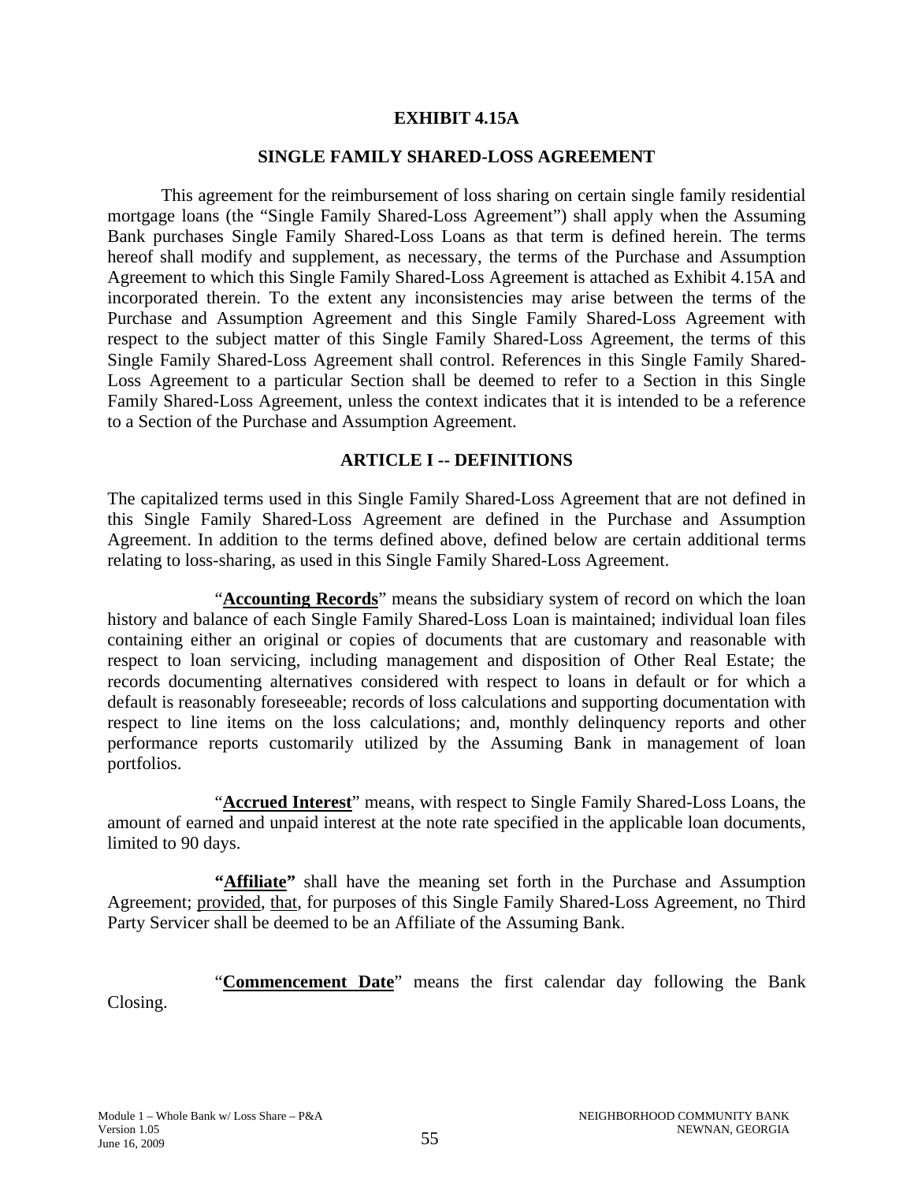# EXHIBIT 4.15A

## SINGLE FAMILY SHARED-LOSS AGREEMENT

This agreement for the reimbursement of loss sharing on certain single family residential mortgage loans (the "Single Family Shared-Loss Agreement") shall apply when the Assuming Bank purchases Single Family Shared-Loss Loans as that term is defined herein. The terms hereof shall modify and supplement, as necessary, the terms of the Purchase and Assumption Agreement to which this Single Family Shared-Loss Agreement is attached as Exhibit 4.15A and incorporated therein. To the extent any inconsistencies may arise between the terms of the Purchase and Assumption Agreement and this Single Family Shared-Loss Agreement with respect to the subject matter of this Single Family Shared-Loss Agreement, the terms of this Single Family Shared-Loss Agreement shall control. References in this Single Family Shared-Loss Agreement to a particular Section shall be deemed to refer to a Section in this Single Family Shared-Loss Agreement, unless the context indicates that it is intended to be a reference to a Section of the Purchase and Assumption Agreement.

## ARTICLE I -- DEFINITIONS

The capitalized terms used in this Single Family Shared-Loss Agreement that are not defined in this Single Family Shared-Loss Agreement are defined in the Purchase and Assumption Agreement. In addition to the terms defined above, defined below are certain additional terms relating to loss-sharing, as used in this Single Family Shared-Loss Agreement.

"**Accounting Records**" means the subsidiary system of record on which the loan history and balance of each Single Family Shared-Loss Loan is maintained; individual loan files containing either an original or copies of documents that are customary and reasonable with respect to loan servicing, including management and disposition of Other Real Estate; the records documenting alternatives considered with respect to loans in default or for which a default is reasonably foreseeable; records of loss calculations and supporting documentation with respect to line items on the loss calculations; and, monthly delinquency reports and other performance reports customarily utilized by the Assuming Bank in management of loan portfolios.

"**Accrued Interest**" means, with respect to Single Family Shared-Loss Loans, the amount of earned and unpaid interest at the note rate specified in the applicable loan documents, limited to 90 days.

**"Affiliate"** shall have the meaning set forth in the Purchase and Assumption Agreement; provided, that, for purposes of this Single Family Shared-Loss Agreement, no Third Party Servicer shall be deemed to be an Affiliate of the Assuming Bank.

"**Commencement Date**" means the first calendar day following the Bank Closing.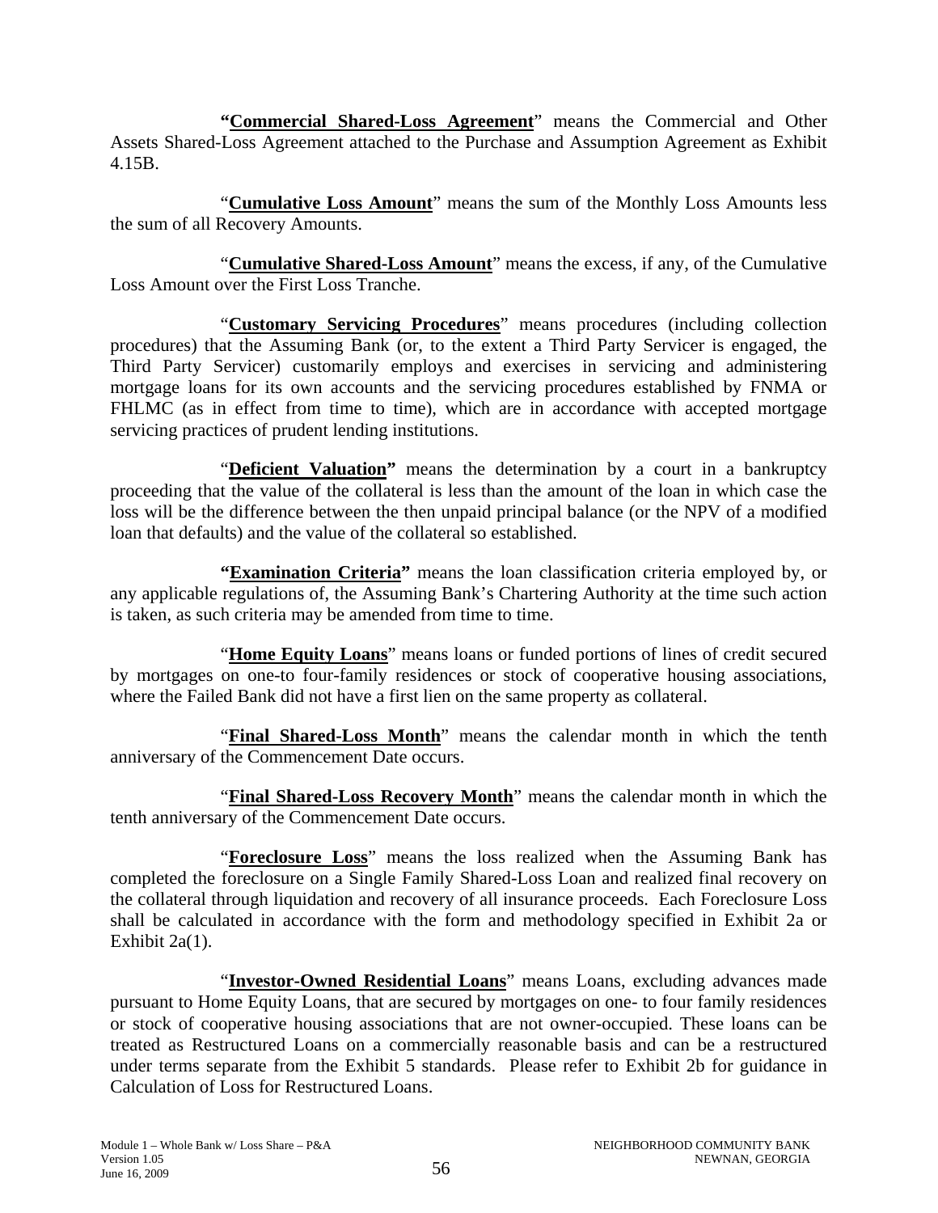**"<u>Commercial Shared-Loss Agreement</u>"** means the Commercial and Other Assets Shared-Loss Agreement attached to the Purchase and Assumption Agreement as Exhibit 4.15B.

"**<u>Cumulative Loss Amount</u>**" means the sum of the Monthly Loss Amounts less the sum of all Recovery Amounts.

"**<u>Cumulative Shared-Loss Amount</u>**" means the excess, if any, of the Cumulative Loss Amount over the First Loss Tranche.

"**<u>Customary Servicing Procedures</u>**" means procedures (including collection procedures) that the Assuming Bank (or, to the extent a Third Party Servicer is engaged, the Third Party Servicer) customarily employs and exercises in servicing and administering mortgage loans for its own accounts and the servicing procedures established by FNMA or FHLMC (as in effect from time to time), which are in accordance with accepted mortgage servicing practices of prudent lending institutions.

"**<u>Deficient Valuation</u>"** means the determination by a court in a bankruptcy proceeding that the value of the collateral is less than the amount of the loan in which case the loss will be the difference between the then unpaid principal balance (or the NPV of a modified loan that defaults) and the value of the collateral so established.

**"<u>Examination Criteria</u>"** means the loan classification criteria employed by, or any applicable regulations of, the Assuming Bank's Chartering Authority at the time such action is taken, as such criteria may be amended from time to time.

"**<u>Home Equity Loans</u>**" means loans or funded portions of lines of credit secured by mortgages on one-to four-family residences or stock of cooperative housing associations, where the Failed Bank did not have a first lien on the same property as collateral.

"**<u>Final Shared-Loss Month</u>**" means the calendar month in which the tenth anniversary of the Commencement Date occurs.

"**<u>Final Shared-Loss Recovery Month</u>**" means the calendar month in which the tenth anniversary of the Commencement Date occurs.

"**<u>Foreclosure Loss</u>**" means the loss realized when the Assuming Bank has completed the foreclosure on a Single Family Shared-Loss Loan and realized final recovery on the collateral through liquidation and recovery of all insurance proceeds. Each Foreclosure Loss shall be calculated in accordance with the form and methodology specified in Exhibit 2a or Exhibit 2a(1).

"**<u>Investor-Owned Residential Loans</u>**" means Loans, excluding advances made pursuant to Home Equity Loans, that are secured by mortgages on one- to four family residences or stock of cooperative housing associations that are not owner-occupied. These loans can be treated as Restructured Loans on a commercially reasonable basis and can be a restructured under terms separate from the Exhibit 5 standards. Please refer to Exhibit 2b for guidance in Calculation of Loss for Restructured Loans.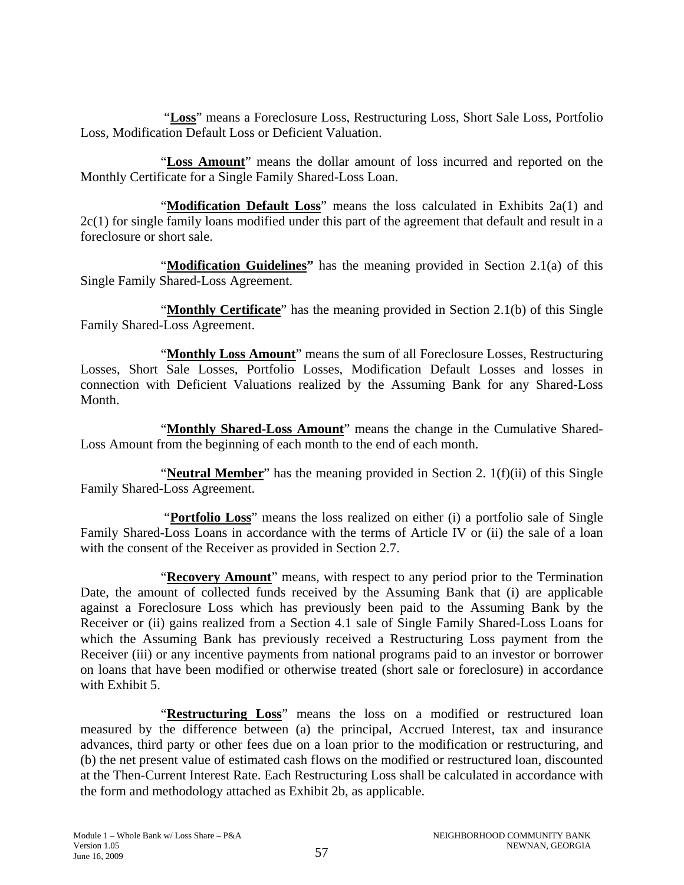"**Loss**" means a Foreclosure Loss, Restructuring Loss, Short Sale Loss, Portfolio Loss, Modification Default Loss or Deficient Valuation.

"**Loss Amount**" means the dollar amount of loss incurred and reported on the Monthly Certificate for a Single Family Shared-Loss Loan.

"**Modification Default Loss**" means the loss calculated in Exhibits 2a(1) and 2c(1) for single family loans modified under this part of the agreement that default and result in a foreclosure or short sale.

"**Modification Guidelines"** has the meaning provided in Section 2.1(a) of this Single Family Shared-Loss Agreement.

"**Monthly Certificate**" has the meaning provided in Section 2.1(b) of this Single Family Shared-Loss Agreement.

"**Monthly Loss Amount**" means the sum of all Foreclosure Losses, Restructuring Losses, Short Sale Losses, Portfolio Losses, Modification Default Losses and losses in connection with Deficient Valuations realized by the Assuming Bank for any Shared-Loss Month.

"**Monthly Shared-Loss Amount**" means the change in the Cumulative Shared-Loss Amount from the beginning of each month to the end of each month.

"**Neutral Member**" has the meaning provided in Section 2. 1(f)(ii) of this Single Family Shared-Loss Agreement.

"**Portfolio Loss**" means the loss realized on either (i) a portfolio sale of Single Family Shared-Loss Loans in accordance with the terms of Article IV or (ii) the sale of a loan with the consent of the Receiver as provided in Section 2.7.

"**Recovery Amount**" means, with respect to any period prior to the Termination Date, the amount of collected funds received by the Assuming Bank that (i) are applicable against a Foreclosure Loss which has previously been paid to the Assuming Bank by the Receiver or (ii) gains realized from a Section 4.1 sale of Single Family Shared-Loss Loans for which the Assuming Bank has previously received a Restructuring Loss payment from the Receiver (iii) or any incentive payments from national programs paid to an investor or borrower on loans that have been modified or otherwise treated (short sale or foreclosure) in accordance with Exhibit 5.

"**Restructuring Loss**" means the loss on a modified or restructured loan measured by the difference between (a) the principal, Accrued Interest, tax and insurance advances, third party or other fees due on a loan prior to the modification or restructuring, and (b) the net present value of estimated cash flows on the modified or restructured loan, discounted at the Then-Current Interest Rate. Each Restructuring Loss shall be calculated in accordance with the form and methodology attached as Exhibit 2b, as applicable.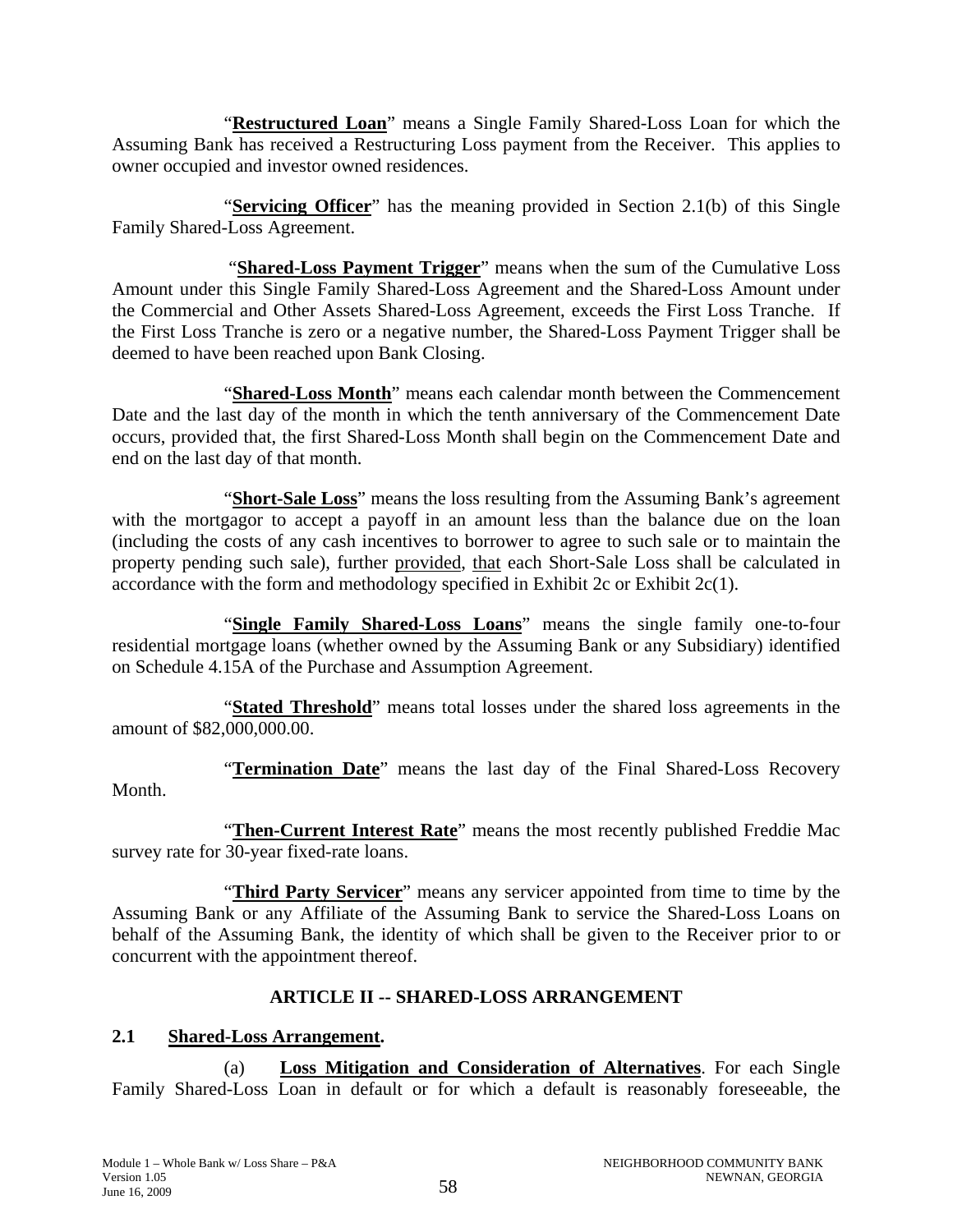"**Restructured Loan**" means a Single Family Shared-Loss Loan for which the Assuming Bank has received a Restructuring Loss payment from the Receiver. This applies to owner occupied and investor owned residences.

"**Servicing Officer**" has the meaning provided in Section 2.1(b) of this Single Family Shared-Loss Agreement.

"**Shared-Loss Payment Trigger**" means when the sum of the Cumulative Loss Amount under this Single Family Shared-Loss Agreement and the Shared-Loss Amount under the Commercial and Other Assets Shared-Loss Agreement, exceeds the First Loss Tranche. If the First Loss Tranche is zero or a negative number, the Shared-Loss Payment Trigger shall be deemed to have been reached upon Bank Closing.

"**Shared-Loss Month**" means each calendar month between the Commencement Date and the last day of the month in which the tenth anniversary of the Commencement Date occurs, provided that, the first Shared-Loss Month shall begin on the Commencement Date and end on the last day of that month.

"**Short-Sale Loss**" means the loss resulting from the Assuming Bank's agreement with the mortgagor to accept a payoff in an amount less than the balance due on the loan (including the costs of any cash incentives to borrower to agree to such sale or to maintain the property pending such sale), further provided, that each Short-Sale Loss shall be calculated in accordance with the form and methodology specified in Exhibit 2c or Exhibit 2c(1).

"**Single Family Shared-Loss Loans**" means the single family one-to-four residential mortgage loans (whether owned by the Assuming Bank or any Subsidiary) identified on Schedule 4.15A of the Purchase and Assumption Agreement.

"**Stated Threshold**" means total losses under the shared loss agreements in the amount of $82,000,000.00.

"**Termination Date**" means the last day of the Final Shared-Loss Recovery Month.

"**Then-Current Interest Rate**" means the most recently published Freddie Mac survey rate for 30-year fixed-rate loans.

"**Third Party Servicer**" means any servicer appointed from time to time by the Assuming Bank or any Affiliate of the Assuming Bank to service the Shared-Loss Loans on behalf of the Assuming Bank, the identity of which shall be given to the Receiver prior to or concurrent with the appointment thereof.

## ARTICLE II -- SHARED-LOSS ARRANGEMENT

### 2.1 Shared-Loss Arrangement.

(a) **Loss Mitigation and Consideration of Alternatives**. For each Single Family Shared-Loss Loan in default or for which a default is reasonably foreseeable, the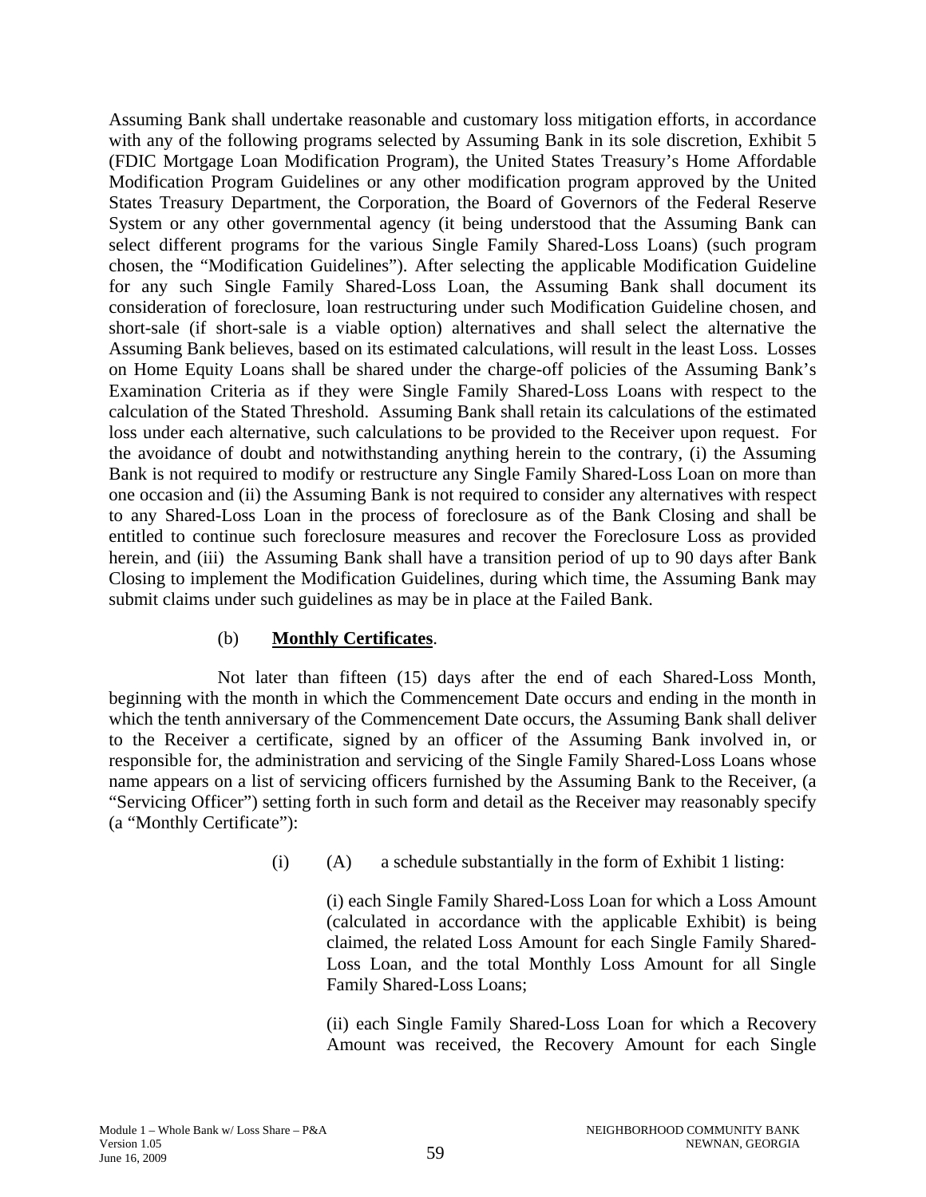Assuming Bank shall undertake reasonable and customary loss mitigation efforts, in accordance with any of the following programs selected by Assuming Bank in its sole discretion, Exhibit 5 (FDIC Mortgage Loan Modification Program), the United States Treasury's Home Affordable Modification Program Guidelines or any other modification program approved by the United States Treasury Department, the Corporation, the Board of Governors of the Federal Reserve System or any other governmental agency (it being understood that the Assuming Bank can select different programs for the various Single Family Shared-Loss Loans) (such program chosen, the "Modification Guidelines"). After selecting the applicable Modification Guideline for any such Single Family Shared-Loss Loan, the Assuming Bank shall document its consideration of foreclosure, loan restructuring under such Modification Guideline chosen, and short-sale (if short-sale is a viable option) alternatives and shall select the alternative the Assuming Bank believes, based on its estimated calculations, will result in the least Loss. Losses on Home Equity Loans shall be shared under the charge-off policies of the Assuming Bank's Examination Criteria as if they were Single Family Shared-Loss Loans with respect to the calculation of the Stated Threshold. Assuming Bank shall retain its calculations of the estimated loss under each alternative, such calculations to be provided to the Receiver upon request. For the avoidance of doubt and notwithstanding anything herein to the contrary, (i) the Assuming Bank is not required to modify or restructure any Single Family Shared-Loss Loan on more than one occasion and (ii) the Assuming Bank is not required to consider any alternatives with respect to any Shared-Loss Loan in the process of foreclosure as of the Bank Closing and shall be entitled to continue such foreclosure measures and recover the Foreclosure Loss as provided herein, and (iii) the Assuming Bank shall have a transition period of up to 90 days after Bank Closing to implement the Modification Guidelines, during which time, the Assuming Bank may submit claims under such guidelines as may be in place at the Failed Bank.

(b) **Monthly Certificates**.

Not later than fifteen (15) days after the end of each Shared-Loss Month, beginning with the month in which the Commencement Date occurs and ending in the month in which the tenth anniversary of the Commencement Date occurs, the Assuming Bank shall deliver to the Receiver a certificate, signed by an officer of the Assuming Bank involved in, or responsible for, the administration and servicing of the Single Family Shared-Loss Loans whose name appears on a list of servicing officers furnished by the Assuming Bank to the Receiver, (a "Servicing Officer") setting forth in such form and detail as the Receiver may reasonably specify (a "Monthly Certificate"):

(i) (A) a schedule substantially in the form of Exhibit 1 listing:

(i) each Single Family Shared-Loss Loan for which a Loss Amount (calculated in accordance with the applicable Exhibit) is being claimed, the related Loss Amount for each Single Family Shared-Loss Loan, and the total Monthly Loss Amount for all Single Family Shared-Loss Loans;

(ii) each Single Family Shared-Loss Loan for which a Recovery Amount was received, the Recovery Amount for each Single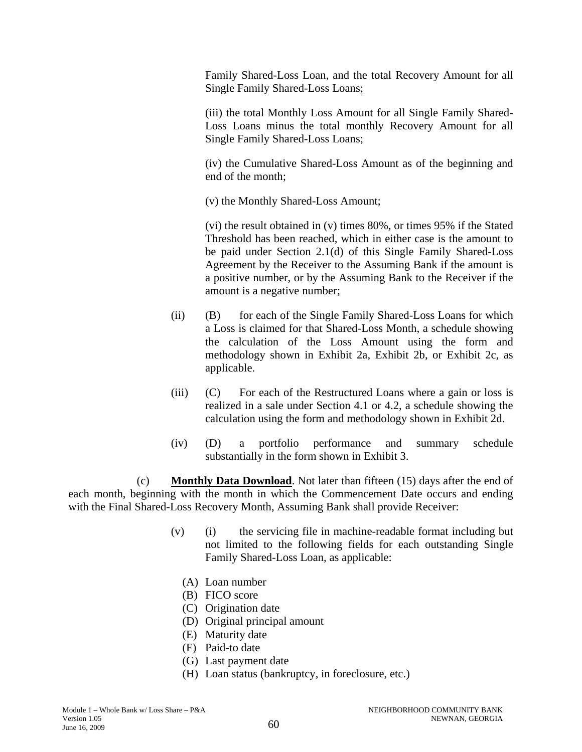Family Shared-Loss Loan, and the total Recovery Amount for all Single Family Shared-Loss Loans;

(iii) the total Monthly Loss Amount for all Single Family Shared-Loss Loans minus the total monthly Recovery Amount for all Single Family Shared-Loss Loans;

(iv) the Cumulative Shared-Loss Amount as of the beginning and end of the month;

(v) the Monthly Shared-Loss Amount;

(vi) the result obtained in (v) times 80%, or times 95% if the Stated Threshold has been reached, which in either case is the amount to be paid under Section 2.1(d) of this Single Family Shared-Loss Agreement by the Receiver to the Assuming Bank if the amount is a positive number, or by the Assuming Bank to the Receiver if the amount is a negative number;

(ii) (B) for each of the Single Family Shared-Loss Loans for which a Loss is claimed for that Shared-Loss Month, a schedule showing the calculation of the Loss Amount using the form and methodology shown in Exhibit 2a, Exhibit 2b, or Exhibit 2c, as applicable.

(iii) (C) For each of the Restructured Loans where a gain or loss is realized in a sale under Section 4.1 or 4.2, a schedule showing the calculation using the form and methodology shown in Exhibit 2d.

(iv) (D) a portfolio performance and summary schedule substantially in the form shown in Exhibit 3.

(c) **Monthly Data Download**. Not later than fifteen (15) days after the end of each month, beginning with the month in which the Commencement Date occurs and ending with the Final Shared-Loss Recovery Month, Assuming Bank shall provide Receiver:

(v) (i) the servicing file in machine-readable format including but not limited to the following fields for each outstanding Single Family Shared-Loss Loan, as applicable:

(A) Loan number
(B) FICO score
(C) Origination date
(D) Original principal amount
(E) Maturity date
(F) Paid-to date
(G) Last payment date
(H) Loan status (bankruptcy, in foreclosure, etc.)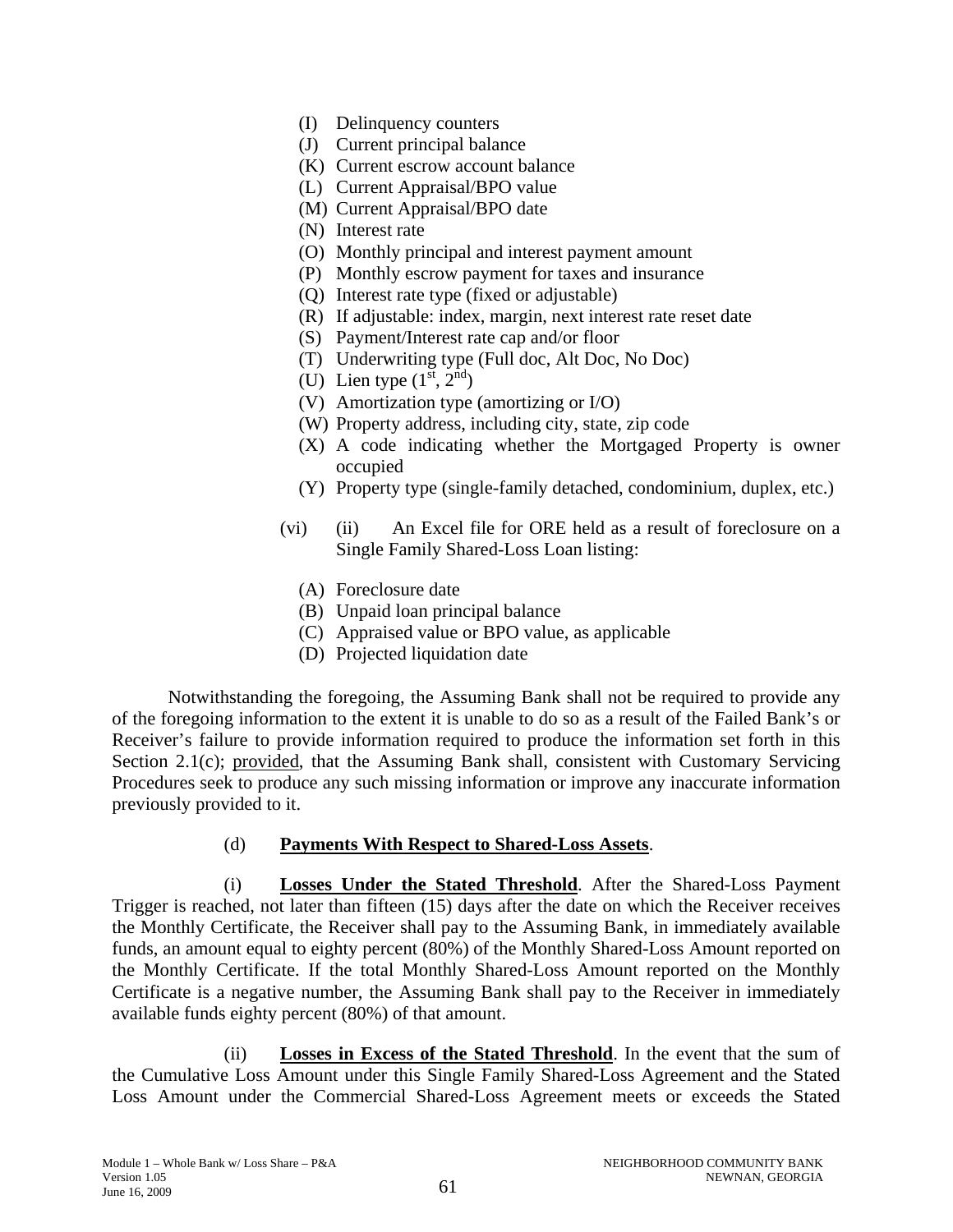(I) Delinquency counters
(J) Current principal balance
(K) Current escrow account balance
(L) Current Appraisal/BPO value
(M) Current Appraisal/BPO date
(N) Interest rate
(O) Monthly principal and interest payment amount
(P) Monthly escrow payment for taxes and insurance
(Q) Interest rate type (fixed or adjustable)
(R) If adjustable: index, margin, next interest rate reset date
(S) Payment/Interest rate cap and/or floor
(T) Underwriting type (Full doc, Alt Doc, No Doc)
(U) Lien type (1st, 2nd)
(V) Amortization type (amortizing or I/O)
(W) Property address, including city, state, zip code
(X) A code indicating whether the Mortgaged Property is owner occupied
(Y) Property type (single-family detached, condominium, duplex, etc.)

(vi) (ii) An Excel file for ORE held as a result of foreclosure on a Single Family Shared-Loss Loan listing:

(A) Foreclosure date
(B) Unpaid loan principal balance
(C) Appraised value or BPO value, as applicable
(D) Projected liquidation date

Notwithstanding the foregoing, the Assuming Bank shall not be required to provide any of the foregoing information to the extent it is unable to do so as a result of the Failed Bank's or Receiver's failure to provide information required to produce the information set forth in this Section 2.1(c); provided, that the Assuming Bank shall, consistent with Customary Servicing Procedures seek to produce any such missing information or improve any inaccurate information previously provided to it.

(d) **Payments With Respect to Shared-Loss Assets**.

(i) **Losses Under the Stated Threshold**. After the Shared-Loss Payment Trigger is reached, not later than fifteen (15) days after the date on which the Receiver receives the Monthly Certificate, the Receiver shall pay to the Assuming Bank, in immediately available funds, an amount equal to eighty percent (80%) of the Monthly Shared-Loss Amount reported on the Monthly Certificate. If the total Monthly Shared-Loss Amount reported on the Monthly Certificate is a negative number, the Assuming Bank shall pay to the Receiver in immediately available funds eighty percent (80%) of that amount.

(ii) **Losses in Excess of the Stated Threshold**. In the event that the sum of the Cumulative Loss Amount under this Single Family Shared-Loss Agreement and the Stated Loss Amount under the Commercial Shared-Loss Agreement meets or exceeds the Stated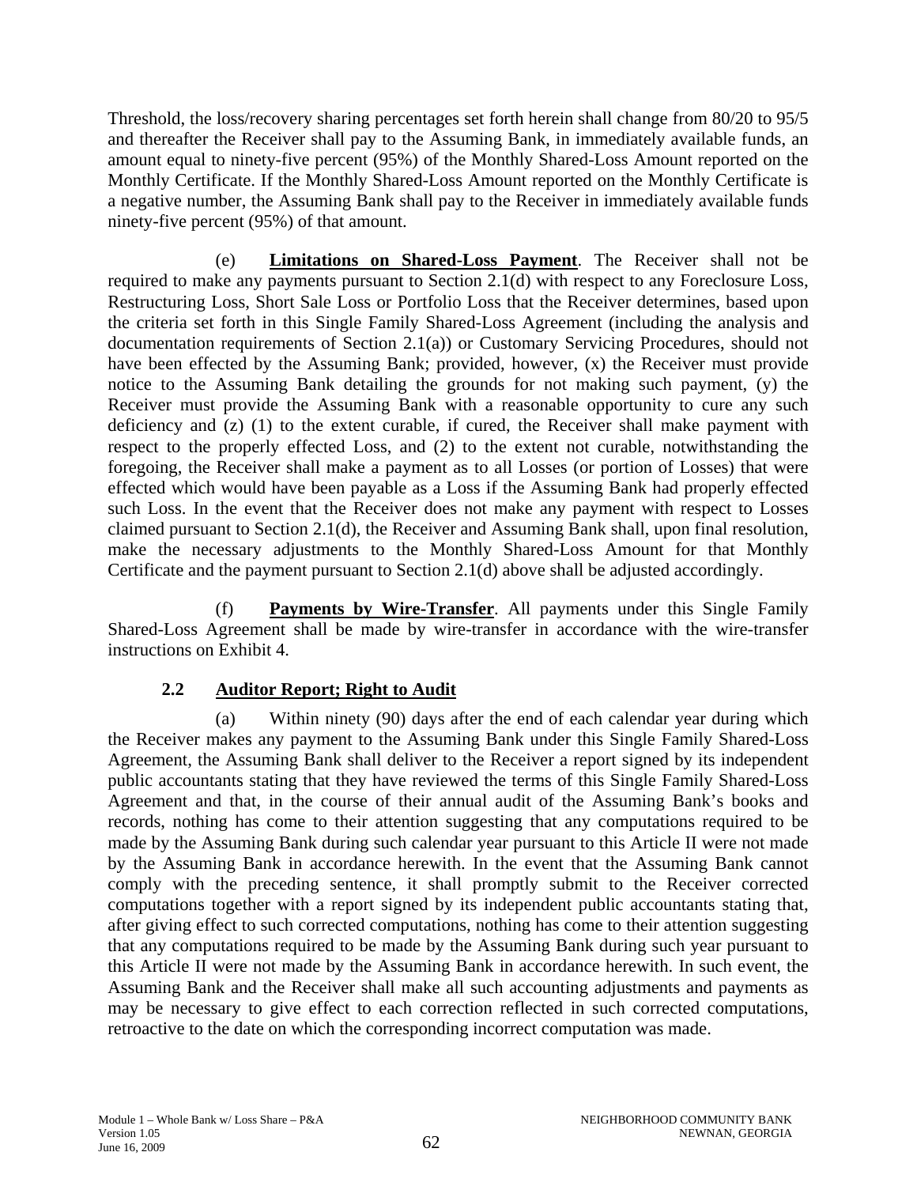Threshold, the loss/recovery sharing percentages set forth herein shall change from 80/20 to 95/5 and thereafter the Receiver shall pay to the Assuming Bank, in immediately available funds, an amount equal to ninety-five percent (95%) of the Monthly Shared-Loss Amount reported on the Monthly Certificate. If the Monthly Shared-Loss Amount reported on the Monthly Certificate is a negative number, the Assuming Bank shall pay to the Receiver in immediately available funds ninety-five percent (95%) of that amount.

(e) **Limitations on Shared-Loss Payment**. The Receiver shall not be required to make any payments pursuant to Section 2.1(d) with respect to any Foreclosure Loss, Restructuring Loss, Short Sale Loss or Portfolio Loss that the Receiver determines, based upon the criteria set forth in this Single Family Shared-Loss Agreement (including the analysis and documentation requirements of Section 2.1(a)) or Customary Servicing Procedures, should not have been effected by the Assuming Bank; provided, however, (x) the Receiver must provide notice to the Assuming Bank detailing the grounds for not making such payment, (y) the Receiver must provide the Assuming Bank with a reasonable opportunity to cure any such deficiency and (z) (1) to the extent curable, if cured, the Receiver shall make payment with respect to the properly effected Loss, and (2) to the extent not curable, notwithstanding the foregoing, the Receiver shall make a payment as to all Losses (or portion of Losses) that were effected which would have been payable as a Loss if the Assuming Bank had properly effected such Loss. In the event that the Receiver does not make any payment with respect to Losses claimed pursuant to Section 2.1(d), the Receiver and Assuming Bank shall, upon final resolution, make the necessary adjustments to the Monthly Shared-Loss Amount for that Monthly Certificate and the payment pursuant to Section 2.1(d) above shall be adjusted accordingly.

(f) **Payments by Wire-Transfer**. All payments under this Single Family Shared-Loss Agreement shall be made by wire-transfer in accordance with the wire-transfer instructions on Exhibit 4.

### 2.2 Auditor Report; Right to Audit

(a) Within ninety (90) days after the end of each calendar year during which the Receiver makes any payment to the Assuming Bank under this Single Family Shared-Loss Agreement, the Assuming Bank shall deliver to the Receiver a report signed by its independent public accountants stating that they have reviewed the terms of this Single Family Shared-Loss Agreement and that, in the course of their annual audit of the Assuming Bank's books and records, nothing has come to their attention suggesting that any computations required to be made by the Assuming Bank during such calendar year pursuant to this Article II were not made by the Assuming Bank in accordance herewith. In the event that the Assuming Bank cannot comply with the preceding sentence, it shall promptly submit to the Receiver corrected computations together with a report signed by its independent public accountants stating that, after giving effect to such corrected computations, nothing has come to their attention suggesting that any computations required to be made by the Assuming Bank during such year pursuant to this Article II were not made by the Assuming Bank in accordance herewith. In such event, the Assuming Bank and the Receiver shall make all such accounting adjustments and payments as may be necessary to give effect to each correction reflected in such corrected computations, retroactive to the date on which the corresponding incorrect computation was made.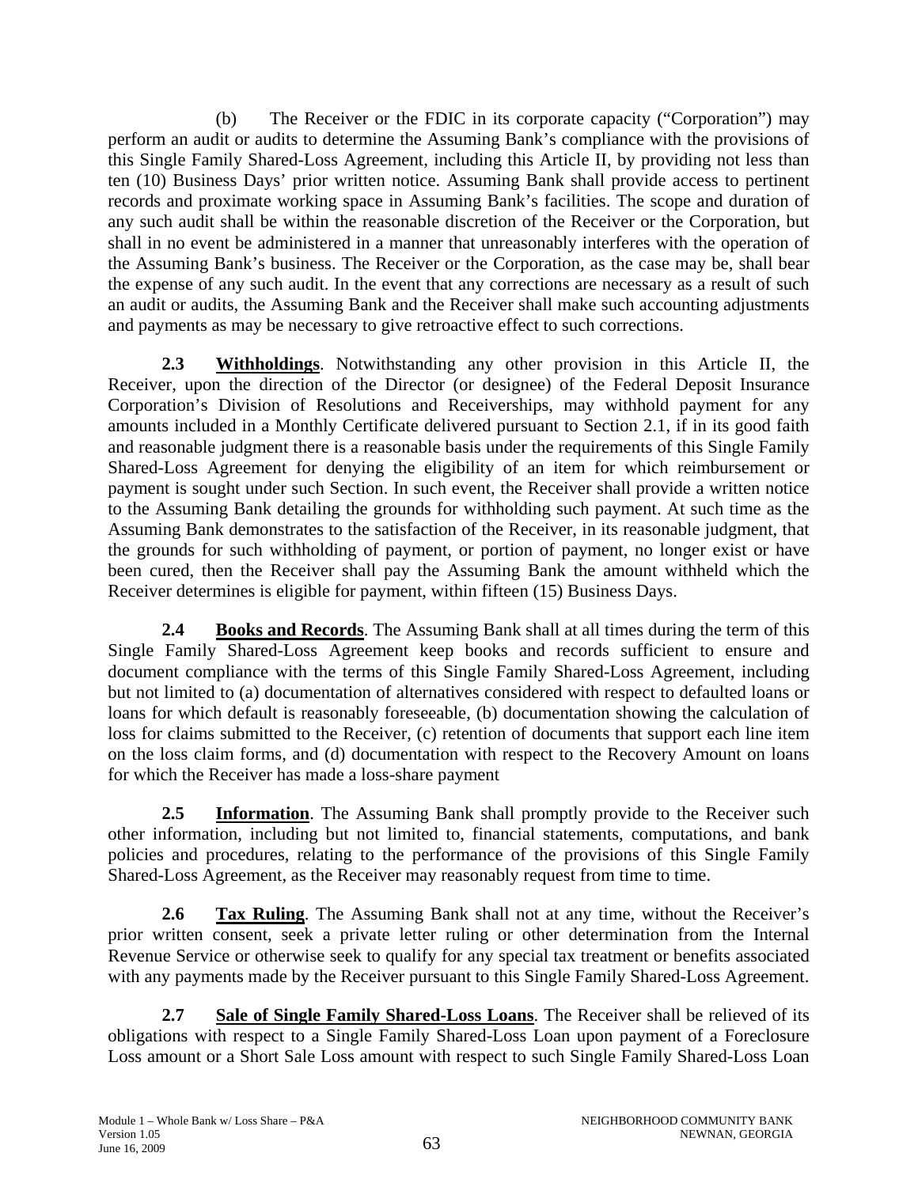(b) The Receiver or the FDIC in its corporate capacity ("Corporation") may perform an audit or audits to determine the Assuming Bank's compliance with the provisions of this Single Family Shared-Loss Agreement, including this Article II, by providing not less than ten (10) Business Days' prior written notice. Assuming Bank shall provide access to pertinent records and proximate working space in Assuming Bank's facilities. The scope and duration of any such audit shall be within the reasonable discretion of the Receiver or the Corporation, but shall in no event be administered in a manner that unreasonably interferes with the operation of the Assuming Bank's business. The Receiver or the Corporation, as the case may be, shall bear the expense of any such audit. In the event that any corrections are necessary as a result of such an audit or audits, the Assuming Bank and the Receiver shall make such accounting adjustments and payments as may be necessary to give retroactive effect to such corrections.

**2.3 <u>Withholdings</u>**. Notwithstanding any other provision in this Article II, the Receiver, upon the direction of the Director (or designee) of the Federal Deposit Insurance Corporation's Division of Resolutions and Receiverships, may withhold payment for any amounts included in a Monthly Certificate delivered pursuant to Section 2.1, if in its good faith and reasonable judgment there is a reasonable basis under the requirements of this Single Family Shared-Loss Agreement for denying the eligibility of an item for which reimbursement or payment is sought under such Section. In such event, the Receiver shall provide a written notice to the Assuming Bank detailing the grounds for withholding such payment. At such time as the Assuming Bank demonstrates to the satisfaction of the Receiver, in its reasonable judgment, that the grounds for such withholding of payment, or portion of payment, no longer exist or have been cured, then the Receiver shall pay the Assuming Bank the amount withheld which the Receiver determines is eligible for payment, within fifteen (15) Business Days.

**2.4 <u>Books and Records</u>**. The Assuming Bank shall at all times during the term of this Single Family Shared-Loss Agreement keep books and records sufficient to ensure and document compliance with the terms of this Single Family Shared-Loss Agreement, including but not limited to (a) documentation of alternatives considered with respect to defaulted loans or loans for which default is reasonably foreseeable, (b) documentation showing the calculation of loss for claims submitted to the Receiver, (c) retention of documents that support each line item on the loss claim forms, and (d) documentation with respect to the Recovery Amount on loans for which the Receiver has made a loss-share payment

**2.5 <u>Information</u>**. The Assuming Bank shall promptly provide to the Receiver such other information, including but not limited to, financial statements, computations, and bank policies and procedures, relating to the performance of the provisions of this Single Family Shared-Loss Agreement, as the Receiver may reasonably request from time to time.

**2.6 <u>Tax Ruling</u>**. The Assuming Bank shall not at any time, without the Receiver's prior written consent, seek a private letter ruling or other determination from the Internal Revenue Service or otherwise seek to qualify for any special tax treatment or benefits associated with any payments made by the Receiver pursuant to this Single Family Shared-Loss Agreement.

**2.7 <u>Sale of Single Family Shared-Loss Loans</u>**. The Receiver shall be relieved of its obligations with respect to a Single Family Shared-Loss Loan upon payment of a Foreclosure Loss amount or a Short Sale Loss amount with respect to such Single Family Shared-Loss Loan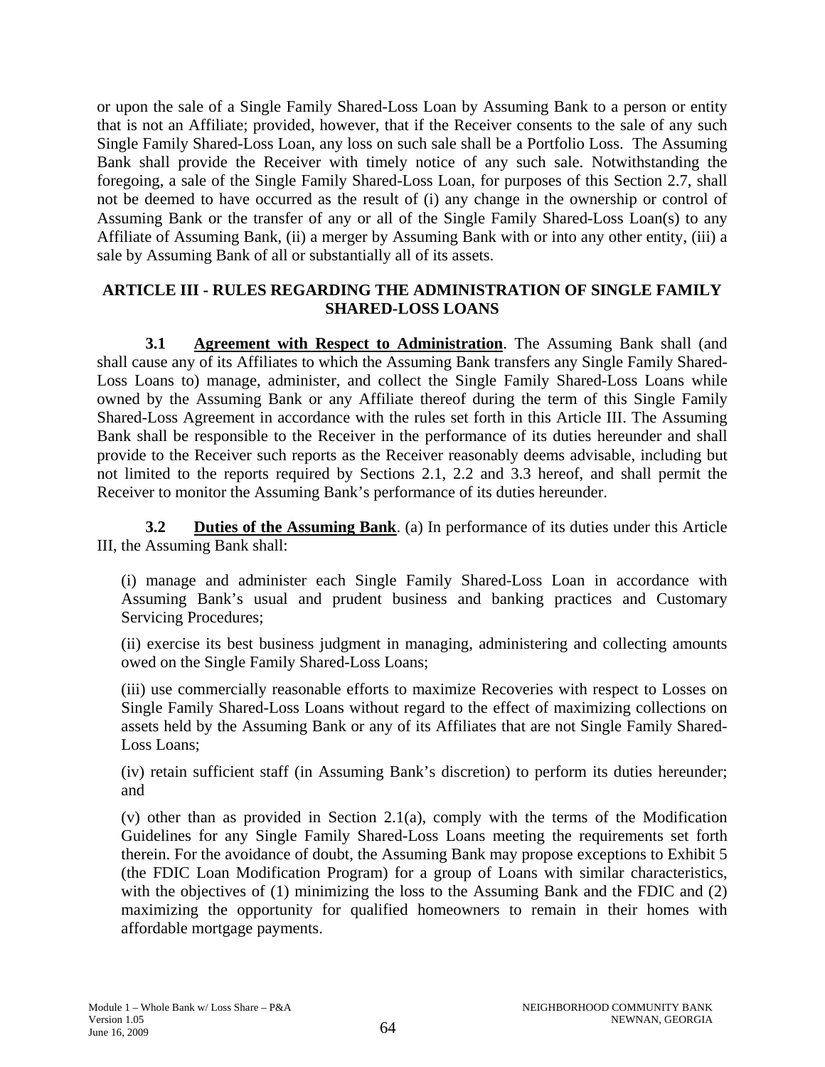or upon the sale of a Single Family Shared-Loss Loan by Assuming Bank to a person or entity that is not an Affiliate; provided, however, that if the Receiver consents to the sale of any such Single Family Shared-Loss Loan, any loss on such sale shall be a Portfolio Loss. The Assuming Bank shall provide the Receiver with timely notice of any such sale. Notwithstanding the foregoing, a sale of the Single Family Shared-Loss Loan, for purposes of this Section 2.7, shall not be deemed to have occurred as the result of (i) any change in the ownership or control of Assuming Bank or the transfer of any or all of the Single Family Shared-Loss Loan(s) to any Affiliate of Assuming Bank, (ii) a merger by Assuming Bank with or into any other entity, (iii) a sale by Assuming Bank of all or substantially all of its assets.

## ARTICLE III - RULES REGARDING THE ADMINISTRATION OF SINGLE FAMILY SHARED-LOSS LOANS

**3.1 Agreement with Respect to Administration**. The Assuming Bank shall (and shall cause any of its Affiliates to which the Assuming Bank transfers any Single Family Shared-Loss Loans to) manage, administer, and collect the Single Family Shared-Loss Loans while owned by the Assuming Bank or any Affiliate thereof during the term of this Single Family Shared-Loss Agreement in accordance with the rules set forth in this Article III. The Assuming Bank shall be responsible to the Receiver in the performance of its duties hereunder and shall provide to the Receiver such reports as the Receiver reasonably deems advisable, including but not limited to the reports required by Sections 2.1, 2.2 and 3.3 hereof, and shall permit the Receiver to monitor the Assuming Bank's performance of its duties hereunder.

**3.2 Duties of the Assuming Bank**. (a) In performance of its duties under this Article III, the Assuming Bank shall:

(i) manage and administer each Single Family Shared-Loss Loan in accordance with Assuming Bank's usual and prudent business and banking practices and Customary Servicing Procedures;

(ii) exercise its best business judgment in managing, administering and collecting amounts owed on the Single Family Shared-Loss Loans;

(iii) use commercially reasonable efforts to maximize Recoveries with respect to Losses on Single Family Shared-Loss Loans without regard to the effect of maximizing collections on assets held by the Assuming Bank or any of its Affiliates that are not Single Family Shared-Loss Loans;

(iv) retain sufficient staff (in Assuming Bank's discretion) to perform its duties hereunder; and

(v) other than as provided in Section 2.1(a), comply with the terms of the Modification Guidelines for any Single Family Shared-Loss Loans meeting the requirements set forth therein. For the avoidance of doubt, the Assuming Bank may propose exceptions to Exhibit 5 (the FDIC Loan Modification Program) for a group of Loans with similar characteristics, with the objectives of (1) minimizing the loss to the Assuming Bank and the FDIC and (2) maximizing the opportunity for qualified homeowners to remain in their homes with affordable mortgage payments.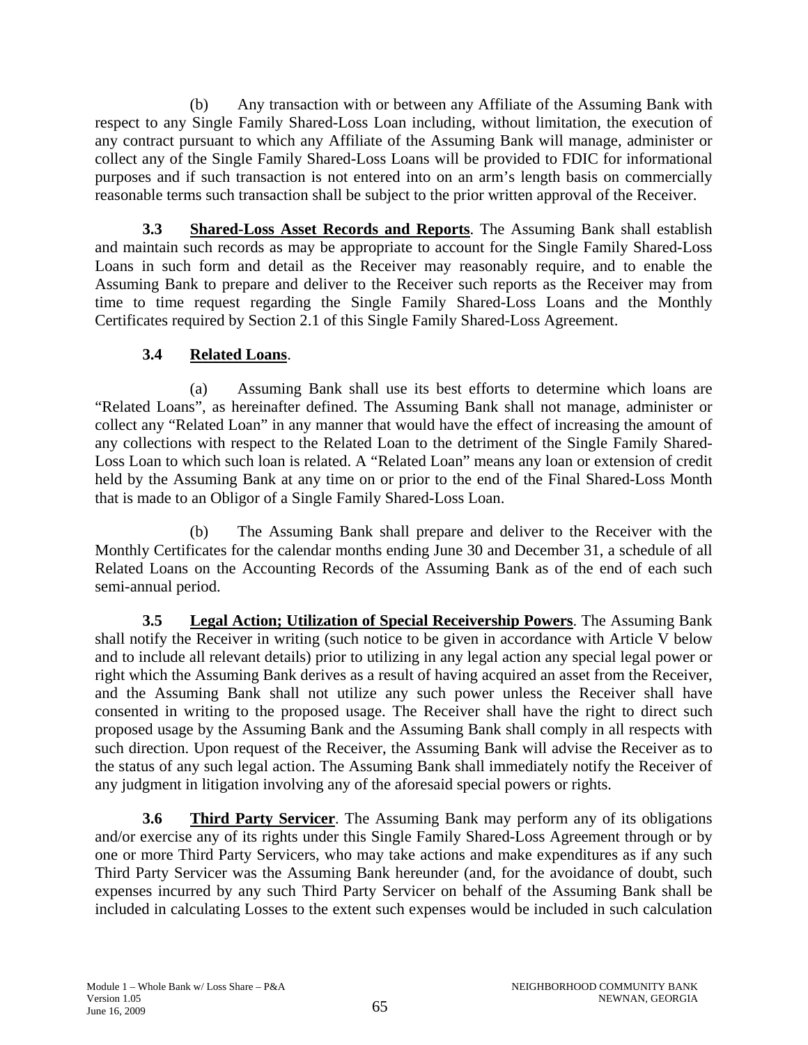(b) Any transaction with or between any Affiliate of the Assuming Bank with respect to any Single Family Shared-Loss Loan including, without limitation, the execution of any contract pursuant to which any Affiliate of the Assuming Bank will manage, administer or collect any of the Single Family Shared-Loss Loans will be provided to FDIC for informational purposes and if such transaction is not entered into on an arm's length basis on commercially reasonable terms such transaction shall be subject to the prior written approval of the Receiver.

**3.3 Shared-Loss Asset Records and Reports**. The Assuming Bank shall establish and maintain such records as may be appropriate to account for the Single Family Shared-Loss Loans in such form and detail as the Receiver may reasonably require, and to enable the Assuming Bank to prepare and deliver to the Receiver such reports as the Receiver may from time to time request regarding the Single Family Shared-Loss Loans and the Monthly Certificates required by Section 2.1 of this Single Family Shared-Loss Agreement.

**3.4 Related Loans**.

(a) Assuming Bank shall use its best efforts to determine which loans are "Related Loans", as hereinafter defined. The Assuming Bank shall not manage, administer or collect any "Related Loan" in any manner that would have the effect of increasing the amount of any collections with respect to the Related Loan to the detriment of the Single Family Shared-Loss Loan to which such loan is related. A "Related Loan" means any loan or extension of credit held by the Assuming Bank at any time on or prior to the end of the Final Shared-Loss Month that is made to an Obligor of a Single Family Shared-Loss Loan.

(b) The Assuming Bank shall prepare and deliver to the Receiver with the Monthly Certificates for the calendar months ending June 30 and December 31, a schedule of all Related Loans on the Accounting Records of the Assuming Bank as of the end of each such semi-annual period.

**3.5 Legal Action; Utilization of Special Receivership Powers**. The Assuming Bank shall notify the Receiver in writing (such notice to be given in accordance with Article V below and to include all relevant details) prior to utilizing in any legal action any special legal power or right which the Assuming Bank derives as a result of having acquired an asset from the Receiver, and the Assuming Bank shall not utilize any such power unless the Receiver shall have consented in writing to the proposed usage. The Receiver shall have the right to direct such proposed usage by the Assuming Bank and the Assuming Bank shall comply in all respects with such direction. Upon request of the Receiver, the Assuming Bank will advise the Receiver as to the status of any such legal action. The Assuming Bank shall immediately notify the Receiver of any judgment in litigation involving any of the aforesaid special powers or rights.

**3.6 Third Party Servicer**. The Assuming Bank may perform any of its obligations and/or exercise any of its rights under this Single Family Shared-Loss Agreement through or by one or more Third Party Servicers, who may take actions and make expenditures as if any such Third Party Servicer was the Assuming Bank hereunder (and, for the avoidance of doubt, such expenses incurred by any such Third Party Servicer on behalf of the Assuming Bank shall be included in calculating Losses to the extent such expenses would be included in such calculation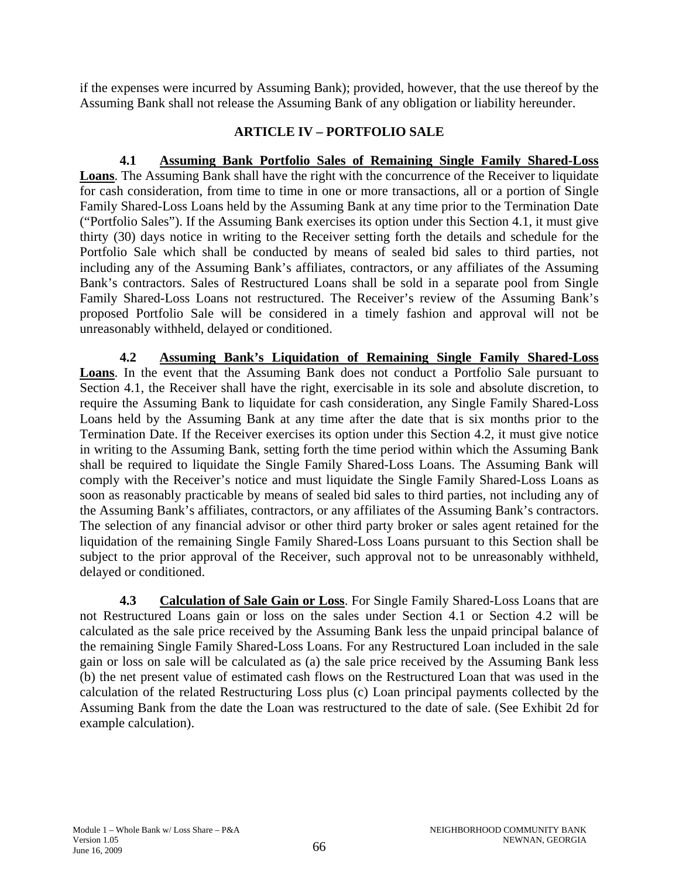if the expenses were incurred by Assuming Bank); provided, however, that the use thereof by the Assuming Bank shall not release the Assuming Bank of any obligation or liability hereunder.

## ARTICLE IV – PORTFOLIO SALE

**4.1 Assuming Bank Portfolio Sales of Remaining Single Family Shared-Loss Loans**. The Assuming Bank shall have the right with the concurrence of the Receiver to liquidate for cash consideration, from time to time in one or more transactions, all or a portion of Single Family Shared-Loss Loans held by the Assuming Bank at any time prior to the Termination Date ("Portfolio Sales"). If the Assuming Bank exercises its option under this Section 4.1, it must give thirty (30) days notice in writing to the Receiver setting forth the details and schedule for the Portfolio Sale which shall be conducted by means of sealed bid sales to third parties, not including any of the Assuming Bank's affiliates, contractors, or any affiliates of the Assuming Bank's contractors. Sales of Restructured Loans shall be sold in a separate pool from Single Family Shared-Loss Loans not restructured. The Receiver's review of the Assuming Bank's proposed Portfolio Sale will be considered in a timely fashion and approval will not be unreasonably withheld, delayed or conditioned.

**4.2 Assuming Bank's Liquidation of Remaining Single Family Shared-Loss Loans**. In the event that the Assuming Bank does not conduct a Portfolio Sale pursuant to Section 4.1, the Receiver shall have the right, exercisable in its sole and absolute discretion, to require the Assuming Bank to liquidate for cash consideration, any Single Family Shared-Loss Loans held by the Assuming Bank at any time after the date that is six months prior to the Termination Date. If the Receiver exercises its option under this Section 4.2, it must give notice in writing to the Assuming Bank, setting forth the time period within which the Assuming Bank shall be required to liquidate the Single Family Shared-Loss Loans. The Assuming Bank will comply with the Receiver's notice and must liquidate the Single Family Shared-Loss Loans as soon as reasonably practicable by means of sealed bid sales to third parties, not including any of the Assuming Bank's affiliates, contractors, or any affiliates of the Assuming Bank's contractors. The selection of any financial advisor or other third party broker or sales agent retained for the liquidation of the remaining Single Family Shared-Loss Loans pursuant to this Section shall be subject to the prior approval of the Receiver, such approval not to be unreasonably withheld, delayed or conditioned.

**4.3 Calculation of Sale Gain or Loss**. For Single Family Shared-Loss Loans that are not Restructured Loans gain or loss on the sales under Section 4.1 or Section 4.2 will be calculated as the sale price received by the Assuming Bank less the unpaid principal balance of the remaining Single Family Shared-Loss Loans. For any Restructured Loan included in the sale gain or loss on sale will be calculated as (a) the sale price received by the Assuming Bank less (b) the net present value of estimated cash flows on the Restructured Loan that was used in the calculation of the related Restructuring Loss plus (c) Loan principal payments collected by the Assuming Bank from the date the Loan was restructured to the date of sale. (See Exhibit 2d for example calculation).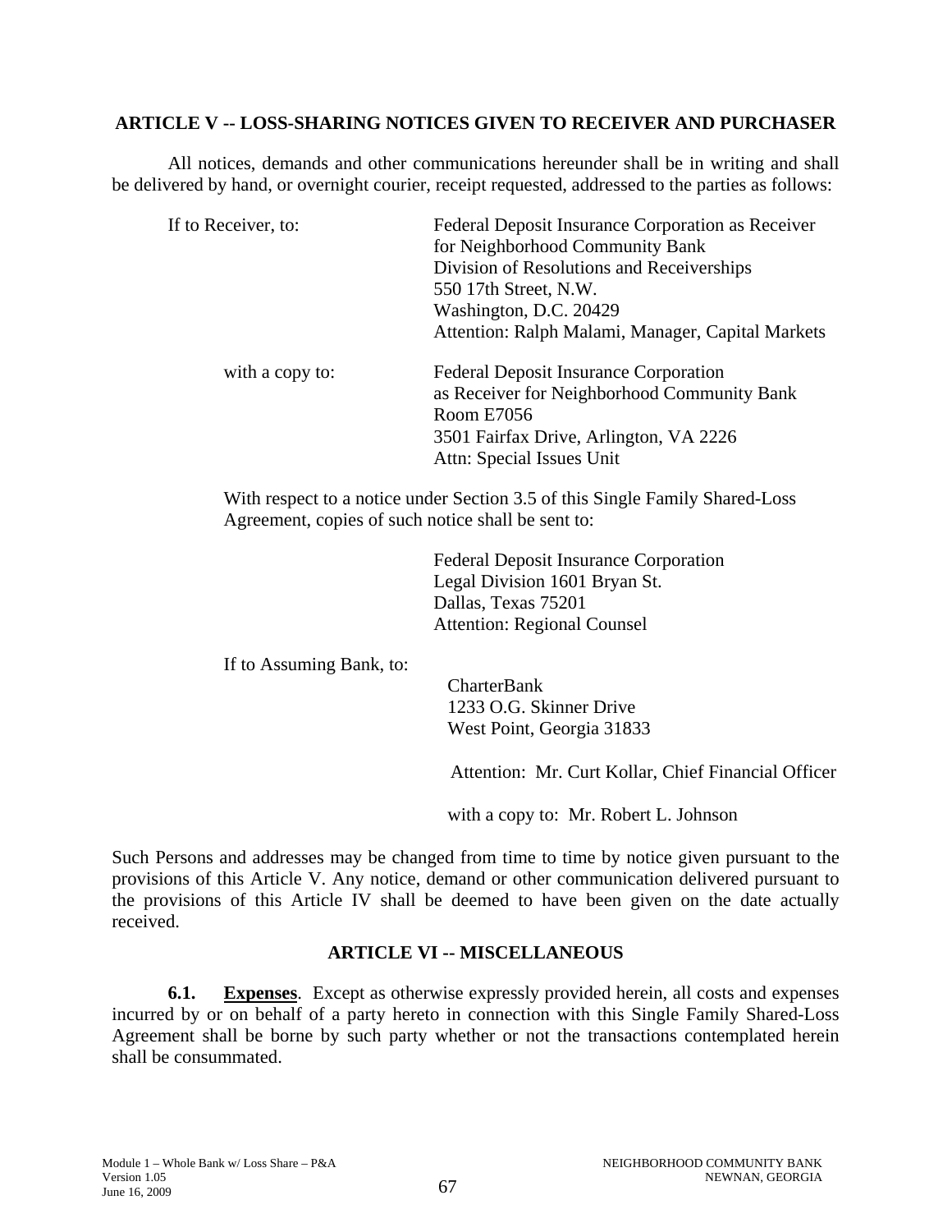## ARTICLE V -- LOSS-SHARING NOTICES GIVEN TO RECEIVER AND PURCHASER

All notices, demands and other communications hereunder shall be in writing and shall be delivered by hand, or overnight courier, receipt requested, addressed to the parties as follows:

If to Receiver, to:

Federal Deposit Insurance Corporation as Receiver
for Neighborhood Community Bank
Division of Resolutions and Receiverships
550 17th Street, N.W.
Washington, D.C. 20429
Attention: Ralph Malami, Manager, Capital Markets

with a copy to:

Federal Deposit Insurance Corporation
as Receiver for Neighborhood Community Bank
Room E7056
3501 Fairfax Drive, Arlington, VA 2226
Attn: Special Issues Unit

With respect to a notice under Section 3.5 of this Single Family Shared-Loss Agreement, copies of such notice shall be sent to:

Federal Deposit Insurance Corporation
Legal Division 1601 Bryan St.
Dallas, Texas 75201
Attention: Regional Counsel

If to Assuming Bank, to:

CharterBank
1233 O.G. Skinner Drive
West Point, Georgia 31833

Attention: Mr. Curt Kollar, Chief Financial Officer

with a copy to: Mr. Robert L. Johnson

Such Persons and addresses may be changed from time to time by notice given pursuant to the provisions of this Article V. Any notice, demand or other communication delivered pursuant to the provisions of this Article IV shall be deemed to have been given on the date actually received.

## ARTICLE VI -- MISCELLANEOUS

**6.1. Expenses**. Except as otherwise expressly provided herein, all costs and expenses incurred by or on behalf of a party hereto in connection with this Single Family Shared-Loss Agreement shall be borne by such party whether or not the transactions contemplated herein shall be consummated.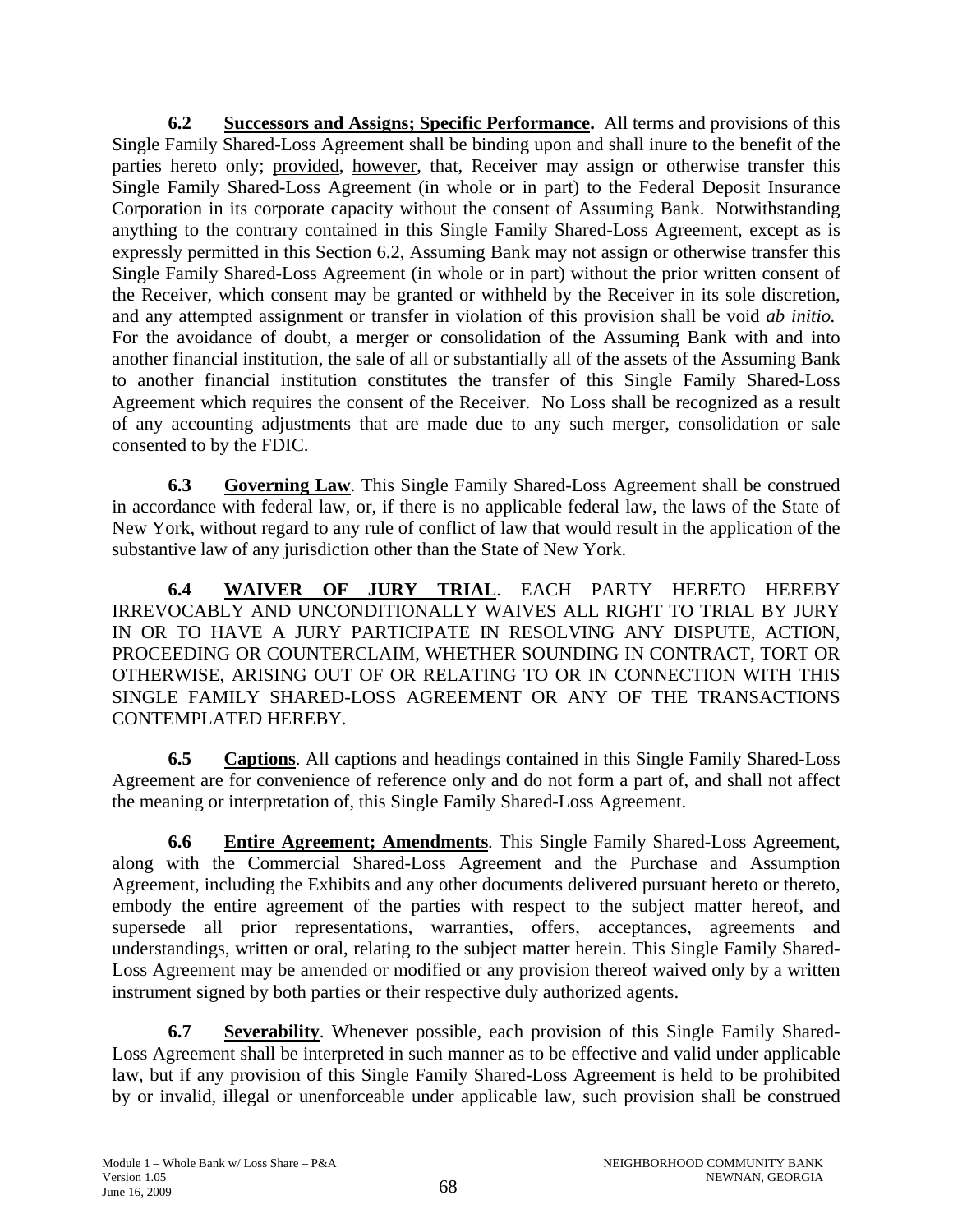**6.2 Successors and Assigns; Specific Performance.** All terms and provisions of this Single Family Shared-Loss Agreement shall be binding upon and shall inure to the benefit of the parties hereto only; provided, however, that, Receiver may assign or otherwise transfer this Single Family Shared-Loss Agreement (in whole or in part) to the Federal Deposit Insurance Corporation in its corporate capacity without the consent of Assuming Bank. Notwithstanding anything to the contrary contained in this Single Family Shared-Loss Agreement, except as is expressly permitted in this Section 6.2, Assuming Bank may not assign or otherwise transfer this Single Family Shared-Loss Agreement (in whole or in part) without the prior written consent of the Receiver, which consent may be granted or withheld by the Receiver in its sole discretion, and any attempted assignment or transfer in violation of this provision shall be void *ab initio.* For the avoidance of doubt, a merger or consolidation of the Assuming Bank with and into another financial institution, the sale of all or substantially all of the assets of the Assuming Bank to another financial institution constitutes the transfer of this Single Family Shared-Loss Agreement which requires the consent of the Receiver. No Loss shall be recognized as a result of any accounting adjustments that are made due to any such merger, consolidation or sale consented to by the FDIC.

**6.3 Governing Law**. This Single Family Shared-Loss Agreement shall be construed in accordance with federal law, or, if there is no applicable federal law, the laws of the State of New York, without regard to any rule of conflict of law that would result in the application of the substantive law of any jurisdiction other than the State of New York.

**6.4 WAIVER OF JURY TRIAL**. EACH PARTY HERETO HEREBY IRREVOCABLY AND UNCONDITIONALLY WAIVES ALL RIGHT TO TRIAL BY JURY IN OR TO HAVE A JURY PARTICIPATE IN RESOLVING ANY DISPUTE, ACTION, PROCEEDING OR COUNTERCLAIM, WHETHER SOUNDING IN CONTRACT, TORT OR OTHERWISE, ARISING OUT OF OR RELATING TO OR IN CONNECTION WITH THIS SINGLE FAMILY SHARED-LOSS AGREEMENT OR ANY OF THE TRANSACTIONS CONTEMPLATED HEREBY.

**6.5 Captions**. All captions and headings contained in this Single Family Shared-Loss Agreement are for convenience of reference only and do not form a part of, and shall not affect the meaning or interpretation of, this Single Family Shared-Loss Agreement.

**6.6 Entire Agreement; Amendments**. This Single Family Shared-Loss Agreement, along with the Commercial Shared-Loss Agreement and the Purchase and Assumption Agreement, including the Exhibits and any other documents delivered pursuant hereto or thereto, embody the entire agreement of the parties with respect to the subject matter hereof, and supersede all prior representations, warranties, offers, acceptances, agreements and understandings, written or oral, relating to the subject matter herein. This Single Family Shared-Loss Agreement may be amended or modified or any provision thereof waived only by a written instrument signed by both parties or their respective duly authorized agents.

**6.7 Severability**. Whenever possible, each provision of this Single Family Shared-Loss Agreement shall be interpreted in such manner as to be effective and valid under applicable law, but if any provision of this Single Family Shared-Loss Agreement is held to be prohibited by or invalid, illegal or unenforceable under applicable law, such provision shall be construed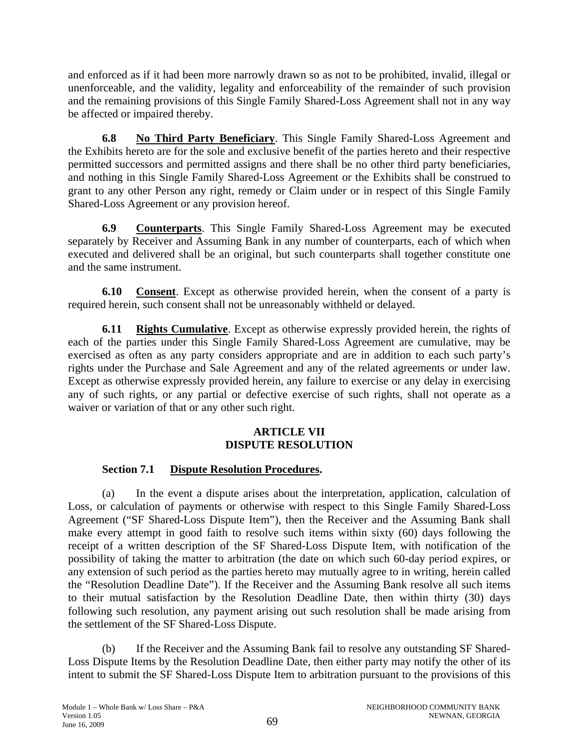and enforced as if it had been more narrowly drawn so as not to be prohibited, invalid, illegal or unenforceable, and the validity, legality and enforceability of the remainder of such provision and the remaining provisions of this Single Family Shared-Loss Agreement shall not in any way be affected or impaired thereby.

**6.8 No Third Party Beneficiary**. This Single Family Shared-Loss Agreement and the Exhibits hereto are for the sole and exclusive benefit of the parties hereto and their respective permitted successors and permitted assigns and there shall be no other third party beneficiaries, and nothing in this Single Family Shared-Loss Agreement or the Exhibits shall be construed to grant to any other Person any right, remedy or Claim under or in respect of this Single Family Shared-Loss Agreement or any provision hereof.

**6.9 Counterparts**. This Single Family Shared-Loss Agreement may be executed separately by Receiver and Assuming Bank in any number of counterparts, each of which when executed and delivered shall be an original, but such counterparts shall together constitute one and the same instrument.

**6.10 Consent**. Except as otherwise provided herein, when the consent of a party is required herein, such consent shall not be unreasonably withheld or delayed.

**6.11 Rights Cumulative**. Except as otherwise expressly provided herein, the rights of each of the parties under this Single Family Shared-Loss Agreement are cumulative, may be exercised as often as any party considers appropriate and are in addition to each such party's rights under the Purchase and Sale Agreement and any of the related agreements or under law. Except as otherwise expressly provided herein, any failure to exercise or any delay in exercising any of such rights, or any partial or defective exercise of such rights, shall not operate as a waiver or variation of that or any other such right.

## ARTICLE VII DISPUTE RESOLUTION

### Section 7.1 Dispute Resolution Procedures.

(a) In the event a dispute arises about the interpretation, application, calculation of Loss, or calculation of payments or otherwise with respect to this Single Family Shared-Loss Agreement ("SF Shared-Loss Dispute Item"), then the Receiver and the Assuming Bank shall make every attempt in good faith to resolve such items within sixty (60) days following the receipt of a written description of the SF Shared-Loss Dispute Item, with notification of the possibility of taking the matter to arbitration (the date on which such 60-day period expires, or any extension of such period as the parties hereto may mutually agree to in writing, herein called the "Resolution Deadline Date"). If the Receiver and the Assuming Bank resolve all such items to their mutual satisfaction by the Resolution Deadline Date, then within thirty (30) days following such resolution, any payment arising out such resolution shall be made arising from the settlement of the SF Shared-Loss Dispute.

(b) If the Receiver and the Assuming Bank fail to resolve any outstanding SF Shared-Loss Dispute Items by the Resolution Deadline Date, then either party may notify the other of its intent to submit the SF Shared-Loss Dispute Item to arbitration pursuant to the provisions of this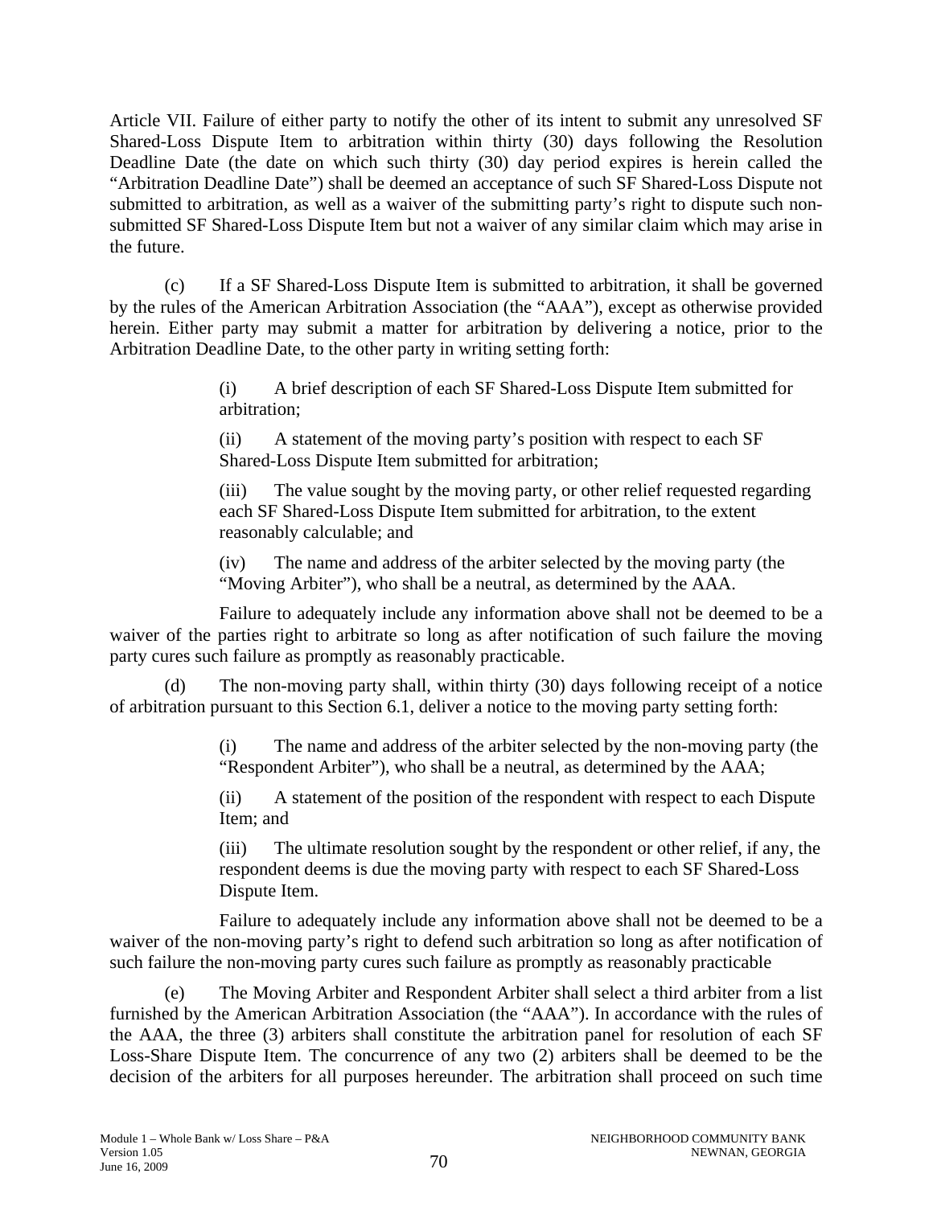Article VII. Failure of either party to notify the other of its intent to submit any unresolved SF Shared-Loss Dispute Item to arbitration within thirty (30) days following the Resolution Deadline Date (the date on which such thirty (30) day period expires is herein called the "Arbitration Deadline Date") shall be deemed an acceptance of such SF Shared-Loss Dispute not submitted to arbitration, as well as a waiver of the submitting party's right to dispute such non-submitted SF Shared-Loss Dispute Item but not a waiver of any similar claim which may arise in the future.

(c) If a SF Shared-Loss Dispute Item is submitted to arbitration, it shall be governed by the rules of the American Arbitration Association (the "AAA"), except as otherwise provided herein. Either party may submit a matter for arbitration by delivering a notice, prior to the Arbitration Deadline Date, to the other party in writing setting forth:

> (i) A brief description of each SF Shared-Loss Dispute Item submitted for arbitration;
>
> (ii) A statement of the moving party's position with respect to each SF Shared-Loss Dispute Item submitted for arbitration;
>
> (iii) The value sought by the moving party, or other relief requested regarding each SF Shared-Loss Dispute Item submitted for arbitration, to the extent reasonably calculable; and
>
> (iv) The name and address of the arbiter selected by the moving party (the "Moving Arbiter"), who shall be a neutral, as determined by the AAA.

Failure to adequately include any information above shall not be deemed to be a waiver of the parties right to arbitrate so long as after notification of such failure the moving party cures such failure as promptly as reasonably practicable.

(d) The non-moving party shall, within thirty (30) days following receipt of a notice of arbitration pursuant to this Section 6.1, deliver a notice to the moving party setting forth:

> (i) The name and address of the arbiter selected by the non-moving party (the "Respondent Arbiter"), who shall be a neutral, as determined by the AAA;
>
> (ii) A statement of the position of the respondent with respect to each Dispute Item; and
>
> (iii) The ultimate resolution sought by the respondent or other relief, if any, the respondent deems is due the moving party with respect to each SF Shared-Loss Dispute Item.

Failure to adequately include any information above shall not be deemed to be a waiver of the non-moving party's right to defend such arbitration so long as after notification of such failure the non-moving party cures such failure as promptly as reasonably practicable

(e) The Moving Arbiter and Respondent Arbiter shall select a third arbiter from a list furnished by the American Arbitration Association (the "AAA"). In accordance with the rules of the AAA, the three (3) arbiters shall constitute the arbitration panel for resolution of each SF Loss-Share Dispute Item. The concurrence of any two (2) arbiters shall be deemed to be the decision of the arbiters for all purposes hereunder. The arbitration shall proceed on such time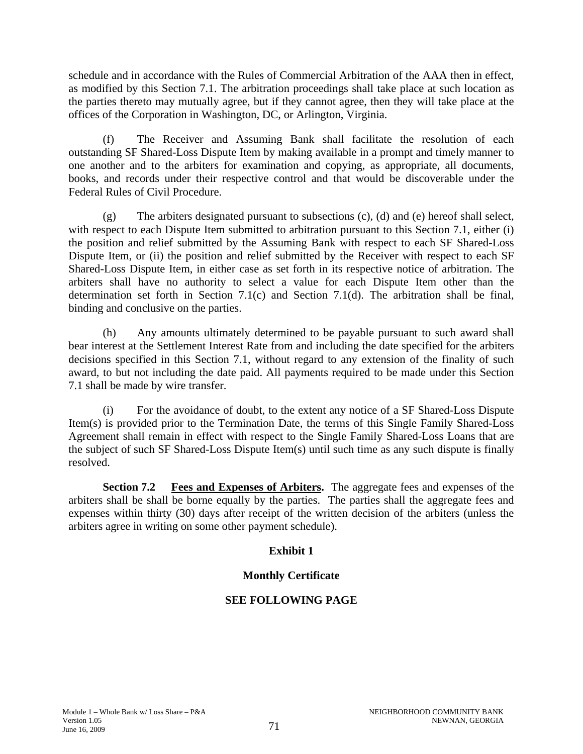schedule and in accordance with the Rules of Commercial Arbitration of the AAA then in effect, as modified by this Section 7.1. The arbitration proceedings shall take place at such location as the parties thereto may mutually agree, but if they cannot agree, then they will take place at the offices of the Corporation in Washington, DC, or Arlington, Virginia.

(f) The Receiver and Assuming Bank shall facilitate the resolution of each outstanding SF Shared-Loss Dispute Item by making available in a prompt and timely manner to one another and to the arbiters for examination and copying, as appropriate, all documents, books, and records under their respective control and that would be discoverable under the Federal Rules of Civil Procedure.

(g) The arbiters designated pursuant to subsections (c), (d) and (e) hereof shall select, with respect to each Dispute Item submitted to arbitration pursuant to this Section 7.1, either (i) the position and relief submitted by the Assuming Bank with respect to each SF Shared-Loss Dispute Item, or (ii) the position and relief submitted by the Receiver with respect to each SF Shared-Loss Dispute Item, in either case as set forth in its respective notice of arbitration. The arbiters shall have no authority to select a value for each Dispute Item other than the determination set forth in Section 7.1(c) and Section 7.1(d). The arbitration shall be final, binding and conclusive on the parties.

(h) Any amounts ultimately determined to be payable pursuant to such award shall bear interest at the Settlement Interest Rate from and including the date specified for the arbiters decisions specified in this Section 7.1, without regard to any extension of the finality of such award, to but not including the date paid. All payments required to be made under this Section 7.1 shall be made by wire transfer.

(i) For the avoidance of doubt, to the extent any notice of a SF Shared-Loss Dispute Item(s) is provided prior to the Termination Date, the terms of this Single Family Shared-Loss Agreement shall remain in effect with respect to the Single Family Shared-Loss Loans that are the subject of such SF Shared-Loss Dispute Item(s) until such time as any such dispute is finally resolved.

**Section 7.2 Fees and Expenses of Arbiters.** The aggregate fees and expenses of the arbiters shall be shall be borne equally by the parties. The parties shall the aggregate fees and expenses within thirty (30) days after receipt of the written decision of the arbiters (unless the arbiters agree in writing on some other payment schedule).

**Exhibit 1**

**Monthly Certificate**

**SEE FOLLOWING PAGE**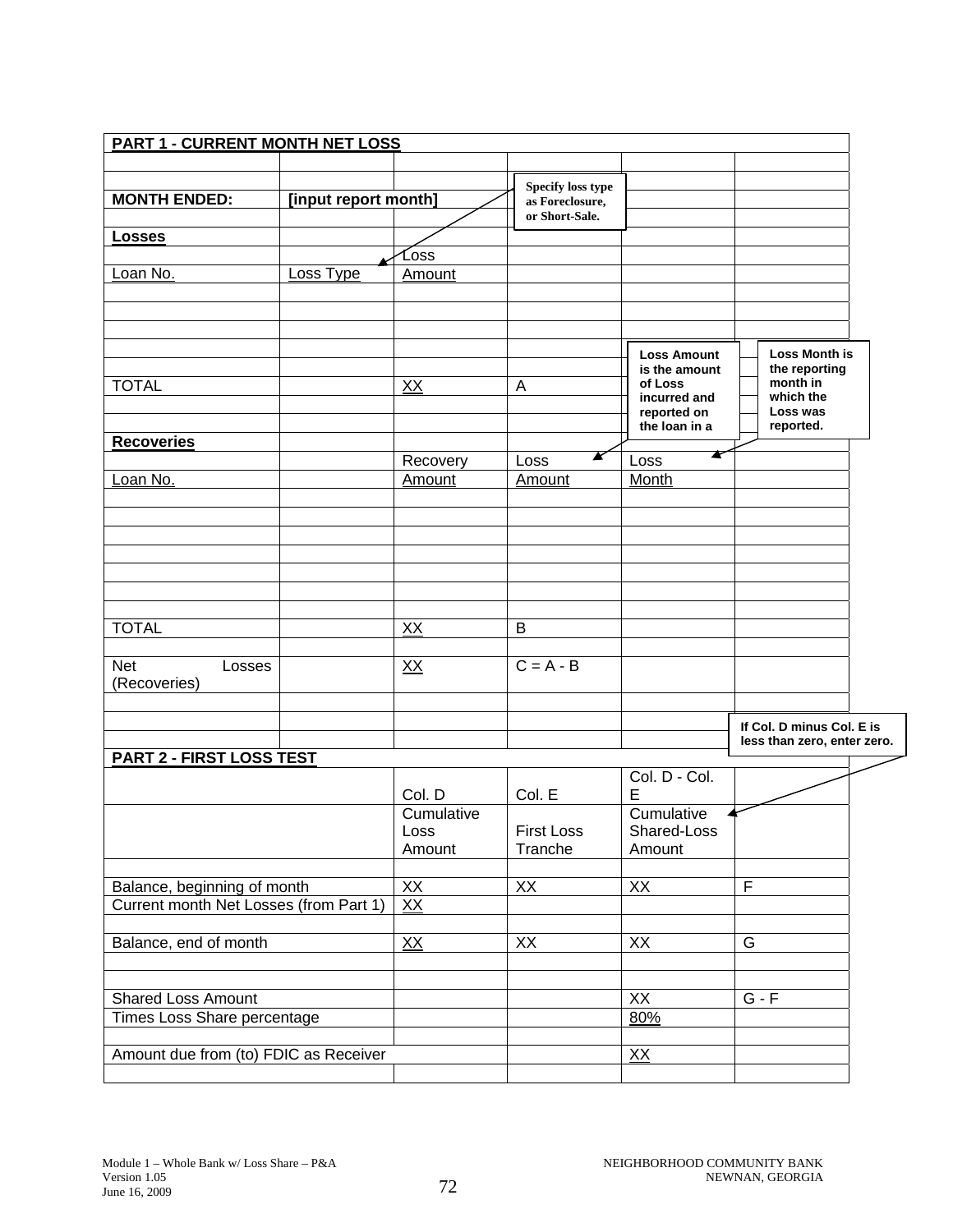**PART 1 - CURRENT MONTH NET LOSS**

| | | | | | |
|---|---|---|---|---|---|
| **MONTH ENDED:** | **[input report month]** | | | | |
| **Losses** | | | | | |
| | | Loss | | | |
| Loan No. | Loss Type | Amount | | | |
| | | | | | |
| TOTAL | | XX | A | | |
| | | | | | |
| **Recoveries** | | | | | |
| | | Recovery | Loss | Loss | |
| Loan No. | | Amount | Amount | Month | |
| | | | | | |
| TOTAL | | XX | B | | |
| | | | | | |
| Net Losses (Recoveries) | | XX | C = A - B | | |

Specify loss type as Foreclosure, or Short-Sale.

Loss Amount is the amount of Loss incurred and reported on the loan in a

Loss Month is the reporting month in which the Loss was reported.

If Col. D minus Col. E is less than zero, enter zero.

**PART 2 - FIRST LOSS TEST**

| | Col. D | Col. E | Col. D - Col. E | |
|---|---|---|---|---|
| | Cumulative Loss Amount | First Loss Tranche | Cumulative Shared-Loss Amount | |
| | | | | |
| Balance, beginning of month | XX | XX | XX | F |
| Current month Net Losses (from Part 1) | XX | | | |
| | | | | |
| Balance, end of month | XX | XX | XX | G |
| | | | | |
| Shared Loss Amount | | | XX | G - F |
| Times Loss Share percentage | | | 80% | |
| | | | | |
| Amount due from (to) FDIC as Receiver | | | XX | |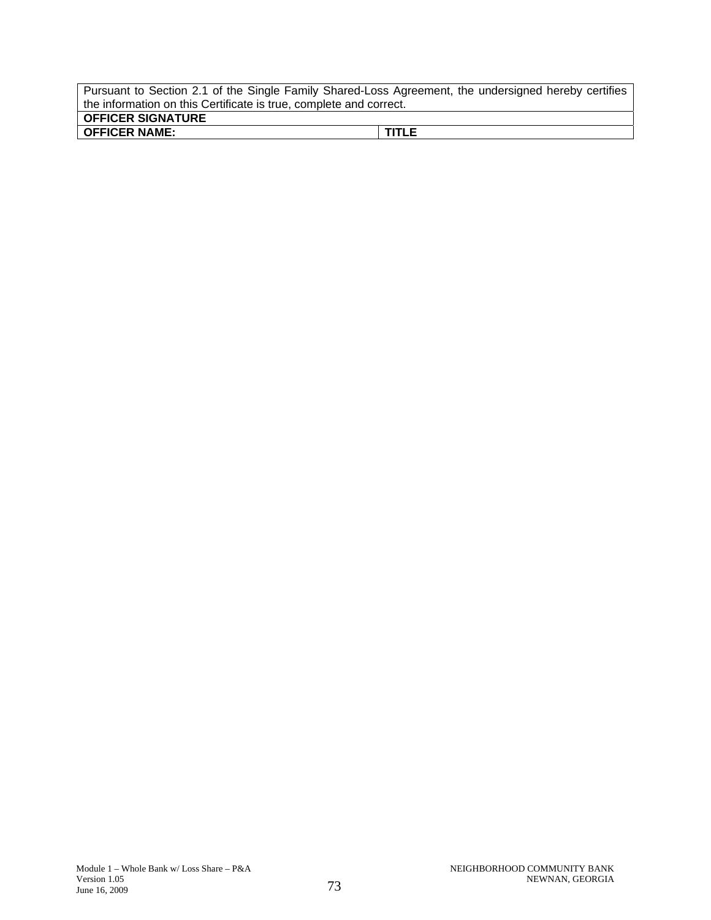| Pursuant to Section 2.1 of the Single Family Shared-Loss Agreement, the undersigned hereby certifies the information on this Certificate is true, complete and correct. | |
| --- | --- |
| **OFFICER SIGNATURE** | |
| **OFFICER NAME:** | **TITLE** |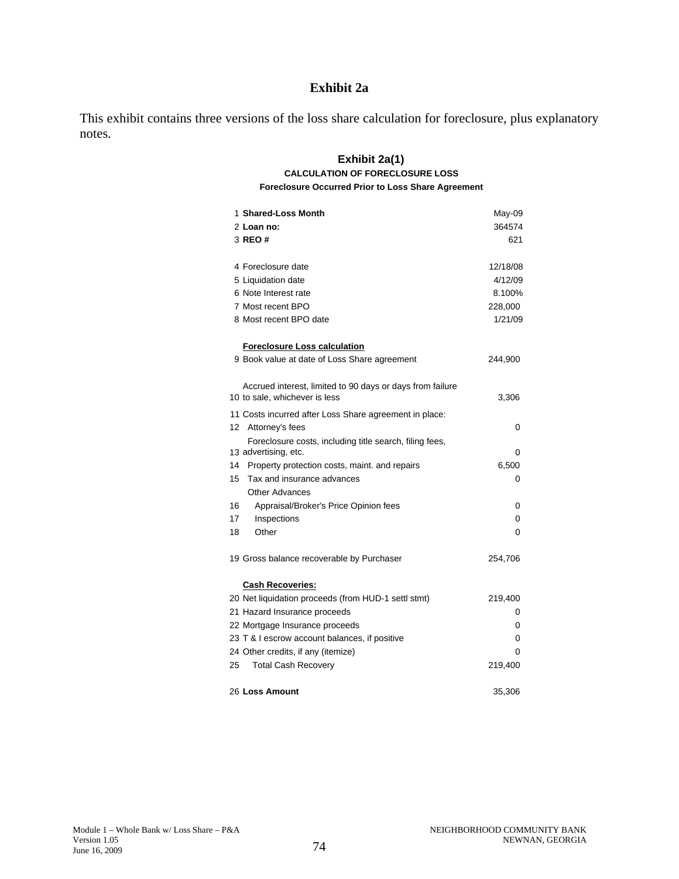# Exhibit 2a

This exhibit contains three versions of the loss share calculation for foreclosure, plus explanatory notes.

## Exhibit 2a(1)

**CALCULATION OF FORECLOSURE LOSS**

**Foreclosure Occurred Prior to Loss Share Agreement**

| # | Item | Value |
|---|---|---|
| 1 | **Shared-Loss Month** | May-09 |
| 2 | **Loan no:** | 364574 |
| 3 | **REO #** | 621 |
| | | |
| 4 | Foreclosure date | 12/18/08 |
| 5 | Liquidation date | 4/12/09 |
| 6 | Note Interest rate | 8.100% |
| 7 | Most recent BPO | 228,000 |
| 8 | Most recent BPO date | 1/21/09 |
| | | |
| | **Foreclosure Loss calculation** | |
| 9 | Book value at date of Loss Share agreement | 244,900 |
| | | |
| 10 | Accrued interest, limited to 90 days or days from failure to sale, whichever is less | 3,306 |
| 11 | Costs incurred after Loss Share agreement in place: | |
| 12 | Attorney's fees | 0 |
| 13 | Foreclosure costs, including title search, filing fees, advertising, etc. | 0 |
| 14 | Property protection costs, maint. and repairs | 6,500 |
| 15 | Tax and insurance advances | 0 |
| | Other Advances | |
| 16 | Appraisal/Broker's Price Opinion fees | 0 |
| 17 | Inspections | 0 |
| 18 | Other | 0 |
| | | |
| 19 | Gross balance recoverable by Purchaser | 254,706 |
| | | |
| | **Cash Recoveries:** | |
| 20 | Net liquidation proceeds (from HUD-1 settl stmt) | 219,400 |
| 21 | Hazard Insurance proceeds | 0 |
| 22 | Mortgage Insurance proceeds | 0 |
| 23 | T & I escrow account balances, if positive | 0 |
| 24 | Other credits, if any (itemize) | 0 |
| 25 | Total Cash Recovery | 219,400 |
| | | |
| 26 | **Loss Amount** | 35,306 |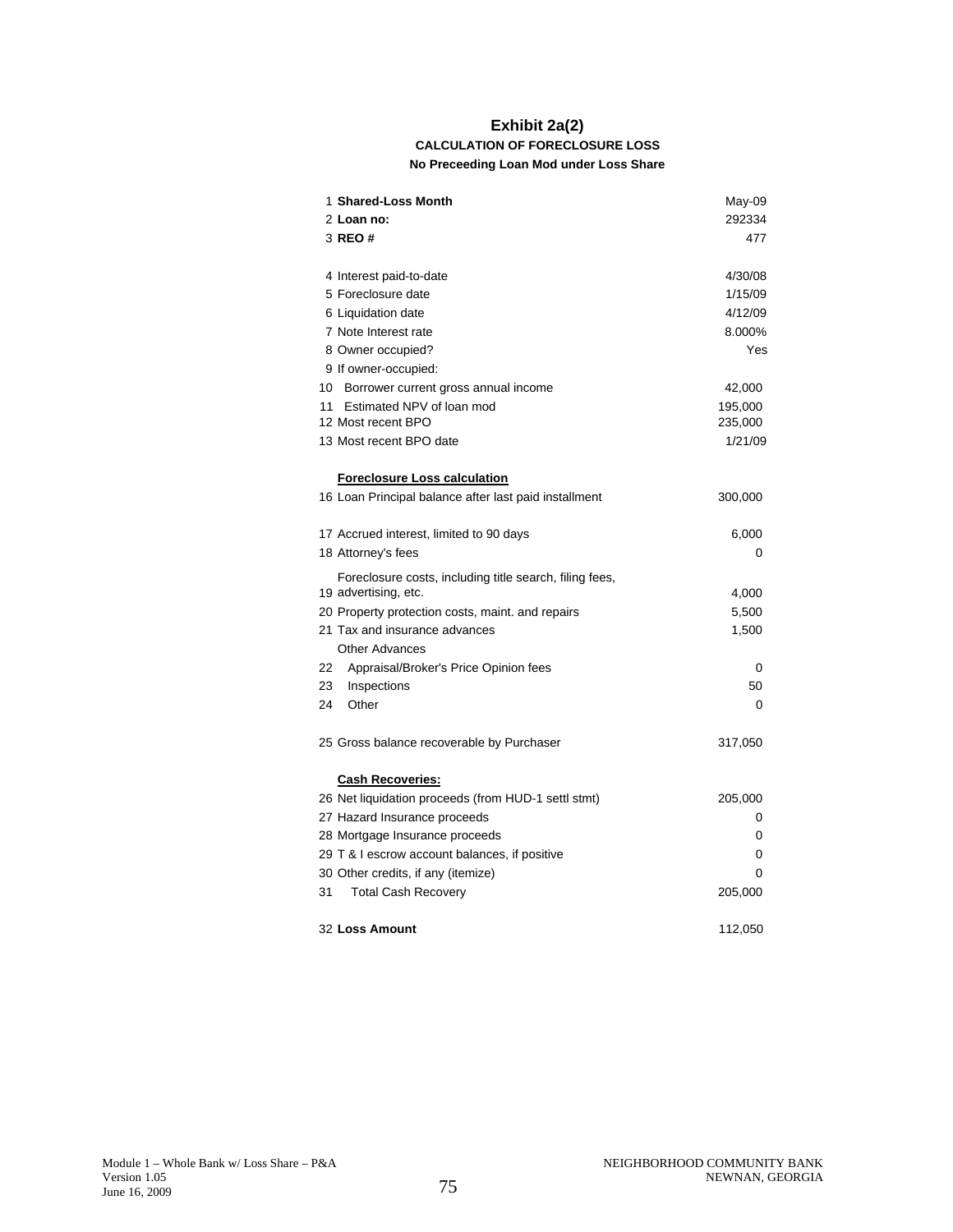## Exhibit 2a(2)

**CALCULATION OF FORECLOSURE LOSS**

**No Preceeding Loan Mod under Loss Share**

| # | Item | Value |
|---|---|---|
| 1 | **Shared-Loss Month** | May-09 |
| 2 | **Loan no:** | 292334 |
| 3 | **REO #** | 477 |
| | | |
| 4 | Interest paid-to-date | 4/30/08 |
| 5 | Foreclosure date | 1/15/09 |
| 6 | Liquidation date | 4/12/09 |
| 7 | Note Interest rate | 8.000% |
| 8 | Owner occupied? | Yes |
| 9 | If owner-occupied: | |
| 10 | Borrower current gross annual income | 42,000 |
| 11 | Estimated NPV of loan mod | 195,000 |
| 12 | Most recent BPO | 235,000 |
| 13 | Most recent BPO date | 1/21/09 |
| | | |
| | **Foreclosure Loss calculation** | |
| 16 | Loan Principal balance after last paid installment | 300,000 |
| | | |
| 17 | Accrued interest, limited to 90 days | 6,000 |
| 18 | Attorney's fees | 0 |
| 19 | Foreclosure costs, including title search, filing fees, advertising, etc. | 4,000 |
| 20 | Property protection costs, maint. and repairs | 5,500 |
| 21 | Tax and insurance advances | 1,500 |
| | Other Advances | |
| 22 | Appraisal/Broker's Price Opinion fees | 0 |
| 23 | Inspections | 50 |
| 24 | Other | 0 |
| | | |
| 25 | Gross balance recoverable by Purchaser | 317,050 |
| | | |
| | **Cash Recoveries:** | |
| 26 | Net liquidation proceeds (from HUD-1 settl stmt) | 205,000 |
| 27 | Hazard Insurance proceeds | 0 |
| 28 | Mortgage Insurance proceeds | 0 |
| 29 | T & I escrow account balances, if positive | 0 |
| 30 | Other credits, if any (itemize) | 0 |
| 31 | Total Cash Recovery | 205,000 |
| | | |
| 32 | **Loss Amount** | 112,050 |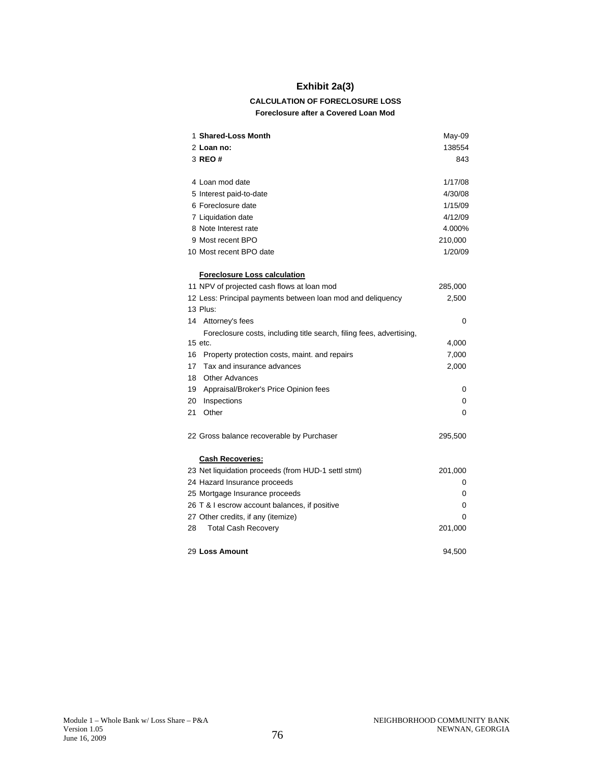# Exhibit 2a(3)

**CALCULATION OF FORECLOSURE LOSS**

**Foreclosure after a Covered Loan Mod**

| | | |
|---|---|---|
| 1 | **Shared-Loss Month** | May-09 |
| 2 | **Loan no:** | 138554 |
| 3 | **REO #** | 843 |
| | | |
| 4 | Loan mod date | 1/17/08 |
| 5 | Interest paid-to-date | 4/30/08 |
| 6 | Foreclosure date | 1/15/09 |
| 7 | Liquidation date | 4/12/09 |
| 8 | Note Interest rate | 4.000% |
| 9 | Most recent BPO | 210,000 |
| 10 | Most recent BPO date | 1/20/09 |
| | | |
| | **Foreclosure Loss calculation** | |
| 11 | NPV of projected cash flows at loan mod | 285,000 |
| 12 | Less: Principal payments between loan mod and deliquency | 2,500 |
| 13 | Plus: | |
| 14 | Attorney's fees | 0 |
| 15 | Foreclosure costs, including title search, filing fees, advertising, etc. | 4,000 |
| 16 | Property protection costs, maint. and repairs | 7,000 |
| 17 | Tax and insurance advances | 2,000 |
| 18 | Other Advances | |
| 19 | Appraisal/Broker's Price Opinion fees | 0 |
| 20 | Inspections | 0 |
| 21 | Other | 0 |
| | | |
| 22 | Gross balance recoverable by Purchaser | 295,500 |
| | | |
| | **Cash Recoveries:** | |
| 23 | Net liquidation proceeds (from HUD-1 settl stmt) | 201,000 |
| 24 | Hazard Insurance proceeds | 0 |
| 25 | Mortgage Insurance proceeds | 0 |
| 26 | T & I escrow account balances, if positive | 0 |
| 27 | Other credits, if any (itemize) | 0 |
| 28 | Total Cash Recovery | 201,000 |
| | | |
| 29 | **Loss Amount** | 94,500 |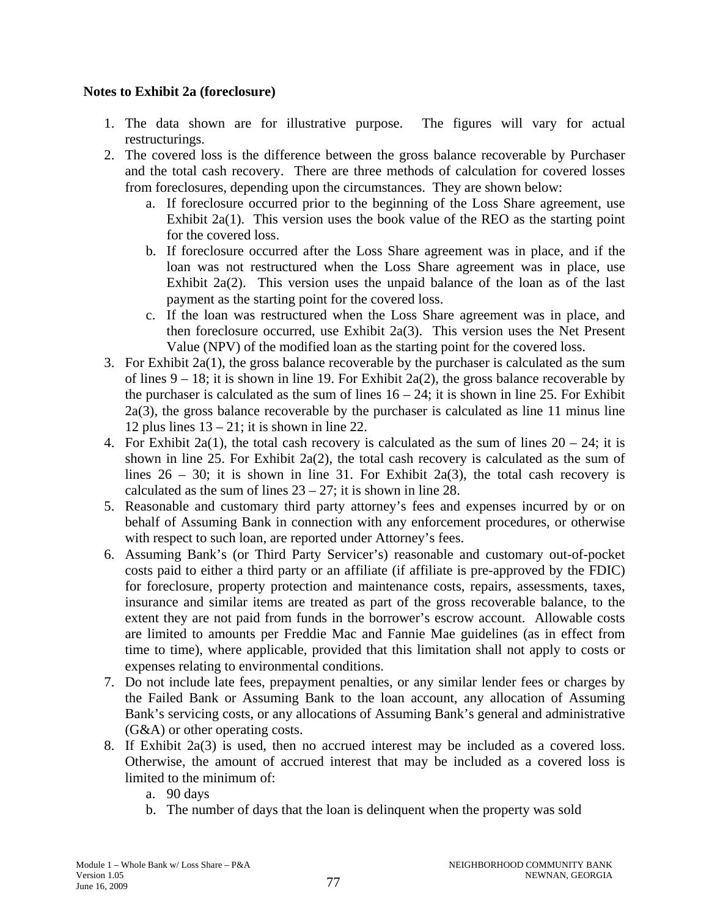**Notes to Exhibit 2a (foreclosure)**

1. The data shown are for illustrative purpose. The figures will vary for actual restructurings.
2. The covered loss is the difference between the gross balance recoverable by Purchaser and the total cash recovery. There are three methods of calculation for covered losses from foreclosures, depending upon the circumstances. They are shown below:
   a. If foreclosure occurred prior to the beginning of the Loss Share agreement, use Exhibit 2a(1). This version uses the book value of the REO as the starting point for the covered loss.
   b. If foreclosure occurred after the Loss Share agreement was in place, and if the loan was not restructured when the Loss Share agreement was in place, use Exhibit 2a(2). This version uses the unpaid balance of the loan as of the last payment as the starting point for the covered loss.
   c. If the loan was restructured when the Loss Share agreement was in place, and then foreclosure occurred, use Exhibit 2a(3). This version uses the Net Present Value (NPV) of the modified loan as the starting point for the covered loss.
3. For Exhibit 2a(1), the gross balance recoverable by the purchaser is calculated as the sum of lines 9 – 18; it is shown in line 19. For Exhibit 2a(2), the gross balance recoverable by the purchaser is calculated as the sum of lines 16 – 24; it is shown in line 25. For Exhibit 2a(3), the gross balance recoverable by the purchaser is calculated as line 11 minus line 12 plus lines 13 – 21; it is shown in line 22.
4. For Exhibit 2a(1), the total cash recovery is calculated as the sum of lines 20 – 24; it is shown in line 25. For Exhibit 2a(2), the total cash recovery is calculated as the sum of lines 26 – 30; it is shown in line 31. For Exhibit 2a(3), the total cash recovery is calculated as the sum of lines 23 – 27; it is shown in line 28.
5. Reasonable and customary third party attorney's fees and expenses incurred by or on behalf of Assuming Bank in connection with any enforcement procedures, or otherwise with respect to such loan, are reported under Attorney's fees.
6. Assuming Bank's (or Third Party Servicer's) reasonable and customary out-of-pocket costs paid to either a third party or an affiliate (if affiliate is pre-approved by the FDIC) for foreclosure, property protection and maintenance costs, repairs, assessments, taxes, insurance and similar items are treated as part of the gross recoverable balance, to the extent they are not paid from funds in the borrower's escrow account. Allowable costs are limited to amounts per Freddie Mac and Fannie Mae guidelines (as in effect from time to time), where applicable, provided that this limitation shall not apply to costs or expenses relating to environmental conditions.
7. Do not include late fees, prepayment penalties, or any similar lender fees or charges by the Failed Bank or Assuming Bank to the loan account, any allocation of Assuming Bank's servicing costs, or any allocations of Assuming Bank's general and administrative (G&A) or other operating costs.
8. If Exhibit 2a(3) is used, then no accrued interest may be included as a covered loss. Otherwise, the amount of accrued interest that may be included as a covered loss is limited to the minimum of:
   a. 90 days
   b. The number of days that the loan is delinquent when the property was sold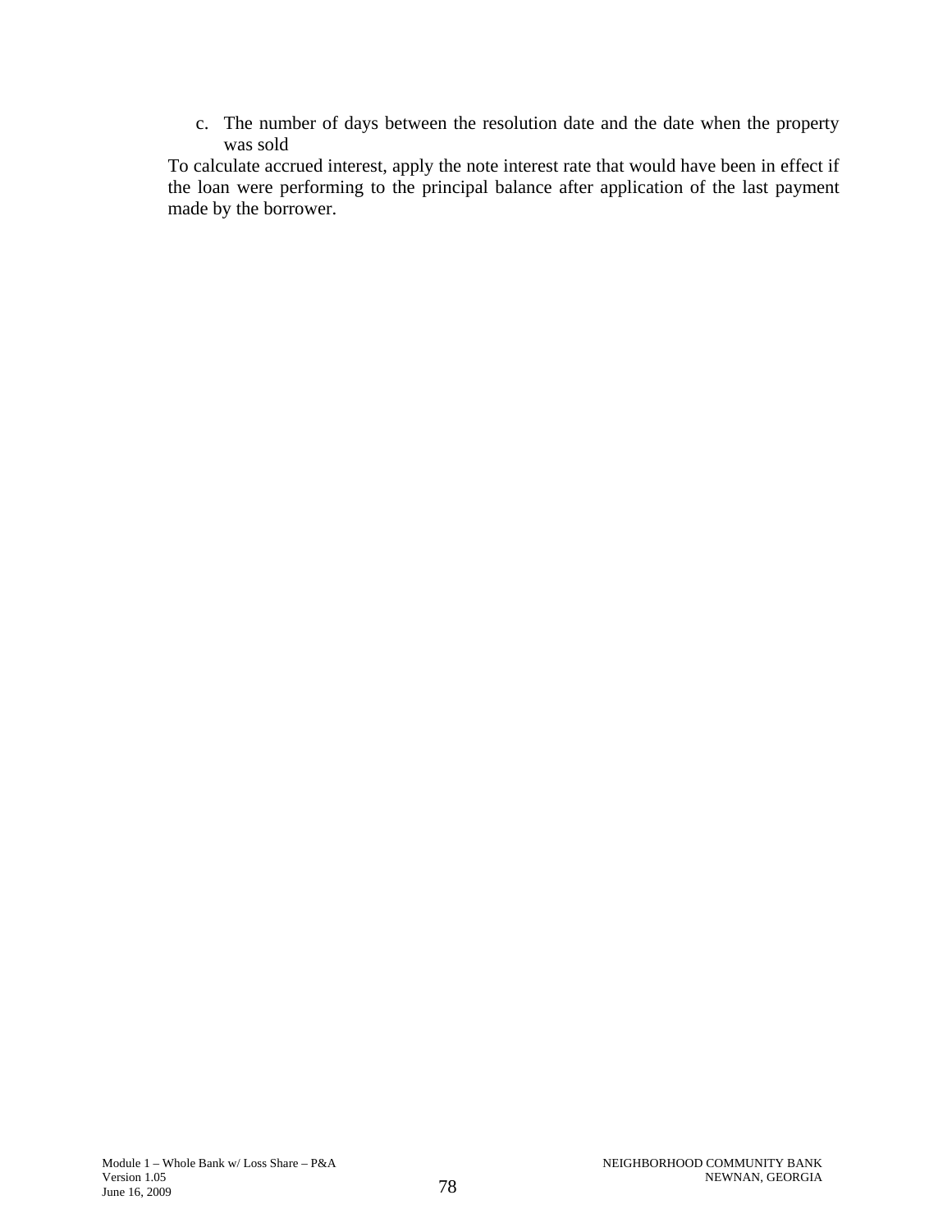c. The number of days between the resolution date and the date when the property was sold

To calculate accrued interest, apply the note interest rate that would have been in effect if the loan were performing to the principal balance after application of the last payment made by the borrower.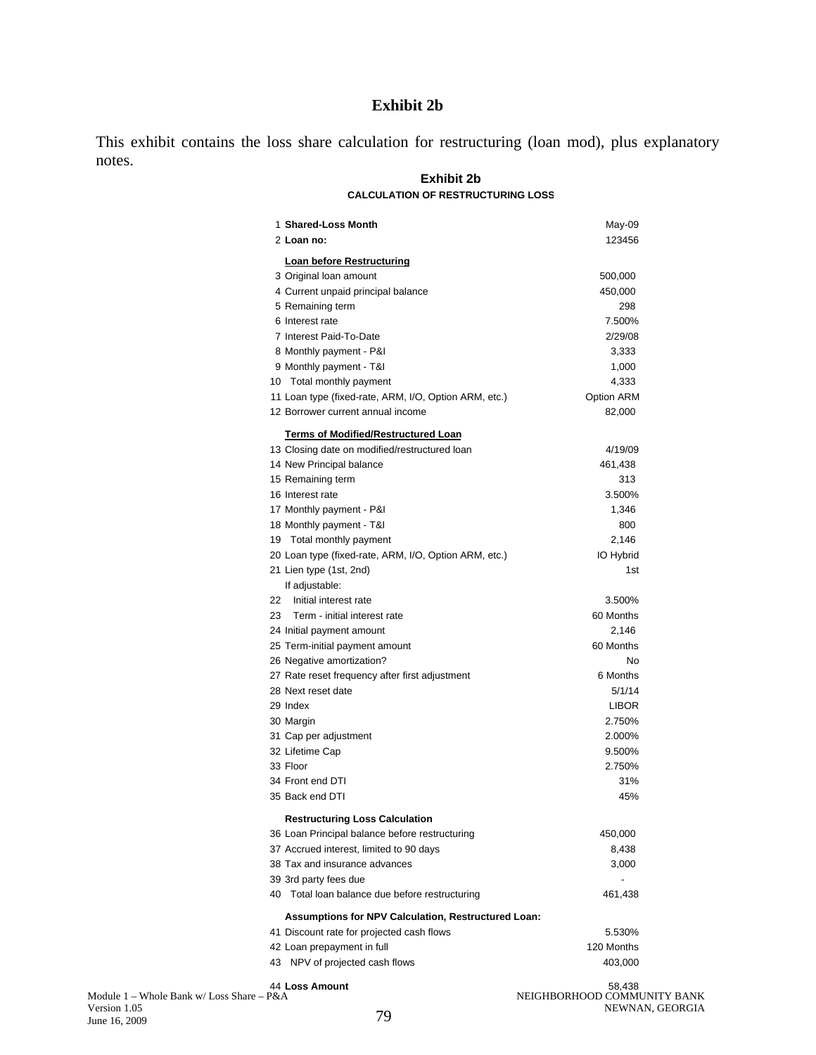# Exhibit 2b

This exhibit contains the loss share calculation for restructuring (loan mod), plus explanatory notes.

**Exhibit 2b**

**CALCULATION OF RESTRUCTURING LOSS**

| # | Item | Value |
|---|---|---|
| 1 | **Shared-Loss Month** | May-09 |
| 2 | **Loan no:** | 123456 |
| | **Loan before Restructuring** | |
| 3 | Original loan amount | 500,000 |
| 4 | Current unpaid principal balance | 450,000 |
| 5 | Remaining term | 298 |
| 6 | Interest rate | 7.500% |
| 7 | Interest Paid-To-Date | 2/29/08 |
| 8 | Monthly payment - P&I | 3,333 |
| 9 | Monthly payment - T&I | 1,000 |
| 10 | Total monthly payment | 4,333 |
| 11 | Loan type (fixed-rate, ARM, I/O, Option ARM, etc.) | Option ARM |
| 12 | Borrower current annual income | 82,000 |
| | **Terms of Modified/Restructured Loan** | |
| 13 | Closing date on modified/restructured loan | 4/19/09 |
| 14 | New Principal balance | 461,438 |
| 15 | Remaining term | 313 |
| 16 | Interest rate | 3.500% |
| 17 | Monthly payment - P&I | 1,346 |
| 18 | Monthly payment - T&I | 800 |
| 19 | Total monthly payment | 2,146 |
| 20 | Loan type (fixed-rate, ARM, I/O, Option ARM, etc.) | IO Hybrid |
| 21 | Lien type (1st, 2nd) | 1st |
| | If adjustable: | |
| 22 | Initial interest rate | 3.500% |
| 23 | Term - initial interest rate | 60 Months |
| 24 | Initial payment amount | 2,146 |
| 25 | Term-initial payment amount | 60 Months |
| 26 | Negative amortization? | No |
| 27 | Rate reset frequency after first adjustment | 6 Months |
| 28 | Next reset date | 5/1/14 |
| 29 | Index | LIBOR |
| 30 | Margin | 2.750% |
| 31 | Cap per adjustment | 2.000% |
| 32 | Lifetime Cap | 9.500% |
| 33 | Floor | 2.750% |
| 34 | Front end DTI | 31% |
| 35 | Back end DTI | 45% |
| | **Restructuring Loss Calculation** | |
| 36 | Loan Principal balance before restructuring | 450,000 |
| 37 | Accrued interest, limited to 90 days | 8,438 |
| 38 | Tax and insurance advances | 3,000 |
| 39 | 3rd party fees due | - |
| 40 | Total loan balance due before restructuring | 461,438 |
| | **Assumptions for NPV Calculation, Restructured Loan:** | |
| 41 | Discount rate for projected cash flows | 5.530% |
| 42 | Loan prepayment in full | 120 Months |
| 43 | NPV of projected cash flows | 403,000 |
| 44 | **Loss Amount** | 58,438 |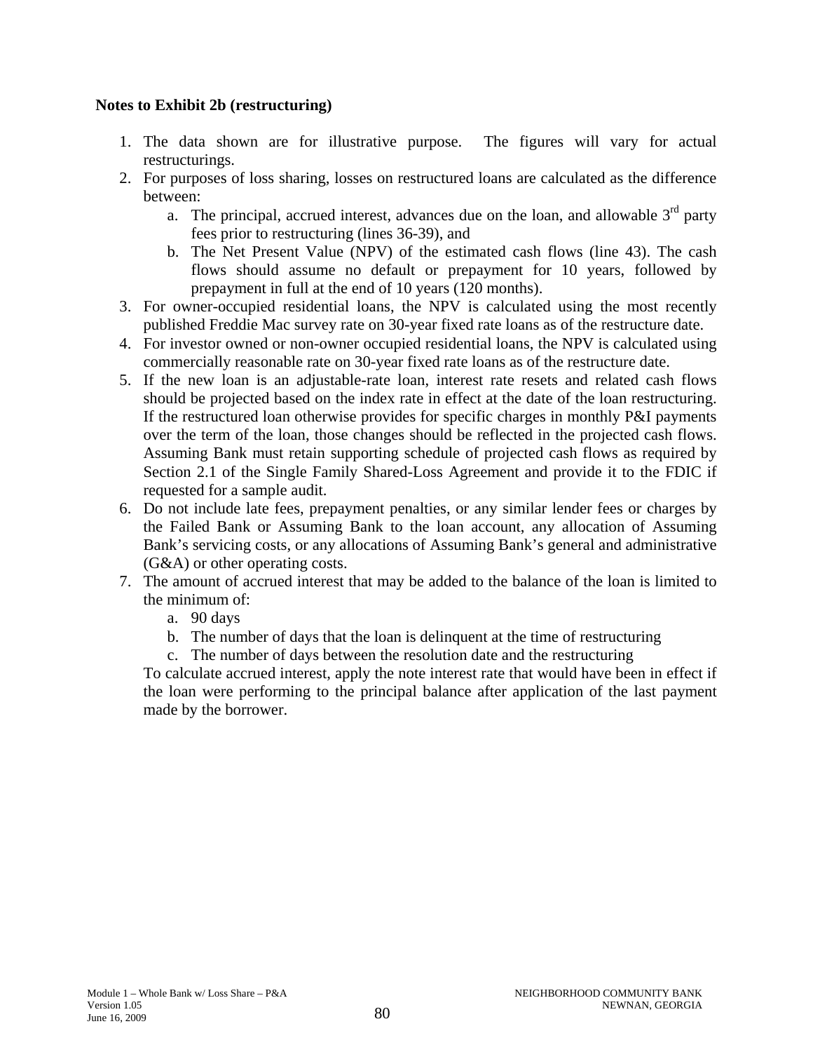**Notes to Exhibit 2b (restructuring)**

1. The data shown are for illustrative purpose. The figures will vary for actual restructurings.
2. For purposes of loss sharing, losses on restructured loans are calculated as the difference between:
   a. The principal, accrued interest, advances due on the loan, and allowable 3rd party fees prior to restructuring (lines 36-39), and
   b. The Net Present Value (NPV) of the estimated cash flows (line 43). The cash flows should assume no default or prepayment for 10 years, followed by prepayment in full at the end of 10 years (120 months).
3. For owner-occupied residential loans, the NPV is calculated using the most recently published Freddie Mac survey rate on 30-year fixed rate loans as of the restructure date.
4. For investor owned or non-owner occupied residential loans, the NPV is calculated using commercially reasonable rate on 30-year fixed rate loans as of the restructure date.
5. If the new loan is an adjustable-rate loan, interest rate resets and related cash flows should be projected based on the index rate in effect at the date of the loan restructuring. If the restructured loan otherwise provides for specific charges in monthly P&I payments over the term of the loan, those changes should be reflected in the projected cash flows. Assuming Bank must retain supporting schedule of projected cash flows as required by Section 2.1 of the Single Family Shared-Loss Agreement and provide it to the FDIC if requested for a sample audit.
6. Do not include late fees, prepayment penalties, or any similar lender fees or charges by the Failed Bank or Assuming Bank to the loan account, any allocation of Assuming Bank's servicing costs, or any allocations of Assuming Bank's general and administrative (G&A) or other operating costs.
7. The amount of accrued interest that may be added to the balance of the loan is limited to the minimum of:
   a. 90 days
   b. The number of days that the loan is delinquent at the time of restructuring
   c. The number of days between the resolution date and the restructuring

   To calculate accrued interest, apply the note interest rate that would have been in effect if the loan were performing to the principal balance after application of the last payment made by the borrower.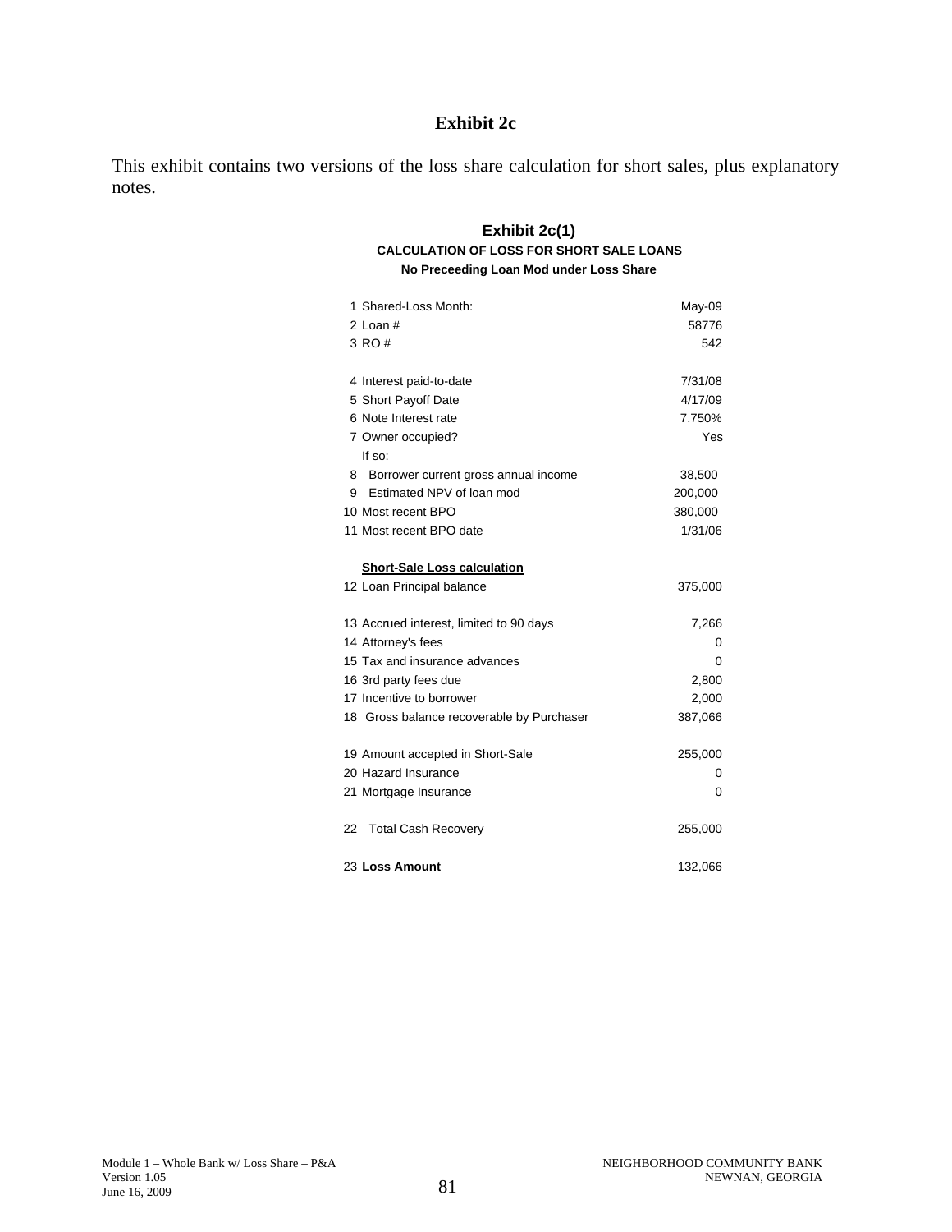# Exhibit 2c

This exhibit contains two versions of the loss share calculation for short sales, plus explanatory notes.

## Exhibit 2c(1)

### CALCULATION OF LOSS FOR SHORT SALE LOANS

**No Preceeding Loan Mod under Loss Share**

| | | |
|---|---|---|
| 1 | Shared-Loss Month: | May-09 |
| 2 | Loan # | 58776 |
| 3 | RO # | 542 |
| | | |
| 4 | Interest paid-to-date | 7/31/08 |
| 5 | Short Payoff Date | 4/17/09 |
| 6 | Note Interest rate | 7.750% |
| 7 | Owner occupied? | Yes |
| | If so: | |
| 8 | Borrower current gross annual income | 38,500 |
| 9 | Estimated NPV of loan mod | 200,000 |
| 10 | Most recent BPO | 380,000 |
| 11 | Most recent BPO date | 1/31/06 |
| | | |
| | **Short-Sale Loss calculation** | |
| 12 | Loan Principal balance | 375,000 |
| | | |
| 13 | Accrued interest, limited to 90 days | 7,266 |
| 14 | Attorney's fees | 0 |
| 15 | Tax and insurance advances | 0 |
| 16 | 3rd party fees due | 2,800 |
| 17 | Incentive to borrower | 2,000 |
| 18 | Gross balance recoverable by Purchaser | 387,066 |
| | | |
| 19 | Amount accepted in Short-Sale | 255,000 |
| 20 | Hazard Insurance | 0 |
| 21 | Mortgage Insurance | 0 |
| | | |
| 22 | Total Cash Recovery | 255,000 |
| | | |
| 23 | **Loss Amount** | 132,066 |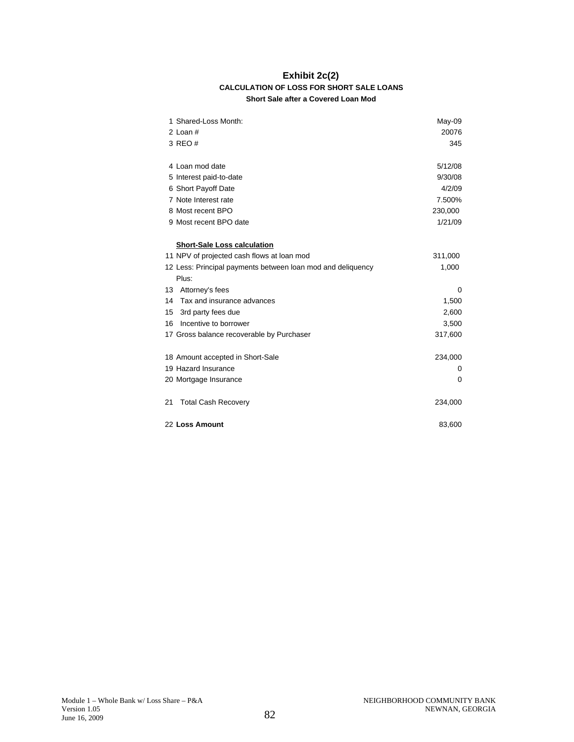# Exhibit 2c(2)

### CALCULATION OF LOSS FOR SHORT SALE LOANS

**Short Sale after a Covered Loan Mod**

| | |
|---|---|
| 1 Shared-Loss Month: | May-09 |
| 2 Loan # | 20076 |
| 3 REO # | 345 |
| | |
| 4 Loan mod date | 5/12/08 |
| 5 Interest paid-to-date | 9/30/08 |
| 6 Short Payoff Date | 4/2/09 |
| 7 Note Interest rate | 7.500% |
| 8 Most recent BPO | 230,000 |
| 9 Most recent BPO date | 1/21/09 |
| | |
| **Short-Sale Loss calculation** | |
| 11 NPV of projected cash flows at loan mod | 311,000 |
| 12 Less: Principal payments between loan mod and deliquency | 1,000 |
| Plus: | |
| 13 Attorney's fees | 0 |
| 14 Tax and insurance advances | 1,500 |
| 15 3rd party fees due | 2,600 |
| 16 Incentive to borrower | 3,500 |
| 17 Gross balance recoverable by Purchaser | 317,600 |
| | |
| 18 Amount accepted in Short-Sale | 234,000 |
| 19 Hazard Insurance | 0 |
| 20 Mortgage Insurance | 0 |
| | |
| 21 Total Cash Recovery | 234,000 |
| | |
| 22 **Loss Amount** | 83,600 |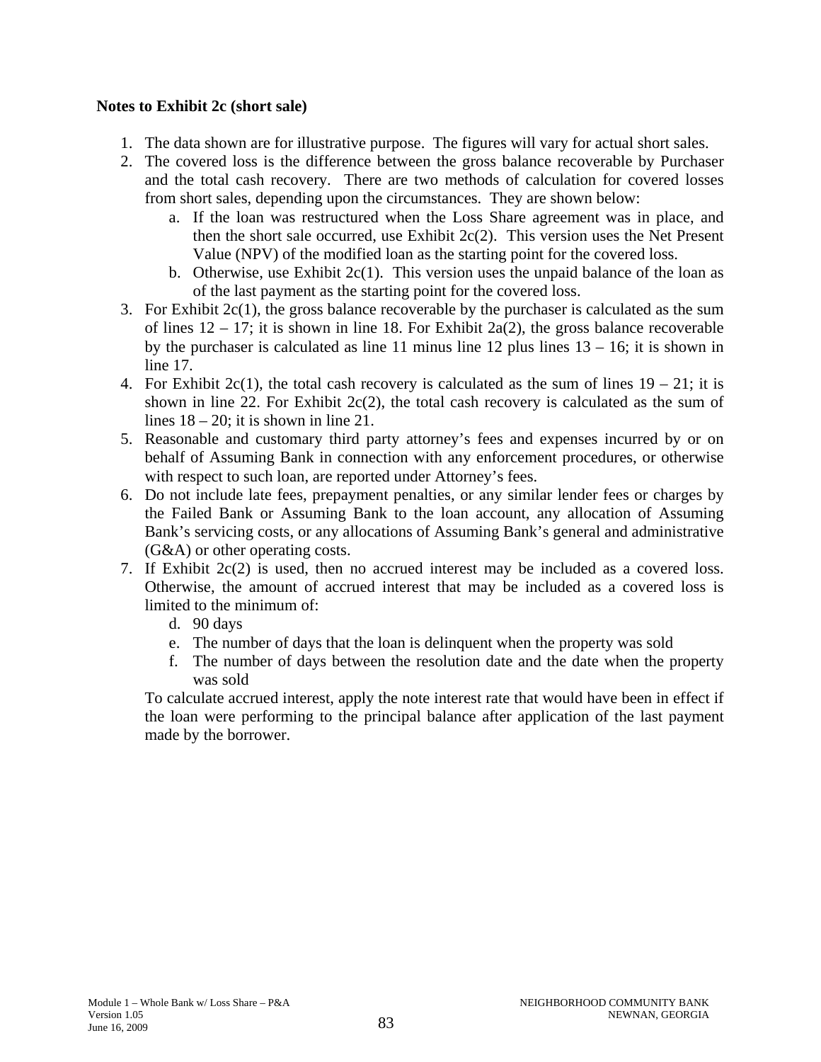**Notes to Exhibit 2c (short sale)**

1. The data shown are for illustrative purpose. The figures will vary for actual short sales.
2. The covered loss is the difference between the gross balance recoverable by Purchaser and the total cash recovery. There are two methods of calculation for covered losses from short sales, depending upon the circumstances. They are shown below:
   a. If the loan was restructured when the Loss Share agreement was in place, and then the short sale occurred, use Exhibit 2c(2). This version uses the Net Present Value (NPV) of the modified loan as the starting point for the covered loss.
   b. Otherwise, use Exhibit 2c(1). This version uses the unpaid balance of the loan as of the last payment as the starting point for the covered loss.
3. For Exhibit 2c(1), the gross balance recoverable by the purchaser is calculated as the sum of lines 12 – 17; it is shown in line 18. For Exhibit 2a(2), the gross balance recoverable by the purchaser is calculated as line 11 minus line 12 plus lines 13 – 16; it is shown in line 17.
4. For Exhibit 2c(1), the total cash recovery is calculated as the sum of lines 19 – 21; it is shown in line 22. For Exhibit 2c(2), the total cash recovery is calculated as the sum of lines 18 – 20; it is shown in line 21.
5. Reasonable and customary third party attorney's fees and expenses incurred by or on behalf of Assuming Bank in connection with any enforcement procedures, or otherwise with respect to such loan, are reported under Attorney's fees.
6. Do not include late fees, prepayment penalties, or any similar lender fees or charges by the Failed Bank or Assuming Bank to the loan account, any allocation of Assuming Bank's servicing costs, or any allocations of Assuming Bank's general and administrative (G&A) or other operating costs.
7. If Exhibit 2c(2) is used, then no accrued interest may be included as a covered loss. Otherwise, the amount of accrued interest that may be included as a covered loss is limited to the minimum of:
   d. 90 days
   e. The number of days that the loan is delinquent when the property was sold
   f. The number of days between the resolution date and the date when the property was sold

   To calculate accrued interest, apply the note interest rate that would have been in effect if the loan were performing to the principal balance after application of the last payment made by the borrower.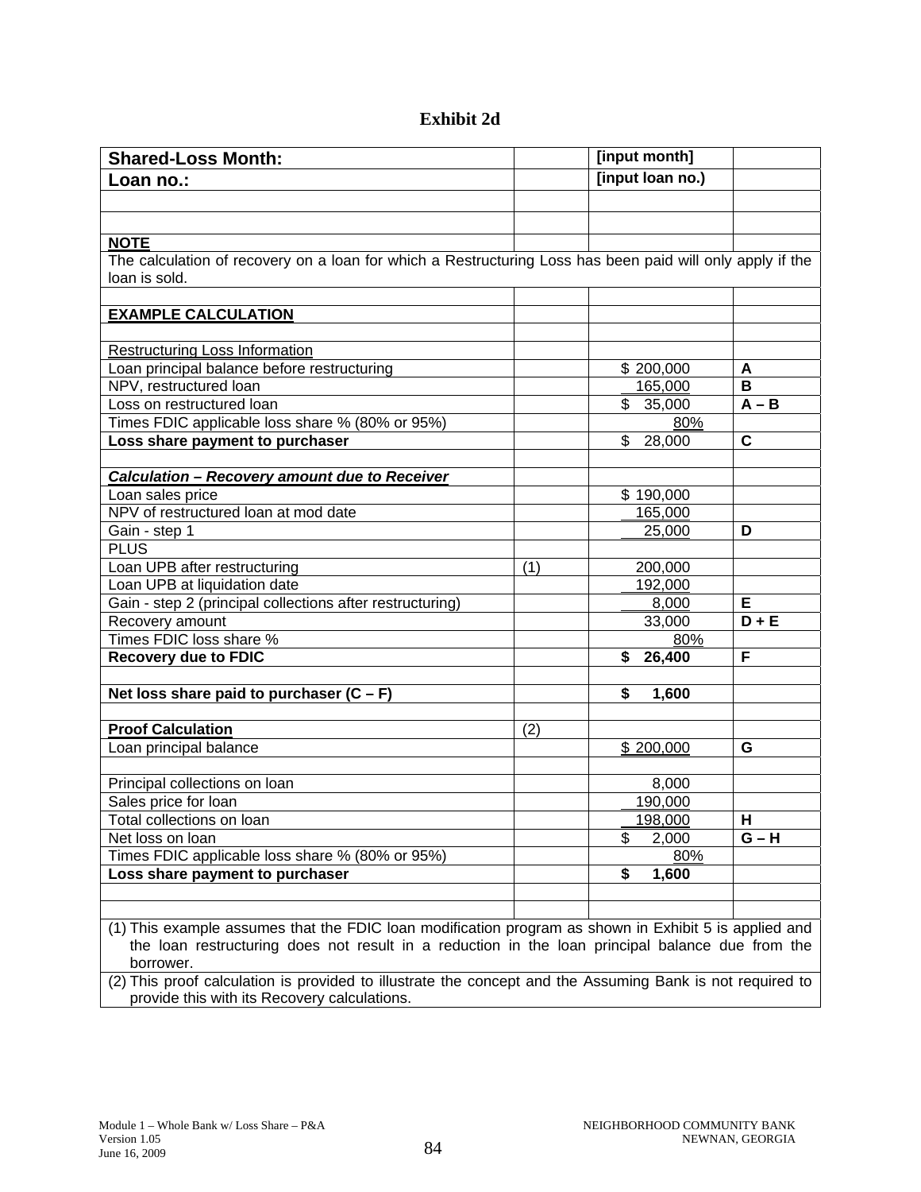# Exhibit 2d

| **Shared-Loss Month:** | | **[input month]** | |
|---|---|---|---|
| **Loan no.:** | | **[input loan no.)** | |
| | | | |
| | | | |
| **NOTE** | | | |
| The calculation of recovery on a loan for which a Restructuring Loss has been paid will only apply if the loan is sold. | | | |
| | | | |
| **EXAMPLE CALCULATION** | | | |
| | | | |
| Restructuring Loss Information | | | |
| Loan principal balance before restructuring | | $ 200,000 | **A** |
| NPV, restructured loan | | 165,000 | **B** |
| Loss on restructured loan | | $ 35,000 | **A – B** |
| Times FDIC applicable loss share % (80% or 95%) | | 80% | |
| **Loss share payment to purchaser** | | $ 28,000 | **C** |
| | | | |
| ***Calculation – Recovery amount due to Receiver*** | | | |
| Loan sales price | | $ 190,000 | |
| NPV of restructured loan at mod date | | 165,000 | |
| Gain - step 1 | | 25,000 | **D** |
| PLUS | | | |
| Loan UPB after restructuring | (1) | 200,000 | |
| Loan UPB at liquidation date | | 192,000 | |
| Gain - step 2 (principal collections after restructuring) | | 8,000 | **E** |
| Recovery amount | | 33,000 | **D + E** |
| Times FDIC loss share % | | 80% | |
| **Recovery due to FDIC** | | **$ 26,400** | **F** |
| | | | |
| **Net loss share paid to purchaser (C – F)** | | **$ 1,600** | |
| | | | |
| **Proof Calculation** | (2) | | |
| Loan principal balance | | $ 200,000 | **G** |
| | | | |
| Principal collections on loan | | 8,000 | |
| Sales price for loan | | 190,000 | |
| Total collections on loan | | 198,000 | **H** |
| Net loss on loan | | $ 2,000 | **G – H** |
| Times FDIC applicable loss share % (80% or 95%) | | 80% | |
| **Loss share payment to purchaser** | | **$ 1,600** | |
| | | | |
| | | | |

(1) This example assumes that the FDIC loan modification program as shown in Exhibit 5 is applied and the loan restructuring does not result in a reduction in the loan principal balance due from the borrower.

(2) This proof calculation is provided to illustrate the concept and the Assuming Bank is not required to provide this with its Recovery calculations.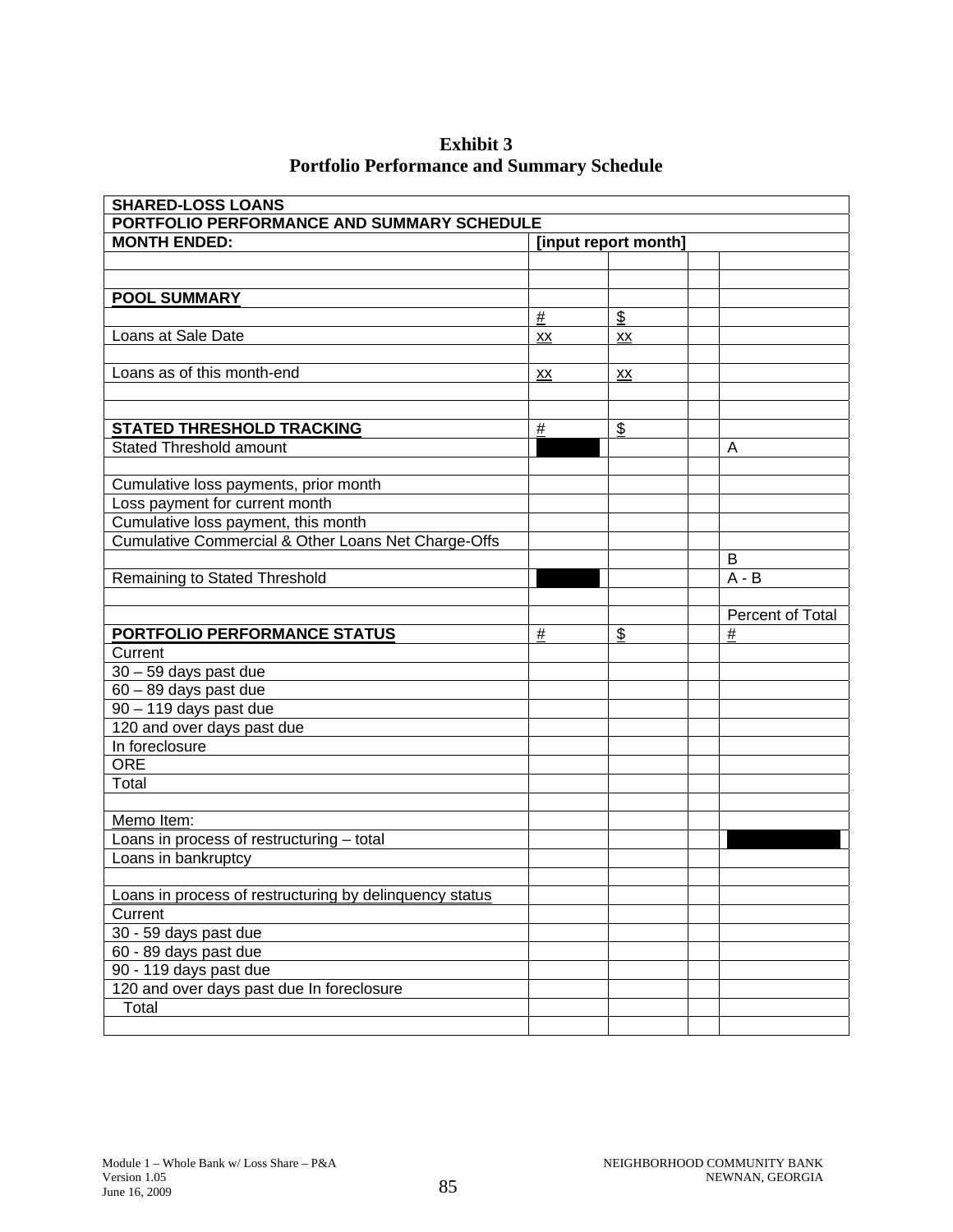**Exhibit 3**
**Portfolio Performance and Summary Schedule**

| **SHARED-LOSS LOANS** | | | | |
|---|---|---|---|---|
| **PORTFOLIO PERFORMANCE AND SUMMARY SCHEDULE** | | | | |
| **MONTH ENDED:** | **[input report month]** | | | |
| | | | | |
| | | | | |
| **POOL SUMMARY** | | | | |
| | # | $ | | |
| Loans at Sale Date | xx | xx | | |
| | | | | |
| Loans as of this month-end | xx | xx | | |
| | | | | |
| | | | | |
| **STATED THRESHOLD TRACKING** | # | $ | | |
| Stated Threshold amount | | | | A |
| | | | | |
| Cumulative loss payments, prior month | | | | |
| Loss payment for current month | | | | |
| Cumulative loss payment, this month | | | | |
| Cumulative Commercial & Other Loans Net Charge-Offs | | | | |
| | | | | B |
| Remaining to Stated Threshold | | | | A - B |
| | | | | |
| | | | | Percent of Total |
| **PORTFOLIO PERFORMANCE STATUS** | # | $ | | # |
| Current | | | | |
| 30 – 59 days past due | | | | |
| 60 – 89 days past due | | | | |
| 90 – 119 days past due | | | | |
| 120 and over days past due | | | | |
| In foreclosure | | | | |
| ORE | | | | |
| Total | | | | |
| | | | | |
| Memo Item: | | | | |
| Loans in process of restructuring – total | | | | |
| Loans in bankruptcy | | | | |
| | | | | |
| Loans in process of restructuring by delinquency status | | | | |
| Current | | | | |
| 30 - 59 days past due | | | | |
| 60 - 89 days past due | | | | |
| 90 - 119 days past due | | | | |
| 120 and over days past due In foreclosure | | | | |
| Total | | | | |
| | | | | |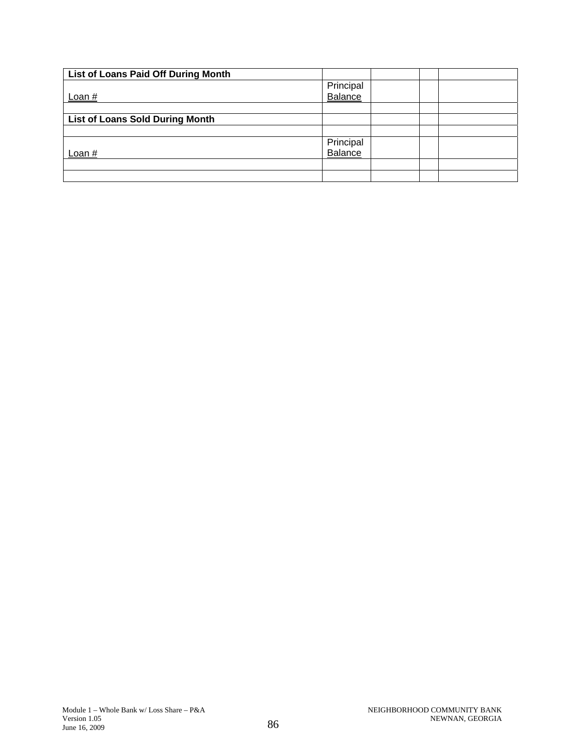| **List of Loans Paid Off During Month** | | | | |
|---|---|---|---|---|
| Loan # | Principal Balance | | | |
| | | | | |
| **List of Loans Sold During Month** | | | | |
| | | | | |
| Loan # | Principal Balance | | | |
| | | | | |
| | | | | |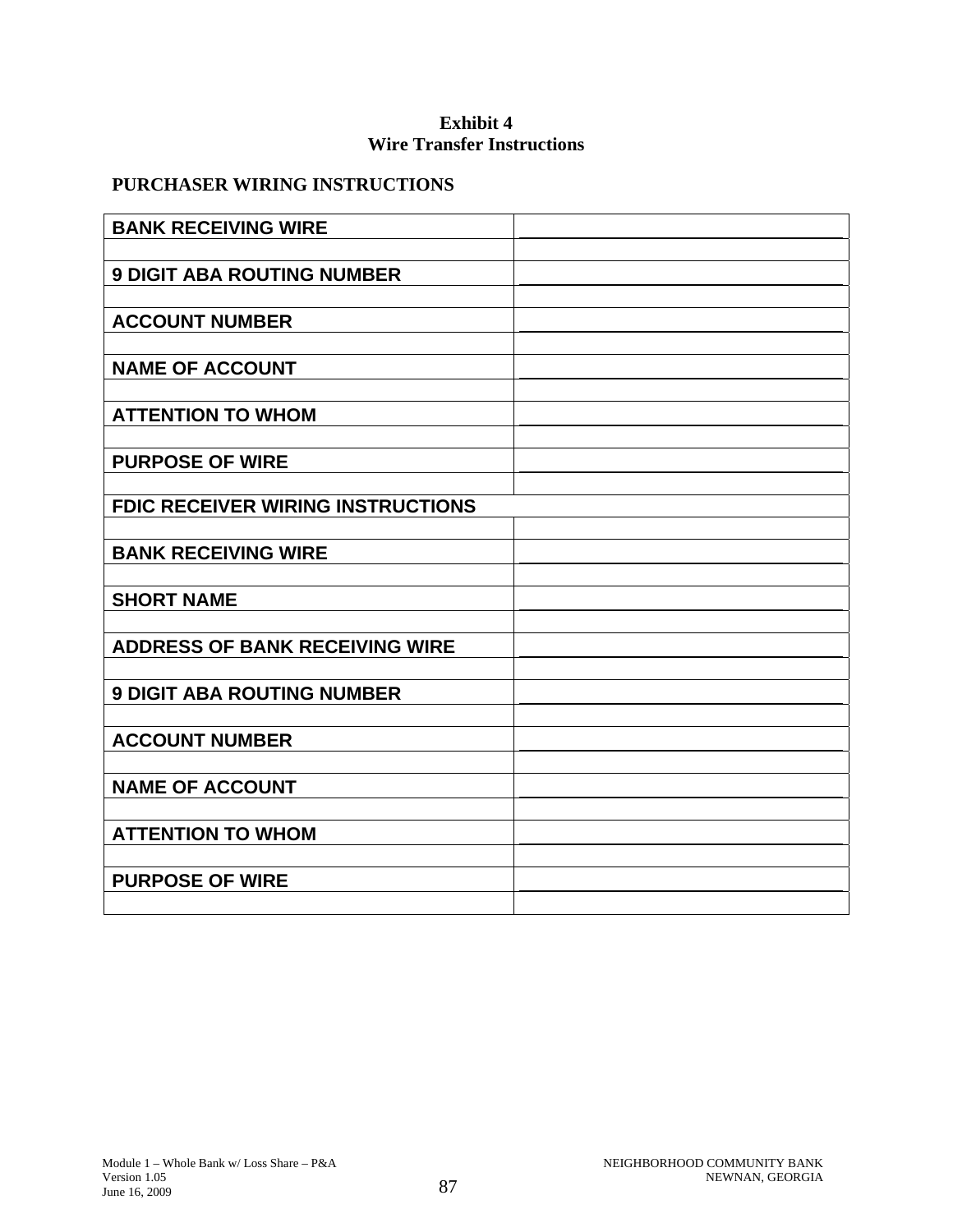**Exhibit 4**
**Wire Transfer Instructions**

**PURCHASER WIRING INSTRUCTIONS**

| | |
|---|---|
| **BANK RECEIVING WIRE** | |
| | |
| **9 DIGIT ABA ROUTING NUMBER** | |
| | |
| **ACCOUNT NUMBER** | |
| | |
| **NAME OF ACCOUNT** | |
| | |
| **ATTENTION TO WHOM** | |
| | |
| **PURPOSE OF WIRE** | |
| | |
| **FDIC RECEIVER WIRING INSTRUCTIONS** | |
| | |
| **BANK RECEIVING WIRE** | |
| | |
| **SHORT NAME** | |
| | |
| **ADDRESS OF BANK RECEIVING WIRE** | |
| | |
| **9 DIGIT ABA ROUTING NUMBER** | |
| | |
| **ACCOUNT NUMBER** | |
| | |
| **NAME OF ACCOUNT** | |
| | |
| **ATTENTION TO WHOM** | |
| | |
| **PURPOSE OF WIRE** | |
| | |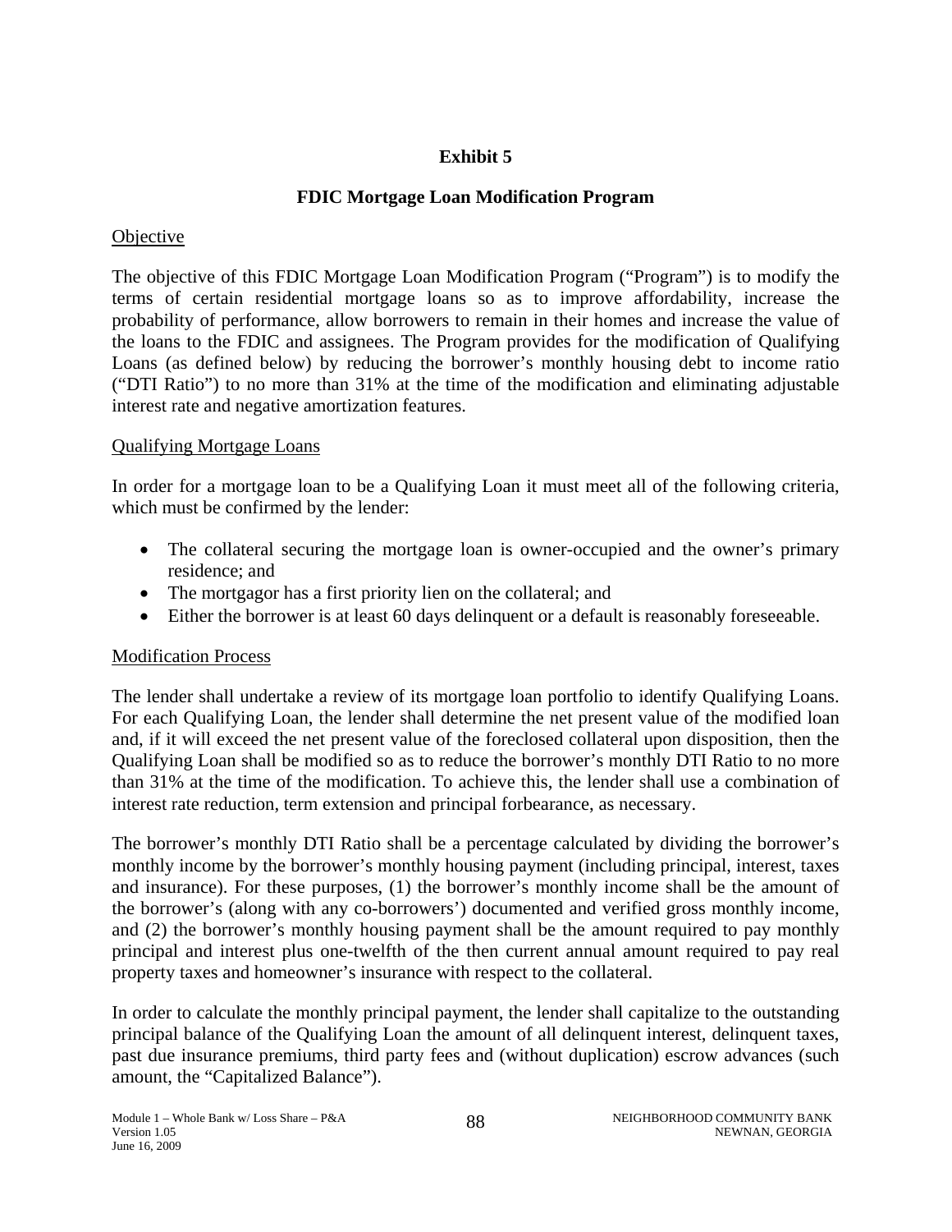**Exhibit 5**

**FDIC Mortgage Loan Modification Program**

Objective

The objective of this FDIC Mortgage Loan Modification Program ("Program") is to modify the terms of certain residential mortgage loans so as to improve affordability, increase the probability of performance, allow borrowers to remain in their homes and increase the value of the loans to the FDIC and assignees. The Program provides for the modification of Qualifying Loans (as defined below) by reducing the borrower's monthly housing debt to income ratio ("DTI Ratio") to no more than 31% at the time of the modification and eliminating adjustable interest rate and negative amortization features.

Qualifying Mortgage Loans

In order for a mortgage loan to be a Qualifying Loan it must meet all of the following criteria, which must be confirmed by the lender:

- The collateral securing the mortgage loan is owner-occupied and the owner's primary residence; and
- The mortgagor has a first priority lien on the collateral; and
- Either the borrower is at least 60 days delinquent or a default is reasonably foreseeable.

Modification Process

The lender shall undertake a review of its mortgage loan portfolio to identify Qualifying Loans. For each Qualifying Loan, the lender shall determine the net present value of the modified loan and, if it will exceed the net present value of the foreclosed collateral upon disposition, then the Qualifying Loan shall be modified so as to reduce the borrower's monthly DTI Ratio to no more than 31% at the time of the modification. To achieve this, the lender shall use a combination of interest rate reduction, term extension and principal forbearance, as necessary.

The borrower's monthly DTI Ratio shall be a percentage calculated by dividing the borrower's monthly income by the borrower's monthly housing payment (including principal, interest, taxes and insurance). For these purposes, (1) the borrower's monthly income shall be the amount of the borrower's (along with any co-borrowers') documented and verified gross monthly income, and (2) the borrower's monthly housing payment shall be the amount required to pay monthly principal and interest plus one-twelfth of the then current annual amount required to pay real property taxes and homeowner's insurance with respect to the collateral.

In order to calculate the monthly principal payment, the lender shall capitalize to the outstanding principal balance of the Qualifying Loan the amount of all delinquent interest, delinquent taxes, past due insurance premiums, third party fees and (without duplication) escrow advances (such amount, the "Capitalized Balance").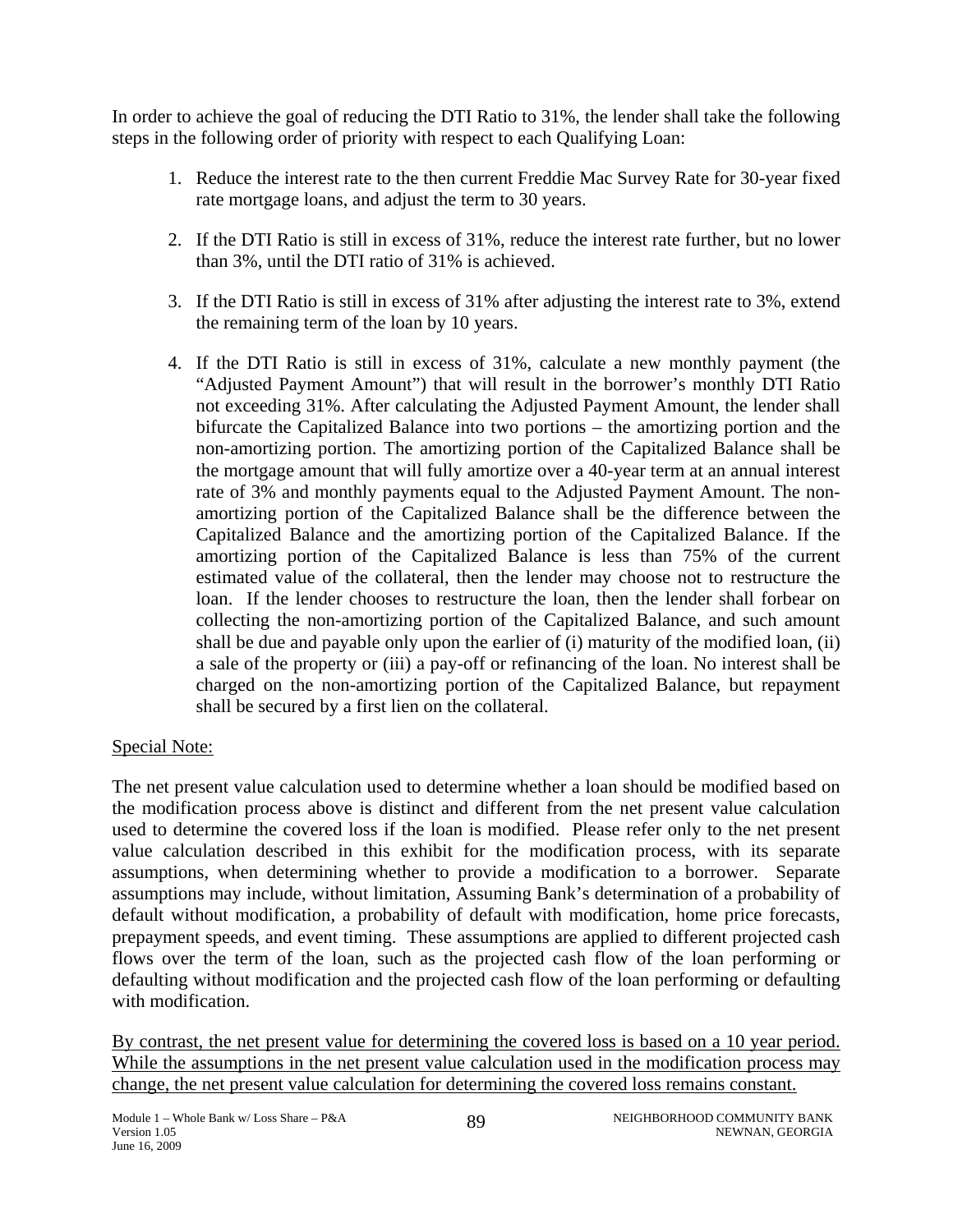In order to achieve the goal of reducing the DTI Ratio to 31%, the lender shall take the following steps in the following order of priority with respect to each Qualifying Loan:

1. Reduce the interest rate to the then current Freddie Mac Survey Rate for 30-year fixed rate mortgage loans, and adjust the term to 30 years.

2. If the DTI Ratio is still in excess of 31%, reduce the interest rate further, but no lower than 3%, until the DTI ratio of 31% is achieved.

3. If the DTI Ratio is still in excess of 31% after adjusting the interest rate to 3%, extend the remaining term of the loan by 10 years.

4. If the DTI Ratio is still in excess of 31%, calculate a new monthly payment (the "Adjusted Payment Amount") that will result in the borrower's monthly DTI Ratio not exceeding 31%. After calculating the Adjusted Payment Amount, the lender shall bifurcate the Capitalized Balance into two portions – the amortizing portion and the non-amortizing portion. The amortizing portion of the Capitalized Balance shall be the mortgage amount that will fully amortize over a 40-year term at an annual interest rate of 3% and monthly payments equal to the Adjusted Payment Amount. The non-amortizing portion of the Capitalized Balance shall be the difference between the Capitalized Balance and the amortizing portion of the Capitalized Balance. If the amortizing portion of the Capitalized Balance is less than 75% of the current estimated value of the collateral, then the lender may choose not to restructure the loan. If the lender chooses to restructure the loan, then the lender shall forbear on collecting the non-amortizing portion of the Capitalized Balance, and such amount shall be due and payable only upon the earlier of (i) maturity of the modified loan, (ii) a sale of the property or (iii) a pay-off or refinancing of the loan. No interest shall be charged on the non-amortizing portion of the Capitalized Balance, but repayment shall be secured by a first lien on the collateral.

<u>Special Note:</u>

The net present value calculation used to determine whether a loan should be modified based on the modification process above is distinct and different from the net present value calculation used to determine the covered loss if the loan is modified. Please refer only to the net present value calculation described in this exhibit for the modification process, with its separate assumptions, when determining whether to provide a modification to a borrower. Separate assumptions may include, without limitation, Assuming Bank's determination of a probability of default without modification, a probability of default with modification, home price forecasts, prepayment speeds, and event timing. These assumptions are applied to different projected cash flows over the term of the loan, such as the projected cash flow of the loan performing or defaulting without modification and the projected cash flow of the loan performing or defaulting with modification.

<u>By contrast, the net present value for determining the covered loss is based on a 10 year period. While the assumptions in the net present value calculation used in the modification process may change, the net present value calculation for determining the covered loss remains constant.</u>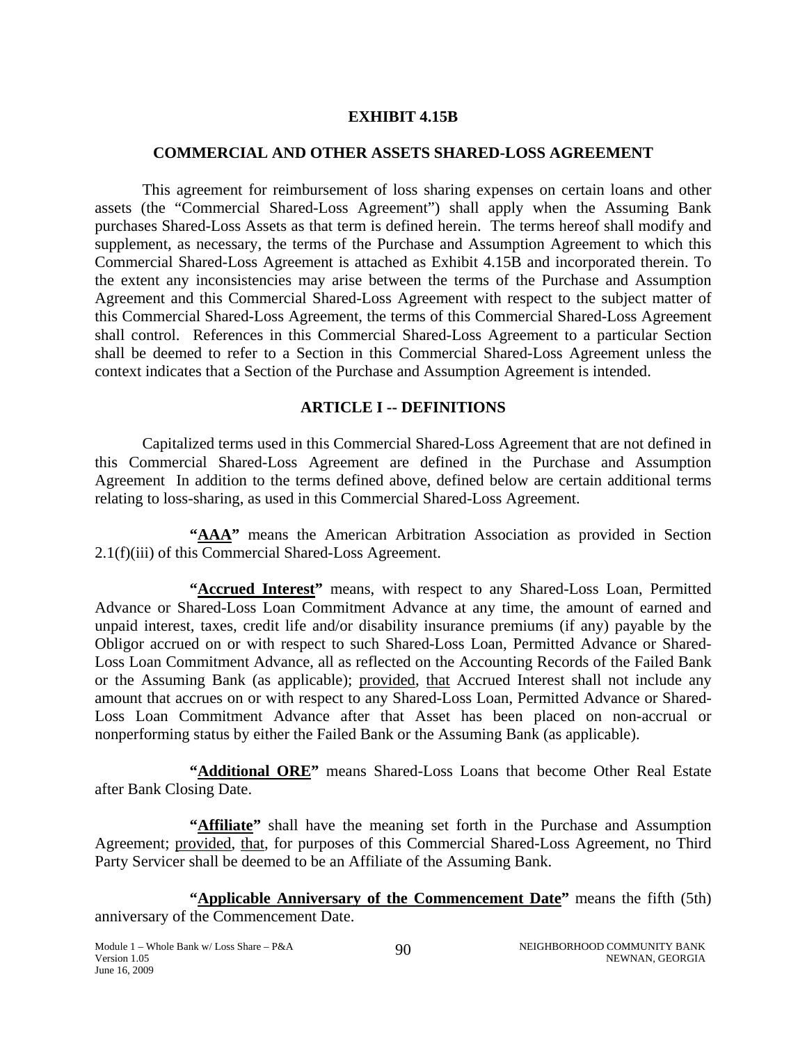# EXHIBIT 4.15B

## COMMERCIAL AND OTHER ASSETS SHARED-LOSS AGREEMENT

This agreement for reimbursement of loss sharing expenses on certain loans and other assets (the "Commercial Shared-Loss Agreement") shall apply when the Assuming Bank purchases Shared-Loss Assets as that term is defined herein. The terms hereof shall modify and supplement, as necessary, the terms of the Purchase and Assumption Agreement to which this Commercial Shared-Loss Agreement is attached as Exhibit 4.15B and incorporated therein. To the extent any inconsistencies may arise between the terms of the Purchase and Assumption Agreement and this Commercial Shared-Loss Agreement with respect to the subject matter of this Commercial Shared-Loss Agreement, the terms of this Commercial Shared-Loss Agreement shall control. References in this Commercial Shared-Loss Agreement to a particular Section shall be deemed to refer to a Section in this Commercial Shared-Loss Agreement unless the context indicates that a Section of the Purchase and Assumption Agreement is intended.

## ARTICLE I -- DEFINITIONS

Capitalized terms used in this Commercial Shared-Loss Agreement that are not defined in this Commercial Shared-Loss Agreement are defined in the Purchase and Assumption Agreement In addition to the terms defined above, defined below are certain additional terms relating to loss-sharing, as used in this Commercial Shared-Loss Agreement.

**"AAA"** means the American Arbitration Association as provided in Section 2.1(f)(iii) of this Commercial Shared-Loss Agreement.

**"Accrued Interest"** means, with respect to any Shared-Loss Loan, Permitted Advance or Shared-Loss Loan Commitment Advance at any time, the amount of earned and unpaid interest, taxes, credit life and/or disability insurance premiums (if any) payable by the Obligor accrued on or with respect to such Shared-Loss Loan, Permitted Advance or Shared-Loss Loan Commitment Advance, all as reflected on the Accounting Records of the Failed Bank or the Assuming Bank (as applicable); provided, that Accrued Interest shall not include any amount that accrues on or with respect to any Shared-Loss Loan, Permitted Advance or Shared-Loss Loan Commitment Advance after that Asset has been placed on non-accrual or nonperforming status by either the Failed Bank or the Assuming Bank (as applicable).

**"Additional ORE"** means Shared-Loss Loans that become Other Real Estate after Bank Closing Date.

**"Affiliate"** shall have the meaning set forth in the Purchase and Assumption Agreement; provided, that, for purposes of this Commercial Shared-Loss Agreement, no Third Party Servicer shall be deemed to be an Affiliate of the Assuming Bank.

**"Applicable Anniversary of the Commencement Date"** means the fifth (5th) anniversary of the Commencement Date.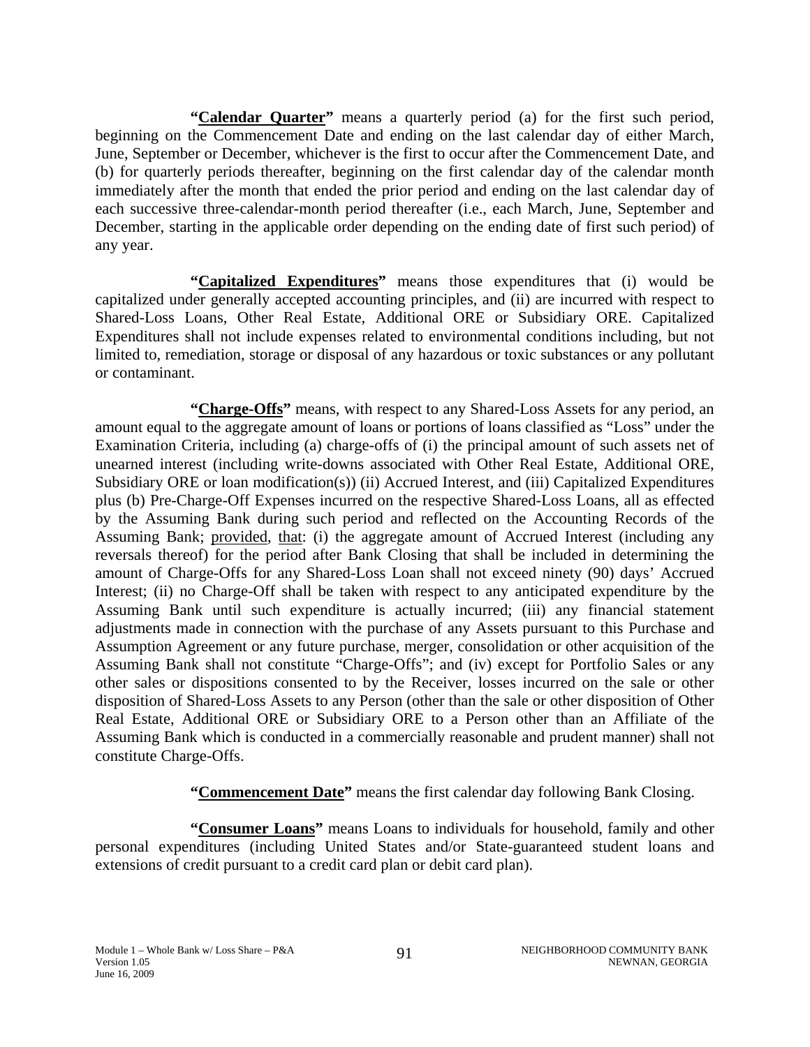**"<u>Calendar Quarter</u>"** means a quarterly period (a) for the first such period, beginning on the Commencement Date and ending on the last calendar day of either March, June, September or December, whichever is the first to occur after the Commencement Date, and (b) for quarterly periods thereafter, beginning on the first calendar day of the calendar month immediately after the month that ended the prior period and ending on the last calendar day of each successive three-calendar-month period thereafter (i.e., each March, June, September and December, starting in the applicable order depending on the ending date of first such period) of any year.

**"<u>Capitalized Expenditures</u>"** means those expenditures that (i) would be capitalized under generally accepted accounting principles, and (ii) are incurred with respect to Shared-Loss Loans, Other Real Estate, Additional ORE or Subsidiary ORE. Capitalized Expenditures shall not include expenses related to environmental conditions including, but not limited to, remediation, storage or disposal of any hazardous or toxic substances or any pollutant or contaminant.

**"<u>Charge-Offs</u>"** means, with respect to any Shared-Loss Assets for any period, an amount equal to the aggregate amount of loans or portions of loans classified as "Loss" under the Examination Criteria, including (a) charge-offs of (i) the principal amount of such assets net of unearned interest (including write-downs associated with Other Real Estate, Additional ORE, Subsidiary ORE or loan modification(s)) (ii) Accrued Interest, and (iii) Capitalized Expenditures plus (b) Pre-Charge-Off Expenses incurred on the respective Shared-Loss Loans, all as effected by the Assuming Bank during such period and reflected on the Accounting Records of the Assuming Bank; <u>provided</u>, <u>that</u>: (i) the aggregate amount of Accrued Interest (including any reversals thereof) for the period after Bank Closing that shall be included in determining the amount of Charge-Offs for any Shared-Loss Loan shall not exceed ninety (90) days' Accrued Interest; (ii) no Charge-Off shall be taken with respect to any anticipated expenditure by the Assuming Bank until such expenditure is actually incurred; (iii) any financial statement adjustments made in connection with the purchase of any Assets pursuant to this Purchase and Assumption Agreement or any future purchase, merger, consolidation or other acquisition of the Assuming Bank shall not constitute "Charge-Offs"; and (iv) except for Portfolio Sales or any other sales or dispositions consented to by the Receiver, losses incurred on the sale or other disposition of Shared-Loss Assets to any Person (other than the sale or other disposition of Other Real Estate, Additional ORE or Subsidiary ORE to a Person other than an Affiliate of the Assuming Bank which is conducted in a commercially reasonable and prudent manner) shall not constitute Charge-Offs.

**"<u>Commencement Date</u>"** means the first calendar day following Bank Closing.

**"<u>Consumer Loans</u>"** means Loans to individuals for household, family and other personal expenditures (including United States and/or State-guaranteed student loans and extensions of credit pursuant to a credit card plan or debit card plan).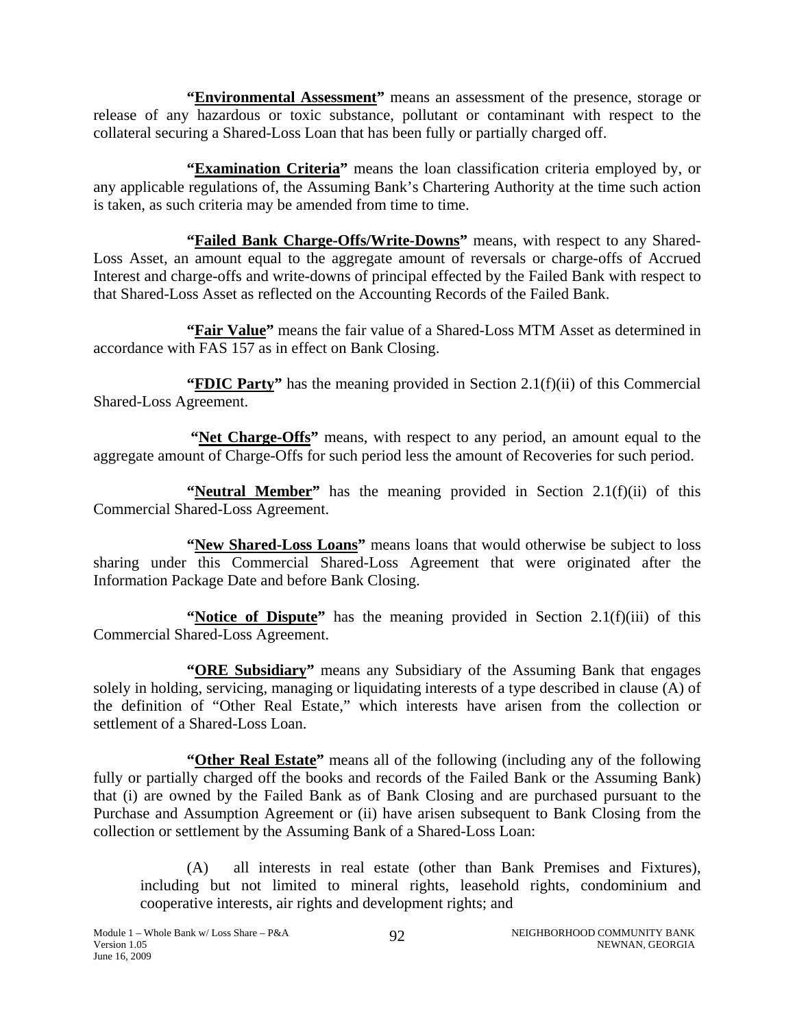**"Environmental Assessment"** means an assessment of the presence, storage or release of any hazardous or toxic substance, pollutant or contaminant with respect to the collateral securing a Shared-Loss Loan that has been fully or partially charged off.

**"Examination Criteria"** means the loan classification criteria employed by, or any applicable regulations of, the Assuming Bank's Chartering Authority at the time such action is taken, as such criteria may be amended from time to time.

**"Failed Bank Charge-Offs/Write-Downs"** means, with respect to any Shared-Loss Asset, an amount equal to the aggregate amount of reversals or charge-offs of Accrued Interest and charge-offs and write-downs of principal effected by the Failed Bank with respect to that Shared-Loss Asset as reflected on the Accounting Records of the Failed Bank.

**"Fair Value"** means the fair value of a Shared-Loss MTM Asset as determined in accordance with FAS 157 as in effect on Bank Closing.

**"FDIC Party"** has the meaning provided in Section 2.1(f)(ii) of this Commercial Shared-Loss Agreement.

**"Net Charge-Offs"** means, with respect to any period, an amount equal to the aggregate amount of Charge-Offs for such period less the amount of Recoveries for such period.

**"Neutral Member"** has the meaning provided in Section 2.1(f)(ii) of this Commercial Shared-Loss Agreement.

**"New Shared-Loss Loans"** means loans that would otherwise be subject to loss sharing under this Commercial Shared-Loss Agreement that were originated after the Information Package Date and before Bank Closing.

**"Notice of Dispute"** has the meaning provided in Section 2.1(f)(iii) of this Commercial Shared-Loss Agreement.

**"ORE Subsidiary"** means any Subsidiary of the Assuming Bank that engages solely in holding, servicing, managing or liquidating interests of a type described in clause (A) of the definition of "Other Real Estate," which interests have arisen from the collection or settlement of a Shared-Loss Loan.

**"Other Real Estate"** means all of the following (including any of the following fully or partially charged off the books and records of the Failed Bank or the Assuming Bank) that (i) are owned by the Failed Bank as of Bank Closing and are purchased pursuant to the Purchase and Assumption Agreement or (ii) have arisen subsequent to Bank Closing from the collection or settlement by the Assuming Bank of a Shared-Loss Loan:

(A) all interests in real estate (other than Bank Premises and Fixtures), including but not limited to mineral rights, leasehold rights, condominium and cooperative interests, air rights and development rights; and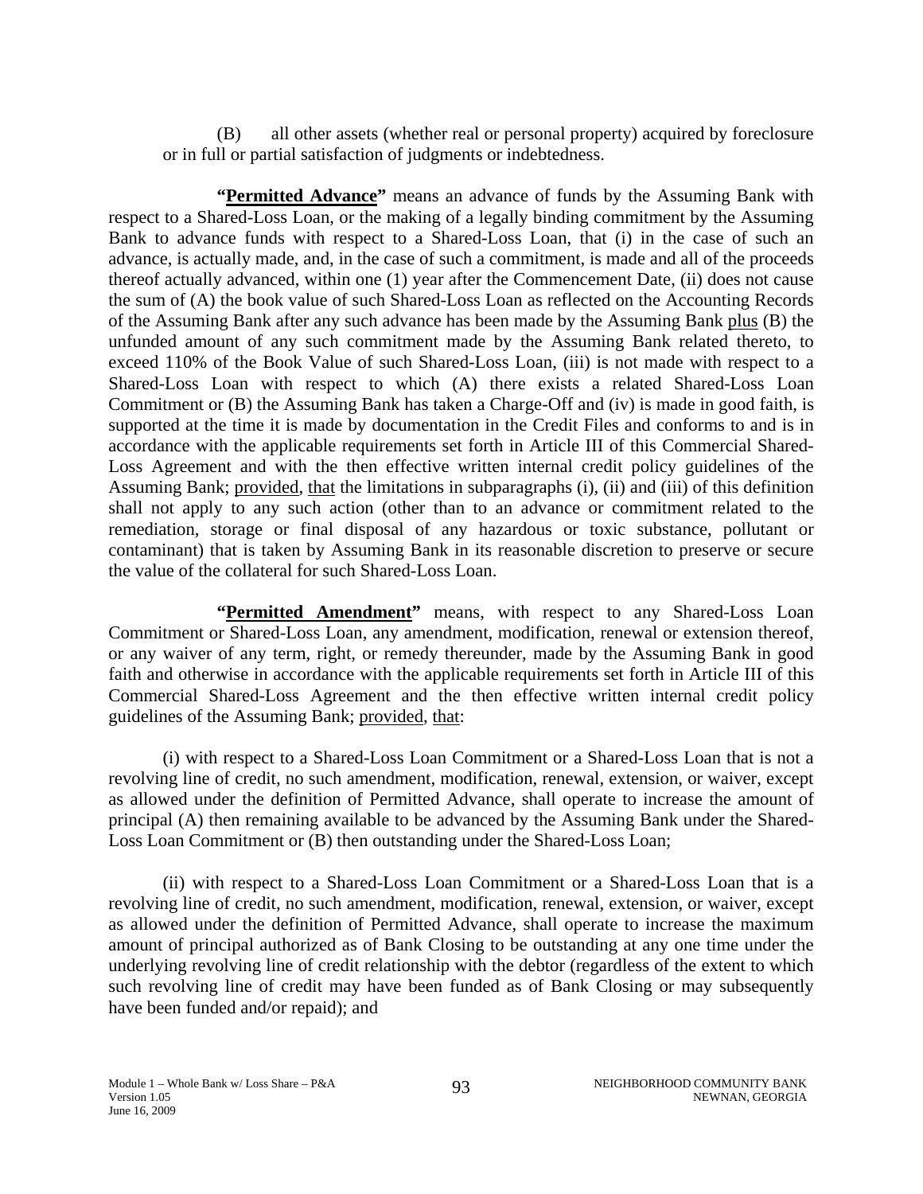(B) all other assets (whether real or personal property) acquired by foreclosure or in full or partial satisfaction of judgments or indebtedness.

"**Permitted Advance**" means an advance of funds by the Assuming Bank with respect to a Shared-Loss Loan, or the making of a legally binding commitment by the Assuming Bank to advance funds with respect to a Shared-Loss Loan, that (i) in the case of such an advance, is actually made, and, in the case of such a commitment, is made and all of the proceeds thereof actually advanced, within one (1) year after the Commencement Date, (ii) does not cause the sum of (A) the book value of such Shared-Loss Loan as reflected on the Accounting Records of the Assuming Bank after any such advance has been made by the Assuming Bank plus (B) the unfunded amount of any such commitment made by the Assuming Bank related thereto, to exceed 110% of the Book Value of such Shared-Loss Loan, (iii) is not made with respect to a Shared-Loss Loan with respect to which (A) there exists a related Shared-Loss Loan Commitment or (B) the Assuming Bank has taken a Charge-Off and (iv) is made in good faith, is supported at the time it is made by documentation in the Credit Files and conforms to and is in accordance with the applicable requirements set forth in Article III of this Commercial Shared-Loss Agreement and with the then effective written internal credit policy guidelines of the Assuming Bank; provided, that the limitations in subparagraphs (i), (ii) and (iii) of this definition shall not apply to any such action (other than to an advance or commitment related to the remediation, storage or final disposal of any hazardous or toxic substance, pollutant or contaminant) that is taken by Assuming Bank in its reasonable discretion to preserve or secure the value of the collateral for such Shared-Loss Loan.

"**Permitted Amendment**" means, with respect to any Shared-Loss Loan Commitment or Shared-Loss Loan, any amendment, modification, renewal or extension thereof, or any waiver of any term, right, or remedy thereunder, made by the Assuming Bank in good faith and otherwise in accordance with the applicable requirements set forth in Article III of this Commercial Shared-Loss Agreement and the then effective written internal credit policy guidelines of the Assuming Bank; provided, that:

(i) with respect to a Shared-Loss Loan Commitment or a Shared-Loss Loan that is not a revolving line of credit, no such amendment, modification, renewal, extension, or waiver, except as allowed under the definition of Permitted Advance, shall operate to increase the amount of principal (A) then remaining available to be advanced by the Assuming Bank under the Shared-Loss Loan Commitment or (B) then outstanding under the Shared-Loss Loan;

(ii) with respect to a Shared-Loss Loan Commitment or a Shared-Loss Loan that is a revolving line of credit, no such amendment, modification, renewal, extension, or waiver, except as allowed under the definition of Permitted Advance, shall operate to increase the maximum amount of principal authorized as of Bank Closing to be outstanding at any one time under the underlying revolving line of credit relationship with the debtor (regardless of the extent to which such revolving line of credit may have been funded as of Bank Closing or may subsequently have been funded and/or repaid); and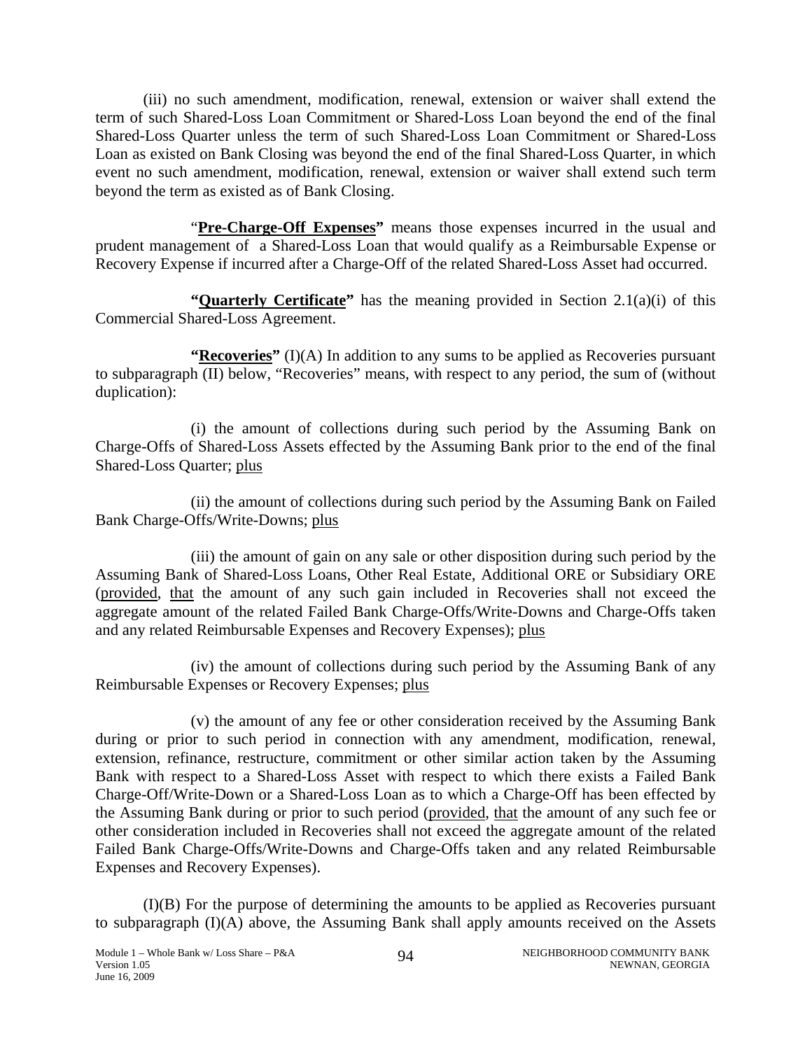(iii) no such amendment, modification, renewal, extension or waiver shall extend the term of such Shared-Loss Loan Commitment or Shared-Loss Loan beyond the end of the final Shared-Loss Quarter unless the term of such Shared-Loss Loan Commitment or Shared-Loss Loan as existed on Bank Closing was beyond the end of the final Shared-Loss Quarter, in which event no such amendment, modification, renewal, extension or waiver shall extend such term beyond the term as existed as of Bank Closing.

"**<u>Pre-Charge-Off Expenses</u>**" means those expenses incurred in the usual and prudent management of a Shared-Loss Loan that would qualify as a Reimbursable Expense or Recovery Expense if incurred after a Charge-Off of the related Shared-Loss Asset had occurred.

**"<u>Quarterly Certificate</u>"** has the meaning provided in Section 2.1(a)(i) of this Commercial Shared-Loss Agreement.

**"<u>Recoveries</u>"** (I)(A) In addition to any sums to be applied as Recoveries pursuant to subparagraph (II) below, "Recoveries" means, with respect to any period, the sum of (without duplication):

(i) the amount of collections during such period by the Assuming Bank on Charge-Offs of Shared-Loss Assets effected by the Assuming Bank prior to the end of the final Shared-Loss Quarter; <u>plus</u>

(ii) the amount of collections during such period by the Assuming Bank on Failed Bank Charge-Offs/Write-Downs; <u>plus</u>

(iii) the amount of gain on any sale or other disposition during such period by the Assuming Bank of Shared-Loss Loans, Other Real Estate, Additional ORE or Subsidiary ORE (<u>provided</u>, <u>that</u> the amount of any such gain included in Recoveries shall not exceed the aggregate amount of the related Failed Bank Charge-Offs/Write-Downs and Charge-Offs taken and any related Reimbursable Expenses and Recovery Expenses); <u>plus</u>

(iv) the amount of collections during such period by the Assuming Bank of any Reimbursable Expenses or Recovery Expenses; <u>plus</u>

(v) the amount of any fee or other consideration received by the Assuming Bank during or prior to such period in connection with any amendment, modification, renewal, extension, refinance, restructure, commitment or other similar action taken by the Assuming Bank with respect to a Shared-Loss Asset with respect to which there exists a Failed Bank Charge-Off/Write-Down or a Shared-Loss Loan as to which a Charge-Off has been effected by the Assuming Bank during or prior to such period (<u>provided</u>, <u>that</u> the amount of any such fee or other consideration included in Recoveries shall not exceed the aggregate amount of the related Failed Bank Charge-Offs/Write-Downs and Charge-Offs taken and any related Reimbursable Expenses and Recovery Expenses).

(I)(B) For the purpose of determining the amounts to be applied as Recoveries pursuant to subparagraph (I)(A) above, the Assuming Bank shall apply amounts received on the Assets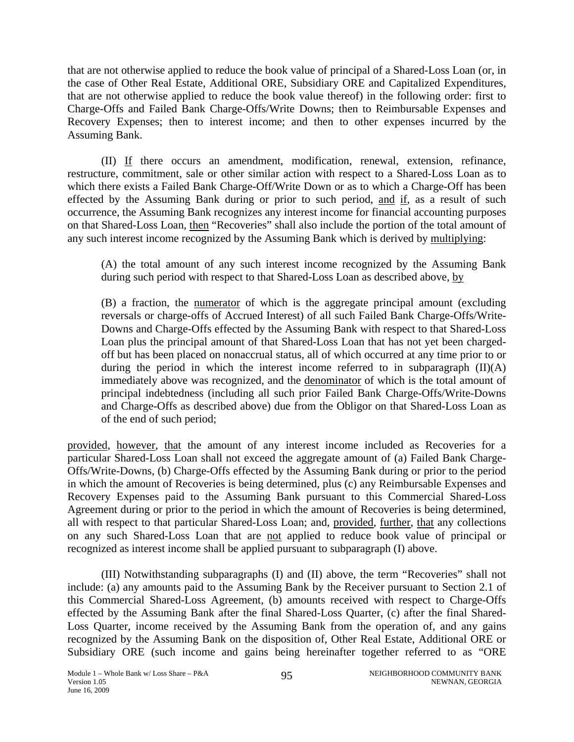that are not otherwise applied to reduce the book value of principal of a Shared-Loss Loan (or, in the case of Other Real Estate, Additional ORE, Subsidiary ORE and Capitalized Expenditures, that are not otherwise applied to reduce the book value thereof) in the following order: first to Charge-Offs and Failed Bank Charge-Offs/Write Downs; then to Reimbursable Expenses and Recovery Expenses; then to interest income; and then to other expenses incurred by the Assuming Bank.

(II) If there occurs an amendment, modification, renewal, extension, refinance, restructure, commitment, sale or other similar action with respect to a Shared-Loss Loan as to which there exists a Failed Bank Charge-Off/Write Down or as to which a Charge-Off has been effected by the Assuming Bank during or prior to such period, and if, as a result of such occurrence, the Assuming Bank recognizes any interest income for financial accounting purposes on that Shared-Loss Loan, then "Recoveries" shall also include the portion of the total amount of any such interest income recognized by the Assuming Bank which is derived by multiplying:

(A) the total amount of any such interest income recognized by the Assuming Bank during such period with respect to that Shared-Loss Loan as described above, by

(B) a fraction, the numerator of which is the aggregate principal amount (excluding reversals or charge-offs of Accrued Interest) of all such Failed Bank Charge-Offs/Write-Downs and Charge-Offs effected by the Assuming Bank with respect to that Shared-Loss Loan plus the principal amount of that Shared-Loss Loan that has not yet been charged-off but has been placed on nonaccrual status, all of which occurred at any time prior to or during the period in which the interest income referred to in subparagraph (II)(A) immediately above was recognized, and the denominator of which is the total amount of principal indebtedness (including all such prior Failed Bank Charge-Offs/Write-Downs and Charge-Offs as described above) due from the Obligor on that Shared-Loss Loan as of the end of such period;

provided, however, that the amount of any interest income included as Recoveries for a particular Shared-Loss Loan shall not exceed the aggregate amount of (a) Failed Bank Charge-Offs/Write-Downs, (b) Charge-Offs effected by the Assuming Bank during or prior to the period in which the amount of Recoveries is being determined, plus (c) any Reimbursable Expenses and Recovery Expenses paid to the Assuming Bank pursuant to this Commercial Shared-Loss Agreement during or prior to the period in which the amount of Recoveries is being determined, all with respect to that particular Shared-Loss Loan; and, provided, further, that any collections on any such Shared-Loss Loan that are not applied to reduce book value of principal or recognized as interest income shall be applied pursuant to subparagraph (I) above.

(III) Notwithstanding subparagraphs (I) and (II) above, the term "Recoveries" shall not include: (a) any amounts paid to the Assuming Bank by the Receiver pursuant to Section 2.1 of this Commercial Shared-Loss Agreement, (b) amounts received with respect to Charge-Offs effected by the Assuming Bank after the final Shared-Loss Quarter, (c) after the final Shared-Loss Quarter, income received by the Assuming Bank from the operation of, and any gains recognized by the Assuming Bank on the disposition of, Other Real Estate, Additional ORE or Subsidiary ORE (such income and gains being hereinafter together referred to as "ORE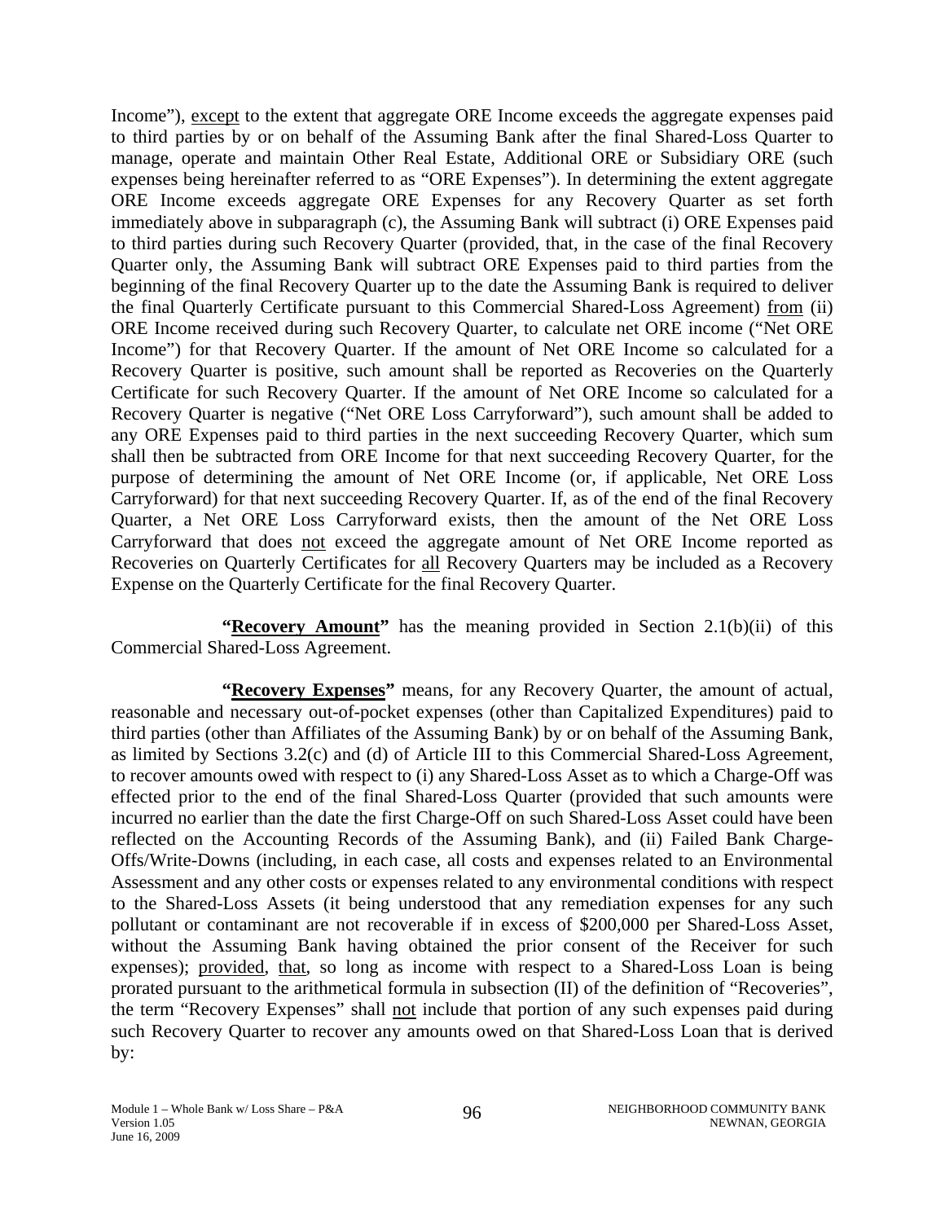Income"), <u>except</u> to the extent that aggregate ORE Income exceeds the aggregate expenses paid to third parties by or on behalf of the Assuming Bank after the final Shared-Loss Quarter to manage, operate and maintain Other Real Estate, Additional ORE or Subsidiary ORE (such expenses being hereinafter referred to as "ORE Expenses"). In determining the extent aggregate ORE Income exceeds aggregate ORE Expenses for any Recovery Quarter as set forth immediately above in subparagraph (c), the Assuming Bank will subtract (i) ORE Expenses paid to third parties during such Recovery Quarter (provided, that, in the case of the final Recovery Quarter only, the Assuming Bank will subtract ORE Expenses paid to third parties from the beginning of the final Recovery Quarter up to the date the Assuming Bank is required to deliver the final Quarterly Certificate pursuant to this Commercial Shared-Loss Agreement) <u>from</u> (ii) ORE Income received during such Recovery Quarter, to calculate net ORE income ("Net ORE Income") for that Recovery Quarter. If the amount of Net ORE Income so calculated for a Recovery Quarter is positive, such amount shall be reported as Recoveries on the Quarterly Certificate for such Recovery Quarter. If the amount of Net ORE Income so calculated for a Recovery Quarter is negative ("Net ORE Loss Carryforward"), such amount shall be added to any ORE Expenses paid to third parties in the next succeeding Recovery Quarter, which sum shall then be subtracted from ORE Income for that next succeeding Recovery Quarter, for the purpose of determining the amount of Net ORE Income (or, if applicable, Net ORE Loss Carryforward) for that next succeeding Recovery Quarter. If, as of the end of the final Recovery Quarter, a Net ORE Loss Carryforward exists, then the amount of the Net ORE Loss Carryforward that does <u>not</u> exceed the aggregate amount of Net ORE Income reported as Recoveries on Quarterly Certificates for <u>all</u> Recovery Quarters may be included as a Recovery Expense on the Quarterly Certificate for the final Recovery Quarter.

**"<u>Recovery Amount</u>"** has the meaning provided in Section 2.1(b)(ii) of this Commercial Shared-Loss Agreement.

**"<u>Recovery Expenses</u>"** means, for any Recovery Quarter, the amount of actual, reasonable and necessary out-of-pocket expenses (other than Capitalized Expenditures) paid to third parties (other than Affiliates of the Assuming Bank) by or on behalf of the Assuming Bank, as limited by Sections 3.2(c) and (d) of Article III to this Commercial Shared-Loss Agreement, to recover amounts owed with respect to (i) any Shared-Loss Asset as to which a Charge-Off was effected prior to the end of the final Shared-Loss Quarter (provided that such amounts were incurred no earlier than the date the first Charge-Off on such Shared-Loss Asset could have been reflected on the Accounting Records of the Assuming Bank), and (ii) Failed Bank Charge-Offs/Write-Downs (including, in each case, all costs and expenses related to an Environmental Assessment and any other costs or expenses related to any environmental conditions with respect to the Shared-Loss Assets (it being understood that any remediation expenses for any such pollutant or contaminant are not recoverable if in excess of \$200,000 per Shared-Loss Asset, without the Assuming Bank having obtained the prior consent of the Receiver for such expenses); <u>provided</u>, <u>that</u>, so long as income with respect to a Shared-Loss Loan is being prorated pursuant to the arithmetical formula in subsection (II) of the definition of "Recoveries", the term "Recovery Expenses" shall <u>not</u> include that portion of any such expenses paid during such Recovery Quarter to recover any amounts owed on that Shared-Loss Loan that is derived by: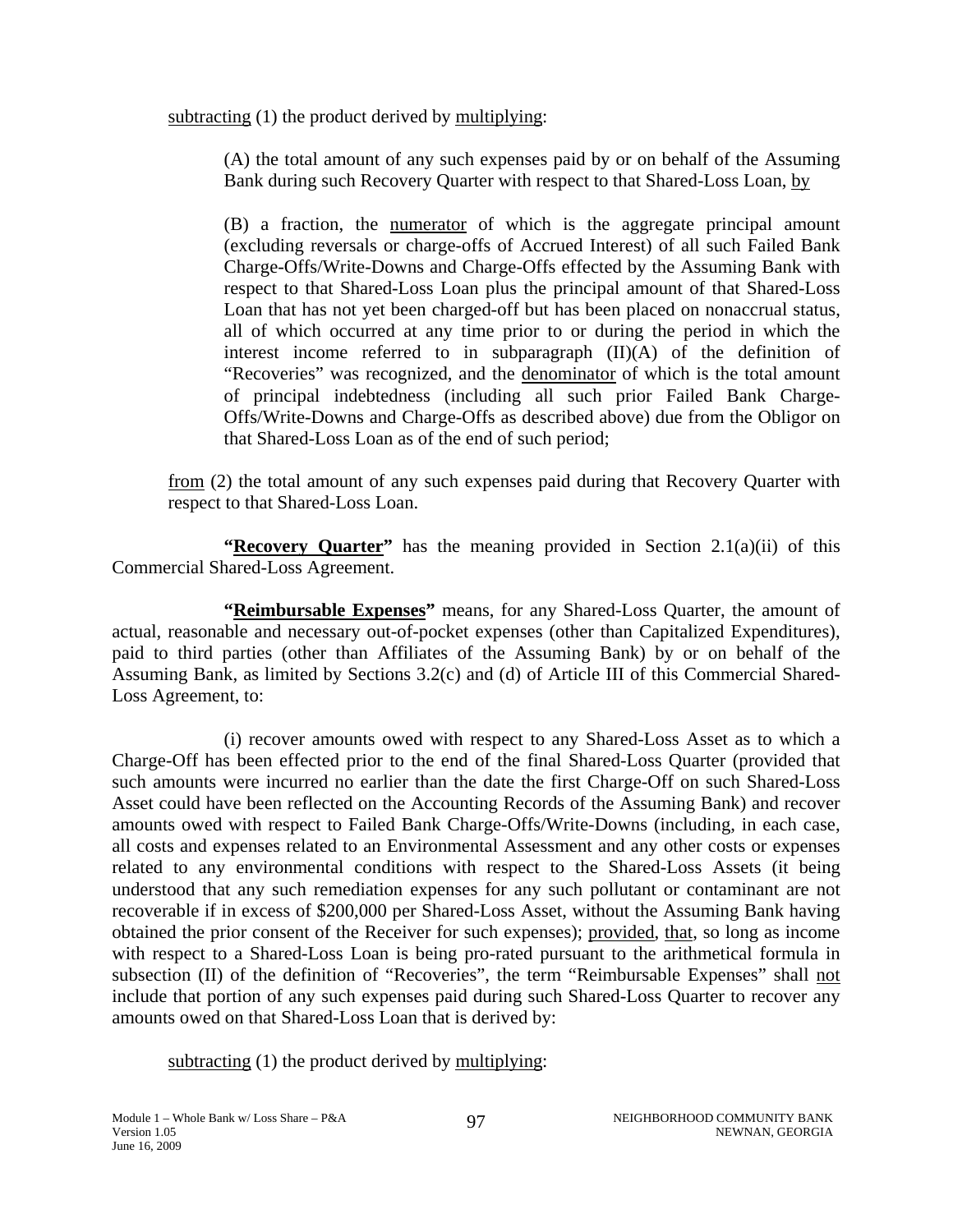subtracting (1) the product derived by multiplying:

(A) the total amount of any such expenses paid by or on behalf of the Assuming Bank during such Recovery Quarter with respect to that Shared-Loss Loan, by

(B) a fraction, the numerator of which is the aggregate principal amount (excluding reversals or charge-offs of Accrued Interest) of all such Failed Bank Charge-Offs/Write-Downs and Charge-Offs effected by the Assuming Bank with respect to that Shared-Loss Loan plus the principal amount of that Shared-Loss Loan that has not yet been charged-off but has been placed on nonaccrual status, all of which occurred at any time prior to or during the period in which the interest income referred to in subparagraph (II)(A) of the definition of "Recoveries" was recognized, and the denominator of which is the total amount of principal indebtedness (including all such prior Failed Bank Charge-Offs/Write-Downs and Charge-Offs as described above) due from the Obligor on that Shared-Loss Loan as of the end of such period;

from (2) the total amount of any such expenses paid during that Recovery Quarter with respect to that Shared-Loss Loan.

**"Recovery Quarter"** has the meaning provided in Section 2.1(a)(ii) of this Commercial Shared-Loss Agreement.

**"Reimbursable Expenses"** means, for any Shared-Loss Quarter, the amount of actual, reasonable and necessary out-of-pocket expenses (other than Capitalized Expenditures), paid to third parties (other than Affiliates of the Assuming Bank) by or on behalf of the Assuming Bank, as limited by Sections 3.2(c) and (d) of Article III of this Commercial Shared-Loss Agreement, to:

(i) recover amounts owed with respect to any Shared-Loss Asset as to which a Charge-Off has been effected prior to the end of the final Shared-Loss Quarter (provided that such amounts were incurred no earlier than the date the first Charge-Off on such Shared-Loss Asset could have been reflected on the Accounting Records of the Assuming Bank) and recover amounts owed with respect to Failed Bank Charge-Offs/Write-Downs (including, in each case, all costs and expenses related to an Environmental Assessment and any other costs or expenses related to any environmental conditions with respect to the Shared-Loss Assets (it being understood that any such remediation expenses for any such pollutant or contaminant are not recoverable if in excess of $200,000 per Shared-Loss Asset, without the Assuming Bank having obtained the prior consent of the Receiver for such expenses); provided, that, so long as income with respect to a Shared-Loss Loan is being pro-rated pursuant to the arithmetical formula in subsection (II) of the definition of "Recoveries", the term "Reimbursable Expenses" shall not include that portion of any such expenses paid during such Shared-Loss Quarter to recover any amounts owed on that Shared-Loss Loan that is derived by:

subtracting (1) the product derived by multiplying: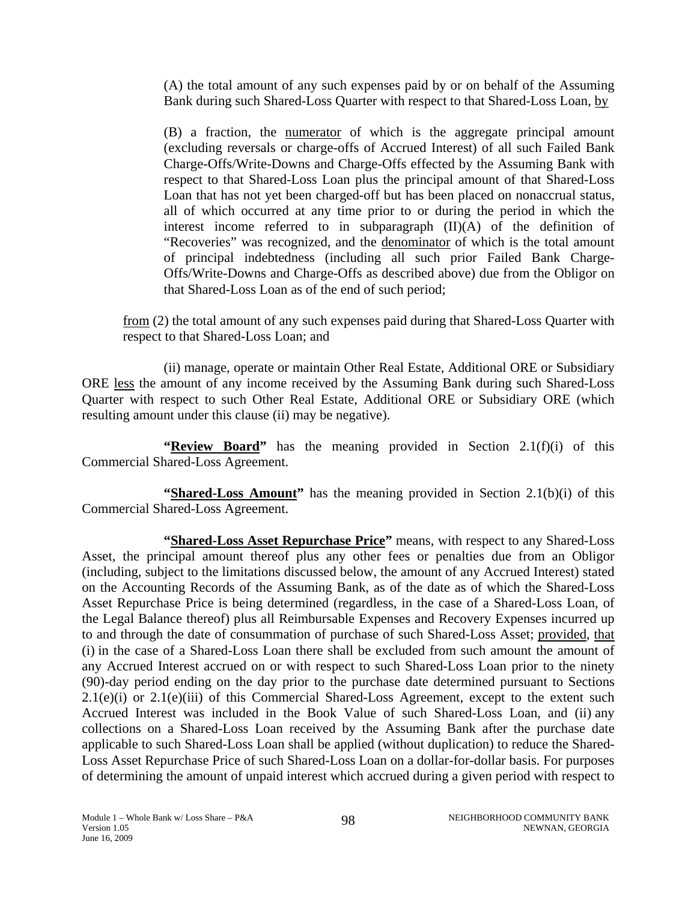(A) the total amount of any such expenses paid by or on behalf of the Assuming Bank during such Shared-Loss Quarter with respect to that Shared-Loss Loan, by

(B) a fraction, the numerator of which is the aggregate principal amount (excluding reversals or charge-offs of Accrued Interest) of all such Failed Bank Charge-Offs/Write-Downs and Charge-Offs effected by the Assuming Bank with respect to that Shared-Loss Loan plus the principal amount of that Shared-Loss Loan that has not yet been charged-off but has been placed on nonaccrual status, all of which occurred at any time prior to or during the period in which the interest income referred to in subparagraph (II)(A) of the definition of "Recoveries" was recognized, and the denominator of which is the total amount of principal indebtedness (including all such prior Failed Bank Charge-Offs/Write-Downs and Charge-Offs as described above) due from the Obligor on that Shared-Loss Loan as of the end of such period;

from (2) the total amount of any such expenses paid during that Shared-Loss Quarter with respect to that Shared-Loss Loan; and

(ii) manage, operate or maintain Other Real Estate, Additional ORE or Subsidiary ORE less the amount of any income received by the Assuming Bank during such Shared-Loss Quarter with respect to such Other Real Estate, Additional ORE or Subsidiary ORE (which resulting amount under this clause (ii) may be negative).

**"Review Board"** has the meaning provided in Section 2.1(f)(i) of this Commercial Shared-Loss Agreement.

**"Shared-Loss Amount"** has the meaning provided in Section 2.1(b)(i) of this Commercial Shared-Loss Agreement.

**"Shared-Loss Asset Repurchase Price"** means, with respect to any Shared-Loss Asset, the principal amount thereof plus any other fees or penalties due from an Obligor (including, subject to the limitations discussed below, the amount of any Accrued Interest) stated on the Accounting Records of the Assuming Bank, as of the date as of which the Shared-Loss Asset Repurchase Price is being determined (regardless, in the case of a Shared-Loss Loan, of the Legal Balance thereof) plus all Reimbursable Expenses and Recovery Expenses incurred up to and through the date of consummation of purchase of such Shared-Loss Asset; provided, that (i) in the case of a Shared-Loss Loan there shall be excluded from such amount the amount of any Accrued Interest accrued on or with respect to such Shared-Loss Loan prior to the ninety (90)-day period ending on the day prior to the purchase date determined pursuant to Sections 2.1(e)(i) or 2.1(e)(iii) of this Commercial Shared-Loss Agreement, except to the extent such Accrued Interest was included in the Book Value of such Shared-Loss Loan, and (ii) any collections on a Shared-Loss Loan received by the Assuming Bank after the purchase date applicable to such Shared-Loss Loan shall be applied (without duplication) to reduce the Shared-Loss Asset Repurchase Price of such Shared-Loss Loan on a dollar-for-dollar basis. For purposes of determining the amount of unpaid interest which accrued during a given period with respect to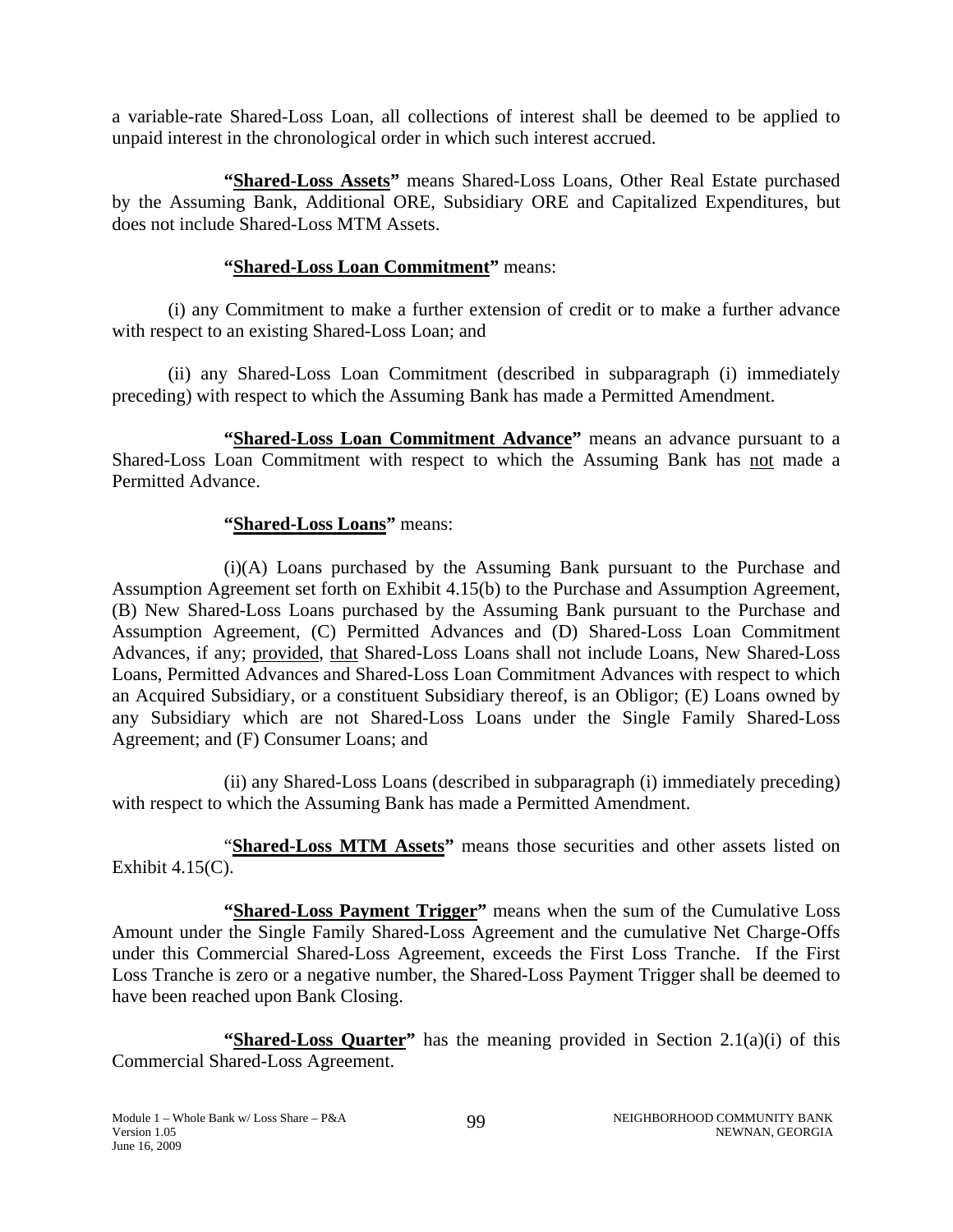a variable-rate Shared-Loss Loan, all collections of interest shall be deemed to be applied to unpaid interest in the chronological order in which such interest accrued.

**"Shared-Loss Assets"** means Shared-Loss Loans, Other Real Estate purchased by the Assuming Bank, Additional ORE, Subsidiary ORE and Capitalized Expenditures, but does not include Shared-Loss MTM Assets.

**"Shared-Loss Loan Commitment"** means:

(i) any Commitment to make a further extension of credit or to make a further advance with respect to an existing Shared-Loss Loan; and

(ii) any Shared-Loss Loan Commitment (described in subparagraph (i) immediately preceding) with respect to which the Assuming Bank has made a Permitted Amendment.

**"Shared-Loss Loan Commitment Advance"** means an advance pursuant to a Shared-Loss Loan Commitment with respect to which the Assuming Bank has not made a Permitted Advance.

**"Shared-Loss Loans"** means:

(i)(A) Loans purchased by the Assuming Bank pursuant to the Purchase and Assumption Agreement set forth on Exhibit 4.15(b) to the Purchase and Assumption Agreement, (B) New Shared-Loss Loans purchased by the Assuming Bank pursuant to the Purchase and Assumption Agreement, (C) Permitted Advances and (D) Shared-Loss Loan Commitment Advances, if any; provided, that Shared-Loss Loans shall not include Loans, New Shared-Loss Loans, Permitted Advances and Shared-Loss Loan Commitment Advances with respect to which an Acquired Subsidiary, or a constituent Subsidiary thereof, is an Obligor; (E) Loans owned by any Subsidiary which are not Shared-Loss Loans under the Single Family Shared-Loss Agreement; and (F) Consumer Loans; and

(ii) any Shared-Loss Loans (described in subparagraph (i) immediately preceding) with respect to which the Assuming Bank has made a Permitted Amendment.

**"Shared-Loss MTM Assets"** means those securities and other assets listed on Exhibit 4.15(C).

**"Shared-Loss Payment Trigger"** means when the sum of the Cumulative Loss Amount under the Single Family Shared-Loss Agreement and the cumulative Net Charge-Offs under this Commercial Shared-Loss Agreement, exceeds the First Loss Tranche. If the First Loss Tranche is zero or a negative number, the Shared-Loss Payment Trigger shall be deemed to have been reached upon Bank Closing.

**"Shared-Loss Quarter"** has the meaning provided in Section 2.1(a)(i) of this Commercial Shared-Loss Agreement.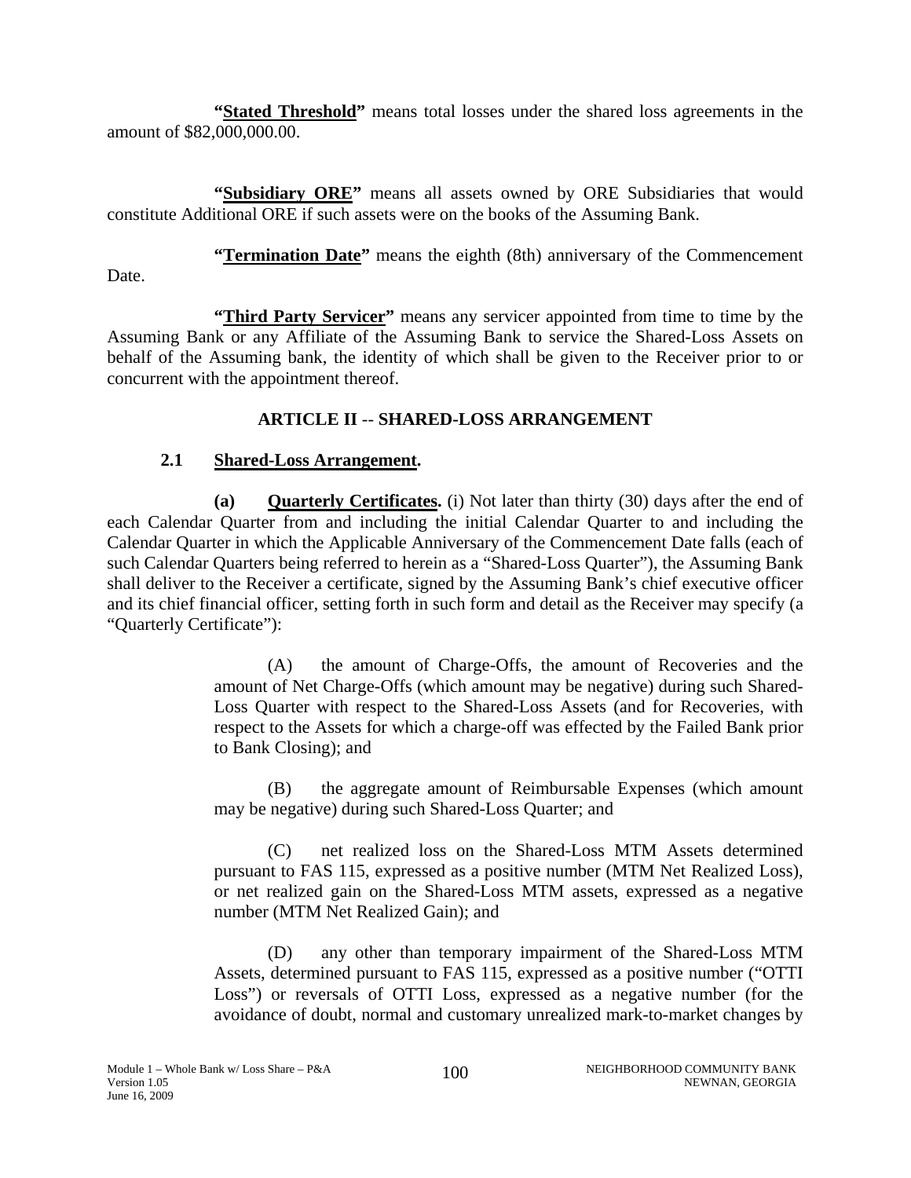**"Stated Threshold"** means total losses under the shared loss agreements in the amount of $82,000,000.00.

**"Subsidiary ORE"** means all assets owned by ORE Subsidiaries that would constitute Additional ORE if such assets were on the books of the Assuming Bank.

**"Termination Date"** means the eighth (8th) anniversary of the Commencement Date.

**"Third Party Servicer"** means any servicer appointed from time to time by the Assuming Bank or any Affiliate of the Assuming Bank to service the Shared-Loss Assets on behalf of the Assuming bank, the identity of which shall be given to the Receiver prior to or concurrent with the appointment thereof.

## ARTICLE II -- SHARED-LOSS ARRANGEMENT

### 2.1 Shared-Loss Arrangement.

**(a) Quarterly Certificates.** (i) Not later than thirty (30) days after the end of each Calendar Quarter from and including the initial Calendar Quarter to and including the Calendar Quarter in which the Applicable Anniversary of the Commencement Date falls (each of such Calendar Quarters being referred to herein as a "Shared-Loss Quarter"), the Assuming Bank shall deliver to the Receiver a certificate, signed by the Assuming Bank's chief executive officer and its chief financial officer, setting forth in such form and detail as the Receiver may specify (a "Quarterly Certificate"):

(A) the amount of Charge-Offs, the amount of Recoveries and the amount of Net Charge-Offs (which amount may be negative) during such Shared-Loss Quarter with respect to the Shared-Loss Assets (and for Recoveries, with respect to the Assets for which a charge-off was effected by the Failed Bank prior to Bank Closing); and

(B) the aggregate amount of Reimbursable Expenses (which amount may be negative) during such Shared-Loss Quarter; and

(C) net realized loss on the Shared-Loss MTM Assets determined pursuant to FAS 115, expressed as a positive number (MTM Net Realized Loss), or net realized gain on the Shared-Loss MTM assets, expressed as a negative number (MTM Net Realized Gain); and

(D) any other than temporary impairment of the Shared-Loss MTM Assets, determined pursuant to FAS 115, expressed as a positive number ("OTTI Loss") or reversals of OTTI Loss, expressed as a negative number (for the avoidance of doubt, normal and customary unrealized mark-to-market changes by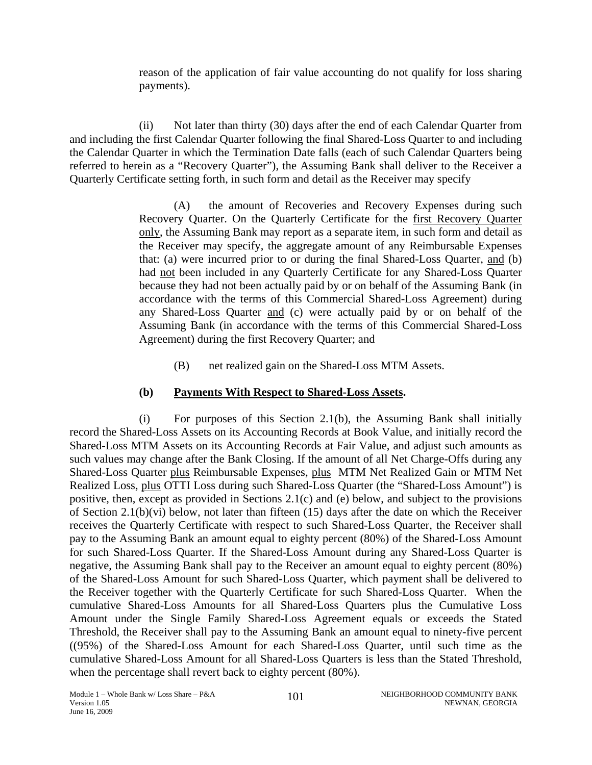reason of the application of fair value accounting do not qualify for loss sharing payments).

(ii) Not later than thirty (30) days after the end of each Calendar Quarter from and including the first Calendar Quarter following the final Shared-Loss Quarter to and including the Calendar Quarter in which the Termination Date falls (each of such Calendar Quarters being referred to herein as a "Recovery Quarter"), the Assuming Bank shall deliver to the Receiver a Quarterly Certificate setting forth, in such form and detail as the Receiver may specify

(A) the amount of Recoveries and Recovery Expenses during such Recovery Quarter. On the Quarterly Certificate for the first Recovery Quarter only, the Assuming Bank may report as a separate item, in such form and detail as the Receiver may specify, the aggregate amount of any Reimbursable Expenses that: (a) were incurred prior to or during the final Shared-Loss Quarter, and (b) had not been included in any Quarterly Certificate for any Shared-Loss Quarter because they had not been actually paid by or on behalf of the Assuming Bank (in accordance with the terms of this Commercial Shared-Loss Agreement) during any Shared-Loss Quarter and (c) were actually paid by or on behalf of the Assuming Bank (in accordance with the terms of this Commercial Shared-Loss Agreement) during the first Recovery Quarter; and

(B) net realized gain on the Shared-Loss MTM Assets.

**(b) Payments With Respect to Shared-Loss Assets.**

(i) For purposes of this Section 2.1(b), the Assuming Bank shall initially record the Shared-Loss Assets on its Accounting Records at Book Value, and initially record the Shared-Loss MTM Assets on its Accounting Records at Fair Value, and adjust such amounts as such values may change after the Bank Closing. If the amount of all Net Charge-Offs during any Shared-Loss Quarter plus Reimbursable Expenses, plus MTM Net Realized Gain or MTM Net Realized Loss, plus OTTI Loss during such Shared-Loss Quarter (the "Shared-Loss Amount") is positive, then, except as provided in Sections 2.1(c) and (e) below, and subject to the provisions of Section 2.1(b)(vi) below, not later than fifteen (15) days after the date on which the Receiver receives the Quarterly Certificate with respect to such Shared-Loss Quarter, the Receiver shall pay to the Assuming Bank an amount equal to eighty percent (80%) of the Shared-Loss Amount for such Shared-Loss Quarter. If the Shared-Loss Amount during any Shared-Loss Quarter is negative, the Assuming Bank shall pay to the Receiver an amount equal to eighty percent (80%) of the Shared-Loss Amount for such Shared-Loss Quarter, which payment shall be delivered to the Receiver together with the Quarterly Certificate for such Shared-Loss Quarter. When the cumulative Shared-Loss Amounts for all Shared-Loss Quarters plus the Cumulative Loss Amount under the Single Family Shared-Loss Agreement equals or exceeds the Stated Threshold, the Receiver shall pay to the Assuming Bank an amount equal to ninety-five percent ((95%) of the Shared-Loss Amount for each Shared-Loss Quarter, until such time as the cumulative Shared-Loss Amount for all Shared-Loss Quarters is less than the Stated Threshold, when the percentage shall revert back to eighty percent (80%).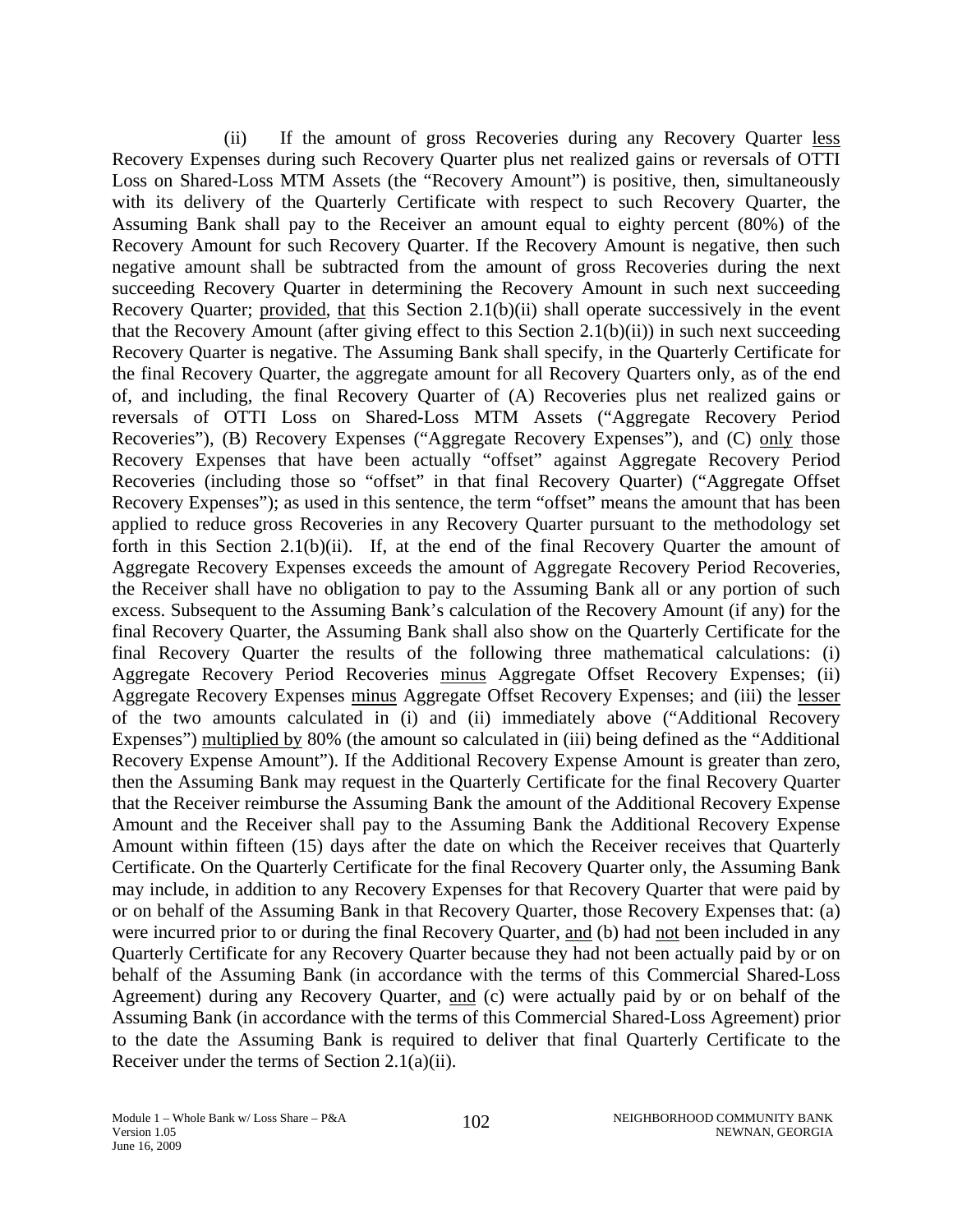(ii) If the amount of gross Recoveries during any Recovery Quarter less Recovery Expenses during such Recovery Quarter plus net realized gains or reversals of OTTI Loss on Shared-Loss MTM Assets (the "Recovery Amount") is positive, then, simultaneously with its delivery of the Quarterly Certificate with respect to such Recovery Quarter, the Assuming Bank shall pay to the Receiver an amount equal to eighty percent (80%) of the Recovery Amount for such Recovery Quarter. If the Recovery Amount is negative, then such negative amount shall be subtracted from the amount of gross Recoveries during the next succeeding Recovery Quarter in determining the Recovery Amount in such next succeeding Recovery Quarter; provided, that this Section 2.1(b)(ii) shall operate successively in the event that the Recovery Amount (after giving effect to this Section 2.1(b)(ii)) in such next succeeding Recovery Quarter is negative. The Assuming Bank shall specify, in the Quarterly Certificate for the final Recovery Quarter, the aggregate amount for all Recovery Quarters only, as of the end of, and including, the final Recovery Quarter of (A) Recoveries plus net realized gains or reversals of OTTI Loss on Shared-Loss MTM Assets ("Aggregate Recovery Period Recoveries"), (B) Recovery Expenses ("Aggregate Recovery Expenses"), and (C) only those Recovery Expenses that have been actually "offset" against Aggregate Recovery Period Recoveries (including those so "offset" in that final Recovery Quarter) ("Aggregate Offset Recovery Expenses"); as used in this sentence, the term "offset" means the amount that has been applied to reduce gross Recoveries in any Recovery Quarter pursuant to the methodology set forth in this Section 2.1(b)(ii). If, at the end of the final Recovery Quarter the amount of Aggregate Recovery Expenses exceeds the amount of Aggregate Recovery Period Recoveries, the Receiver shall have no obligation to pay to the Assuming Bank all or any portion of such excess. Subsequent to the Assuming Bank's calculation of the Recovery Amount (if any) for the final Recovery Quarter, the Assuming Bank shall also show on the Quarterly Certificate for the final Recovery Quarter the results of the following three mathematical calculations: (i) Aggregate Recovery Period Recoveries minus Aggregate Offset Recovery Expenses; (ii) Aggregate Recovery Expenses minus Aggregate Offset Recovery Expenses; and (iii) the lesser of the two amounts calculated in (i) and (ii) immediately above ("Additional Recovery Expenses") multiplied by 80% (the amount so calculated in (iii) being defined as the "Additional Recovery Expense Amount"). If the Additional Recovery Expense Amount is greater than zero, then the Assuming Bank may request in the Quarterly Certificate for the final Recovery Quarter that the Receiver reimburse the Assuming Bank the amount of the Additional Recovery Expense Amount and the Receiver shall pay to the Assuming Bank the Additional Recovery Expense Amount within fifteen (15) days after the date on which the Receiver receives that Quarterly Certificate. On the Quarterly Certificate for the final Recovery Quarter only, the Assuming Bank may include, in addition to any Recovery Expenses for that Recovery Quarter that were paid by or on behalf of the Assuming Bank in that Recovery Quarter, those Recovery Expenses that: (a) were incurred prior to or during the final Recovery Quarter, and (b) had not been included in any Quarterly Certificate for any Recovery Quarter because they had not been actually paid by or on behalf of the Assuming Bank (in accordance with the terms of this Commercial Shared-Loss Agreement) during any Recovery Quarter, and (c) were actually paid by or on behalf of the Assuming Bank (in accordance with the terms of this Commercial Shared-Loss Agreement) prior to the date the Assuming Bank is required to deliver that final Quarterly Certificate to the Receiver under the terms of Section 2.1(a)(ii).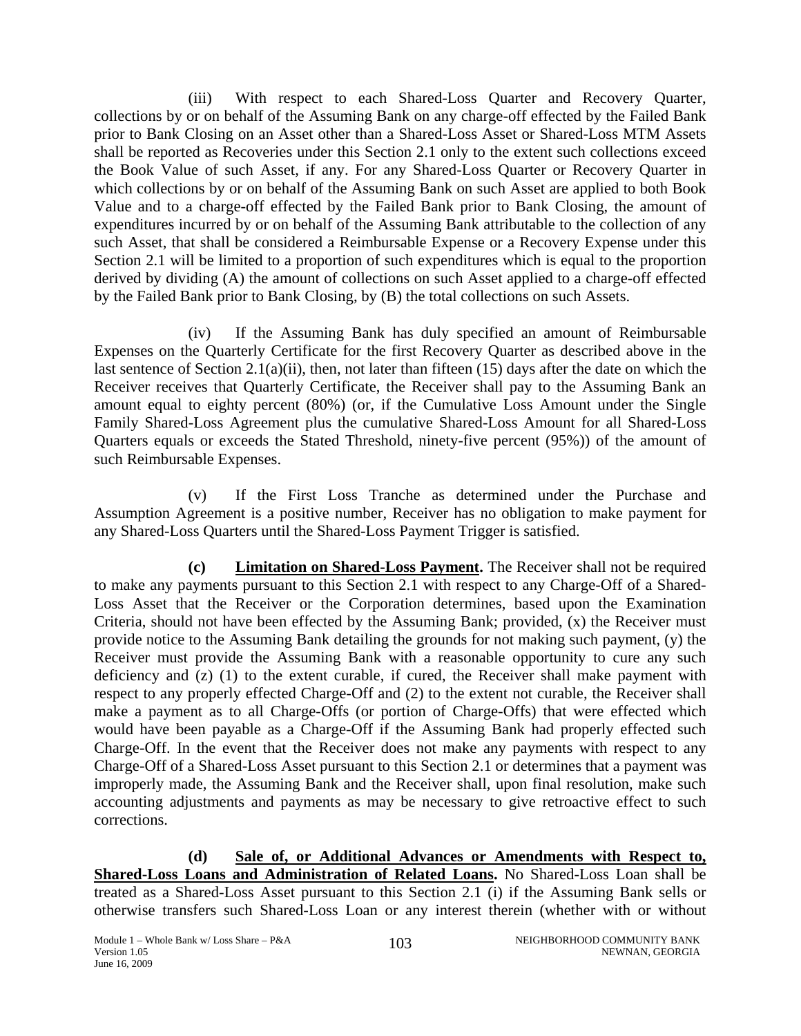(iii) With respect to each Shared-Loss Quarter and Recovery Quarter, collections by or on behalf of the Assuming Bank on any charge-off effected by the Failed Bank prior to Bank Closing on an Asset other than a Shared-Loss Asset or Shared-Loss MTM Assets shall be reported as Recoveries under this Section 2.1 only to the extent such collections exceed the Book Value of such Asset, if any. For any Shared-Loss Quarter or Recovery Quarter in which collections by or on behalf of the Assuming Bank on such Asset are applied to both Book Value and to a charge-off effected by the Failed Bank prior to Bank Closing, the amount of expenditures incurred by or on behalf of the Assuming Bank attributable to the collection of any such Asset, that shall be considered a Reimbursable Expense or a Recovery Expense under this Section 2.1 will be limited to a proportion of such expenditures which is equal to the proportion derived by dividing (A) the amount of collections on such Asset applied to a charge-off effected by the Failed Bank prior to Bank Closing, by (B) the total collections on such Assets.

(iv) If the Assuming Bank has duly specified an amount of Reimbursable Expenses on the Quarterly Certificate for the first Recovery Quarter as described above in the last sentence of Section 2.1(a)(ii), then, not later than fifteen (15) days after the date on which the Receiver receives that Quarterly Certificate, the Receiver shall pay to the Assuming Bank an amount equal to eighty percent (80%) (or, if the Cumulative Loss Amount under the Single Family Shared-Loss Agreement plus the cumulative Shared-Loss Amount for all Shared-Loss Quarters equals or exceeds the Stated Threshold, ninety-five percent (95%)) of the amount of such Reimbursable Expenses.

(v) If the First Loss Tranche as determined under the Purchase and Assumption Agreement is a positive number, Receiver has no obligation to make payment for any Shared-Loss Quarters until the Shared-Loss Payment Trigger is satisfied.

**(c) Limitation on Shared-Loss Payment.** The Receiver shall not be required to make any payments pursuant to this Section 2.1 with respect to any Charge-Off of a Shared-Loss Asset that the Receiver or the Corporation determines, based upon the Examination Criteria, should not have been effected by the Assuming Bank; provided, (x) the Receiver must provide notice to the Assuming Bank detailing the grounds for not making such payment, (y) the Receiver must provide the Assuming Bank with a reasonable opportunity to cure any such deficiency and (z) (1) to the extent curable, if cured, the Receiver shall make payment with respect to any properly effected Charge-Off and (2) to the extent not curable, the Receiver shall make a payment as to all Charge-Offs (or portion of Charge-Offs) that were effected which would have been payable as a Charge-Off if the Assuming Bank had properly effected such Charge-Off. In the event that the Receiver does not make any payments with respect to any Charge-Off of a Shared-Loss Asset pursuant to this Section 2.1 or determines that a payment was improperly made, the Assuming Bank and the Receiver shall, upon final resolution, make such accounting adjustments and payments as may be necessary to give retroactive effect to such corrections.

**(d) Sale of, or Additional Advances or Amendments with Respect to, Shared-Loss Loans and Administration of Related Loans.** No Shared-Loss Loan shall be treated as a Shared-Loss Asset pursuant to this Section 2.1 (i) if the Assuming Bank sells or otherwise transfers such Shared-Loss Loan or any interest therein (whether with or without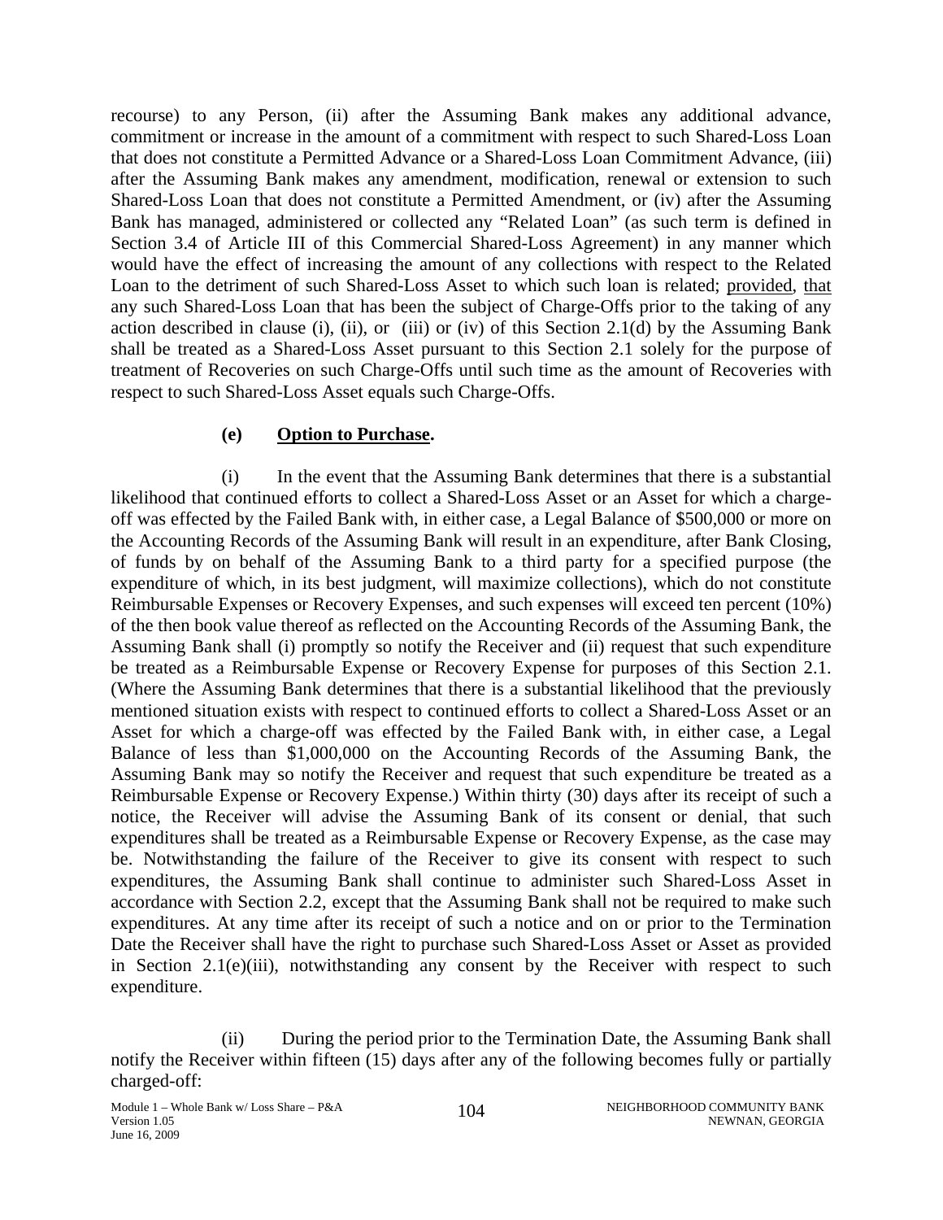recourse) to any Person, (ii) after the Assuming Bank makes any additional advance, commitment or increase in the amount of a commitment with respect to such Shared-Loss Loan that does not constitute a Permitted Advance or a Shared-Loss Loan Commitment Advance, (iii) after the Assuming Bank makes any amendment, modification, renewal or extension to such Shared-Loss Loan that does not constitute a Permitted Amendment, or (iv) after the Assuming Bank has managed, administered or collected any "Related Loan" (as such term is defined in Section 3.4 of Article III of this Commercial Shared-Loss Agreement) in any manner which would have the effect of increasing the amount of any collections with respect to the Related Loan to the detriment of such Shared-Loss Asset to which such loan is related; provided, that any such Shared-Loss Loan that has been the subject of Charge-Offs prior to the taking of any action described in clause (i), (ii), or (iii) or (iv) of this Section 2.1(d) by the Assuming Bank shall be treated as a Shared-Loss Asset pursuant to this Section 2.1 solely for the purpose of treatment of Recoveries on such Charge-Offs until such time as the amount of Recoveries with respect to such Shared-Loss Asset equals such Charge-Offs.

**(e) Option to Purchase.**

(i) In the event that the Assuming Bank determines that there is a substantial likelihood that continued efforts to collect a Shared-Loss Asset or an Asset for which a charge-off was effected by the Failed Bank with, in either case, a Legal Balance of $500,000 or more on the Accounting Records of the Assuming Bank will result in an expenditure, after Bank Closing, of funds by on behalf of the Assuming Bank to a third party for a specified purpose (the expenditure of which, in its best judgment, will maximize collections), which do not constitute Reimbursable Expenses or Recovery Expenses, and such expenses will exceed ten percent (10%) of the then book value thereof as reflected on the Accounting Records of the Assuming Bank, the Assuming Bank shall (i) promptly so notify the Receiver and (ii) request that such expenditure be treated as a Reimbursable Expense or Recovery Expense for purposes of this Section 2.1. (Where the Assuming Bank determines that there is a substantial likelihood that the previously mentioned situation exists with respect to continued efforts to collect a Shared-Loss Asset or an Asset for which a charge-off was effected by the Failed Bank with, in either case, a Legal Balance of less than $1,000,000 on the Accounting Records of the Assuming Bank, the Assuming Bank may so notify the Receiver and request that such expenditure be treated as a Reimbursable Expense or Recovery Expense.) Within thirty (30) days after its receipt of such a notice, the Receiver will advise the Assuming Bank of its consent or denial, that such expenditures shall be treated as a Reimbursable Expense or Recovery Expense, as the case may be. Notwithstanding the failure of the Receiver to give its consent with respect to such expenditures, the Assuming Bank shall continue to administer such Shared-Loss Asset in accordance with Section 2.2, except that the Assuming Bank shall not be required to make such expenditures. At any time after its receipt of such a notice and on or prior to the Termination Date the Receiver shall have the right to purchase such Shared-Loss Asset or Asset as provided in Section 2.1(e)(iii), notwithstanding any consent by the Receiver with respect to such expenditure.

(ii) During the period prior to the Termination Date, the Assuming Bank shall notify the Receiver within fifteen (15) days after any of the following becomes fully or partially charged-off: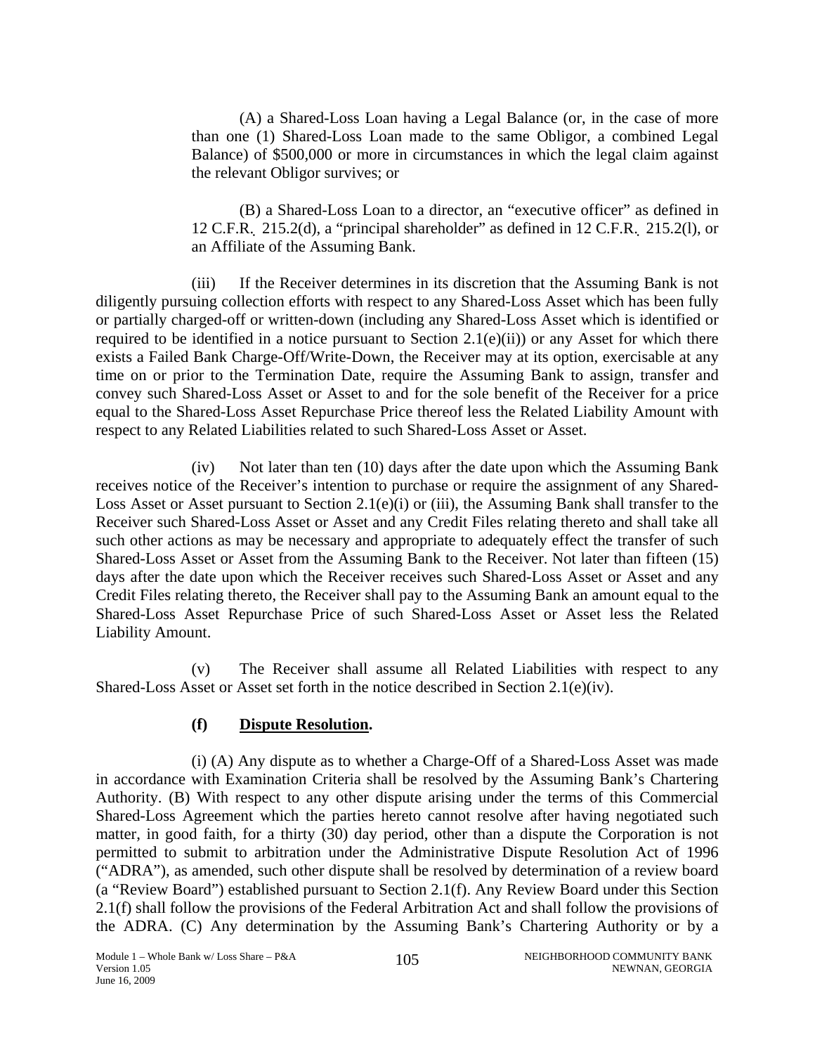(A) a Shared-Loss Loan having a Legal Balance (or, in the case of more than one (1) Shared-Loss Loan made to the same Obligor, a combined Legal Balance) of $500,000 or more in circumstances in which the legal claim against the relevant Obligor survives; or

(B) a Shared-Loss Loan to a director, an "executive officer" as defined in 12 C.F.R. 215.2(d), a "principal shareholder" as defined in 12 C.F.R. 215.2(l), or an Affiliate of the Assuming Bank.

(iii) If the Receiver determines in its discretion that the Assuming Bank is not diligently pursuing collection efforts with respect to any Shared-Loss Asset which has been fully or partially charged-off or written-down (including any Shared-Loss Asset which is identified or required to be identified in a notice pursuant to Section 2.1(e)(ii)) or any Asset for which there exists a Failed Bank Charge-Off/Write-Down, the Receiver may at its option, exercisable at any time on or prior to the Termination Date, require the Assuming Bank to assign, transfer and convey such Shared-Loss Asset or Asset to and for the sole benefit of the Receiver for a price equal to the Shared-Loss Asset Repurchase Price thereof less the Related Liability Amount with respect to any Related Liabilities related to such Shared-Loss Asset or Asset.

(iv) Not later than ten (10) days after the date upon which the Assuming Bank receives notice of the Receiver's intention to purchase or require the assignment of any Shared-Loss Asset or Asset pursuant to Section 2.1(e)(i) or (iii), the Assuming Bank shall transfer to the Receiver such Shared-Loss Asset or Asset and any Credit Files relating thereto and shall take all such other actions as may be necessary and appropriate to adequately effect the transfer of such Shared-Loss Asset or Asset from the Assuming Bank to the Receiver. Not later than fifteen (15) days after the date upon which the Receiver receives such Shared-Loss Asset or Asset and any Credit Files relating thereto, the Receiver shall pay to the Assuming Bank an amount equal to the Shared-Loss Asset Repurchase Price of such Shared-Loss Asset or Asset less the Related Liability Amount.

(v) The Receiver shall assume all Related Liabilities with respect to any Shared-Loss Asset or Asset set forth in the notice described in Section 2.1(e)(iv).

**(f) Dispute Resolution.**

(i) (A) Any dispute as to whether a Charge-Off of a Shared-Loss Asset was made in accordance with Examination Criteria shall be resolved by the Assuming Bank's Chartering Authority. (B) With respect to any other dispute arising under the terms of this Commercial Shared-Loss Agreement which the parties hereto cannot resolve after having negotiated such matter, in good faith, for a thirty (30) day period, other than a dispute the Corporation is not permitted to submit to arbitration under the Administrative Dispute Resolution Act of 1996 ("ADRA"), as amended, such other dispute shall be resolved by determination of a review board (a "Review Board") established pursuant to Section 2.1(f). Any Review Board under this Section 2.1(f) shall follow the provisions of the Federal Arbitration Act and shall follow the provisions of the ADRA. (C) Any determination by the Assuming Bank's Chartering Authority or by a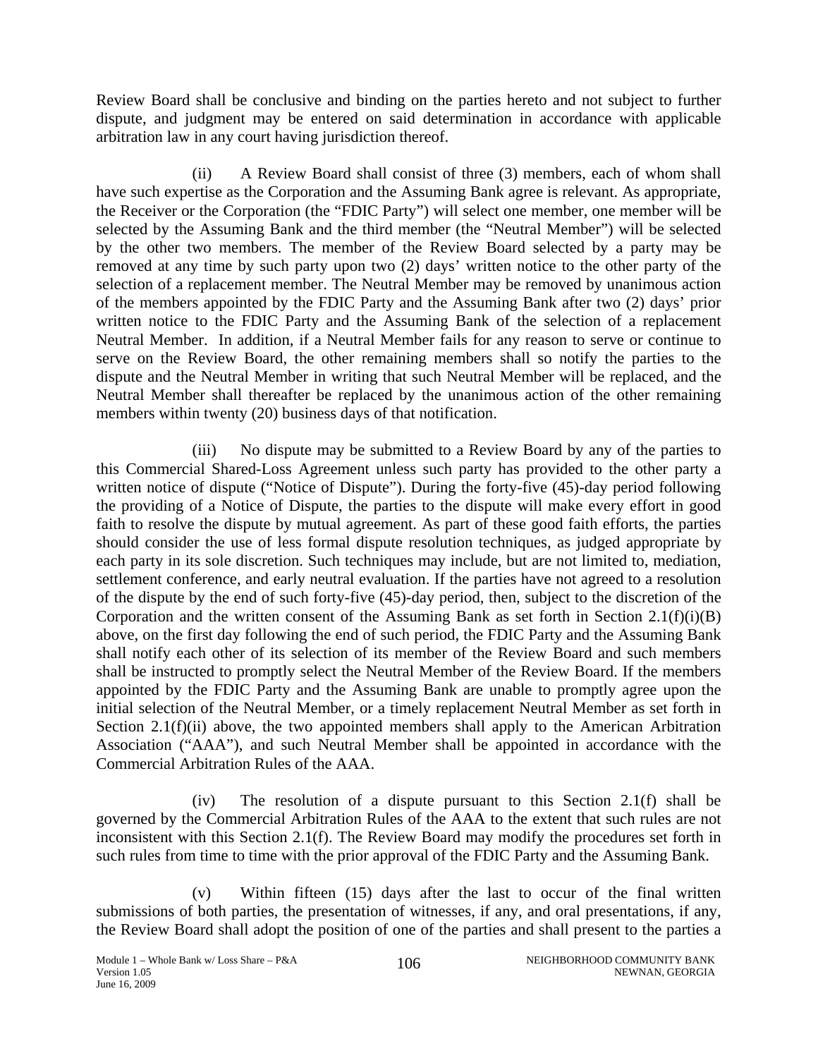Review Board shall be conclusive and binding on the parties hereto and not subject to further dispute, and judgment may be entered on said determination in accordance with applicable arbitration law in any court having jurisdiction thereof.

(ii) A Review Board shall consist of three (3) members, each of whom shall have such expertise as the Corporation and the Assuming Bank agree is relevant. As appropriate, the Receiver or the Corporation (the "FDIC Party") will select one member, one member will be selected by the Assuming Bank and the third member (the "Neutral Member") will be selected by the other two members. The member of the Review Board selected by a party may be removed at any time by such party upon two (2) days' written notice to the other party of the selection of a replacement member. The Neutral Member may be removed by unanimous action of the members appointed by the FDIC Party and the Assuming Bank after two (2) days' prior written notice to the FDIC Party and the Assuming Bank of the selection of a replacement Neutral Member. In addition, if a Neutral Member fails for any reason to serve or continue to serve on the Review Board, the other remaining members shall so notify the parties to the dispute and the Neutral Member in writing that such Neutral Member will be replaced, and the Neutral Member shall thereafter be replaced by the unanimous action of the other remaining members within twenty (20) business days of that notification.

(iii) No dispute may be submitted to a Review Board by any of the parties to this Commercial Shared-Loss Agreement unless such party has provided to the other party a written notice of dispute ("Notice of Dispute"). During the forty-five (45)-day period following the providing of a Notice of Dispute, the parties to the dispute will make every effort in good faith to resolve the dispute by mutual agreement. As part of these good faith efforts, the parties should consider the use of less formal dispute resolution techniques, as judged appropriate by each party in its sole discretion. Such techniques may include, but are not limited to, mediation, settlement conference, and early neutral evaluation. If the parties have not agreed to a resolution of the dispute by the end of such forty-five (45)-day period, then, subject to the discretion of the Corporation and the written consent of the Assuming Bank as set forth in Section 2.1(f)(i)(B) above, on the first day following the end of such period, the FDIC Party and the Assuming Bank shall notify each other of its selection of its member of the Review Board and such members shall be instructed to promptly select the Neutral Member of the Review Board. If the members appointed by the FDIC Party and the Assuming Bank are unable to promptly agree upon the initial selection of the Neutral Member, or a timely replacement Neutral Member as set forth in Section 2.1(f)(ii) above, the two appointed members shall apply to the American Arbitration Association ("AAA"), and such Neutral Member shall be appointed in accordance with the Commercial Arbitration Rules of the AAA.

(iv) The resolution of a dispute pursuant to this Section 2.1(f) shall be governed by the Commercial Arbitration Rules of the AAA to the extent that such rules are not inconsistent with this Section 2.1(f). The Review Board may modify the procedures set forth in such rules from time to time with the prior approval of the FDIC Party and the Assuming Bank.

(v) Within fifteen (15) days after the last to occur of the final written submissions of both parties, the presentation of witnesses, if any, and oral presentations, if any, the Review Board shall adopt the position of one of the parties and shall present to the parties a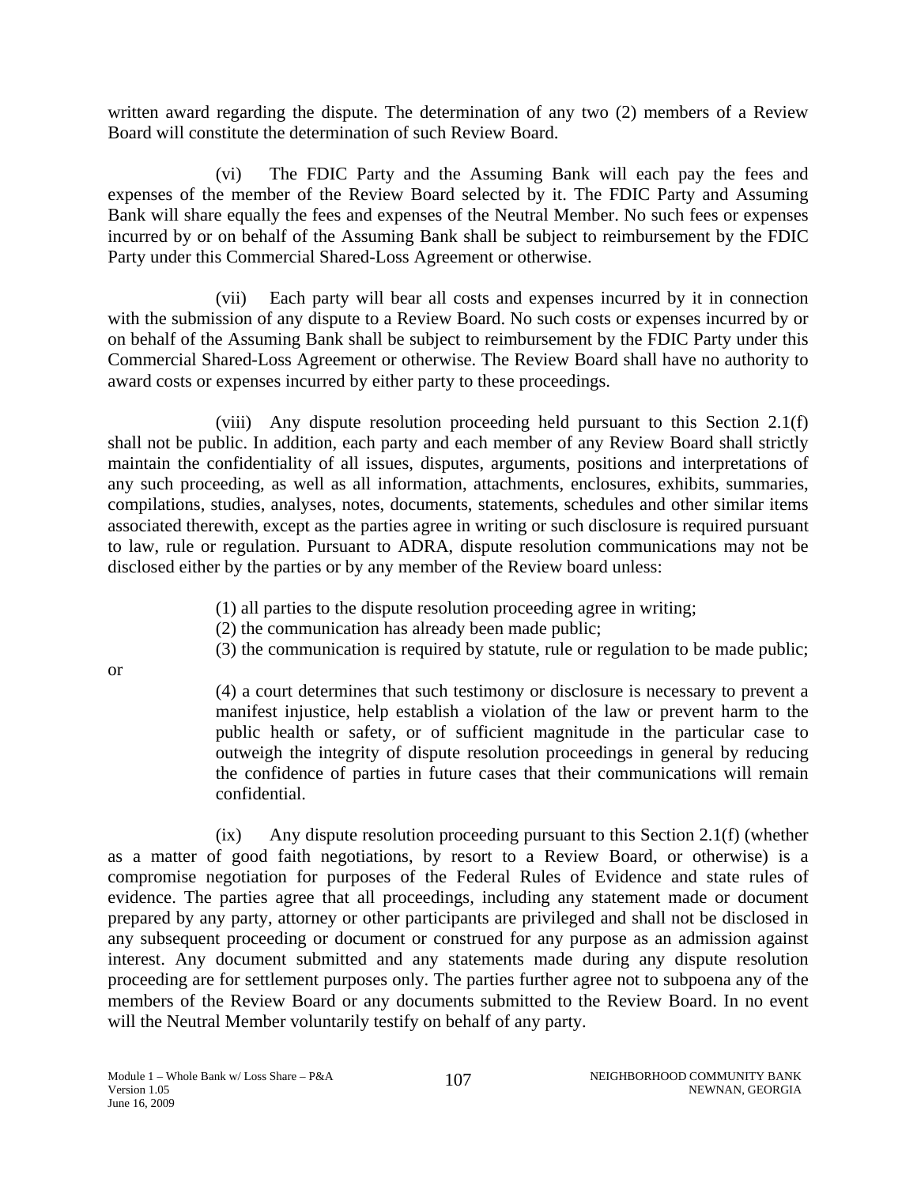written award regarding the dispute. The determination of any two (2) members of a Review Board will constitute the determination of such Review Board.

(vi) The FDIC Party and the Assuming Bank will each pay the fees and expenses of the member of the Review Board selected by it. The FDIC Party and Assuming Bank will share equally the fees and expenses of the Neutral Member. No such fees or expenses incurred by or on behalf of the Assuming Bank shall be subject to reimbursement by the FDIC Party under this Commercial Shared-Loss Agreement or otherwise.

(vii) Each party will bear all costs and expenses incurred by it in connection with the submission of any dispute to a Review Board. No such costs or expenses incurred by or on behalf of the Assuming Bank shall be subject to reimbursement by the FDIC Party under this Commercial Shared-Loss Agreement or otherwise. The Review Board shall have no authority to award costs or expenses incurred by either party to these proceedings.

(viii) Any dispute resolution proceeding held pursuant to this Section 2.1(f) shall not be public. In addition, each party and each member of any Review Board shall strictly maintain the confidentiality of all issues, disputes, arguments, positions and interpretations of any such proceeding, as well as all information, attachments, enclosures, exhibits, summaries, compilations, studies, analyses, notes, documents, statements, schedules and other similar items associated therewith, except as the parties agree in writing or such disclosure is required pursuant to law, rule or regulation. Pursuant to ADRA, dispute resolution communications may not be disclosed either by the parties or by any member of the Review board unless:

(1) all parties to the dispute resolution proceeding agree in writing;
(2) the communication has already been made public;
(3) the communication is required by statute, rule or regulation to be made public;

or

(4) a court determines that such testimony or disclosure is necessary to prevent a manifest injustice, help establish a violation of the law or prevent harm to the public health or safety, or of sufficient magnitude in the particular case to outweigh the integrity of dispute resolution proceedings in general by reducing the confidence of parties in future cases that their communications will remain confidential.

(ix) Any dispute resolution proceeding pursuant to this Section 2.1(f) (whether as a matter of good faith negotiations, by resort to a Review Board, or otherwise) is a compromise negotiation for purposes of the Federal Rules of Evidence and state rules of evidence. The parties agree that all proceedings, including any statement made or document prepared by any party, attorney or other participants are privileged and shall not be disclosed in any subsequent proceeding or document or construed for any purpose as an admission against interest. Any document submitted and any statements made during any dispute resolution proceeding are for settlement purposes only. The parties further agree not to subpoena any of the members of the Review Board or any documents submitted to the Review Board. In no event will the Neutral Member voluntarily testify on behalf of any party.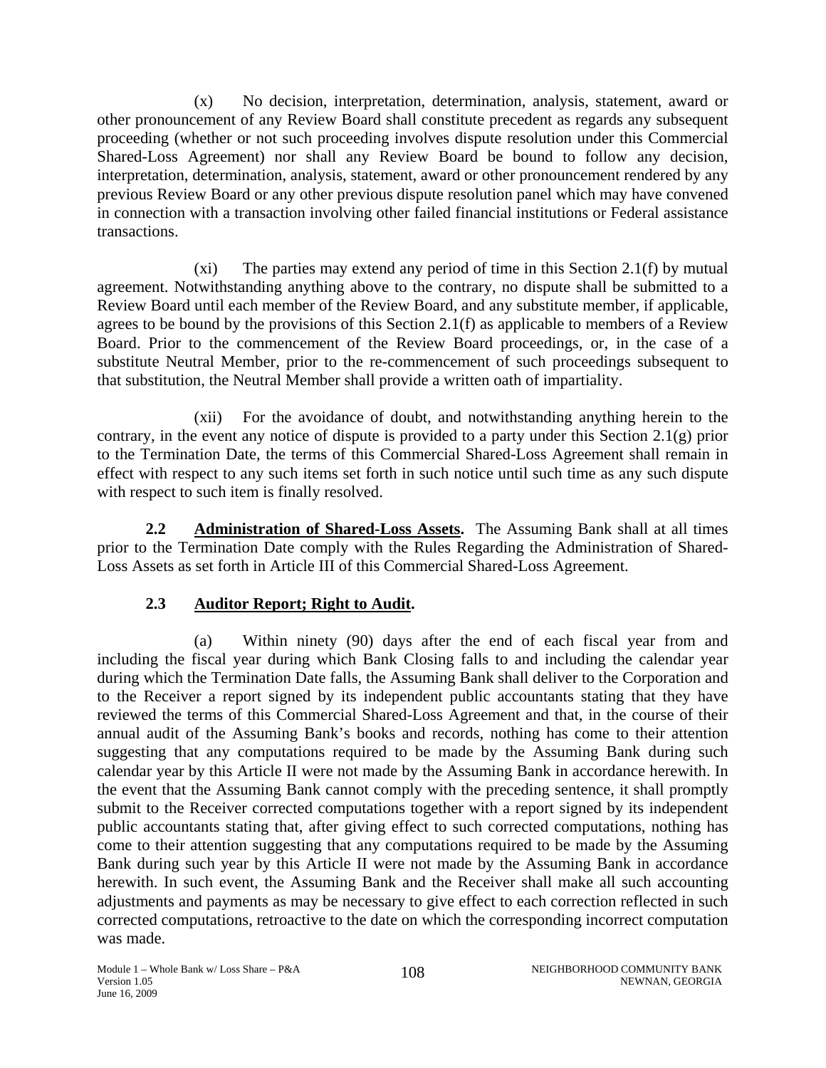(x) No decision, interpretation, determination, analysis, statement, award or other pronouncement of any Review Board shall constitute precedent as regards any subsequent proceeding (whether or not such proceeding involves dispute resolution under this Commercial Shared-Loss Agreement) nor shall any Review Board be bound to follow any decision, interpretation, determination, analysis, statement, award or other pronouncement rendered by any previous Review Board or any other previous dispute resolution panel which may have convened in connection with a transaction involving other failed financial institutions or Federal assistance transactions.

(xi) The parties may extend any period of time in this Section 2.1(f) by mutual agreement. Notwithstanding anything above to the contrary, no dispute shall be submitted to a Review Board until each member of the Review Board, and any substitute member, if applicable, agrees to be bound by the provisions of this Section 2.1(f) as applicable to members of a Review Board. Prior to the commencement of the Review Board proceedings, or, in the case of a substitute Neutral Member, prior to the re-commencement of such proceedings subsequent to that substitution, the Neutral Member shall provide a written oath of impartiality.

(xii) For the avoidance of doubt, and notwithstanding anything herein to the contrary, in the event any notice of dispute is provided to a party under this Section 2.1(g) prior to the Termination Date, the terms of this Commercial Shared-Loss Agreement shall remain in effect with respect to any such items set forth in such notice until such time as any such dispute with respect to such item is finally resolved.

**2.2 Administration of Shared-Loss Assets.** The Assuming Bank shall at all times prior to the Termination Date comply with the Rules Regarding the Administration of Shared-Loss Assets as set forth in Article III of this Commercial Shared-Loss Agreement.

**2.3 Auditor Report; Right to Audit.**

(a) Within ninety (90) days after the end of each fiscal year from and including the fiscal year during which Bank Closing falls to and including the calendar year during which the Termination Date falls, the Assuming Bank shall deliver to the Corporation and to the Receiver a report signed by its independent public accountants stating that they have reviewed the terms of this Commercial Shared-Loss Agreement and that, in the course of their annual audit of the Assuming Bank's books and records, nothing has come to their attention suggesting that any computations required to be made by the Assuming Bank during such calendar year by this Article II were not made by the Assuming Bank in accordance herewith. In the event that the Assuming Bank cannot comply with the preceding sentence, it shall promptly submit to the Receiver corrected computations together with a report signed by its independent public accountants stating that, after giving effect to such corrected computations, nothing has come to their attention suggesting that any computations required to be made by the Assuming Bank during such year by this Article II were not made by the Assuming Bank in accordance herewith. In such event, the Assuming Bank and the Receiver shall make all such accounting adjustments and payments as may be necessary to give effect to each correction reflected in such corrected computations, retroactive to the date on which the corresponding incorrect computation was made.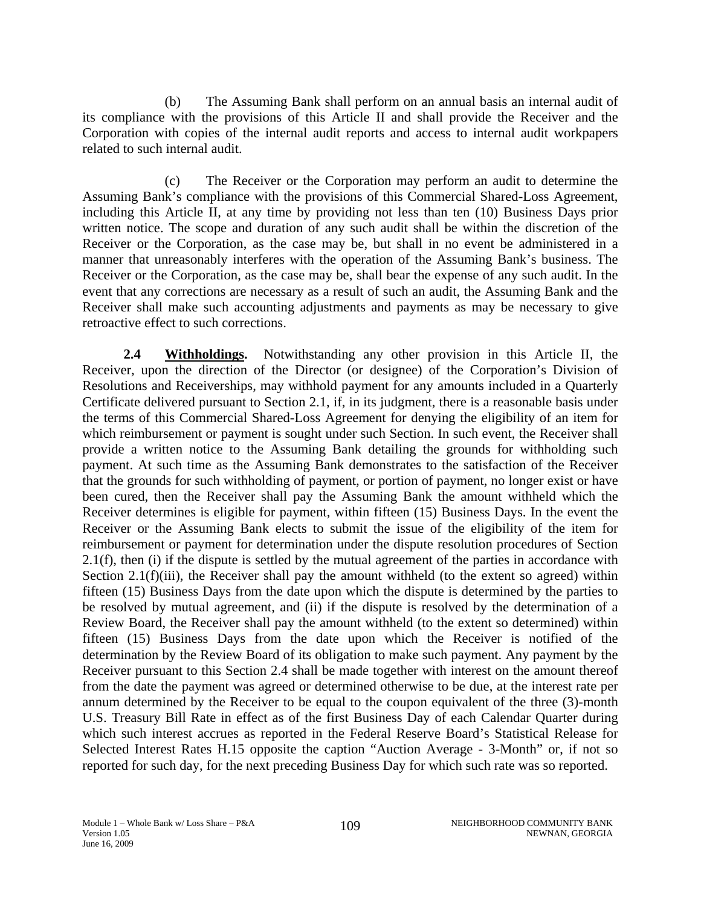(b) The Assuming Bank shall perform on an annual basis an internal audit of its compliance with the provisions of this Article II and shall provide the Receiver and the Corporation with copies of the internal audit reports and access to internal audit workpapers related to such internal audit.

(c) The Receiver or the Corporation may perform an audit to determine the Assuming Bank's compliance with the provisions of this Commercial Shared-Loss Agreement, including this Article II, at any time by providing not less than ten (10) Business Days prior written notice. The scope and duration of any such audit shall be within the discretion of the Receiver or the Corporation, as the case may be, but shall in no event be administered in a manner that unreasonably interferes with the operation of the Assuming Bank's business. The Receiver or the Corporation, as the case may be, shall bear the expense of any such audit. In the event that any corrections are necessary as a result of such an audit, the Assuming Bank and the Receiver shall make such accounting adjustments and payments as may be necessary to give retroactive effect to such corrections.

**2.4 Withholdings.** Notwithstanding any other provision in this Article II, the Receiver, upon the direction of the Director (or designee) of the Corporation's Division of Resolutions and Receiverships, may withhold payment for any amounts included in a Quarterly Certificate delivered pursuant to Section 2.1, if, in its judgment, there is a reasonable basis under the terms of this Commercial Shared-Loss Agreement for denying the eligibility of an item for which reimbursement or payment is sought under such Section. In such event, the Receiver shall provide a written notice to the Assuming Bank detailing the grounds for withholding such payment. At such time as the Assuming Bank demonstrates to the satisfaction of the Receiver that the grounds for such withholding of payment, or portion of payment, no longer exist or have been cured, then the Receiver shall pay the Assuming Bank the amount withheld which the Receiver determines is eligible for payment, within fifteen (15) Business Days. In the event the Receiver or the Assuming Bank elects to submit the issue of the eligibility of the item for reimbursement or payment for determination under the dispute resolution procedures of Section 2.1(f), then (i) if the dispute is settled by the mutual agreement of the parties in accordance with Section 2.1(f)(iii), the Receiver shall pay the amount withheld (to the extent so agreed) within fifteen (15) Business Days from the date upon which the dispute is determined by the parties to be resolved by mutual agreement, and (ii) if the dispute is resolved by the determination of a Review Board, the Receiver shall pay the amount withheld (to the extent so determined) within fifteen (15) Business Days from the date upon which the Receiver is notified of the determination by the Review Board of its obligation to make such payment. Any payment by the Receiver pursuant to this Section 2.4 shall be made together with interest on the amount thereof from the date the payment was agreed or determined otherwise to be due, at the interest rate per annum determined by the Receiver to be equal to the coupon equivalent of the three (3)-month U.S. Treasury Bill Rate in effect as of the first Business Day of each Calendar Quarter during which such interest accrues as reported in the Federal Reserve Board's Statistical Release for Selected Interest Rates H.15 opposite the caption "Auction Average - 3-Month" or, if not so reported for such day, for the next preceding Business Day for which such rate was so reported.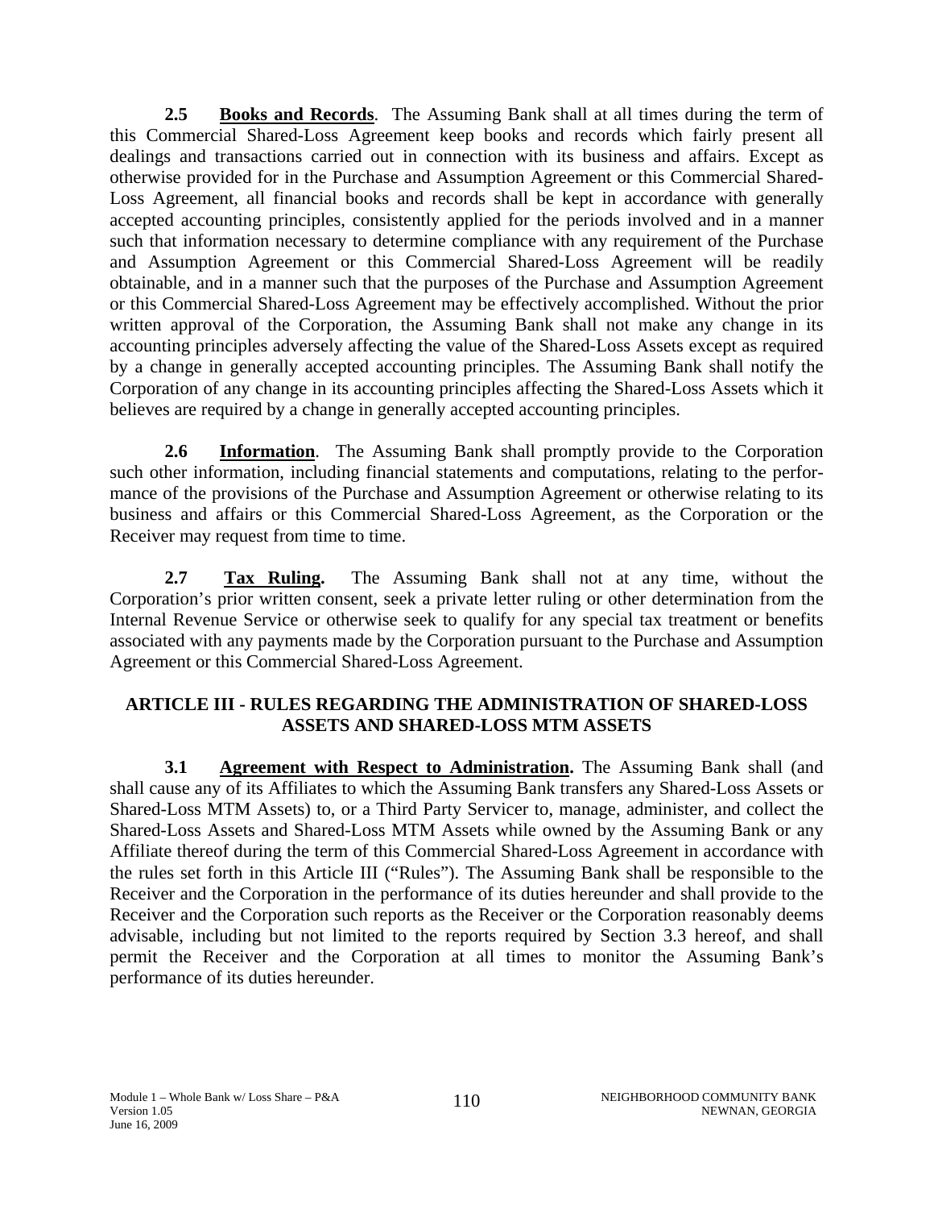**2.5 Books and Records**. The Assuming Bank shall at all times during the term of this Commercial Shared-Loss Agreement keep books and records which fairly present all dealings and transactions carried out in connection with its business and affairs. Except as otherwise provided for in the Purchase and Assumption Agreement or this Commercial Shared-Loss Agreement, all financial books and records shall be kept in accordance with generally accepted accounting principles, consistently applied for the periods involved and in a manner such that information necessary to determine compliance with any requirement of the Purchase and Assumption Agreement or this Commercial Shared-Loss Agreement will be readily obtainable, and in a manner such that the purposes of the Purchase and Assumption Agreement or this Commercial Shared-Loss Agreement may be effectively accomplished. Without the prior written approval of the Corporation, the Assuming Bank shall not make any change in its accounting principles adversely affecting the value of the Shared-Loss Assets except as required by a change in generally accepted accounting principles. The Assuming Bank shall notify the Corporation of any change in its accounting principles affecting the Shared-Loss Assets which it believes are required by a change in generally accepted accounting principles.

**2.6 Information**. The Assuming Bank shall promptly provide to the Corporation such other information, including financial statements and computations, relating to the performance of the provisions of the Purchase and Assumption Agreement or otherwise relating to its business and affairs or this Commercial Shared-Loss Agreement, as the Corporation or the Receiver may request from time to time.

**2.7 Tax Ruling.** The Assuming Bank shall not at any time, without the Corporation's prior written consent, seek a private letter ruling or other determination from the Internal Revenue Service or otherwise seek to qualify for any special tax treatment or benefits associated with any payments made by the Corporation pursuant to the Purchase and Assumption Agreement or this Commercial Shared-Loss Agreement.

## ARTICLE III - RULES REGARDING THE ADMINISTRATION OF SHARED-LOSS ASSETS AND SHARED-LOSS MTM ASSETS

**3.1 Agreement with Respect to Administration.** The Assuming Bank shall (and shall cause any of its Affiliates to which the Assuming Bank transfers any Shared-Loss Assets or Shared-Loss MTM Assets) to, or a Third Party Servicer to, manage, administer, and collect the Shared-Loss Assets and Shared-Loss MTM Assets while owned by the Assuming Bank or any Affiliate thereof during the term of this Commercial Shared-Loss Agreement in accordance with the rules set forth in this Article III ("Rules"). The Assuming Bank shall be responsible to the Receiver and the Corporation in the performance of its duties hereunder and shall provide to the Receiver and the Corporation such reports as the Receiver or the Corporation reasonably deems advisable, including but not limited to the reports required by Section 3.3 hereof, and shall permit the Receiver and the Corporation at all times to monitor the Assuming Bank's performance of its duties hereunder.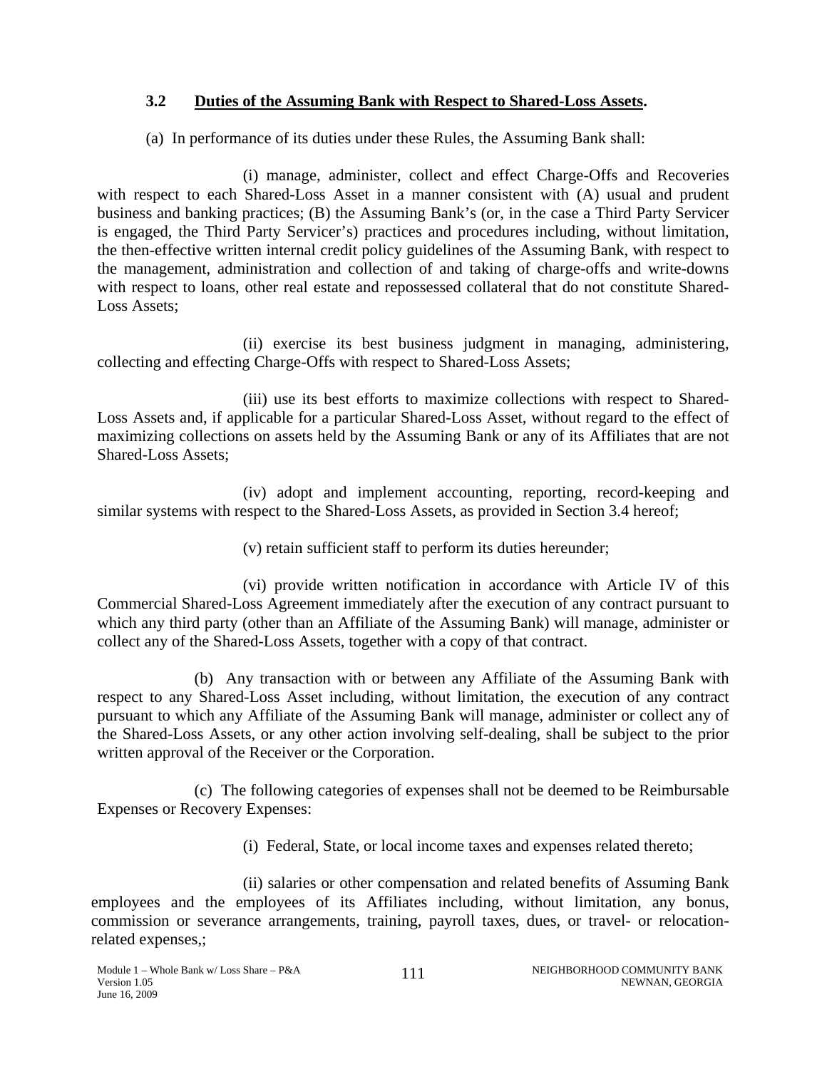### 3.2 Duties of the Assuming Bank with Respect to Shared-Loss Assets.

(a) In performance of its duties under these Rules, the Assuming Bank shall:

(i) manage, administer, collect and effect Charge-Offs and Recoveries with respect to each Shared-Loss Asset in a manner consistent with (A) usual and prudent business and banking practices; (B) the Assuming Bank's (or, in the case a Third Party Servicer is engaged, the Third Party Servicer's) practices and procedures including, without limitation, the then-effective written internal credit policy guidelines of the Assuming Bank, with respect to the management, administration and collection of and taking of charge-offs and write-downs with respect to loans, other real estate and repossessed collateral that do not constitute Shared-Loss Assets;

(ii) exercise its best business judgment in managing, administering, collecting and effecting Charge-Offs with respect to Shared-Loss Assets;

(iii) use its best efforts to maximize collections with respect to Shared-Loss Assets and, if applicable for a particular Shared-Loss Asset, without regard to the effect of maximizing collections on assets held by the Assuming Bank or any of its Affiliates that are not Shared-Loss Assets;

(iv) adopt and implement accounting, reporting, record-keeping and similar systems with respect to the Shared-Loss Assets, as provided in Section 3.4 hereof;

(v) retain sufficient staff to perform its duties hereunder;

(vi) provide written notification in accordance with Article IV of this Commercial Shared-Loss Agreement immediately after the execution of any contract pursuant to which any third party (other than an Affiliate of the Assuming Bank) will manage, administer or collect any of the Shared-Loss Assets, together with a copy of that contract.

(b) Any transaction with or between any Affiliate of the Assuming Bank with respect to any Shared-Loss Asset including, without limitation, the execution of any contract pursuant to which any Affiliate of the Assuming Bank will manage, administer or collect any of the Shared-Loss Assets, or any other action involving self-dealing, shall be subject to the prior written approval of the Receiver or the Corporation.

(c) The following categories of expenses shall not be deemed to be Reimbursable Expenses or Recovery Expenses:

(i) Federal, State, or local income taxes and expenses related thereto;

(ii) salaries or other compensation and related benefits of Assuming Bank employees and the employees of its Affiliates including, without limitation, any bonus, commission or severance arrangements, training, payroll taxes, dues, or travel- or relocation-related expenses,;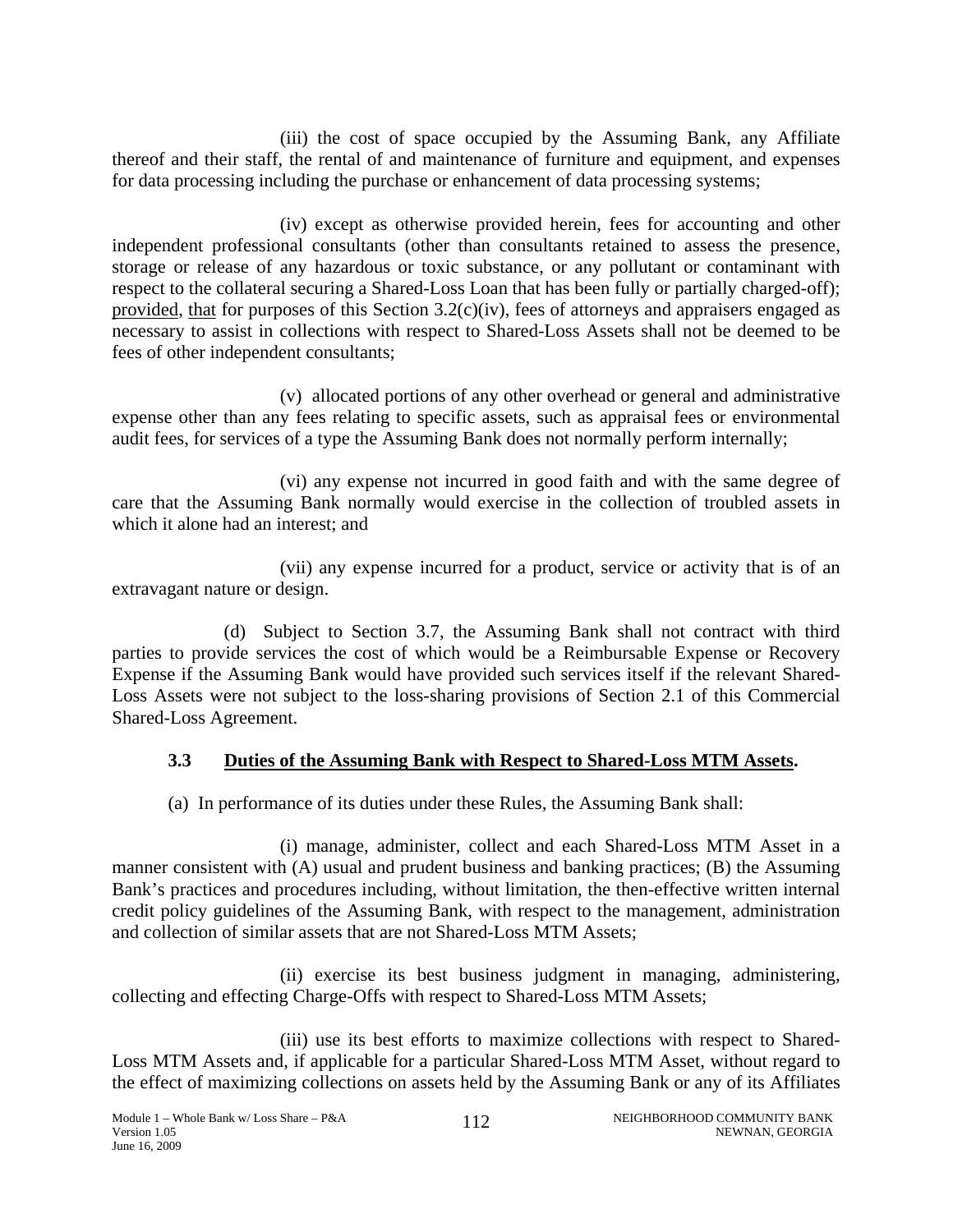(iii) the cost of space occupied by the Assuming Bank, any Affiliate thereof and their staff, the rental of and maintenance of furniture and equipment, and expenses for data processing including the purchase or enhancement of data processing systems;

(iv) except as otherwise provided herein, fees for accounting and other independent professional consultants (other than consultants retained to assess the presence, storage or release of any hazardous or toxic substance, or any pollutant or contaminant with respect to the collateral securing a Shared-Loss Loan that has been fully or partially charged-off); provided, that for purposes of this Section 3.2(c)(iv), fees of attorneys and appraisers engaged as necessary to assist in collections with respect to Shared-Loss Assets shall not be deemed to be fees of other independent consultants;

(v) allocated portions of any other overhead or general and administrative expense other than any fees relating to specific assets, such as appraisal fees or environmental audit fees, for services of a type the Assuming Bank does not normally perform internally;

(vi) any expense not incurred in good faith and with the same degree of care that the Assuming Bank normally would exercise in the collection of troubled assets in which it alone had an interest; and

(vii) any expense incurred for a product, service or activity that is of an extravagant nature or design.

(d) Subject to Section 3.7, the Assuming Bank shall not contract with third parties to provide services the cost of which would be a Reimbursable Expense or Recovery Expense if the Assuming Bank would have provided such services itself if the relevant Shared-Loss Assets were not subject to the loss-sharing provisions of Section 2.1 of this Commercial Shared-Loss Agreement.

### 3.3 Duties of the Assuming Bank with Respect to Shared-Loss MTM Assets.

(a) In performance of its duties under these Rules, the Assuming Bank shall:

(i) manage, administer, collect and each Shared-Loss MTM Asset in a manner consistent with (A) usual and prudent business and banking practices; (B) the Assuming Bank's practices and procedures including, without limitation, the then-effective written internal credit policy guidelines of the Assuming Bank, with respect to the management, administration and collection of similar assets that are not Shared-Loss MTM Assets;

(ii) exercise its best business judgment in managing, administering, collecting and effecting Charge-Offs with respect to Shared-Loss MTM Assets;

(iii) use its best efforts to maximize collections with respect to Shared-Loss MTM Assets and, if applicable for a particular Shared-Loss MTM Asset, without regard to the effect of maximizing collections on assets held by the Assuming Bank or any of its Affiliates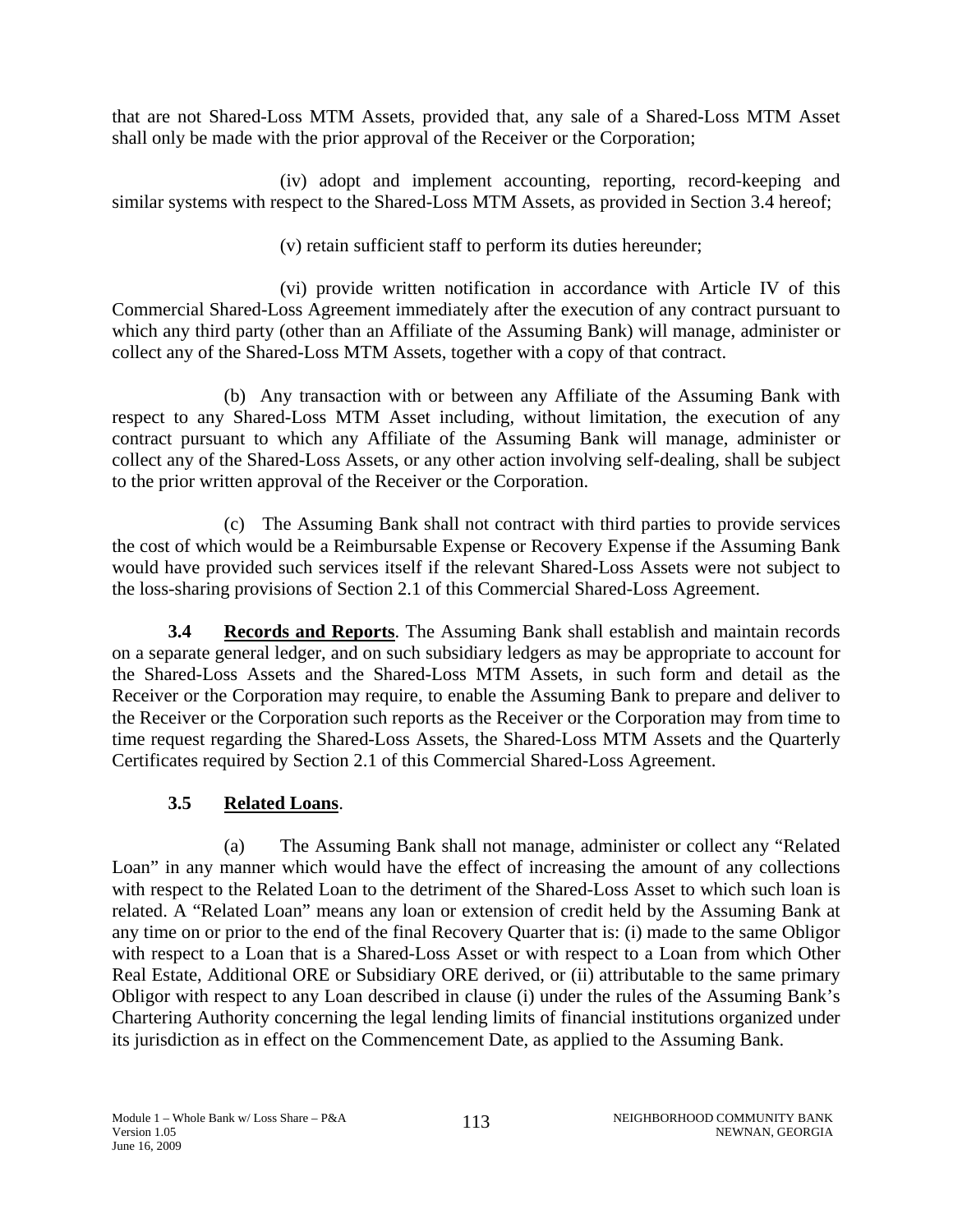that are not Shared-Loss MTM Assets, provided that, any sale of a Shared-Loss MTM Asset shall only be made with the prior approval of the Receiver or the Corporation;

(iv) adopt and implement accounting, reporting, record-keeping and similar systems with respect to the Shared-Loss MTM Assets, as provided in Section 3.4 hereof;

(v) retain sufficient staff to perform its duties hereunder;

(vi) provide written notification in accordance with Article IV of this Commercial Shared-Loss Agreement immediately after the execution of any contract pursuant to which any third party (other than an Affiliate of the Assuming Bank) will manage, administer or collect any of the Shared-Loss MTM Assets, together with a copy of that contract.

(b) Any transaction with or between any Affiliate of the Assuming Bank with respect to any Shared-Loss MTM Asset including, without limitation, the execution of any contract pursuant to which any Affiliate of the Assuming Bank will manage, administer or collect any of the Shared-Loss Assets, or any other action involving self-dealing, shall be subject to the prior written approval of the Receiver or the Corporation.

(c) The Assuming Bank shall not contract with third parties to provide services the cost of which would be a Reimbursable Expense or Recovery Expense if the Assuming Bank would have provided such services itself if the relevant Shared-Loss Assets were not subject to the loss-sharing provisions of Section 2.1 of this Commercial Shared-Loss Agreement.

**3.4 Records and Reports**. The Assuming Bank shall establish and maintain records on a separate general ledger, and on such subsidiary ledgers as may be appropriate to account for the Shared-Loss Assets and the Shared-Loss MTM Assets, in such form and detail as the Receiver or the Corporation may require, to enable the Assuming Bank to prepare and deliver to the Receiver or the Corporation such reports as the Receiver or the Corporation may from time to time request regarding the Shared-Loss Assets, the Shared-Loss MTM Assets and the Quarterly Certificates required by Section 2.1 of this Commercial Shared-Loss Agreement.

**3.5 Related Loans**.

(a) The Assuming Bank shall not manage, administer or collect any "Related Loan" in any manner which would have the effect of increasing the amount of any collections with respect to the Related Loan to the detriment of the Shared-Loss Asset to which such loan is related. A "Related Loan" means any loan or extension of credit held by the Assuming Bank at any time on or prior to the end of the final Recovery Quarter that is: (i) made to the same Obligor with respect to a Loan that is a Shared-Loss Asset or with respect to a Loan from which Other Real Estate, Additional ORE or Subsidiary ORE derived, or (ii) attributable to the same primary Obligor with respect to any Loan described in clause (i) under the rules of the Assuming Bank's Chartering Authority concerning the legal lending limits of financial institutions organized under its jurisdiction as in effect on the Commencement Date, as applied to the Assuming Bank.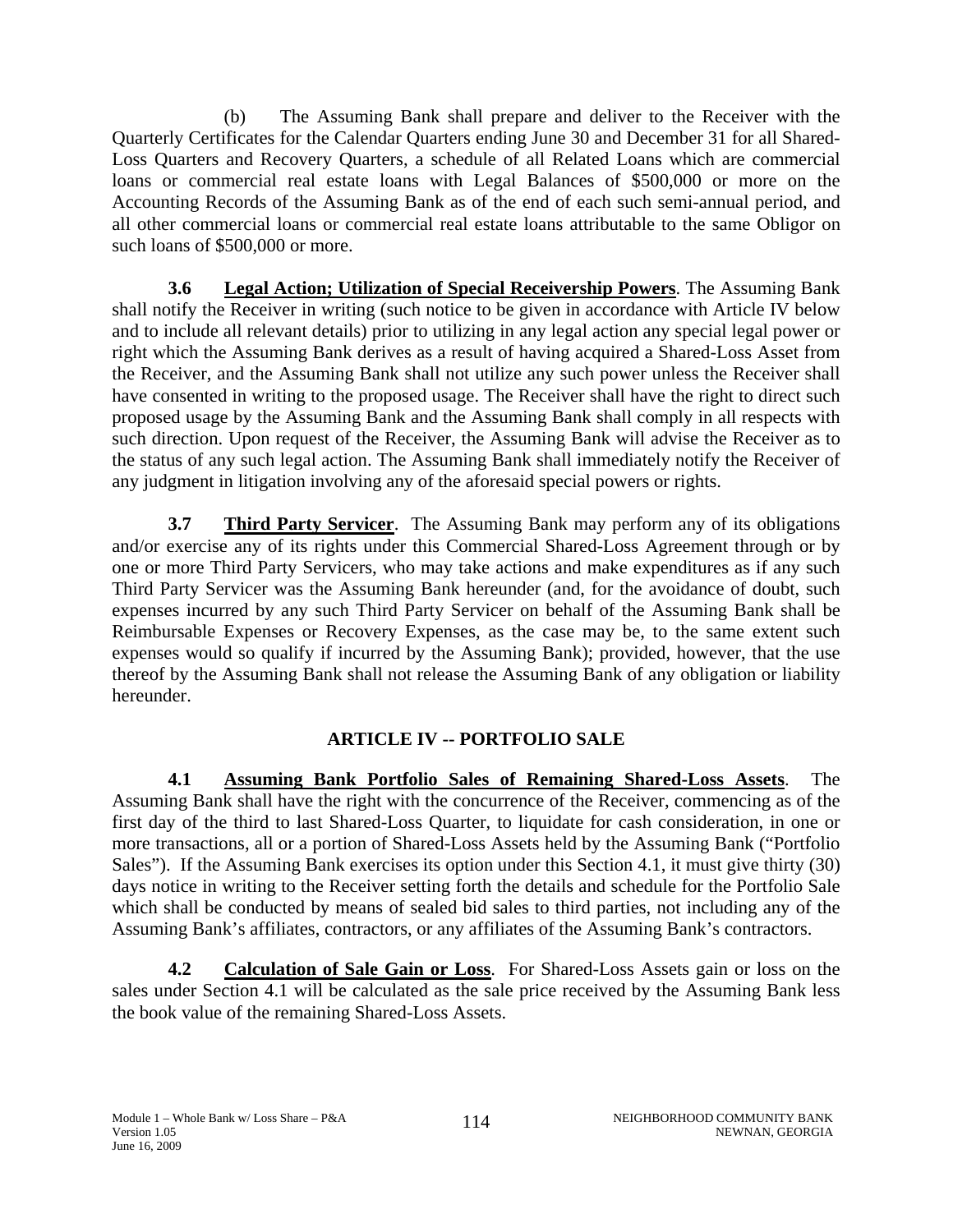(b) The Assuming Bank shall prepare and deliver to the Receiver with the Quarterly Certificates for the Calendar Quarters ending June 30 and December 31 for all Shared-Loss Quarters and Recovery Quarters, a schedule of all Related Loans which are commercial loans or commercial real estate loans with Legal Balances of $500,000 or more on the Accounting Records of the Assuming Bank as of the end of each such semi-annual period, and all other commercial loans or commercial real estate loans attributable to the same Obligor on such loans of $500,000 or more.

**3.6 Legal Action; Utilization of Special Receivership Powers**. The Assuming Bank shall notify the Receiver in writing (such notice to be given in accordance with Article IV below and to include all relevant details) prior to utilizing in any legal action any special legal power or right which the Assuming Bank derives as a result of having acquired a Shared-Loss Asset from the Receiver, and the Assuming Bank shall not utilize any such power unless the Receiver shall have consented in writing to the proposed usage. The Receiver shall have the right to direct such proposed usage by the Assuming Bank and the Assuming Bank shall comply in all respects with such direction. Upon request of the Receiver, the Assuming Bank will advise the Receiver as to the status of any such legal action. The Assuming Bank shall immediately notify the Receiver of any judgment in litigation involving any of the aforesaid special powers or rights.

**3.7 Third Party Servicer**. The Assuming Bank may perform any of its obligations and/or exercise any of its rights under this Commercial Shared-Loss Agreement through or by one or more Third Party Servicers, who may take actions and make expenditures as if any such Third Party Servicer was the Assuming Bank hereunder (and, for the avoidance of doubt, such expenses incurred by any such Third Party Servicer on behalf of the Assuming Bank shall be Reimbursable Expenses or Recovery Expenses, as the case may be, to the same extent such expenses would so qualify if incurred by the Assuming Bank); provided, however, that the use thereof by the Assuming Bank shall not release the Assuming Bank of any obligation or liability hereunder.

## ARTICLE IV -- PORTFOLIO SALE

**4.1 Assuming Bank Portfolio Sales of Remaining Shared-Loss Assets**. The Assuming Bank shall have the right with the concurrence of the Receiver, commencing as of the first day of the third to last Shared-Loss Quarter, to liquidate for cash consideration, in one or more transactions, all or a portion of Shared-Loss Assets held by the Assuming Bank ("Portfolio Sales"). If the Assuming Bank exercises its option under this Section 4.1, it must give thirty (30) days notice in writing to the Receiver setting forth the details and schedule for the Portfolio Sale which shall be conducted by means of sealed bid sales to third parties, not including any of the Assuming Bank's affiliates, contractors, or any affiliates of the Assuming Bank's contractors.

**4.2 Calculation of Sale Gain or Loss**. For Shared-Loss Assets gain or loss on the sales under Section 4.1 will be calculated as the sale price received by the Assuming Bank less the book value of the remaining Shared-Loss Assets.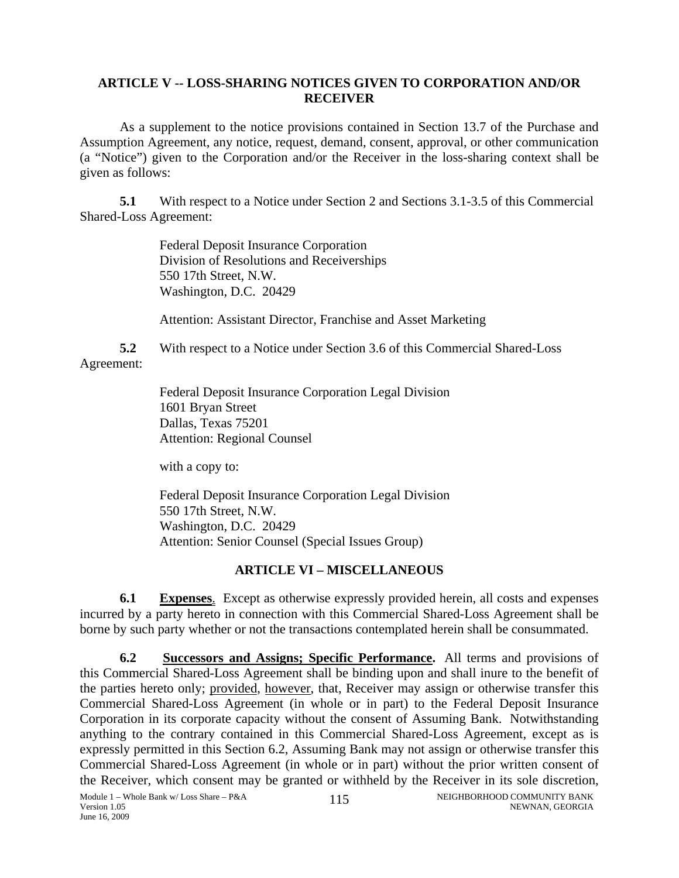## ARTICLE V -- LOSS-SHARING NOTICES GIVEN TO CORPORATION AND/OR RECEIVER

As a supplement to the notice provisions contained in Section 13.7 of the Purchase and Assumption Agreement, any notice, request, demand, consent, approval, or other communication (a "Notice") given to the Corporation and/or the Receiver in the loss-sharing context shall be given as follows:

**5.1** With respect to a Notice under Section 2 and Sections 3.1-3.5 of this Commercial Shared-Loss Agreement:

> Federal Deposit Insurance Corporation
> Division of Resolutions and Receiverships
> 550 17th Street, N.W.
> Washington, D.C. 20429
>
> Attention: Assistant Director, Franchise and Asset Marketing

**5.2** With respect to a Notice under Section 3.6 of this Commercial Shared-Loss Agreement:

> Federal Deposit Insurance Corporation Legal Division
> 1601 Bryan Street
> Dallas, Texas 75201
> Attention: Regional Counsel
>
> with a copy to:
>
> Federal Deposit Insurance Corporation Legal Division
> 550 17th Street, N.W.
> Washington, D.C. 20429
> Attention: Senior Counsel (Special Issues Group)

## ARTICLE VI – MISCELLANEOUS

**6.1** **Expenses**. Except as otherwise expressly provided herein, all costs and expenses incurred by a party hereto in connection with this Commercial Shared-Loss Agreement shall be borne by such party whether or not the transactions contemplated herein shall be consummated.

**6.2** **Successors and Assigns; Specific Performance.** All terms and provisions of this Commercial Shared-Loss Agreement shall be binding upon and shall inure to the benefit of the parties hereto only; provided, however, that, Receiver may assign or otherwise transfer this Commercial Shared-Loss Agreement (in whole or in part) to the Federal Deposit Insurance Corporation in its corporate capacity without the consent of Assuming Bank. Notwithstanding anything to the contrary contained in this Commercial Shared-Loss Agreement, except as is expressly permitted in this Section 6.2, Assuming Bank may not assign or otherwise transfer this Commercial Shared-Loss Agreement (in whole or in part) without the prior written consent of the Receiver, which consent may be granted or withheld by the Receiver in its sole discretion,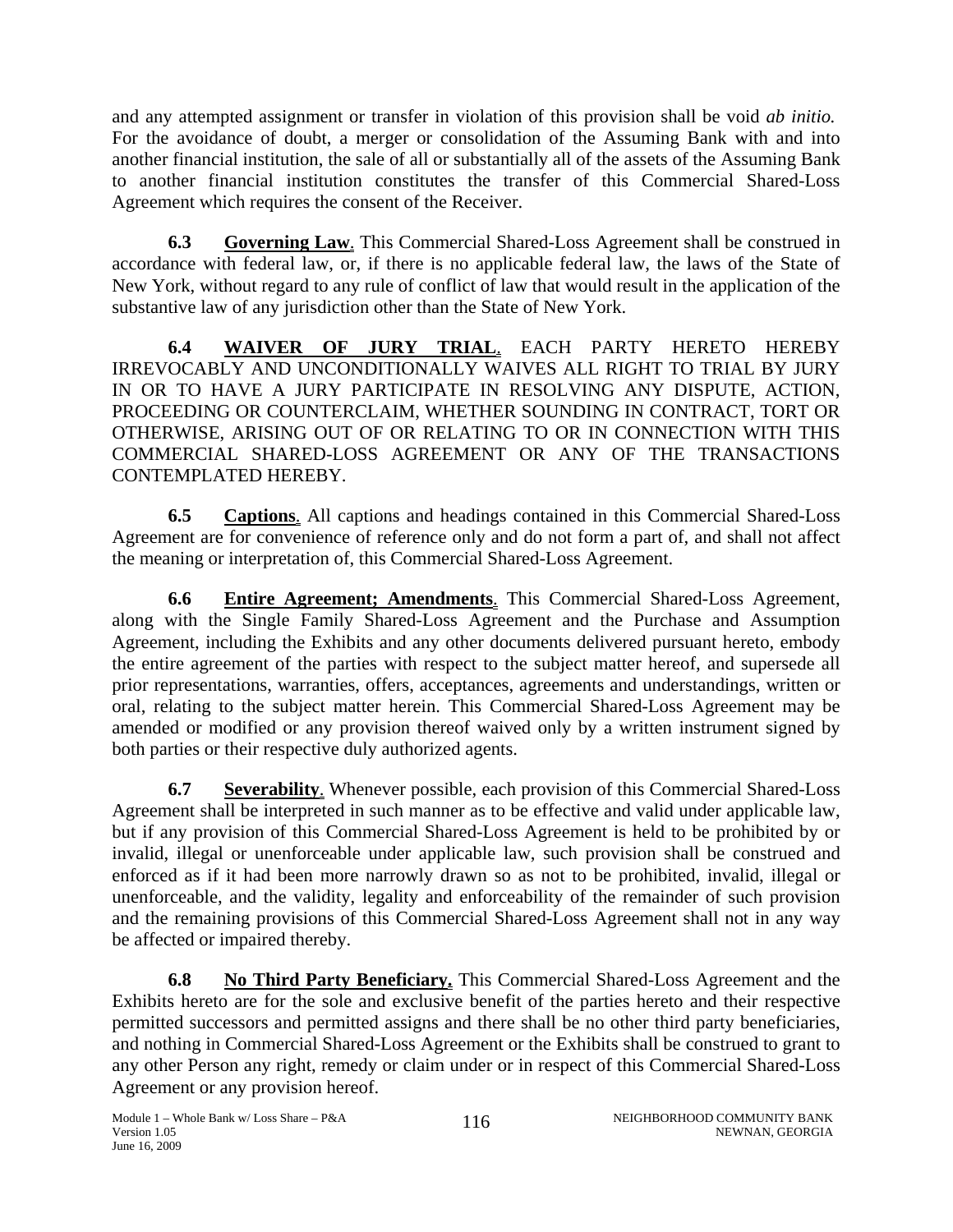and any attempted assignment or transfer in violation of this provision shall be void *ab initio.* For the avoidance of doubt, a merger or consolidation of the Assuming Bank with and into another financial institution, the sale of all or substantially all of the assets of the Assuming Bank to another financial institution constitutes the transfer of this Commercial Shared-Loss Agreement which requires the consent of the Receiver.

**6.3 Governing Law**. This Commercial Shared-Loss Agreement shall be construed in accordance with federal law, or, if there is no applicable federal law, the laws of the State of New York, without regard to any rule of conflict of law that would result in the application of the substantive law of any jurisdiction other than the State of New York.

**6.4 WAIVER OF JURY TRIAL**. EACH PARTY HERETO HEREBY IRREVOCABLY AND UNCONDITIONALLY WAIVES ALL RIGHT TO TRIAL BY JURY IN OR TO HAVE A JURY PARTICIPATE IN RESOLVING ANY DISPUTE, ACTION, PROCEEDING OR COUNTERCLAIM, WHETHER SOUNDING IN CONTRACT, TORT OR OTHERWISE, ARISING OUT OF OR RELATING TO OR IN CONNECTION WITH THIS COMMERCIAL SHARED-LOSS AGREEMENT OR ANY OF THE TRANSACTIONS CONTEMPLATED HEREBY.

**6.5 Captions**. All captions and headings contained in this Commercial Shared-Loss Agreement are for convenience of reference only and do not form a part of, and shall not affect the meaning or interpretation of, this Commercial Shared-Loss Agreement.

**6.6 Entire Agreement; Amendments**. This Commercial Shared-Loss Agreement, along with the Single Family Shared-Loss Agreement and the Purchase and Assumption Agreement, including the Exhibits and any other documents delivered pursuant hereto, embody the entire agreement of the parties with respect to the subject matter hereof, and supersede all prior representations, warranties, offers, acceptances, agreements and understandings, written or oral, relating to the subject matter herein. This Commercial Shared-Loss Agreement may be amended or modified or any provision thereof waived only by a written instrument signed by both parties or their respective duly authorized agents.

**6.7 Severability**. Whenever possible, each provision of this Commercial Shared-Loss Agreement shall be interpreted in such manner as to be effective and valid under applicable law, but if any provision of this Commercial Shared-Loss Agreement is held to be prohibited by or invalid, illegal or unenforceable under applicable law, such provision shall be construed and enforced as if it had been more narrowly drawn so as not to be prohibited, invalid, illegal or unenforceable, and the validity, legality and enforceability of the remainder of such provision and the remaining provisions of this Commercial Shared-Loss Agreement shall not in any way be affected or impaired thereby.

**6.8 No Third Party Beneficiary.** This Commercial Shared-Loss Agreement and the Exhibits hereto are for the sole and exclusive benefit of the parties hereto and their respective permitted successors and permitted assigns and there shall be no other third party beneficiaries, and nothing in Commercial Shared-Loss Agreement or the Exhibits shall be construed to grant to any other Person any right, remedy or claim under or in respect of this Commercial Shared-Loss Agreement or any provision hereof.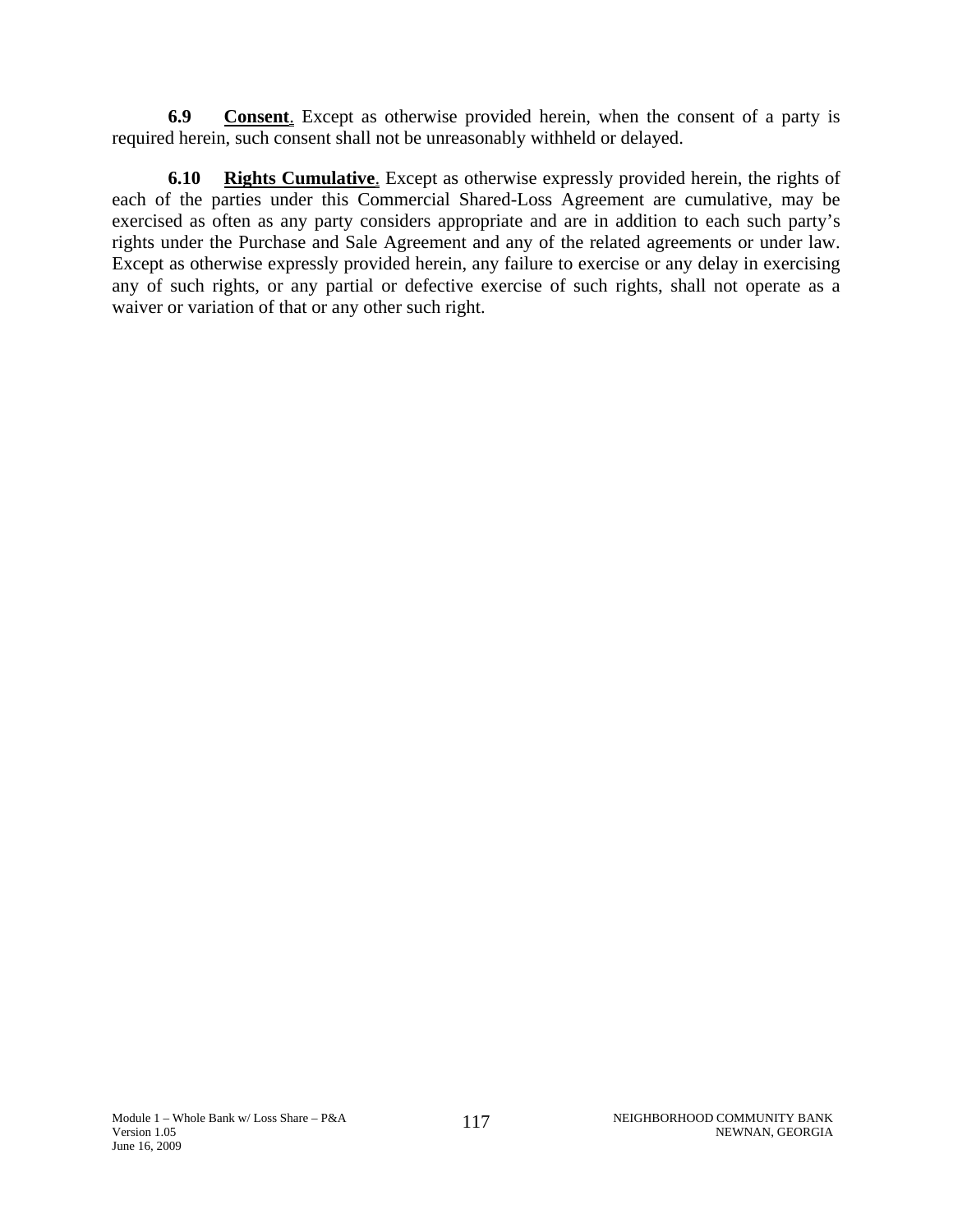**6.9 Consent**. Except as otherwise provided herein, when the consent of a party is required herein, such consent shall not be unreasonably withheld or delayed.

**6.10 Rights Cumulative**. Except as otherwise expressly provided herein, the rights of each of the parties under this Commercial Shared-Loss Agreement are cumulative, may be exercised as often as any party considers appropriate and are in addition to each such party's rights under the Purchase and Sale Agreement and any of the related agreements or under law. Except as otherwise expressly provided herein, any failure to exercise or any delay in exercising any of such rights, or any partial or defective exercise of such rights, shall not operate as a waiver or variation of that or any other such right.